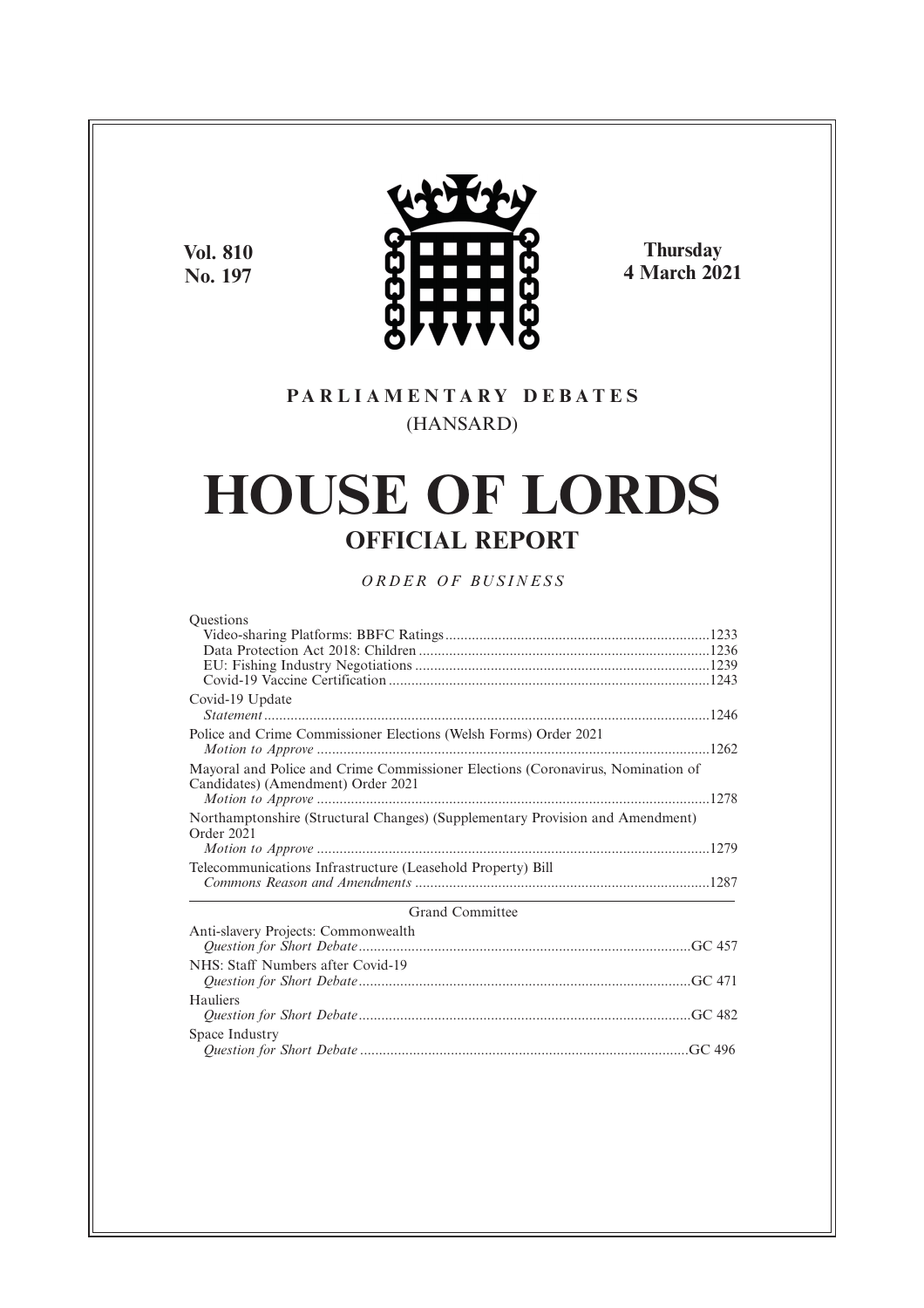**Vol. 810**
**No. 197**

**Thursday**
**4 March 2021**

PARLIAMENTARY DEBATES
(HANSARD)

# HOUSE OF LORDS

## OFFICIAL REPORT

*ORDER OF BUSINESS*

Questions
- Video-sharing Platforms: BBFC Ratings ....................1233
- Data Protection Act 2018: Children ....................1236
- EU: Fishing Industry Negotiations ....................1239
- Covid-19 Vaccine Certification ....................1243

Covid-19 Update
- *Statement* ....................1246

Police and Crime Commissioner Elections (Welsh Forms) Order 2021
- *Motion to Approve* ....................1262

Mayoral and Police and Crime Commissioner Elections (Coronavirus, Nomination of Candidates) (Amendment) Order 2021
- *Motion to Approve* ....................1278

Northamptonshire (Structural Changes) (Supplementary Provision and Amendment) Order 2021
- *Motion to Approve* ....................1279

Telecommunications Infrastructure (Leasehold Property) Bill
- *Commons Reason and Amendments* ....................1287

---

Grand Committee

Anti-slavery Projects: Commonwealth
- *Question for Short Debate* ....................GC 457

NHS: Staff Numbers after Covid-19
- *Question for Short Debate* ....................GC 471

Hauliers
- *Question for Short Debate* ....................GC 482

Space Industry
- *Question for Short Debate* ....................GC 496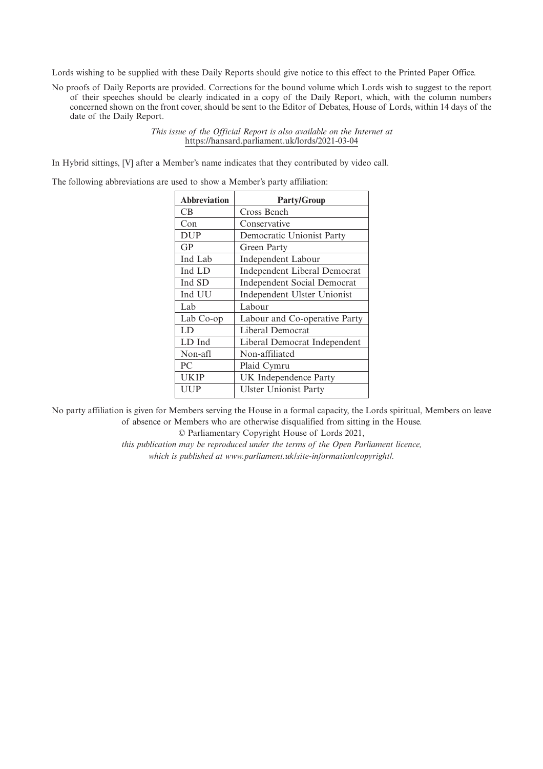Lords wishing to be supplied with these Daily Reports should give notice to this effect to the Printed Paper Office.

No proofs of Daily Reports are provided. Corrections for the bound volume which Lords wish to suggest to the report of their speeches should be clearly indicated in a copy of the Daily Report, which, with the column numbers concerned shown on the front cover, should be sent to the Editor of Debates, House of Lords, within 14 days of the date of the Daily Report.

*This issue of the Official Report is also available on the Internet at*
https://hansard.parliament.uk/lords/2021-03-04

In Hybrid sittings, [V] after a Member's name indicates that they contributed by video call.

The following abbreviations are used to show a Member's party affiliation:

| Abbreviation | Party/Group |
|---|---|
| CB | Cross Bench |
| Con | Conservative |
| DUP | Democratic Unionist Party |
| GP | Green Party |
| Ind Lab | Independent Labour |
| Ind LD | Independent Liberal Democrat |
| Ind SD | Independent Social Democrat |
| Ind UU | Independent Ulster Unionist |
| Lab | Labour |
| Lab Co-op | Labour and Co-operative Party |
| LD | Liberal Democrat |
| LD Ind | Liberal Democrat Independent |
| Non-afl | Non-affiliated |
| PC | Plaid Cymru |
| UKIP | UK Independence Party |
| UUP | Ulster Unionist Party |

No party affiliation is given for Members serving the House in a formal capacity, the Lords spiritual, Members on leave of absence or Members who are otherwise disqualified from sitting in the House.

© Parliamentary Copyright House of Lords 2021,

*this publication may be reproduced under the terms of the Open Parliament licence, which is published at www.parliament.uk/site-information/copyright/.*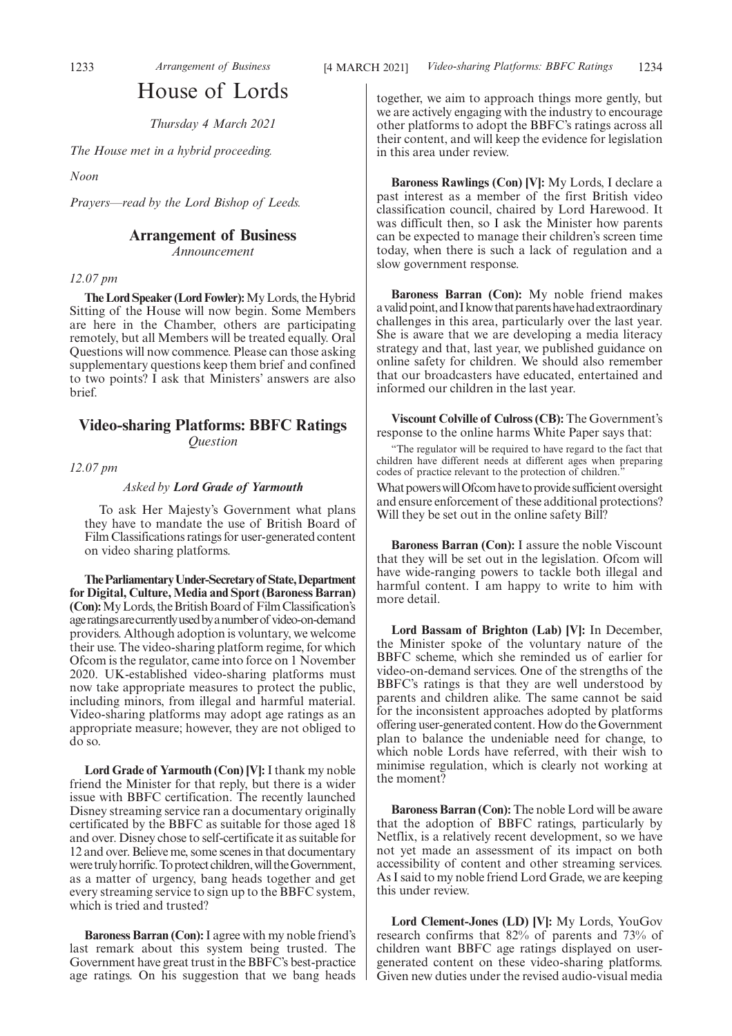# House of Lords

*Thursday 4 March 2021*

*The House met in a hybrid proceeding.*

*Noon*

*Prayers—read by the Lord Bishop of Leeds.*

## Arrangement of Business

*Announcement*

*12.07 pm*

**The Lord Speaker (Lord Fowler):** My Lords, the Hybrid Sitting of the House will now begin. Some Members are here in the Chamber, others are participating remotely, but all Members will be treated equally. Oral Questions will now commence. Please can those asking supplementary questions keep them brief and confined to two points? I ask that Ministers' answers are also brief.

## Video-sharing Platforms: BBFC Ratings

*Question*

*12.07 pm*

*Asked by **Lord Grade of Yarmouth***

To ask Her Majesty's Government what plans they have to mandate the use of British Board of Film Classifications ratings for user-generated content on video sharing platforms.

**The Parliamentary Under-Secretary of State, Department for Digital, Culture, Media and Sport (Baroness Barran) (Con):** My Lords, the British Board of Film Classification's age ratings are currently used by a number of video-on-demand providers. Although adoption is voluntary, we welcome their use. The video-sharing platform regime, for which Ofcom is the regulator, came into force on 1 November 2020. UK-established video-sharing platforms must now take appropriate measures to protect the public, including minors, from illegal and harmful material. Video-sharing platforms may adopt age ratings as an appropriate measure; however, they are not obliged to do so.

**Lord Grade of Yarmouth (Con) [V]:** I thank my noble friend the Minister for that reply, but there is a wider issue with BBFC certification. The recently launched Disney streaming service ran a documentary originally certificated by the BBFC as suitable for those aged 18 and over. Disney chose to self-certificate it as suitable for 12 and over. Believe me, some scenes in that documentary were truly horrific. To protect children, will the Government, as a matter of urgency, bang heads together and get every streaming service to sign up to the BBFC system, which is tried and trusted?

**Baroness Barran (Con):** I agree with my noble friend's last remark about this system being trusted. The Government have great trust in the BBFC's best-practice age ratings. On his suggestion that we bang heads together, we aim to approach things more gently, but we are actively engaging with the industry to encourage other platforms to adopt the BBFC's ratings across all their content, and will keep the evidence for legislation in this area under review.

**Baroness Rawlings (Con) [V]:** My Lords, I declare a past interest as a member of the first British video classification council, chaired by Lord Harewood. It was difficult then, so I ask the Minister how parents can be expected to manage their children's screen time today, when there is such a lack of regulation and a slow government response.

**Baroness Barran (Con):** My noble friend makes a valid point, and I know that parents have had extraordinary challenges in this area, particularly over the last year. She is aware that we are developing a media literacy strategy and that, last year, we published guidance on online safety for children. We should also remember that our broadcasters have educated, entertained and informed our children in the last year.

**Viscount Colville of Culross (CB):** The Government's response to the online harms White Paper says that:

"The regulator will be required to have regard to the fact that children have different needs at different ages when preparing codes of practice relevant to the protection of children."

What powers will Ofcom have to provide sufficient oversight and ensure enforcement of these additional protections? Will they be set out in the online safety Bill?

**Baroness Barran (Con):** I assure the noble Viscount that they will be set out in the legislation. Ofcom will have wide-ranging powers to tackle both illegal and harmful content. I am happy to write to him with more detail.

**Lord Bassam of Brighton (Lab) [V]:** In December, the Minister spoke of the voluntary nature of the BBFC scheme, which she reminded us of earlier for video-on-demand services. One of the strengths of the BBFC's ratings is that they are well understood by parents and children alike. The same cannot be said for the inconsistent approaches adopted by platforms offering user-generated content. How do the Government plan to balance the undeniable need for change, to which noble Lords have referred, with their wish to minimise regulation, which is clearly not working at the moment?

**Baroness Barran (Con):** The noble Lord will be aware that the adoption of BBFC ratings, particularly by Netflix, is a relatively recent development, so we have not yet made an assessment of its impact on both accessibility of content and other streaming services. As I said to my noble friend Lord Grade, we are keeping this under review.

**Lord Clement-Jones (LD) [V]:** My Lords, YouGov research confirms that 82% of parents and 73% of children want BBFC age ratings displayed on user-generated content on these video-sharing platforms. Given new duties under the revised audio-visual media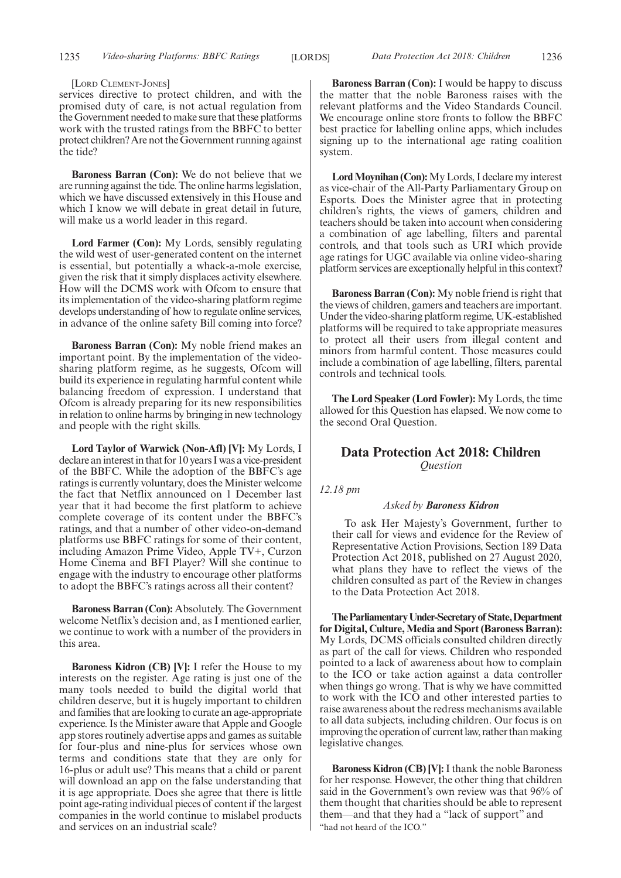[Lord Clement-Jones]

services directive to protect children, and with the promised duty of care, is not actual regulation from the Government needed to make sure that these platforms work with the trusted ratings from the BBFC to better protect children? Are not the Government running against the tide?

**Baroness Barran (Con):** We do not believe that we are running against the tide. The online harms legislation, which we have discussed extensively in this House and which I know we will debate in great detail in future, will make us a world leader in this regard.

**Lord Farmer (Con):** My Lords, sensibly regulating the wild west of user-generated content on the internet is essential, but potentially a whack-a-mole exercise, given the risk that it simply displaces activity elsewhere. How will the DCMS work with Ofcom to ensure that its implementation of the video-sharing platform regime develops understanding of how to regulate online services, in advance of the online safety Bill coming into force?

**Baroness Barran (Con):** My noble friend makes an important point. By the implementation of the video-sharing platform regime, as he suggests, Ofcom will build its experience in regulating harmful content while balancing freedom of expression. I understand that Ofcom is already preparing for its new responsibilities in relation to online harms by bringing in new technology and people with the right skills.

**Lord Taylor of Warwick (Non-Afl) [V]:** My Lords, I declare an interest in that for 10 years I was a vice-president of the BBFC. While the adoption of the BBFC's age ratings is currently voluntary, does the Minister welcome the fact that Netflix announced on 1 December last year that it had become the first platform to achieve complete coverage of its content under the BBFC's ratings, and that a number of other video-on-demand platforms use BBFC ratings for some of their content, including Amazon Prime Video, Apple TV+, Curzon Home Cinema and BFI Player? Will she continue to engage with the industry to encourage other platforms to adopt the BBFC's ratings across all their content?

**Baroness Barran (Con):** Absolutely. The Government welcome Netflix's decision and, as I mentioned earlier, we continue to work with a number of the providers in this area.

**Baroness Kidron (CB) [V]:** I refer the House to my interests on the register. Age rating is just one of the many tools needed to build the digital world that children deserve, but it is hugely important to children and families that are looking to curate an age-appropriate experience. Is the Minister aware that Apple and Google app stores routinely advertise apps and games as suitable for four-plus and nine-plus for services whose own terms and conditions state that they are only for 16-plus or adult use? This means that a child or parent will download an app on the false understanding that it is age appropriate. Does she agree that there is little point age-rating individual pieces of content if the largest companies in the world continue to mislabel products and services on an industrial scale?

**Baroness Barran (Con):** I would be happy to discuss the matter that the noble Baroness raises with the relevant platforms and the Video Standards Council. We encourage online store fronts to follow the BBFC best practice for labelling online apps, which includes signing up to the international age rating coalition system.

**Lord Moynihan (Con):** My Lords, I declare my interest as vice-chair of the All-Party Parliamentary Group on Esports. Does the Minister agree that in protecting children's rights, the views of gamers, children and teachers should be taken into account when considering a combination of age labelling, filters and parental controls, and that tools such as URI which provide age ratings for UGC available via online video-sharing platform services are exceptionally helpful in this context?

**Baroness Barran (Con):** My noble friend is right that the views of children, gamers and teachers are important. Under the video-sharing platform regime, UK-established platforms will be required to take appropriate measures to protect all their users from illegal content and minors from harmful content. Those measures could include a combination of age labelling, filters, parental controls and technical tools.

**The Lord Speaker (Lord Fowler):** My Lords, the time allowed for this Question has elapsed. We now come to the second Oral Question.

## Data Protection Act 2018: Children

*Question*

*12.18 pm*

*Asked by **Baroness Kidron***

To ask Her Majesty's Government, further to their call for views and evidence for the Review of Representative Action Provisions, Section 189 Data Protection Act 2018, published on 27 August 2020, what plans they have to reflect the views of the children consulted as part of the Review in changes to the Data Protection Act 2018.

**The Parliamentary Under-Secretary of State, Department for Digital, Culture, Media and Sport (Baroness Barran):** My Lords, DCMS officials consulted children directly as part of the call for views. Children who responded pointed to a lack of awareness about how to complain to the ICO or take action against a data controller when things go wrong. That is why we have committed to work with the ICO and other interested parties to raise awareness about the redress mechanisms available to all data subjects, including children. Our focus is on improving the operation of current law, rather than making legislative changes.

**Baroness Kidron (CB) [V]:** I thank the noble Baroness for her response. However, the other thing that children said in the Government's own review was that 96% of them thought that charities should be able to represent them—and that they had a "lack of support" and "had not heard of the ICO."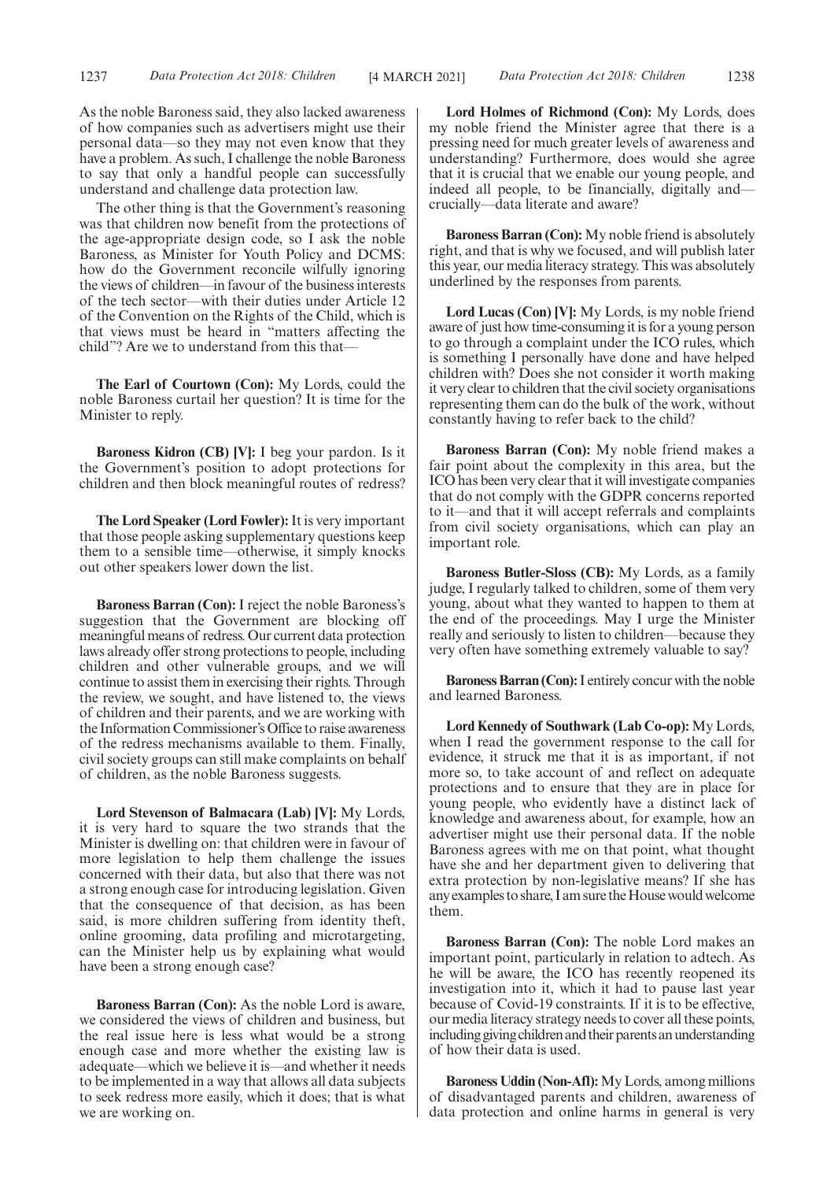As the noble Baroness said, they also lacked awareness of how companies such as advertisers might use their personal data—so they may not even know that they have a problem. As such, I challenge the noble Baroness to say that only a handful people can successfully understand and challenge data protection law.

The other thing is that the Government's reasoning was that children now benefit from the protections of the age-appropriate design code, so I ask the noble Baroness, as Minister for Youth Policy and DCMS: how do the Government reconcile wilfully ignoring the views of children—in favour of the business interests of the tech sector—with their duties under Article 12 of the Convention on the Rights of the Child, which is that views must be heard in "matters affecting the child"? Are we to understand from this that—

**The Earl of Courtown (Con):** My Lords, could the noble Baroness curtail her question? It is time for the Minister to reply.

**Baroness Kidron (CB) [V]:** I beg your pardon. Is it the Government's position to adopt protections for children and then block meaningful routes of redress?

**The Lord Speaker (Lord Fowler):** It is very important that those people asking supplementary questions keep them to a sensible time—otherwise, it simply knocks out other speakers lower down the list.

**Baroness Barran (Con):** I reject the noble Baroness's suggestion that the Government are blocking off meaningful means of redress. Our current data protection laws already offer strong protections to people, including children and other vulnerable groups, and we will continue to assist them in exercising their rights. Through the review, we sought, and have listened to, the views of children and their parents, and we are working with the Information Commissioner's Office to raise awareness of the redress mechanisms available to them. Finally, civil society groups can still make complaints on behalf of children, as the noble Baroness suggests.

**Lord Stevenson of Balmacara (Lab) [V]:** My Lords, it is very hard to square the two strands that the Minister is dwelling on: that children were in favour of more legislation to help them challenge the issues concerned with their data, but also that there was not a strong enough case for introducing legislation. Given that the consequence of that decision, as has been said, is more children suffering from identity theft, online grooming, data profiling and microtargeting, can the Minister help us by explaining what would have been a strong enough case?

**Baroness Barran (Con):** As the noble Lord is aware, we considered the views of children and business, but the real issue here is less what would be a strong enough case and more whether the existing law is adequate—which we believe it is—and whether it needs to be implemented in a way that allows all data subjects to seek redress more easily, which it does; that is what we are working on.

**Lord Holmes of Richmond (Con):** My Lords, does my noble friend the Minister agree that there is a pressing need for much greater levels of awareness and understanding? Furthermore, does would she agree that it is crucial that we enable our young people, and indeed all people, to be financially, digitally and—crucially—data literate and aware?

**Baroness Barran (Con):** My noble friend is absolutely right, and that is why we focused, and will publish later this year, our media literacy strategy. This was absolutely underlined by the responses from parents.

**Lord Lucas (Con) [V]:** My Lords, is my noble friend aware of just how time-consuming it is for a young person to go through a complaint under the ICO rules, which is something I personally have done and have helped children with? Does she not consider it worth making it very clear to children that the civil society organisations representing them can do the bulk of the work, without constantly having to refer back to the child?

**Baroness Barran (Con):** My noble friend makes a fair point about the complexity in this area, but the ICO has been very clear that it will investigate companies that do not comply with the GDPR concerns reported to it—and that it will accept referrals and complaints from civil society organisations, which can play an important role.

**Baroness Butler-Sloss (CB):** My Lords, as a family judge, I regularly talked to children, some of them very young, about what they wanted to happen to them at the end of the proceedings. May I urge the Minister really and seriously to listen to children—because they very often have something extremely valuable to say?

**Baroness Barran (Con):** I entirely concur with the noble and learned Baroness.

**Lord Kennedy of Southwark (Lab Co-op):** My Lords, when I read the government response to the call for evidence, it struck me that it is as important, if not more so, to take account of and reflect on adequate protections and to ensure that they are in place for young people, who evidently have a distinct lack of knowledge and awareness about, for example, how an advertiser might use their personal data. If the noble Baroness agrees with me on that point, what thought have she and her department given to delivering that extra protection by non-legislative means? If she has any examples to share, I am sure the House would welcome them.

**Baroness Barran (Con):** The noble Lord makes an important point, particularly in relation to adtech. As he will be aware, the ICO has recently reopened its investigation into it, which it had to pause last year because of Covid-19 constraints. If it is to be effective, our media literacy strategy needs to cover all these points, including giving children and their parents an understanding of how their data is used.

**Baroness Uddin (Non-Afl):** My Lords, among millions of disadvantaged parents and children, awareness of data protection and online harms in general is very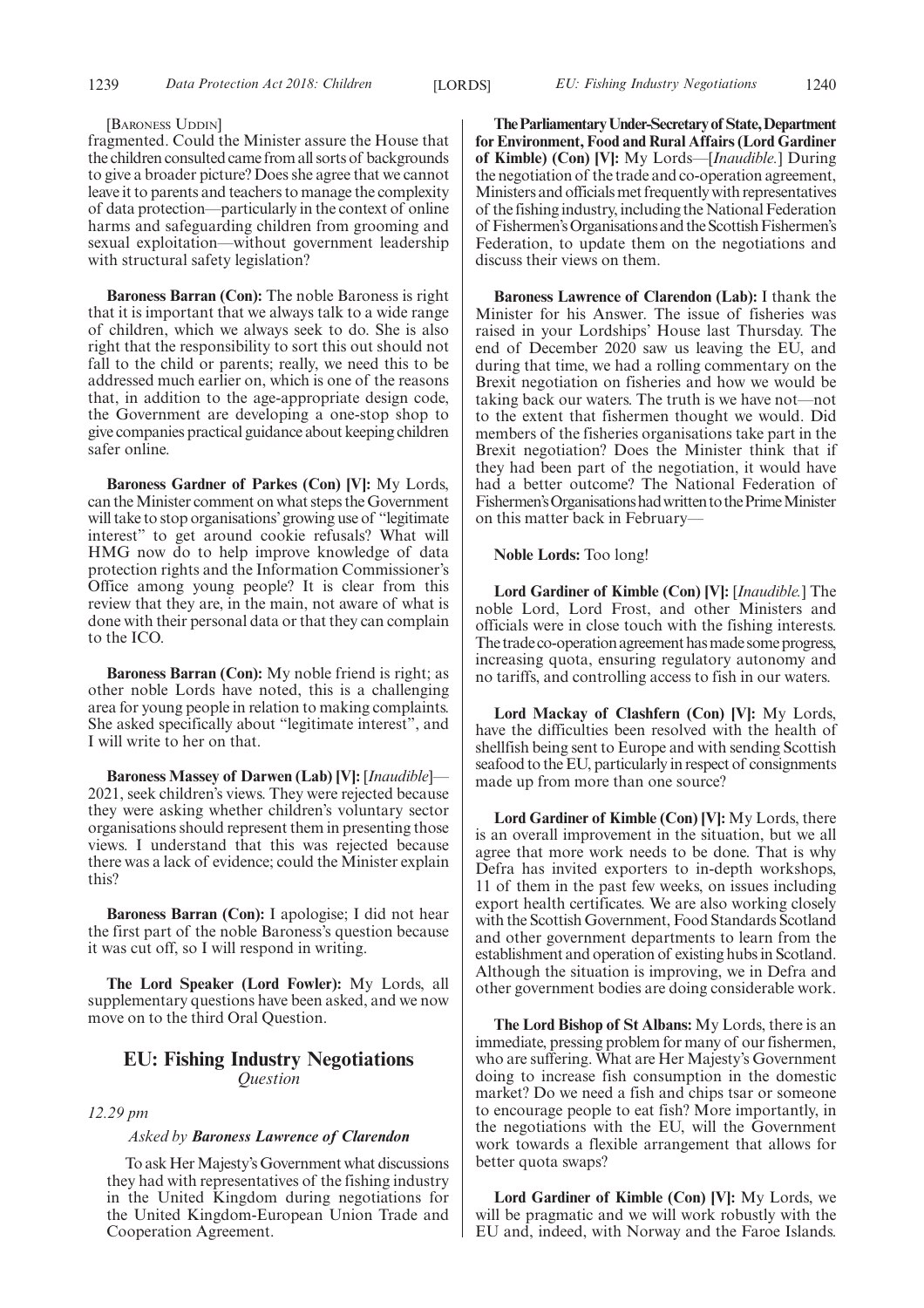[Baroness Uddin]

fragmented. Could the Minister assure the House that the children consulted came from all sorts of backgrounds to give a broader picture? Does she agree that we cannot leave it to parents and teachers to manage the complexity of data protection—particularly in the context of online harms and safeguarding children from grooming and sexual exploitation—without government leadership with structural safety legislation?

**Baroness Barran (Con):** The noble Baroness is right that it is important that we always talk to a wide range of children, which we always seek to do. She is also right that the responsibility to sort this out should not fall to the child or parents; really, we need this to be addressed much earlier on, which is one of the reasons that, in addition to the age-appropriate design code, the Government are developing a one-stop shop to give companies practical guidance about keeping children safer online.

**Baroness Gardner of Parkes (Con) [V]:** My Lords, can the Minister comment on what steps the Government will take to stop organisations' growing use of "legitimate interest" to get around cookie refusals? What will HMG now do to help improve knowledge of data protection rights and the Information Commissioner's Office among young people? It is clear from this review that they are, in the main, not aware of what is done with their personal data or that they can complain to the ICO.

**Baroness Barran (Con):** My noble friend is right; as other noble Lords have noted, this is a challenging area for young people in relation to making complaints. She asked specifically about "legitimate interest", and I will write to her on that.

**Baroness Massey of Darwen (Lab) [V]:** [*Inaudible*]—2021, seek children's views. They were rejected because they were asking whether children's voluntary sector organisations should represent them in presenting those views. I understand that this was rejected because there was a lack of evidence; could the Minister explain this?

**Baroness Barran (Con):** I apologise; I did not hear the first part of the noble Baroness's question because it was cut off, so I will respond in writing.

**The Lord Speaker (Lord Fowler):** My Lords, all supplementary questions have been asked, and we now move on to the third Oral Question.

## EU: Fishing Industry Negotiations

*Question*

*12.29 pm*

*Asked by* ***Baroness Lawrence of Clarendon***

To ask Her Majesty's Government what discussions they had with representatives of the fishing industry in the United Kingdom during negotiations for the United Kingdom-European Union Trade and Cooperation Agreement.

**The Parliamentary Under-Secretary of State, Department for Environment, Food and Rural Affairs (Lord Gardiner of Kimble) (Con) [V]:** My Lords—[*Inaudible.*] During the negotiation of the trade and co-operation agreement, Ministers and officials met frequently with representatives of the fishing industry, including the National Federation of Fishermen's Organisations and the Scottish Fishermen's Federation, to update them on the negotiations and discuss their views on them.

**Baroness Lawrence of Clarendon (Lab):** I thank the Minister for his Answer. The issue of fisheries was raised in your Lordships' House last Thursday. The end of December 2020 saw us leaving the EU, and during that time, we had a rolling commentary on the Brexit negotiation on fisheries and how we would be taking back our waters. The truth is we have not—not to the extent that fishermen thought we would. Did members of the fisheries organisations take part in the Brexit negotiation? Does the Minister think that if they had been part of the negotiation, it would have had a better outcome? The National Federation of Fishermen's Organisations had written to the Prime Minister on this matter back in February—

**Noble Lords:** Too long!

**Lord Gardiner of Kimble (Con) [V]:** [*Inaudible.*] The noble Lord, Lord Frost, and other Ministers and officials were in close touch with the fishing interests. The trade co-operation agreement has made some progress, increasing quota, ensuring regulatory autonomy and no tariffs, and controlling access to fish in our waters.

**Lord Mackay of Clashfern (Con) [V]:** My Lords, have the difficulties been resolved with the health of shellfish being sent to Europe and with sending Scottish seafood to the EU, particularly in respect of consignments made up from more than one source?

**Lord Gardiner of Kimble (Con) [V]:** My Lords, there is an overall improvement in the situation, but we all agree that more work needs to be done. That is why Defra has invited exporters to in-depth workshops, 11 of them in the past few weeks, on issues including export health certificates. We are also working closely with the Scottish Government, Food Standards Scotland and other government departments to learn from the establishment and operation of existing hubs in Scotland. Although the situation is improving, we in Defra and other government bodies are doing considerable work.

**The Lord Bishop of St Albans:** My Lords, there is an immediate, pressing problem for many of our fishermen, who are suffering. What are Her Majesty's Government doing to increase fish consumption in the domestic market? Do we need a fish and chips tsar or someone to encourage people to eat fish? More importantly, in the negotiations with the EU, will the Government work towards a flexible arrangement that allows for better quota swaps?

**Lord Gardiner of Kimble (Con) [V]:** My Lords, we will be pragmatic and we will work robustly with the EU and, indeed, with Norway and the Faroe Islands.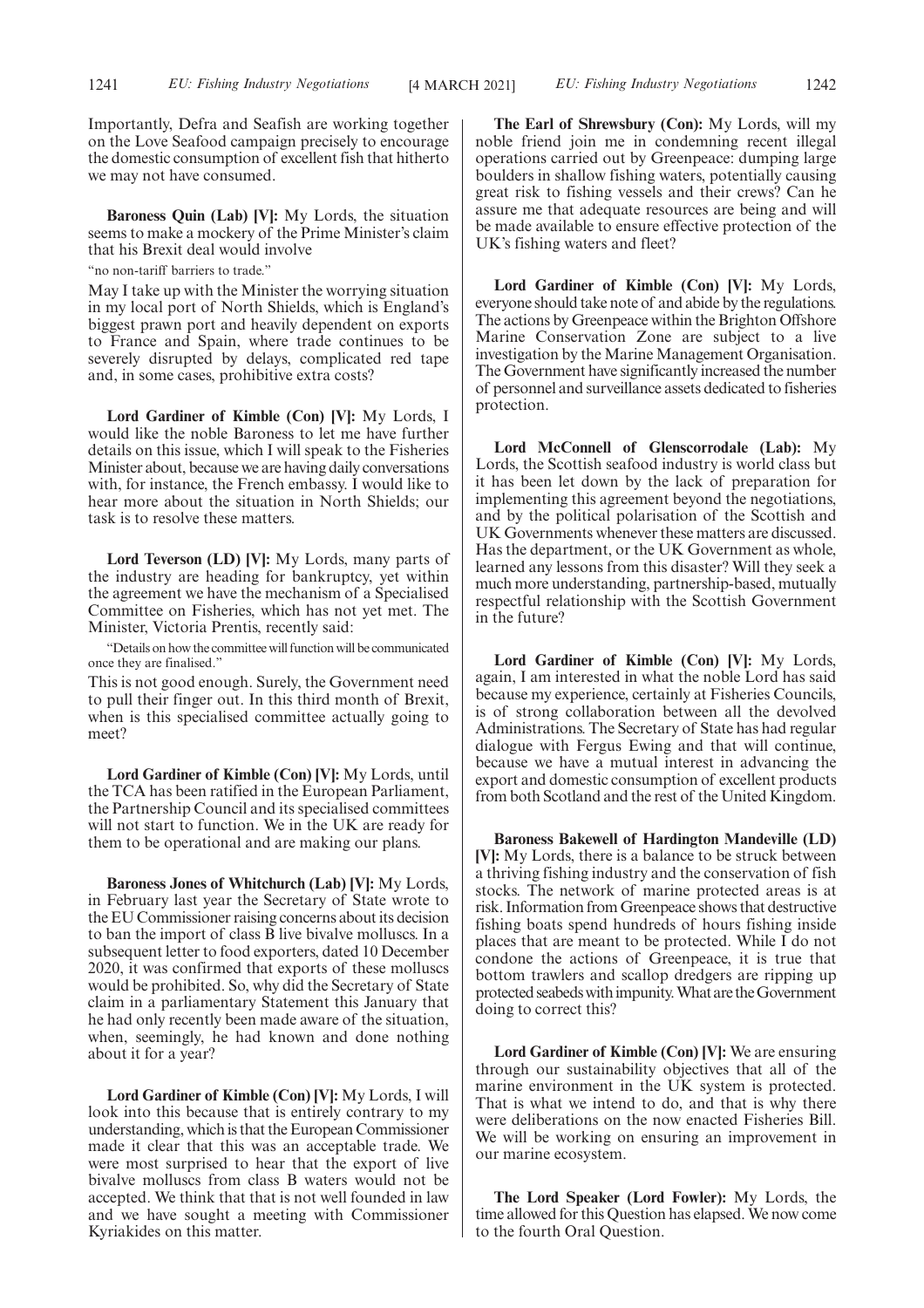Importantly, Defra and Seafish are working together on the Love Seafood campaign precisely to encourage the domestic consumption of excellent fish that hitherto we may not have consumed.

**Baroness Quin (Lab) [V]:** My Lords, the situation seems to make a mockery of the Prime Minister's claim that his Brexit deal would involve

"no non-tariff barriers to trade."

May I take up with the Minister the worrying situation in my local port of North Shields, which is England's biggest prawn port and heavily dependent on exports to France and Spain, where trade continues to be severely disrupted by delays, complicated red tape and, in some cases, prohibitive extra costs?

**Lord Gardiner of Kimble (Con) [V]:** My Lords, I would like the noble Baroness to let me have further details on this issue, which I will speak to the Fisheries Minister about, because we are having daily conversations with, for instance, the French embassy. I would like to hear more about the situation in North Shields; our task is to resolve these matters.

**Lord Teverson (LD) [V]:** My Lords, many parts of the industry are heading for bankruptcy, yet within the agreement we have the mechanism of a Specialised Committee on Fisheries, which has not yet met. The Minister, Victoria Prentis, recently said:

"Details on how the committee will function will be communicated once they are finalised."

This is not good enough. Surely, the Government need to pull their finger out. In this third month of Brexit, when is this specialised committee actually going to meet?

**Lord Gardiner of Kimble (Con) [V]:** My Lords, until the TCA has been ratified in the European Parliament, the Partnership Council and its specialised committees will not start to function. We in the UK are ready for them to be operational and are making our plans.

**Baroness Jones of Whitchurch (Lab) [V]:** My Lords, in February last year the Secretary of State wrote to the EU Commissioner raising concerns about its decision to ban the import of class B live bivalve molluscs. In a subsequent letter to food exporters, dated 10 December 2020, it was confirmed that exports of these molluscs would be prohibited. So, why did the Secretary of State claim in a parliamentary Statement this January that he had only recently been made aware of the situation, when, seemingly, he had known and done nothing about it for a year?

**Lord Gardiner of Kimble (Con) [V]:** My Lords, I will look into this because that is entirely contrary to my understanding, which is that the European Commissioner made it clear that this was an acceptable trade. We were most surprised to hear that the export of live bivalve molluscs from class B waters would not be accepted. We think that that is not well founded in law and we have sought a meeting with Commissioner Kyriakides on this matter.

**The Earl of Shrewsbury (Con):** My Lords, will my noble friend join me in condemning recent illegal operations carried out by Greenpeace: dumping large boulders in shallow fishing waters, potentially causing great risk to fishing vessels and their crews? Can he assure me that adequate resources are being and will be made available to ensure effective protection of the UK's fishing waters and fleet?

**Lord Gardiner of Kimble (Con) [V]:** My Lords, everyone should take note of and abide by the regulations. The actions by Greenpeace within the Brighton Offshore Marine Conservation Zone are subject to a live investigation by the Marine Management Organisation. The Government have significantly increased the number of personnel and surveillance assets dedicated to fisheries protection.

**Lord McConnell of Glenscorrodale (Lab):** My Lords, the Scottish seafood industry is world class but it has been let down by the lack of preparation for implementing this agreement beyond the negotiations, and by the political polarisation of the Scottish and UK Governments whenever these matters are discussed. Has the department, or the UK Government as whole, learned any lessons from this disaster? Will they seek a much more understanding, partnership-based, mutually respectful relationship with the Scottish Government in the future?

**Lord Gardiner of Kimble (Con) [V]:** My Lords, again, I am interested in what the noble Lord has said because my experience, certainly at Fisheries Councils, is of strong collaboration between all the devolved Administrations. The Secretary of State has had regular dialogue with Fergus Ewing and that will continue, because we have a mutual interest in advancing the export and domestic consumption of excellent products from both Scotland and the rest of the United Kingdom.

**Baroness Bakewell of Hardington Mandeville (LD) [V]:** My Lords, there is a balance to be struck between a thriving fishing industry and the conservation of fish stocks. The network of marine protected areas is at risk. Information from Greenpeace shows that destructive fishing boats spend hundreds of hours fishing inside places that are meant to be protected. While I do not condone the actions of Greenpeace, it is true that bottom trawlers and scallop dredgers are ripping up protected seabeds with impunity. What are the Government doing to correct this?

**Lord Gardiner of Kimble (Con) [V]:** We are ensuring through our sustainability objectives that all of the marine environment in the UK system is protected. That is what we intend to do, and that is why there were deliberations on the now enacted Fisheries Bill. We will be working on ensuring an improvement in our marine ecosystem.

**The Lord Speaker (Lord Fowler):** My Lords, the time allowed for this Question has elapsed. We now come to the fourth Oral Question.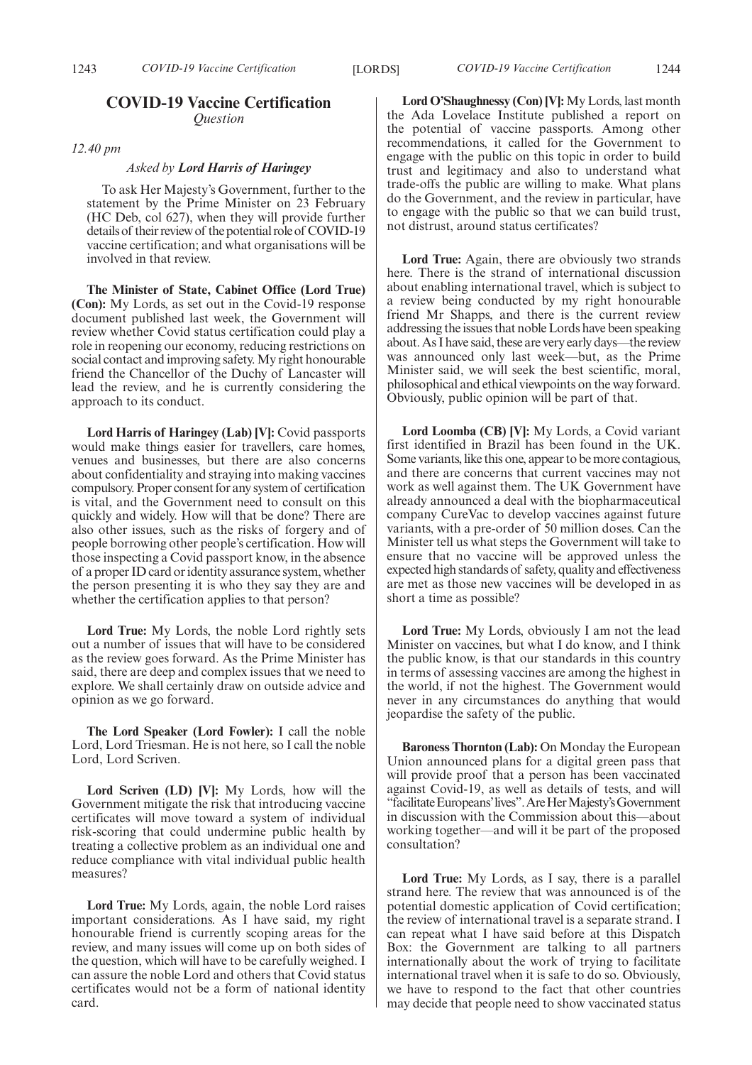## COVID-19 Vaccine Certification

*Question*

*12.40 pm*

*Asked by* ***Lord Harris of Haringey***

To ask Her Majesty's Government, further to the statement by the Prime Minister on 23 February (HC Deb, col 627), when they will provide further details of their review of the potential role of COVID-19 vaccine certification; and what organisations will be involved in that review.

**The Minister of State, Cabinet Office (Lord True) (Con):** My Lords, as set out in the Covid-19 response document published last week, the Government will review whether Covid status certification could play a role in reopening our economy, reducing restrictions on social contact and improving safety. My right honourable friend the Chancellor of the Duchy of Lancaster will lead the review, and he is currently considering the approach to its conduct.

**Lord Harris of Haringey (Lab) [V]:** Covid passports would make things easier for travellers, care homes, venues and businesses, but there are also concerns about confidentiality and straying into making vaccines compulsory. Proper consent for any system of certification is vital, and the Government need to consult on this quickly and widely. How will that be done? There are also other issues, such as the risks of forgery and of people borrowing other people's certification. How will those inspecting a Covid passport know, in the absence of a proper ID card or identity assurance system, whether the person presenting it is who they say they are and whether the certification applies to that person?

**Lord True:** My Lords, the noble Lord rightly sets out a number of issues that will have to be considered as the review goes forward. As the Prime Minister has said, there are deep and complex issues that we need to explore. We shall certainly draw on outside advice and opinion as we go forward.

**The Lord Speaker (Lord Fowler):** I call the noble Lord, Lord Triesman. He is not here, so I call the noble Lord, Lord Scriven.

**Lord Scriven (LD) [V]:** My Lords, how will the Government mitigate the risk that introducing vaccine certificates will move toward a system of individual risk-scoring that could undermine public health by treating a collective problem as an individual one and reduce compliance with vital individual public health measures?

**Lord True:** My Lords, again, the noble Lord raises important considerations. As I have said, my right honourable friend is currently scoping areas for the review, and many issues will come up on both sides of the question, which will have to be carefully weighed. I can assure the noble Lord and others that Covid status certificates would not be a form of national identity card.

**Lord O'Shaughnessy (Con) [V]:** My Lords, last month the Ada Lovelace Institute published a report on the potential of vaccine passports. Among other recommendations, it called for the Government to engage with the public on this topic in order to build trust and legitimacy and also to understand what trade-offs the public are willing to make. What plans do the Government, and the review in particular, have to engage with the public so that we can build trust, not distrust, around status certificates?

**Lord True:** Again, there are obviously two strands here. There is the strand of international discussion about enabling international travel, which is subject to a review being conducted by my right honourable friend Mr Shapps, and there is the current review addressing the issues that noble Lords have been speaking about. As I have said, these are very early days—the review was announced only last week—but, as the Prime Minister said, we will seek the best scientific, moral, philosophical and ethical viewpoints on the way forward. Obviously, public opinion will be part of that.

**Lord Loomba (CB) [V]:** My Lords, a Covid variant first identified in Brazil has been found in the UK. Some variants, like this one, appear to be more contagious, and there are concerns that current vaccines may not work as well against them. The UK Government have already announced a deal with the biopharmaceutical company CureVac to develop vaccines against future variants, with a pre-order of 50 million doses. Can the Minister tell us what steps the Government will take to ensure that no vaccine will be approved unless the expected high standards of safety, quality and effectiveness are met as those new vaccines will be developed in as short a time as possible?

**Lord True:** My Lords, obviously I am not the lead Minister on vaccines, but what I do know, and I think the public know, is that our standards in this country in terms of assessing vaccines are among the highest in the world, if not the highest. The Government would never in any circumstances do anything that would jeopardise the safety of the public.

**Baroness Thornton (Lab):** On Monday the European Union announced plans for a digital green pass that will provide proof that a person has been vaccinated against Covid-19, as well as details of tests, and will "facilitate Europeans' lives". Are Her Majesty's Government in discussion with the Commission about this—about working together—and will it be part of the proposed consultation?

**Lord True:** My Lords, as I say, there is a parallel strand here. The review that was announced is of the potential domestic application of Covid certification; the review of international travel is a separate strand. I can repeat what I have said before at this Dispatch Box: the Government are talking to all partners internationally about the work of trying to facilitate international travel when it is safe to do so. Obviously, we have to respond to the fact that other countries may decide that people need to show vaccinated status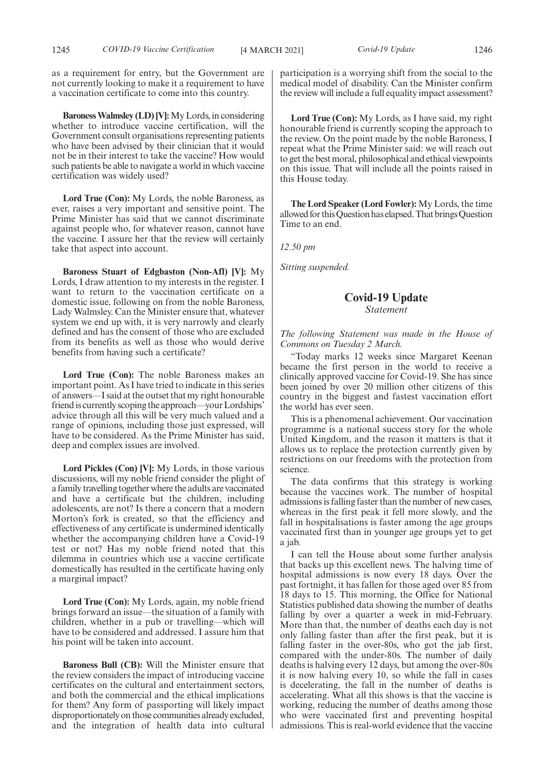as a requirement for entry, but the Government are not currently looking to make it a requirement to have a vaccination certificate to come into this country.

**Baroness Walmsley (LD) [V]:** My Lords, in considering whether to introduce vaccine certification, will the Government consult organisations representing patients who have been advised by their clinician that it would not be in their interest to take the vaccine? How would such patients be able to navigate a world in which vaccine certification was widely used?

**Lord True (Con):** My Lords, the noble Baroness, as ever, raises a very important and sensitive point. The Prime Minister has said that we cannot discriminate against people who, for whatever reason, cannot have the vaccine. I assure her that the review will certainly take that aspect into account.

**Baroness Stuart of Edgbaston (Non-Afl) [V]:** My Lords, I draw attention to my interests in the register. I want to return to the vaccination certificate on a domestic issue, following on from the noble Baroness, Lady Walmsley. Can the Minister ensure that, whatever system we end up with, it is very narrowly and clearly defined and has the consent of those who are excluded from its benefits as well as those who would derive benefits from having such a certificate?

**Lord True (Con):** The noble Baroness makes an important point. As I have tried to indicate in this series of answers—I said at the outset that my right honourable friend is currently scoping the approach—your Lordships' advice through all this will be very much valued and a range of opinions, including those just expressed, will have to be considered. As the Prime Minister has said, deep and complex issues are involved.

**Lord Pickles (Con) [V]:** My Lords, in those various discussions, will my noble friend consider the plight of a family travelling together where the adults are vaccinated and have a certificate but the children, including adolescents, are not? Is there a concern that a modern Morton's fork is created, so that the efficiency and effectiveness of any certificate is undermined identically whether the accompanying children have a Covid-19 test or not? Has my noble friend noted that this dilemma in countries which use a vaccine certificate domestically has resulted in the certificate having only a marginal impact?

**Lord True (Con):** My Lords, again, my noble friend brings forward an issue—the situation of a family with children, whether in a pub or travelling—which will have to be considered and addressed. I assure him that his point will be taken into account.

**Baroness Bull (CB):** Will the Minister ensure that the review considers the impact of introducing vaccine certificates on the cultural and entertainment sectors, and both the commercial and the ethical implications for them? Any form of passporting will likely impact disproportionately on those communities already excluded, and the integration of health data into cultural participation is a worrying shift from the social to the medical model of disability. Can the Minister confirm the review will include a full equality impact assessment?

**Lord True (Con):** My Lords, as I have said, my right honourable friend is currently scoping the approach to the review. On the point made by the noble Baroness, I repeat what the Prime Minister said: we will reach out to get the best moral, philosophical and ethical viewpoints on this issue. That will include all the points raised in this House today.

**The Lord Speaker (Lord Fowler):** My Lords, the time allowed for this Question has elapsed. That brings Question Time to an end.

*12.50 pm*

*Sitting suspended.*

## Covid-19 Update

*Statement*

*The following Statement was made in the House of Commons on Tuesday 2 March.*

"Today marks 12 weeks since Margaret Keenan became the first person in the world to receive a clinically approved vaccine for Covid-19. She has since been joined by over 20 million other citizens of this country in the biggest and fastest vaccination effort the world has ever seen.

This is a phenomenal achievement. Our vaccination programme is a national success story for the whole United Kingdom, and the reason it matters is that it allows us to replace the protection currently given by restrictions on our freedoms with the protection from science.

The data confirms that this strategy is working because the vaccines work. The number of hospital admissions is falling faster than the number of new cases, whereas in the first peak it fell more slowly, and the fall in hospitalisations is faster among the age groups vaccinated first than in younger age groups yet to get a jab.

I can tell the House about some further analysis that backs up this excellent news. The halving time of hospital admissions is now every 18 days. Over the past fortnight, it has fallen for those aged over 85 from 18 days to 15. This morning, the Office for National Statistics published data showing the number of deaths falling by over a quarter a week in mid-February. More than that, the number of deaths each day is not only falling faster than after the first peak, but it is falling faster in the over-80s, who got the jab first, compared with the under-80s. The number of daily deaths is halving every 12 days, but among the over-80s it is now halving every 10, so while the fall in cases is decelerating, the fall in the number of deaths is accelerating. What all this shows is that the vaccine is working, reducing the number of deaths among those who were vaccinated first and preventing hospital admissions. This is real-world evidence that the vaccine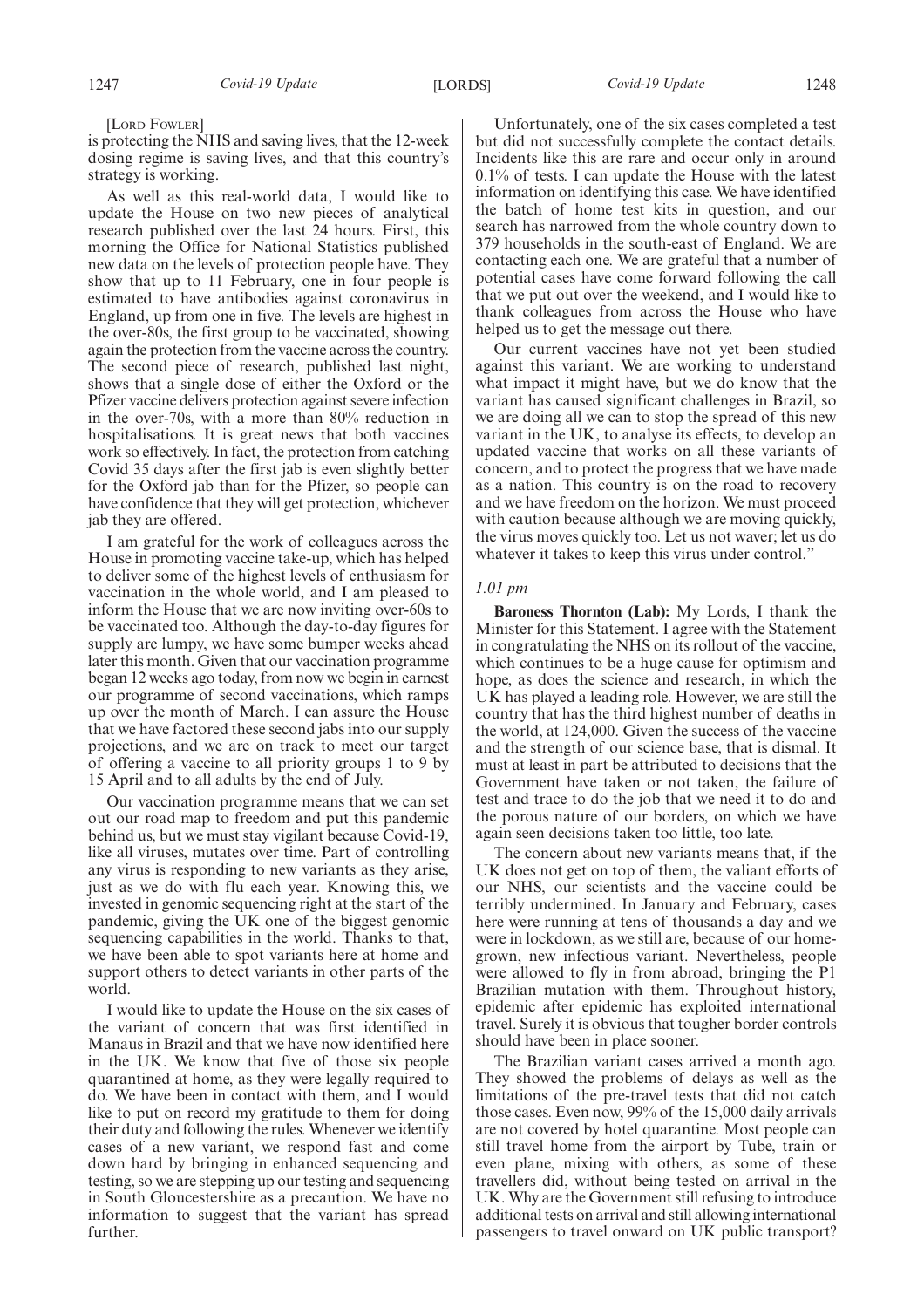[Lord Fowler]

is protecting the NHS and saving lives, that the 12-week dosing regime is saving lives, and that this country's strategy is working.

As well as this real-world data, I would like to update the House on two new pieces of analytical research published over the last 24 hours. First, this morning the Office for National Statistics published new data on the levels of protection people have. They show that up to 11 February, one in four people is estimated to have antibodies against coronavirus in England, up from one in five. The levels are highest in the over-80s, the first group to be vaccinated, showing again the protection from the vaccine across the country. The second piece of research, published last night, shows that a single dose of either the Oxford or the Pfizer vaccine delivers protection against severe infection in the over-70s, with a more than 80% reduction in hospitalisations. It is great news that both vaccines work so effectively. In fact, the protection from catching Covid 35 days after the first jab is even slightly better for the Oxford jab than for the Pfizer, so people can have confidence that they will get protection, whichever jab they are offered.

I am grateful for the work of colleagues across the House in promoting vaccine take-up, which has helped to deliver some of the highest levels of enthusiasm for vaccination in the whole world, and I am pleased to inform the House that we are now inviting over-60s to be vaccinated too. Although the day-to-day figures for supply are lumpy, we have some bumper weeks ahead later this month. Given that our vaccination programme began 12 weeks ago today, from now we begin in earnest our programme of second vaccinations, which ramps up over the month of March. I can assure the House that we have factored these second jabs into our supply projections, and we are on track to meet our target of offering a vaccine to all priority groups 1 to 9 by 15 April and to all adults by the end of July.

Our vaccination programme means that we can set out our road map to freedom and put this pandemic behind us, but we must stay vigilant because Covid-19, like all viruses, mutates over time. Part of controlling any virus is responding to new variants as they arise, just as we do with flu each year. Knowing this, we invested in genomic sequencing right at the start of the pandemic, giving the UK one of the biggest genomic sequencing capabilities in the world. Thanks to that, we have been able to spot variants here at home and support others to detect variants in other parts of the world.

I would like to update the House on the six cases of the variant of concern that was first identified in Manaus in Brazil and that we have now identified here in the UK. We know that five of those six people quarantined at home, as they were legally required to do. We have been in contact with them, and I would like to put on record my gratitude to them for doing their duty and following the rules. Whenever we identify cases of a new variant, we respond fast and come down hard by bringing in enhanced sequencing and testing, so we are stepping up our testing and sequencing in South Gloucestershire as a precaution. We have no information to suggest that the variant has spread further.

Unfortunately, one of the six cases completed a test but did not successfully complete the contact details. Incidents like this are rare and occur only in around 0.1% of tests. I can update the House with the latest information on identifying this case. We have identified the batch of home test kits in question, and our search has narrowed from the whole country down to 379 households in the south-east of England. We are contacting each one. We are grateful that a number of potential cases have come forward following the call that we put out over the weekend, and I would like to thank colleagues from across the House who have helped us to get the message out there.

Our current vaccines have not yet been studied against this variant. We are working to understand what impact it might have, but we do know that the variant has caused significant challenges in Brazil, so we are doing all we can to stop the spread of this new variant in the UK, to analyse its effects, to develop an updated vaccine that works on all these variants of concern, and to protect the progress that we have made as a nation. This country is on the road to recovery and we have freedom on the horizon. We must proceed with caution because although we are moving quickly, the virus moves quickly too. Let us not waver; let us do whatever it takes to keep this virus under control."

*1.01 pm*

**Baroness Thornton (Lab):** My Lords, I thank the Minister for this Statement. I agree with the Statement in congratulating the NHS on its rollout of the vaccine, which continues to be a huge cause for optimism and hope, as does the science and research, in which the UK has played a leading role. However, we are still the country that has the third highest number of deaths in the world, at 124,000. Given the success of the vaccine and the strength of our science base, that is dismal. It must at least in part be attributed to decisions that the Government have taken or not taken, the failure of test and trace to do the job that we need it to do and the porous nature of our borders, on which we have again seen decisions taken too little, too late.

The concern about new variants means that, if the UK does not get on top of them, the valiant efforts of our NHS, our scientists and the vaccine could be terribly undermined. In January and February, cases here were running at tens of thousands a day and we were in lockdown, as we still are, because of our home-grown, new infectious variant. Nevertheless, people were allowed to fly in from abroad, bringing the P1 Brazilian mutation with them. Throughout history, epidemic after epidemic has exploited international travel. Surely it is obvious that tougher border controls should have been in place sooner.

The Brazilian variant cases arrived a month ago. They showed the problems of delays as well as the limitations of the pre-travel tests that did not catch those cases. Even now, 99% of the 15,000 daily arrivals are not covered by hotel quarantine. Most people can still travel home from the airport by Tube, train or even plane, mixing with others, as some of these travellers did, without being tested on arrival in the UK. Why are the Government still refusing to introduce additional tests on arrival and still allowing international passengers to travel onward on UK public transport?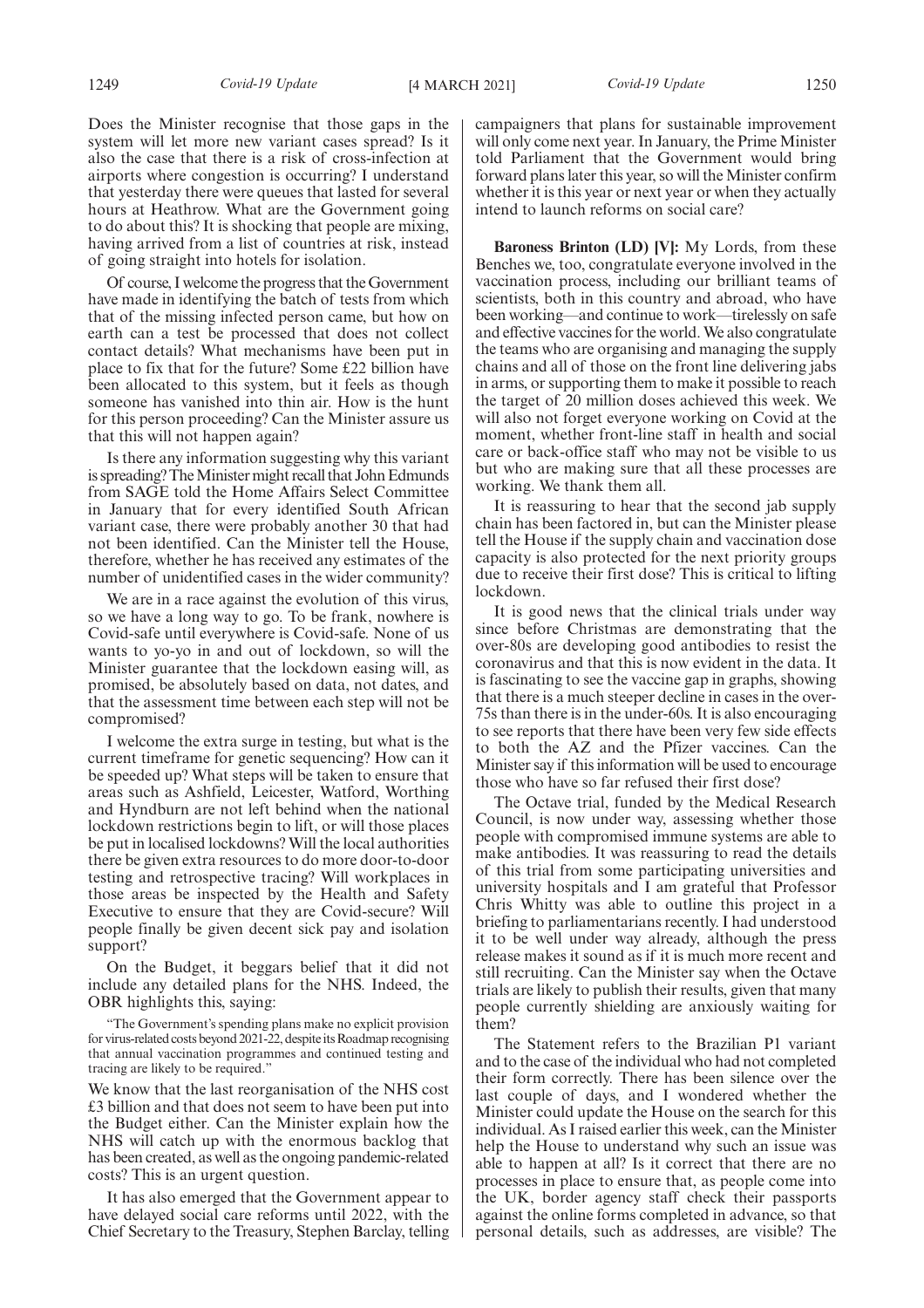Does the Minister recognise that those gaps in the system will let more new variant cases spread? Is it also the case that there is a risk of cross-infection at airports where congestion is occurring? I understand that yesterday there were queues that lasted for several hours at Heathrow. What are the Government going to do about this? It is shocking that people are mixing, having arrived from a list of countries at risk, instead of going straight into hotels for isolation.

Of course, I welcome the progress that the Government have made in identifying the batch of tests from which that of the missing infected person came, but how on earth can a test be processed that does not collect contact details? What mechanisms have been put in place to fix that for the future? Some £22 billion have been allocated to this system, but it feels as though someone has vanished into thin air. How is the hunt for this person proceeding? Can the Minister assure us that this will not happen again?

Is there any information suggesting why this variant is spreading? The Minister might recall that John Edmunds from SAGE told the Home Affairs Select Committee in January that for every identified South African variant case, there were probably another 30 that had not been identified. Can the Minister tell the House, therefore, whether he has received any estimates of the number of unidentified cases in the wider community?

We are in a race against the evolution of this virus, so we have a long way to go. To be frank, nowhere is Covid-safe until everywhere is Covid-safe. None of us wants to yo-yo in and out of lockdown, so will the Minister guarantee that the lockdown easing will, as promised, be absolutely based on data, not dates, and that the assessment time between each step will not be compromised?

I welcome the extra surge in testing, but what is the current timeframe for genetic sequencing? How can it be speeded up? What steps will be taken to ensure that areas such as Ashfield, Leicester, Watford, Worthing and Hyndburn are not left behind when the national lockdown restrictions begin to lift, or will those places be put in localised lockdowns? Will the local authorities there be given extra resources to do more door-to-door testing and retrospective tracing? Will workplaces in those areas be inspected by the Health and Safety Executive to ensure that they are Covid-secure? Will people finally be given decent sick pay and isolation support?

On the Budget, it beggars belief that it did not include any detailed plans for the NHS. Indeed, the OBR highlights this, saying:

> "The Government's spending plans make no explicit provision for virus-related costs beyond 2021-22, despite its Roadmap recognising that annual vaccination programmes and continued testing and tracing are likely to be required."

We know that the last reorganisation of the NHS cost £3 billion and that does not seem to have been put into the Budget either. Can the Minister explain how the NHS will catch up with the enormous backlog that has been created, as well as the ongoing pandemic-related costs? This is an urgent question.

It has also emerged that the Government appear to have delayed social care reforms until 2022, with the Chief Secretary to the Treasury, Stephen Barclay, telling campaigners that plans for sustainable improvement will only come next year. In January, the Prime Minister told Parliament that the Government would bring forward plans later this year, so will the Minister confirm whether it is this year or next year or when they actually intend to launch reforms on social care?

**Baroness Brinton (LD) [V]:** My Lords, from these Benches we, too, congratulate everyone involved in the vaccination process, including our brilliant teams of scientists, both in this country and abroad, who have been working—and continue to work—tirelessly on safe and effective vaccines for the world. We also congratulate the teams who are organising and managing the supply chains and all of those on the front line delivering jabs in arms, or supporting them to make it possible to reach the target of 20 million doses achieved this week. We will also not forget everyone working on Covid at the moment, whether front-line staff in health and social care or back-office staff who may not be visible to us but who are making sure that all these processes are working. We thank them all.

It is reassuring to hear that the second jab supply chain has been factored in, but can the Minister please tell the House if the supply chain and vaccination dose capacity is also protected for the next priority groups due to receive their first dose? This is critical to lifting lockdown.

It is good news that the clinical trials under way since before Christmas are demonstrating that the over-80s are developing good antibodies to resist the coronavirus and that this is now evident in the data. It is fascinating to see the vaccine gap in graphs, showing that there is a much steeper decline in cases in the over-75s than there is in the under-60s. It is also encouraging to see reports that there have been very few side effects to both the AZ and the Pfizer vaccines. Can the Minister say if this information will be used to encourage those who have so far refused their first dose?

The Octave trial, funded by the Medical Research Council, is now under way, assessing whether those people with compromised immune systems are able to make antibodies. It was reassuring to read the details of this trial from some participating universities and university hospitals and I am grateful that Professor Chris Whitty was able to outline this project in a briefing to parliamentarians recently. I had understood it to be well under way already, although the press release makes it sound as if it is much more recent and still recruiting. Can the Minister say when the Octave trials are likely to publish their results, given that many people currently shielding are anxiously waiting for them?

The Statement refers to the Brazilian P1 variant and to the case of the individual who had not completed their form correctly. There has been silence over the last couple of days, and I wondered whether the Minister could update the House on the search for this individual. As I raised earlier this week, can the Minister help the House to understand why such an issue was able to happen at all? Is it correct that there are no processes in place to ensure that, as people come into the UK, border agency staff check their passports against the online forms completed in advance, so that personal details, such as addresses, are visible? The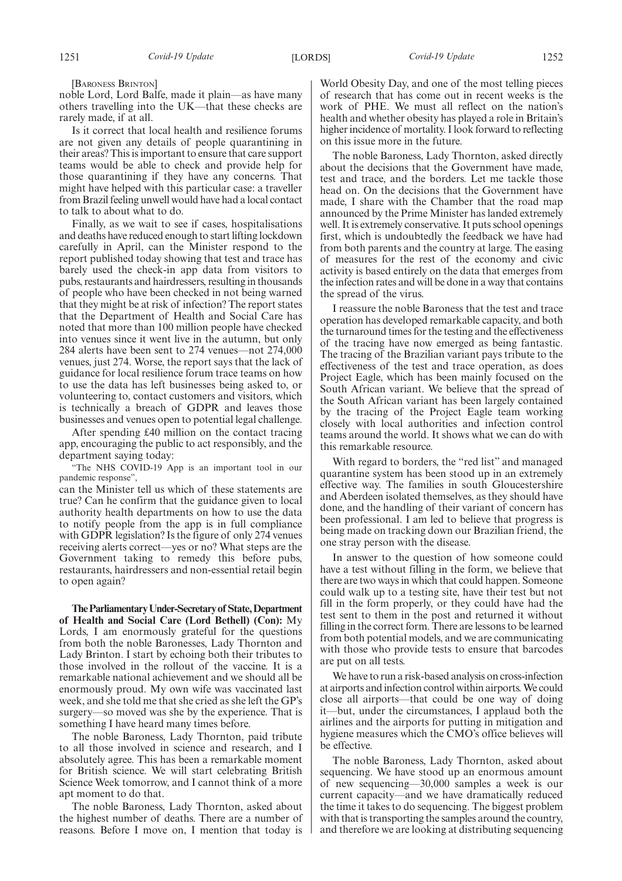[Baroness Brinton]

noble Lord, Lord Balfe, made it plain—as have many others travelling into the UK—that these checks are rarely made, if at all.

Is it correct that local health and resilience forums are not given any details of people quarantining in their areas? This is important to ensure that care support teams would be able to check and provide help for those quarantining if they have any concerns. That might have helped with this particular case: a traveller from Brazil feeling unwell would have had a local contact to talk to about what to do.

Finally, as we wait to see if cases, hospitalisations and deaths have reduced enough to start lifting lockdown carefully in April, can the Minister respond to the report published today showing that test and trace has barely used the check-in app data from visitors to pubs, restaurants and hairdressers, resulting in thousands of people who have been checked in not being warned that they might be at risk of infection? The report states that the Department of Health and Social Care has noted that more than 100 million people have checked into venues since it went live in the autumn, but only 284 alerts have been sent to 274 venues—not 274,000 venues, just 274. Worse, the report says that the lack of guidance for local resilience forum trace teams on how to use the data has left businesses being asked to, or volunteering to, contact customers and visitors, which is technically a breach of GDPR and leaves those businesses and venues open to potential legal challenge.

After spending £40 million on the contact tracing app, encouraging the public to act responsibly, and the department saying today:

"The NHS COVID-19 App is an important tool in our pandemic response",

can the Minister tell us which of these statements are true? Can he confirm that the guidance given to local authority health departments on how to use the data to notify people from the app is in full compliance with GDPR legislation? Is the figure of only 274 venues receiving alerts correct—yes or no? What steps are the Government taking to remedy this before pubs, restaurants, hairdressers and non-essential retail begin to open again?

**The Parliamentary Under-Secretary of State, Department of Health and Social Care (Lord Bethell) (Con):** My Lords, I am enormously grateful for the questions from both the noble Baronesses, Lady Thornton and Lady Brinton. I start by echoing both their tributes to those involved in the rollout of the vaccine. It is a remarkable national achievement and we should all be enormously proud. My own wife was vaccinated last week, and she told me that she cried as she left the GP's surgery—so moved was she by the experience. That is something I have heard many times before.

The noble Baroness, Lady Thornton, paid tribute to all those involved in science and research, and I absolutely agree. This has been a remarkable moment for British science. We will start celebrating British Science Week tomorrow, and I cannot think of a more apt moment to do that.

The noble Baroness, Lady Thornton, asked about the highest number of deaths. There are a number of reasons. Before I move on, I mention that today is World Obesity Day, and one of the most telling pieces of research that has come out in recent weeks is the work of PHE. We must all reflect on the nation's health and whether obesity has played a role in Britain's higher incidence of mortality. I look forward to reflecting on this issue more in the future.

The noble Baroness, Lady Thornton, asked directly about the decisions that the Government have made, test and trace, and the borders. Let me tackle those head on. On the decisions that the Government have made, I share with the Chamber that the road map announced by the Prime Minister has landed extremely well. It is extremely conservative. It puts school openings first, which is undoubtedly the feedback we have had from both parents and the country at large. The easing of measures for the rest of the economy and civic activity is based entirely on the data that emerges from the infection rates and will be done in a way that contains the spread of the virus.

I reassure the noble Baroness that the test and trace operation has developed remarkable capacity, and both the turnaround times for the testing and the effectiveness of the tracing have now emerged as being fantastic. The tracing of the Brazilian variant pays tribute to the effectiveness of the test and trace operation, as does Project Eagle, which has been mainly focused on the South African variant. We believe that the spread of the South African variant has been largely contained by the tracing of the Project Eagle team working closely with local authorities and infection control teams around the world. It shows what we can do with this remarkable resource.

With regard to borders, the "red list" and managed quarantine system has been stood up in an extremely effective way. The families in south Gloucestershire and Aberdeen isolated themselves, as they should have done, and the handling of their variant of concern has been professional. I am led to believe that progress is being made on tracking down our Brazilian friend, the one stray person with the disease.

In answer to the question of how someone could have a test without filling in the form, we believe that there are two ways in which that could happen. Someone could walk up to a testing site, have their test but not fill in the form properly, or they could have had the test sent to them in the post and returned it without filling in the correct form. There are lessons to be learned from both potential models, and we are communicating with those who provide tests to ensure that barcodes are put on all tests.

We have to run a risk-based analysis on cross-infection at airports and infection control within airports. We could close all airports—that could be one way of doing it—but, under the circumstances, I applaud both the airlines and the airports for putting in mitigation and hygiene measures which the CMO's office believes will be effective.

The noble Baroness, Lady Thornton, asked about sequencing. We have stood up an enormous amount of new sequencing—30,000 samples a week is our current capacity—and we have dramatically reduced the time it takes to do sequencing. The biggest problem with that is transporting the samples around the country, and therefore we are looking at distributing sequencing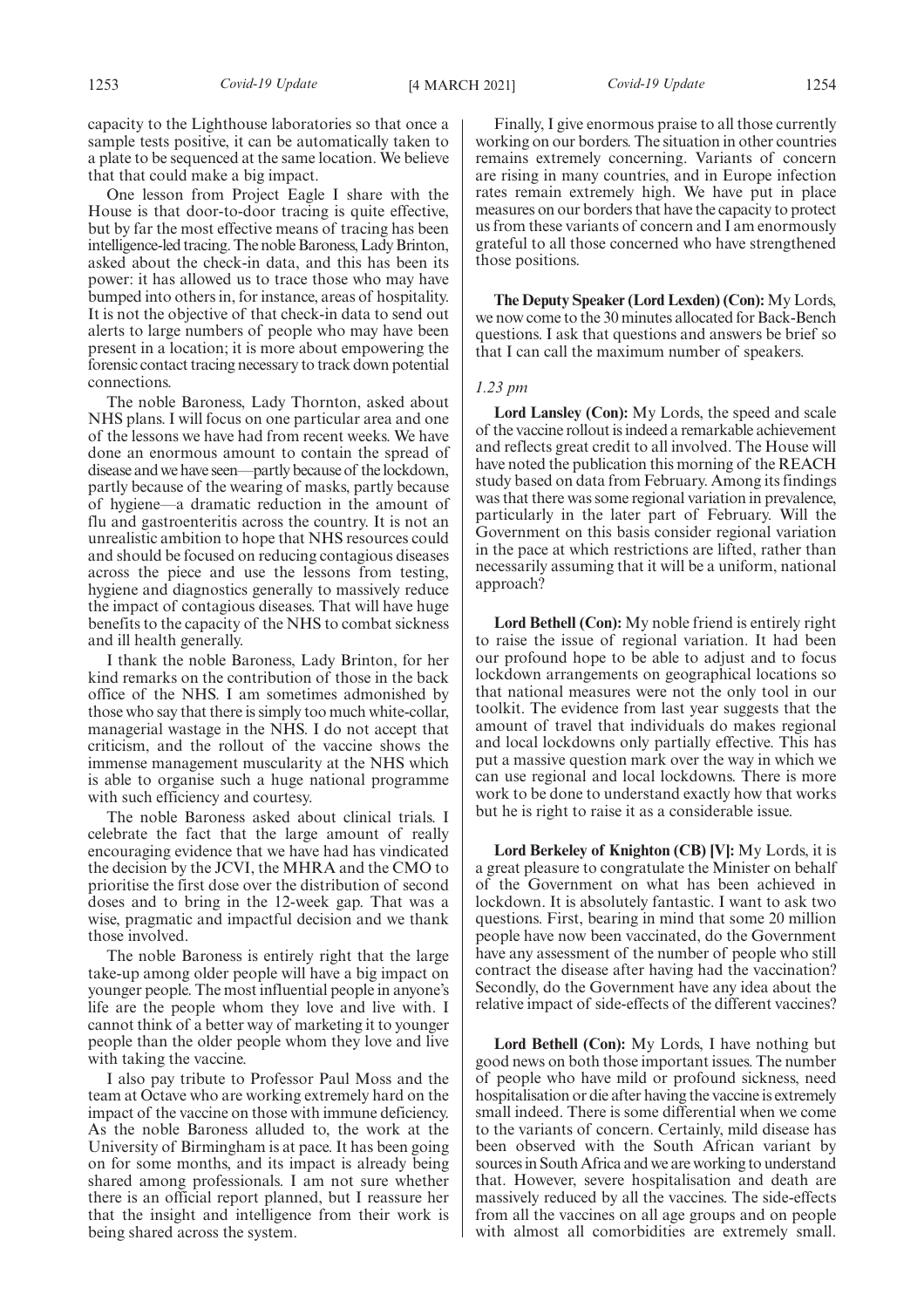capacity to the Lighthouse laboratories so that once a sample tests positive, it can be automatically taken to a plate to be sequenced at the same location. We believe that that could make a big impact.

One lesson from Project Eagle I share with the House is that door-to-door tracing is quite effective, but by far the most effective means of tracing has been intelligence-led tracing. The noble Baroness, Lady Brinton, asked about the check-in data, and this has been its power: it has allowed us to trace those who may have bumped into others in, for instance, areas of hospitality. It is not the objective of that check-in data to send out alerts to large numbers of people who may have been present in a location; it is more about empowering the forensic contact tracing necessary to track down potential connections.

The noble Baroness, Lady Thornton, asked about NHS plans. I will focus on one particular area and one of the lessons we have had from recent weeks. We have done an enormous amount to contain the spread of disease and we have seen—partly because of the lockdown, partly because of the wearing of masks, partly because of hygiene—a dramatic reduction in the amount of flu and gastroenteritis across the country. It is not an unrealistic ambition to hope that NHS resources could and should be focused on reducing contagious diseases across the piece and use the lessons from testing, hygiene and diagnostics generally to massively reduce the impact of contagious diseases. That will have huge benefits to the capacity of the NHS to combat sickness and ill health generally.

I thank the noble Baroness, Lady Brinton, for her kind remarks on the contribution of those in the back office of the NHS. I am sometimes admonished by those who say that there is simply too much white-collar, managerial wastage in the NHS. I do not accept that criticism, and the rollout of the vaccine shows the immense management muscularity at the NHS which is able to organise such a huge national programme with such efficiency and courtesy.

The noble Baroness asked about clinical trials. I celebrate the fact that the large amount of really encouraging evidence that we have had has vindicated the decision by the JCVI, the MHRA and the CMO to prioritise the first dose over the distribution of second doses and to bring in the 12-week gap. That was a wise, pragmatic and impactful decision and we thank those involved.

The noble Baroness is entirely right that the large take-up among older people will have a big impact on younger people. The most influential people in anyone's life are the people whom they love and live with. I cannot think of a better way of marketing it to younger people than the older people whom they love and live with taking the vaccine.

I also pay tribute to Professor Paul Moss and the team at Octave who are working extremely hard on the impact of the vaccine on those with immune deficiency. As the noble Baroness alluded to, the work at the University of Birmingham is at pace. It has been going on for some months, and its impact is already being shared among professionals. I am not sure whether there is an official report planned, but I reassure her that the insight and intelligence from their work is being shared across the system.

Finally, I give enormous praise to all those currently working on our borders. The situation in other countries remains extremely concerning. Variants of concern are rising in many countries, and in Europe infection rates remain extremely high. We have put in place measures on our borders that have the capacity to protect us from these variants of concern and I am enormously grateful to all those concerned who have strengthened those positions.

**The Deputy Speaker (Lord Lexden) (Con):** My Lords, we now come to the 30 minutes allocated for Back-Bench questions. I ask that questions and answers be brief so that I can call the maximum number of speakers.

*1.23 pm*

**Lord Lansley (Con):** My Lords, the speed and scale of the vaccine rollout is indeed a remarkable achievement and reflects great credit to all involved. The House will have noted the publication this morning of the REACH study based on data from February. Among its findings was that there was some regional variation in prevalence, particularly in the later part of February. Will the Government on this basis consider regional variation in the pace at which restrictions are lifted, rather than necessarily assuming that it will be a uniform, national approach?

**Lord Bethell (Con):** My noble friend is entirely right to raise the issue of regional variation. It had been our profound hope to be able to adjust and to focus lockdown arrangements on geographical locations so that national measures were not the only tool in our toolkit. The evidence from last year suggests that the amount of travel that individuals do makes regional and local lockdowns only partially effective. This has put a massive question mark over the way in which we can use regional and local lockdowns. There is more work to be done to understand exactly how that works but he is right to raise it as a considerable issue.

**Lord Berkeley of Knighton (CB) [V]:** My Lords, it is a great pleasure to congratulate the Minister on behalf of the Government on what has been achieved in lockdown. It is absolutely fantastic. I want to ask two questions. First, bearing in mind that some 20 million people have now been vaccinated, do the Government have any assessment of the number of people who still contract the disease after having had the vaccination? Secondly, do the Government have any idea about the relative impact of side-effects of the different vaccines?

**Lord Bethell (Con):** My Lords, I have nothing but good news on both those important issues. The number of people who have mild or profound sickness, need hospitalisation or die after having the vaccine is extremely small indeed. There is some differential when we come to the variants of concern. Certainly, mild disease has been observed with the South African variant by sources in South Africa and we are working to understand that. However, severe hospitalisation and death are massively reduced by all the vaccines. The side-effects from all the vaccines on all age groups and on people with almost all comorbidities are extremely small.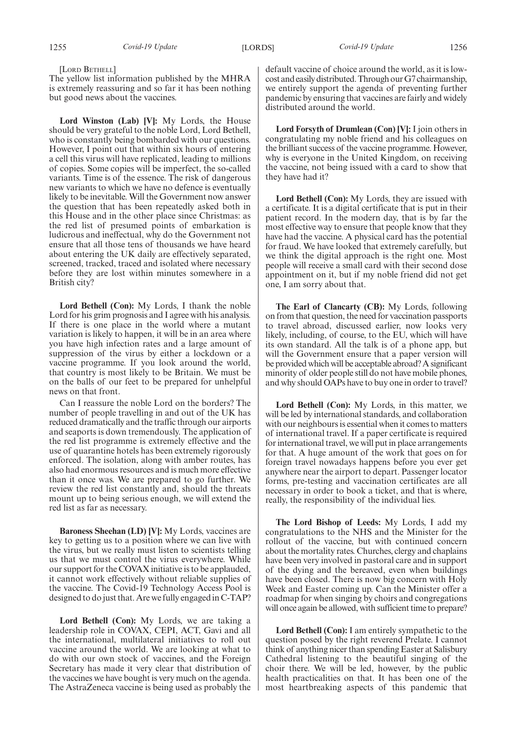[Lord Bethell]

The yellow list information published by the MHRA is extremely reassuring and so far it has been nothing but good news about the vaccines.

**Lord Winston (Lab) [V]:** My Lords, the House should be very grateful to the noble Lord, Lord Bethell, who is constantly being bombarded with our questions. However, I point out that within six hours of entering a cell this virus will have replicated, leading to millions of copies. Some copies will be imperfect, the so-called variants. Time is of the essence. The risk of dangerous new variants to which we have no defence is eventually likely to be inevitable. Will the Government now answer the question that has been repeatedly asked both in this House and in the other place since Christmas: as the red list of presumed points of embarkation is ludicrous and ineffectual, why do the Government not ensure that all those tens of thousands we have heard about entering the UK daily are effectively separated, screened, tracked, traced and isolated where necessary before they are lost within minutes somewhere in a British city?

**Lord Bethell (Con):** My Lords, I thank the noble Lord for his grim prognosis and I agree with his analysis. If there is one place in the world where a mutant variation is likely to happen, it will be in an area where you have high infection rates and a large amount of suppression of the virus by either a lockdown or a vaccine programme. If you look around the world, that country is most likely to be Britain. We must be on the balls of our feet to be prepared for unhelpful news on that front.

Can I reassure the noble Lord on the borders? The number of people travelling in and out of the UK has reduced dramatically and the traffic through our airports and seaports is down tremendously. The application of the red list programme is extremely effective and the use of quarantine hotels has been extremely rigorously enforced. The isolation, along with amber routes, has also had enormous resources and is much more effective than it once was. We are prepared to go further. We review the red list constantly and, should the threats mount up to being serious enough, we will extend the red list as far as necessary.

**Baroness Sheehan (LD) [V]:** My Lords, vaccines are key to getting us to a position where we can live with the virus, but we really must listen to scientists telling us that we must control the virus everywhere. While our support for the COVAX initiative is to be applauded, it cannot work effectively without reliable supplies of the vaccine. The Covid-19 Technology Access Pool is designed to do just that. Are we fully engaged in C-TAP?

**Lord Bethell (Con):** My Lords, we are taking a leadership role in COVAX, CEPI, ACT, Gavi and all the international, multilateral initiatives to roll out vaccine around the world. We are looking at what to do with our own stock of vaccines, and the Foreign Secretary has made it very clear that distribution of the vaccines we have bought is very much on the agenda. The AstraZeneca vaccine is being used as probably the default vaccine of choice around the world, as it is low-cost and easily distributed. Through our G7 chairmanship, we entirely support the agenda of preventing further pandemic by ensuring that vaccines are fairly and widely distributed around the world.

**Lord Forsyth of Drumlean (Con) [V]:** I join others in congratulating my noble friend and his colleagues on the brilliant success of the vaccine programme. However, why is everyone in the United Kingdom, on receiving the vaccine, not being issued with a card to show that they have had it?

**Lord Bethell (Con):** My Lords, they are issued with a certificate. It is a digital certificate that is put in their patient record. In the modern day, that is by far the most effective way to ensure that people know that they have had the vaccine. A physical card has the potential for fraud. We have looked that extremely carefully, but we think the digital approach is the right one. Most people will receive a small card with their second dose appointment on it, but if my noble friend did not get one, I am sorry about that.

**The Earl of Clancarty (CB):** My Lords, following on from that question, the need for vaccination passports to travel abroad, discussed earlier, now looks very likely, including, of course, to the EU, which will have its own standard. All the talk is of a phone app, but will the Government ensure that a paper version will be provided which will be acceptable abroad? A significant minority of older people still do not have mobile phones, and why should OAPs have to buy one in order to travel?

**Lord Bethell (Con):** My Lords, in this matter, we will be led by international standards, and collaboration with our neighbours is essential when it comes to matters of international travel. If a paper certificate is required for international travel, we will put in place arrangements for that. A huge amount of the work that goes on for foreign travel nowadays happens before you ever get anywhere near the airport to depart. Passenger locator forms, pre-testing and vaccination certificates are all necessary in order to book a ticket, and that is where, really, the responsibility of the individual lies.

**The Lord Bishop of Leeds:** My Lords, I add my congratulations to the NHS and the Minister for the rollout of the vaccine, but with continued concern about the mortality rates. Churches, clergy and chaplains have been very involved in pastoral care and in support of the dying and the bereaved, even when buildings have been closed. There is now big concern with Holy Week and Easter coming up. Can the Minister offer a roadmap for when singing by choirs and congregations will once again be allowed, with sufficient time to prepare?

**Lord Bethell (Con):** I am entirely sympathetic to the question posed by the right reverend Prelate. I cannot think of anything nicer than spending Easter at Salisbury Cathedral listening to the beautiful singing of the choir there. We will be led, however, by the public health practicalities on that. It has been one of the most heartbreaking aspects of this pandemic that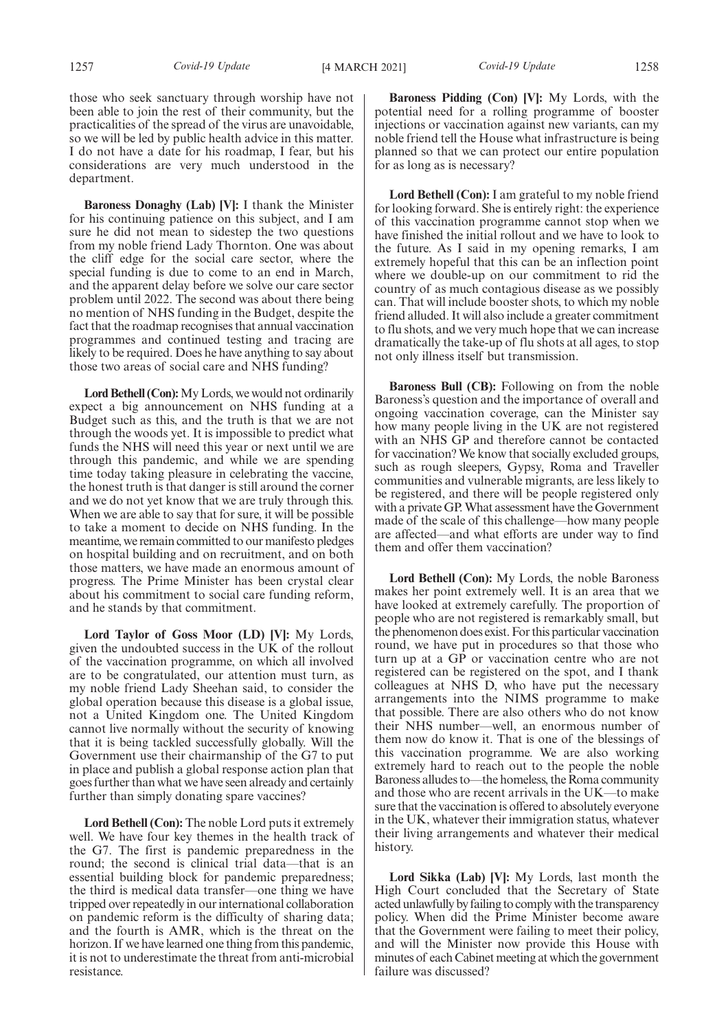those who seek sanctuary through worship have not been able to join the rest of their community, but the practicalities of the spread of the virus are unavoidable, so we will be led by public health advice in this matter. I do not have a date for his roadmap, I fear, but his considerations are very much understood in the department.

**Baroness Donaghy (Lab) [V]:** I thank the Minister for his continuing patience on this subject, and I am sure he did not mean to sidestep the two questions from my noble friend Lady Thornton. One was about the cliff edge for the social care sector, where the special funding is due to come to an end in March, and the apparent delay before we solve our care sector problem until 2022. The second was about there being no mention of NHS funding in the Budget, despite the fact that the roadmap recognises that annual vaccination programmes and continued testing and tracing are likely to be required. Does he have anything to say about those two areas of social care and NHS funding?

**Lord Bethell (Con):** My Lords, we would not ordinarily expect a big announcement on NHS funding at a Budget such as this, and the truth is that we are not through the woods yet. It is impossible to predict what funds the NHS will need this year or next until we are through this pandemic, and while we are spending time today taking pleasure in celebrating the vaccine, the honest truth is that danger is still around the corner and we do not yet know that we are truly through this. When we are able to say that for sure, it will be possible to take a moment to decide on NHS funding. In the meantime, we remain committed to our manifesto pledges on hospital building and on recruitment, and on both those matters, we have made an enormous amount of progress. The Prime Minister has been crystal clear about his commitment to social care funding reform, and he stands by that commitment.

**Lord Taylor of Goss Moor (LD) [V]:** My Lords, given the undoubted success in the UK of the rollout of the vaccination programme, on which all involved are to be congratulated, our attention must turn, as my noble friend Lady Sheehan said, to consider the global operation because this disease is a global issue, not a United Kingdom one. The United Kingdom cannot live normally without the security of knowing that it is being tackled successfully globally. Will the Government use their chairmanship of the G7 to put in place and publish a global response action plan that goes further than what we have seen already and certainly further than simply donating spare vaccines?

**Lord Bethell (Con):** The noble Lord puts it extremely well. We have four key themes in the health track of the G7. The first is pandemic preparedness in the round; the second is clinical trial data—that is an essential building block for pandemic preparedness; the third is medical data transfer—one thing we have tripped over repeatedly in our international collaboration on pandemic reform is the difficulty of sharing data; and the fourth is AMR, which is the threat on the horizon. If we have learned one thing from this pandemic, it is not to underestimate the threat from anti-microbial resistance.

**Baroness Pidding (Con) [V]:** My Lords, with the potential need for a rolling programme of booster injections or vaccination against new variants, can my noble friend tell the House what infrastructure is being planned so that we can protect our entire population for as long as is necessary?

**Lord Bethell (Con):** I am grateful to my noble friend for looking forward. She is entirely right: the experience of this vaccination programme cannot stop when we have finished the initial rollout and we have to look to the future. As I said in my opening remarks, I am extremely hopeful that this can be an inflection point where we double-up on our commitment to rid the country of as much contagious disease as we possibly can. That will include booster shots, to which my noble friend alluded. It will also include a greater commitment to flu shots, and we very much hope that we can increase dramatically the take-up of flu shots at all ages, to stop not only illness itself but transmission.

**Baroness Bull (CB):** Following on from the noble Baroness's question and the importance of overall and ongoing vaccination coverage, can the Minister say how many people living in the UK are not registered with an NHS GP and therefore cannot be contacted for vaccination? We know that socially excluded groups, such as rough sleepers, Gypsy, Roma and Traveller communities and vulnerable migrants, are less likely to be registered, and there will be people registered only with a private GP. What assessment have the Government made of the scale of this challenge—how many people are affected—and what efforts are under way to find them and offer them vaccination?

**Lord Bethell (Con):** My Lords, the noble Baroness makes her point extremely well. It is an area that we have looked at extremely carefully. The proportion of people who are not registered is remarkably small, but the phenomenon does exist. For this particular vaccination round, we have put in procedures so that those who turn up at a GP or vaccination centre who are not registered can be registered on the spot, and I thank colleagues at NHS D, who have put the necessary arrangements into the NIMS programme to make that possible. There are also others who do not know their NHS number—well, an enormous number of them now do know it. That is one of the blessings of this vaccination programme. We are also working extremely hard to reach out to the people the noble Baroness alludes to—the homeless, the Roma community and those who are recent arrivals in the UK—to make sure that the vaccination is offered to absolutely everyone in the UK, whatever their immigration status, whatever their living arrangements and whatever their medical history.

**Lord Sikka (Lab) [V]:** My Lords, last month the High Court concluded that the Secretary of State acted unlawfully by failing to comply with the transparency policy. When did the Prime Minister become aware that the Government were failing to meet their policy, and will the Minister now provide this House with minutes of each Cabinet meeting at which the government failure was discussed?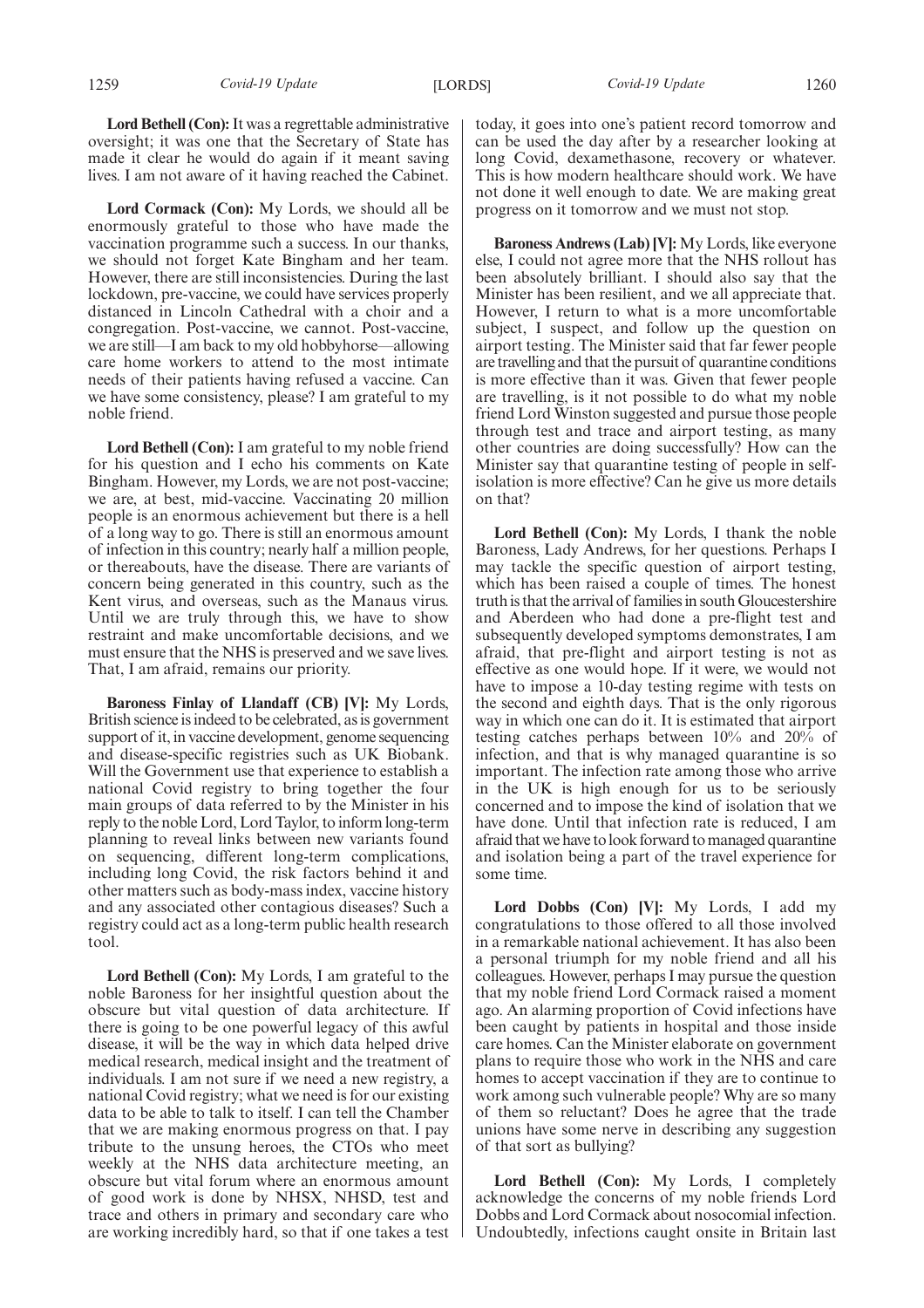**Lord Bethell (Con):** It was a regrettable administrative oversight; it was one that the Secretary of State has made it clear he would do again if it meant saving lives. I am not aware of it having reached the Cabinet.

**Lord Cormack (Con):** My Lords, we should all be enormously grateful to those who have made the vaccination programme such a success. In our thanks, we should not forget Kate Bingham and her team. However, there are still inconsistencies. During the last lockdown, pre-vaccine, we could have services properly distanced in Lincoln Cathedral with a choir and a congregation. Post-vaccine, we cannot. Post-vaccine, we are still—I am back to my old hobbyhorse—allowing care home workers to attend to the most intimate needs of their patients having refused a vaccine. Can we have some consistency, please? I am grateful to my noble friend.

**Lord Bethell (Con):** I am grateful to my noble friend for his question and I echo his comments on Kate Bingham. However, my Lords, we are not post-vaccine; we are, at best, mid-vaccine. Vaccinating 20 million people is an enormous achievement but there is a hell of a long way to go. There is still an enormous amount of infection in this country; nearly half a million people, or thereabouts, have the disease. There are variants of concern being generated in this country, such as the Kent virus, and overseas, such as the Manaus virus. Until we are truly through this, we have to show restraint and make uncomfortable decisions, and we must ensure that the NHS is preserved and we save lives. That, I am afraid, remains our priority.

**Baroness Finlay of Llandaff (CB) [V]:** My Lords, British science is indeed to be celebrated, as is government support of it, in vaccine development, genome sequencing and disease-specific registries such as UK Biobank. Will the Government use that experience to establish a national Covid registry to bring together the four main groups of data referred to by the Minister in his reply to the noble Lord, Lord Taylor, to inform long-term planning to reveal links between new variants found on sequencing, different long-term complications, including long Covid, the risk factors behind it and other matters such as body-mass index, vaccine history and any associated other contagious diseases? Such a registry could act as a long-term public health research tool.

**Lord Bethell (Con):** My Lords, I am grateful to the noble Baroness for her insightful question about the obscure but vital question of data architecture. If there is going to be one powerful legacy of this awful disease, it will be the way in which data helped drive medical research, medical insight and the treatment of individuals. I am not sure if we need a new registry, a national Covid registry; what we need is for our existing data to be able to talk to itself. I can tell the Chamber that we are making enormous progress on that. I pay tribute to the unsung heroes, the CTOs who meet weekly at the NHS data architecture meeting, an obscure but vital forum where an enormous amount of good work is done by NHSX, NHSD, test and trace and others in primary and secondary care who are working incredibly hard, so that if one takes a test today, it goes into one's patient record tomorrow and can be used the day after by a researcher looking at long Covid, dexamethasone, recovery or whatever. This is how modern healthcare should work. We have not done it well enough to date. We are making great progress on it tomorrow and we must not stop.

**Baroness Andrews (Lab) [V]:** My Lords, like everyone else, I could not agree more that the NHS rollout has been absolutely brilliant. I should also say that the Minister has been resilient, and we all appreciate that. However, I return to what is a more uncomfortable subject, I suspect, and follow up the question on airport testing. The Minister said that far fewer people are travelling and that the pursuit of quarantine conditions is more effective than it was. Given that fewer people are travelling, is it not possible to do what my noble friend Lord Winston suggested and pursue those people through test and trace and airport testing, as many other countries are doing successfully? How can the Minister say that quarantine testing of people in self-isolation is more effective? Can he give us more details on that?

**Lord Bethell (Con):** My Lords, I thank the noble Baroness, Lady Andrews, for her questions. Perhaps I may tackle the specific question of airport testing, which has been raised a couple of times. The honest truth is that the arrival of families in south Gloucestershire and Aberdeen who had done a pre-flight test and subsequently developed symptoms demonstrates, I am afraid, that pre-flight and airport testing is not as effective as one would hope. If it were, we would not have to impose a 10-day testing regime with tests on the second and eighth days. That is the only rigorous way in which one can do it. It is estimated that airport testing catches perhaps between 10% and 20% of infection, and that is why managed quarantine is so important. The infection rate among those who arrive in the UK is high enough for us to be seriously concerned and to impose the kind of isolation that we have done. Until that infection rate is reduced, I am afraid that we have to look forward to managed quarantine and isolation being a part of the travel experience for some time.

**Lord Dobbs (Con) [V]:** My Lords, I add my congratulations to those offered to all those involved in a remarkable national achievement. It has also been a personal triumph for my noble friend and all his colleagues. However, perhaps I may pursue the question that my noble friend Lord Cormack raised a moment ago. An alarming proportion of Covid infections have been caught by patients in hospital and those inside care homes. Can the Minister elaborate on government plans to require those who work in the NHS and care homes to accept vaccination if they are to continue to work among such vulnerable people? Why are so many of them so reluctant? Does he agree that the trade unions have some nerve in describing any suggestion of that sort as bullying?

**Lord Bethell (Con):** My Lords, I completely acknowledge the concerns of my noble friends Lord Dobbs and Lord Cormack about nosocomial infection. Undoubtedly, infections caught onsite in Britain last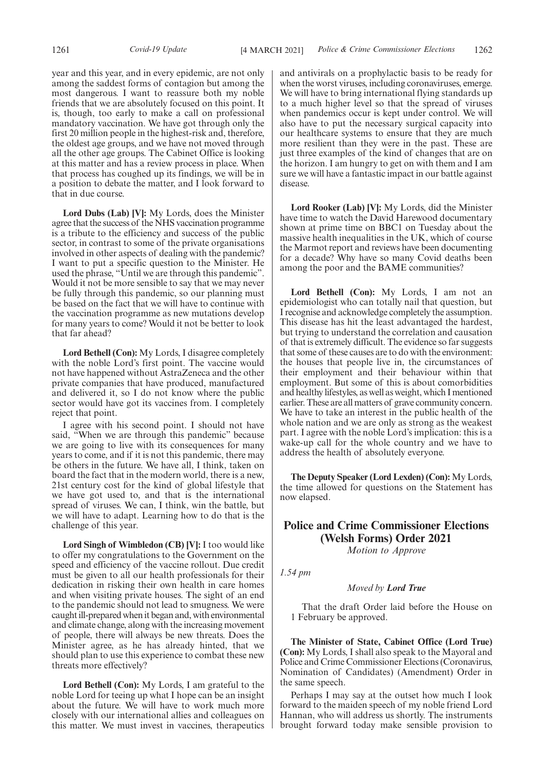year and this year, and in every epidemic, are not only among the saddest forms of contagion but among the most dangerous. I want to reassure both my noble friends that we are absolutely focused on this point. It is, though, too early to make a call on professional mandatory vaccination. We have got through only the first 20 million people in the highest-risk and, therefore, the oldest age groups, and we have not moved through all the other age groups. The Cabinet Office is looking at this matter and has a review process in place. When that process has coughed up its findings, we will be in a position to debate the matter, and I look forward to that in due course.

**Lord Dubs (Lab) [V]:** My Lords, does the Minister agree that the success of the NHS vaccination programme is a tribute to the efficiency and success of the public sector, in contrast to some of the private organisations involved in other aspects of dealing with the pandemic? I want to put a specific question to the Minister. He used the phrase, "Until we are through this pandemic". Would it not be more sensible to say that we may never be fully through this pandemic, so our planning must be based on the fact that we will have to continue with the vaccination programme as new mutations develop for many years to come? Would it not be better to look that far ahead?

**Lord Bethell (Con):** My Lords, I disagree completely with the noble Lord's first point. The vaccine would not have happened without AstraZeneca and the other private companies that have produced, manufactured and delivered it, so I do not know where the public sector would have got its vaccines from. I completely reject that point.

I agree with his second point. I should not have said, "When we are through this pandemic" because we are going to live with its consequences for many years to come, and if it is not this pandemic, there may be others in the future. We have all, I think, taken on board the fact that in the modern world, there is a new, 21st century cost for the kind of global lifestyle that we have got used to, and that is the international spread of viruses. We can, I think, win the battle, but we will have to adapt. Learning how to do that is the challenge of this year.

**Lord Singh of Wimbledon (CB) [V]:** I too would like to offer my congratulations to the Government on the speed and efficiency of the vaccine rollout. Due credit must be given to all our health professionals for their dedication in risking their own health in care homes and when visiting private houses. The sight of an end to the pandemic should not lead to smugness. We were caught ill-prepared when it began and, with environmental and climate change, along with the increasing movement of people, there will always be new threats. Does the Minister agree, as he has already hinted, that we should plan to use this experience to combat these new threats more effectively?

**Lord Bethell (Con):** My Lords, I am grateful to the noble Lord for teeing up what I hope can be an insight about the future. We will have to work much more closely with our international allies and colleagues on this matter. We must invest in vaccines, therapeutics and antivirals on a prophylactic basis to be ready for when the worst viruses, including coronaviruses, emerge. We will have to bring international flying standards up to a much higher level so that the spread of viruses when pandemics occur is kept under control. We will also have to put the necessary surgical capacity into our healthcare systems to ensure that they are much more resilient than they were in the past. These are just three examples of the kind of changes that are on the horizon. I am hungry to get on with them and I am sure we will have a fantastic impact in our battle against disease.

**Lord Rooker (Lab) [V]:** My Lords, did the Minister have time to watch the David Harewood documentary shown at prime time on BBC1 on Tuesday about the massive health inequalities in the UK, which of course the Marmot report and reviews have been documenting for a decade? Why have so many Covid deaths been among the poor and the BAME communities?

**Lord Bethell (Con):** My Lords, I am not an epidemiologist who can totally nail that question, but I recognise and acknowledge completely the assumption. This disease has hit the least advantaged the hardest, but trying to understand the correlation and causation of that is extremely difficult. The evidence so far suggests that some of these causes are to do with the environment: the houses that people live in, the circumstances of their employment and their behaviour within that employment. But some of this is about comorbidities and healthy lifestyles, as well as weight, which I mentioned earlier. These are all matters of grave community concern. We have to take an interest in the public health of the whole nation and we are only as strong as the weakest part. I agree with the noble Lord's implication: this is a wake-up call for the whole country and we have to address the health of absolutely everyone.

**The Deputy Speaker (Lord Lexden) (Con):** My Lords, the time allowed for questions on the Statement has now elapsed.

## Police and Crime Commissioner Elections (Welsh Forms) Order 2021

*Motion to Approve*

*1.54 pm*

*Moved by* ***Lord True***

That the draft Order laid before the House on 1 February be approved.

**The Minister of State, Cabinet Office (Lord True) (Con):** My Lords, I shall also speak to the Mayoral and Police and Crime Commissioner Elections (Coronavirus, Nomination of Candidates) (Amendment) Order in the same speech.

Perhaps I may say at the outset how much I look forward to the maiden speech of my noble friend Lord Hannan, who will address us shortly. The instruments brought forward today make sensible provision to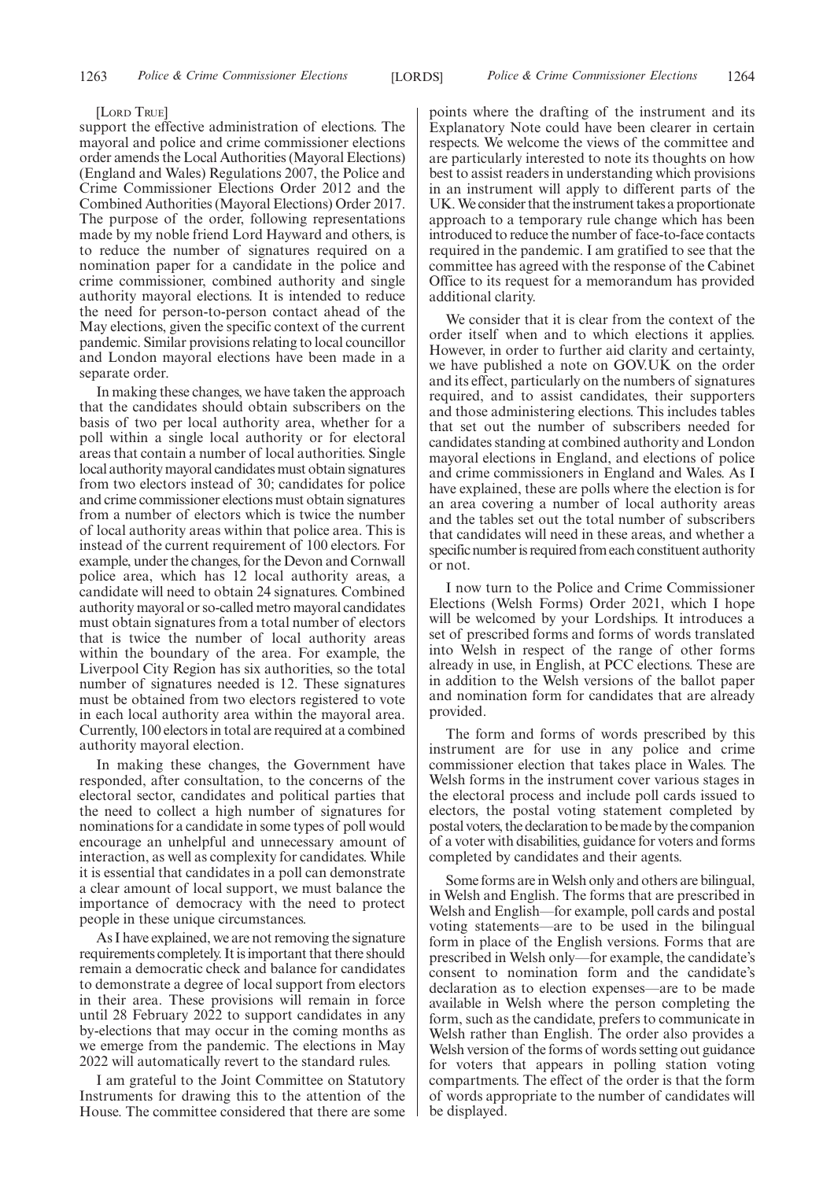[LORD TRUE]

support the effective administration of elections. The mayoral and police and crime commissioner elections order amends the Local Authorities (Mayoral Elections) (England and Wales) Regulations 2007, the Police and Crime Commissioner Elections Order 2012 and the Combined Authorities (Mayoral Elections) Order 2017. The purpose of the order, following representations made by my noble friend Lord Hayward and others, is to reduce the number of signatures required on a nomination paper for a candidate in the police and crime commissioner, combined authority and single authority mayoral elections. It is intended to reduce the need for person-to-person contact ahead of the May elections, given the specific context of the current pandemic. Similar provisions relating to local councillor and London mayoral elections have been made in a separate order.

In making these changes, we have taken the approach that the candidates should obtain subscribers on the basis of two per local authority area, whether for a poll within a single local authority or for electoral areas that contain a number of local authorities. Single local authority mayoral candidates must obtain signatures from two electors instead of 30; candidates for police and crime commissioner elections must obtain signatures from a number of electors which is twice the number of local authority areas within that police area. This is instead of the current requirement of 100 electors. For example, under the changes, for the Devon and Cornwall police area, which has 12 local authority areas, a candidate will need to obtain 24 signatures. Combined authority mayoral or so-called metro mayoral candidates must obtain signatures from a total number of electors that is twice the number of local authority areas within the boundary of the area. For example, the Liverpool City Region has six authorities, so the total number of signatures needed is 12. These signatures must be obtained from two electors registered to vote in each local authority area within the mayoral area. Currently, 100 electors in total are required at a combined authority mayoral election.

In making these changes, the Government have responded, after consultation, to the concerns of the electoral sector, candidates and political parties that the need to collect a high number of signatures for nominations for a candidate in some types of poll would encourage an unhelpful and unnecessary amount of interaction, as well as complexity for candidates. While it is essential that candidates in a poll can demonstrate a clear amount of local support, we must balance the importance of democracy with the need to protect people in these unique circumstances.

As I have explained, we are not removing the signature requirements completely. It is important that there should remain a democratic check and balance for candidates to demonstrate a degree of local support from electors in their area. These provisions will remain in force until 28 February 2022 to support candidates in any by-elections that may occur in the coming months as we emerge from the pandemic. The elections in May 2022 will automatically revert to the standard rules.

I am grateful to the Joint Committee on Statutory Instruments for drawing this to the attention of the House. The committee considered that there are some points where the drafting of the instrument and its Explanatory Note could have been clearer in certain respects. We welcome the views of the committee and are particularly interested to note its thoughts on how best to assist readers in understanding which provisions in an instrument will apply to different parts of the UK. We consider that the instrument takes a proportionate approach to a temporary rule change which has been introduced to reduce the number of face-to-face contacts required in the pandemic. I am gratified to see that the committee has agreed with the response of the Cabinet Office to its request for a memorandum has provided additional clarity.

We consider that it is clear from the context of the order itself when and to which elections it applies. However, in order to further aid clarity and certainty, we have published a note on GOV.UK on the order and its effect, particularly on the numbers of signatures required, and to assist candidates, their supporters and those administering elections. This includes tables that set out the number of subscribers needed for candidates standing at combined authority and London mayoral elections in England, and elections of police and crime commissioners in England and Wales. As I have explained, these are polls where the election is for an area covering a number of local authority areas and the tables set out the total number of subscribers that candidates will need in these areas, and whether a specific number is required from each constituent authority or not.

I now turn to the Police and Crime Commissioner Elections (Welsh Forms) Order 2021, which I hope will be welcomed by your Lordships. It introduces a set of prescribed forms and forms of words translated into Welsh in respect of the range of other forms already in use, in English, at PCC elections. These are in addition to the Welsh versions of the ballot paper and nomination form for candidates that are already provided.

The form and forms of words prescribed by this instrument are for use in any police and crime commissioner election that takes place in Wales. The Welsh forms in the instrument cover various stages in the electoral process and include poll cards issued to electors, the postal voting statement completed by postal voters, the declaration to be made by the companion of a voter with disabilities, guidance for voters and forms completed by candidates and their agents.

Some forms are in Welsh only and others are bilingual, in Welsh and English. The forms that are prescribed in Welsh and English—for example, poll cards and postal voting statements—are to be used in the bilingual form in place of the English versions. Forms that are prescribed in Welsh only—for example, the candidate's consent to nomination form and the candidate's declaration as to election expenses—are to be made available in Welsh where the person completing the form, such as the candidate, prefers to communicate in Welsh rather than English. The order also provides a Welsh version of the forms of words setting out guidance for voters that appears in polling station voting compartments. The effect of the order is that the form of words appropriate to the number of candidates will be displayed.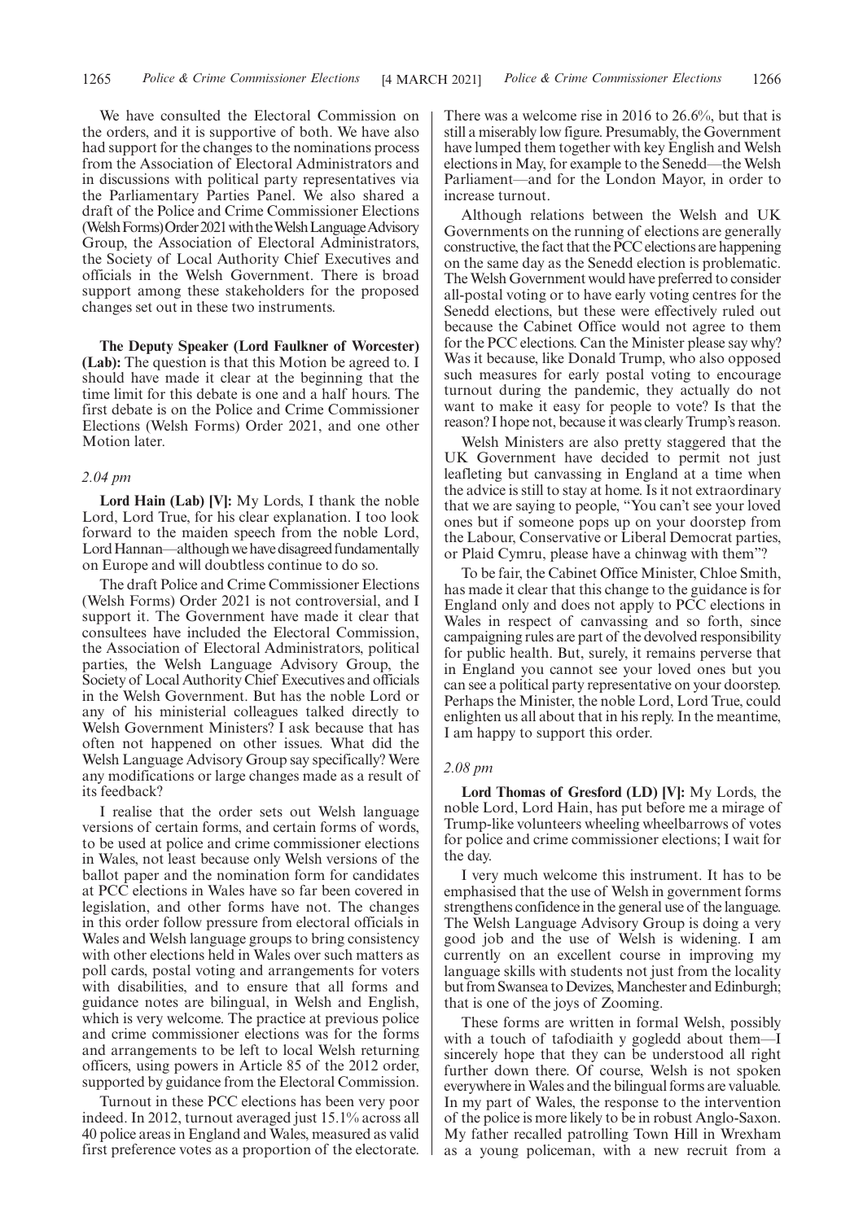We have consulted the Electoral Commission on the orders, and it is supportive of both. We have also had support for the changes to the nominations process from the Association of Electoral Administrators and in discussions with political party representatives via the Parliamentary Parties Panel. We also shared a draft of the Police and Crime Commissioner Elections (Welsh Forms) Order 2021 with the Welsh Language Advisory Group, the Association of Electoral Administrators, the Society of Local Authority Chief Executives and officials in the Welsh Government. There is broad support among these stakeholders for the proposed changes set out in these two instruments.

**The Deputy Speaker (Lord Faulkner of Worcester) (Lab):** The question is that this Motion be agreed to. I should have made it clear at the beginning that the time limit for this debate is one and a half hours. The first debate is on the Police and Crime Commissioner Elections (Welsh Forms) Order 2021, and one other Motion later.

*2.04 pm*

**Lord Hain (Lab) [V]:** My Lords, I thank the noble Lord, Lord True, for his clear explanation. I too look forward to the maiden speech from the noble Lord, Lord Hannan—although we have disagreed fundamentally on Europe and will doubtless continue to do so.

The draft Police and Crime Commissioner Elections (Welsh Forms) Order 2021 is not controversial, and I support it. The Government have made it clear that consultees have included the Electoral Commission, the Association of Electoral Administrators, political parties, the Welsh Language Advisory Group, the Society of Local Authority Chief Executives and officials in the Welsh Government. But has the noble Lord or any of his ministerial colleagues talked directly to Welsh Government Ministers? I ask because that has often not happened on other issues. What did the Welsh Language Advisory Group say specifically? Were any modifications or large changes made as a result of its feedback?

I realise that the order sets out Welsh language versions of certain forms, and certain forms of words, to be used at police and crime commissioner elections in Wales, not least because only Welsh versions of the ballot paper and the nomination form for candidates at PCC elections in Wales have so far been covered in legislation, and other forms have not. The changes in this order follow pressure from electoral officials in Wales and Welsh language groups to bring consistency with other elections held in Wales over such matters as poll cards, postal voting and arrangements for voters with disabilities, and to ensure that all forms and guidance notes are bilingual, in Welsh and English, which is very welcome. The practice at previous police and crime commissioner elections was for the forms and arrangements to be left to local Welsh returning officers, using powers in Article 85 of the 2012 order, supported by guidance from the Electoral Commission.

Turnout in these PCC elections has been very poor indeed. In 2012, turnout averaged just 15.1% across all 40 police areas in England and Wales, measured as valid first preference votes as a proportion of the electorate. There was a welcome rise in 2016 to 26.6%, but that is still a miserably low figure. Presumably, the Government have lumped them together with key English and Welsh elections in May, for example to the Senedd—the Welsh Parliament—and for the London Mayor, in order to increase turnout.

Although relations between the Welsh and UK Governments on the running of elections are generally constructive, the fact that the PCC elections are happening on the same day as the Senedd election is problematic. The Welsh Government would have preferred to consider all-postal voting or to have early voting centres for the Senedd elections, but these were effectively ruled out because the Cabinet Office would not agree to them for the PCC elections. Can the Minister please say why? Was it because, like Donald Trump, who also opposed such measures for early postal voting to encourage turnout during the pandemic, they actually do not want to make it easy for people to vote? Is that the reason? I hope not, because it was clearly Trump's reason.

Welsh Ministers are also pretty staggered that the UK Government have decided to permit not just leafleting but canvassing in England at a time when the advice is still to stay at home. Is it not extraordinary that we are saying to people, "You can't see your loved ones but if someone pops up on your doorstep from the Labour, Conservative or Liberal Democrat parties, or Plaid Cymru, please have a chinwag with them"?

To be fair, the Cabinet Office Minister, Chloe Smith, has made it clear that this change to the guidance is for England only and does not apply to PCC elections in Wales in respect of canvassing and so forth, since campaigning rules are part of the devolved responsibility for public health. But, surely, it remains perverse that in England you cannot see your loved ones but you can see a political party representative on your doorstep. Perhaps the Minister, the noble Lord, Lord True, could enlighten us all about that in his reply. In the meantime, I am happy to support this order.

*2.08 pm*

**Lord Thomas of Gresford (LD) [V]:** My Lords, the noble Lord, Lord Hain, has put before me a mirage of Trump-like volunteers wheeling wheelbarrows of votes for police and crime commissioner elections; I wait for the day.

I very much welcome this instrument. It has to be emphasised that the use of Welsh in government forms strengthens confidence in the general use of the language. The Welsh Language Advisory Group is doing a very good job and the use of Welsh is widening. I am currently on an excellent course in improving my language skills with students not just from the locality but from Swansea to Devizes, Manchester and Edinburgh; that is one of the joys of Zooming.

These forms are written in formal Welsh, possibly with a touch of tafodiaith y gogledd about them—I sincerely hope that they can be understood all right further down there. Of course, Welsh is not spoken everywhere in Wales and the bilingual forms are valuable. In my part of Wales, the response to the intervention of the police is more likely to be in robust Anglo-Saxon. My father recalled patrolling Town Hill in Wrexham as a young policeman, with a new recruit from a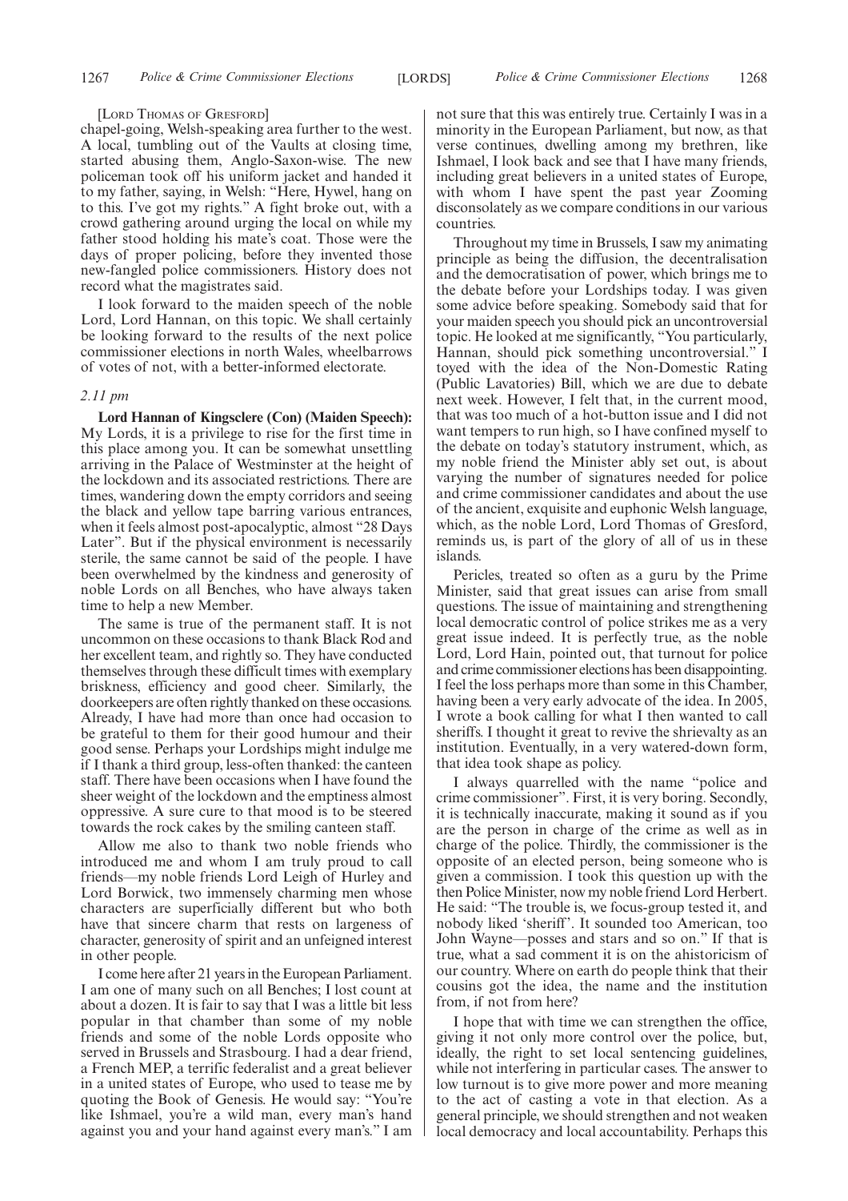[Lord Thomas of Gresford]

chapel-going, Welsh-speaking area further to the west. A local, tumbling out of the Vaults at closing time, started abusing them, Anglo-Saxon-wise. The new policeman took off his uniform jacket and handed it to my father, saying, in Welsh: "Here, Hywel, hang on to this. I've got my rights." A fight broke out, with a crowd gathering around urging the local on while my father stood holding his mate's coat. Those were the days of proper policing, before they invented those new-fangled police commissioners. History does not record what the magistrates said.

I look forward to the maiden speech of the noble Lord, Lord Hannan, on this topic. We shall certainly be looking forward to the results of the next police commissioner elections in north Wales, wheelbarrows of votes of not, with a better-informed electorate.

*2.11 pm*

**Lord Hannan of Kingsclere (Con) (Maiden Speech):** My Lords, it is a privilege to rise for the first time in this place among you. It can be somewhat unsettling arriving in the Palace of Westminster at the height of the lockdown and its associated restrictions. There are times, wandering down the empty corridors and seeing the black and yellow tape barring various entrances, when it feels almost post-apocalyptic, almost "28 Days Later". But if the physical environment is necessarily sterile, the same cannot be said of the people. I have been overwhelmed by the kindness and generosity of noble Lords on all Benches, who have always taken time to help a new Member.

The same is true of the permanent staff. It is not uncommon on these occasions to thank Black Rod and her excellent team, and rightly so. They have conducted themselves through these difficult times with exemplary briskness, efficiency and good cheer. Similarly, the doorkeepers are often rightly thanked on these occasions. Already, I have had more than once had occasion to be grateful to them for their good humour and their good sense. Perhaps your Lordships might indulge me if I thank a third group, less-often thanked: the canteen staff. There have been occasions when I have found the sheer weight of the lockdown and the emptiness almost oppressive. A sure cure to that mood is to be steered towards the rock cakes by the smiling canteen staff.

Allow me also to thank two noble friends who introduced me and whom I am truly proud to call friends—my noble friends Lord Leigh of Hurley and Lord Borwick, two immensely charming men whose characters are superficially different but who both have that sincere charm that rests on largeness of character, generosity of spirit and an unfeigned interest in other people.

I come here after 21 years in the European Parliament. I am one of many such on all Benches; I lost count at about a dozen. It is fair to say that I was a little bit less popular in that chamber than some of my noble friends and some of the noble Lords opposite who served in Brussels and Strasbourg. I had a dear friend, a French MEP, a terrific federalist and a great believer in a united states of Europe, who used to tease me by quoting the Book of Genesis. He would say: "You're like Ishmael, you're a wild man, every man's hand against you and your hand against every man's." I am not sure that this was entirely true. Certainly I was in a minority in the European Parliament, but now, as that verse continues, dwelling among my brethren, like Ishmael, I look back and see that I have many friends, including great believers in a united states of Europe, with whom I have spent the past year Zooming disconsolately as we compare conditions in our various countries.

Throughout my time in Brussels, I saw my animating principle as being the diffusion, the decentralisation and the democratisation of power, which brings me to the debate before your Lordships today. I was given some advice before speaking. Somebody said that for your maiden speech you should pick an uncontroversial topic. He looked at me significantly, "You particularly, Hannan, should pick something uncontroversial." I toyed with the idea of the Non-Domestic Rating (Public Lavatories) Bill, which we are due to debate next week. However, I felt that, in the current mood, that was too much of a hot-button issue and I did not want tempers to run high, so I have confined myself to the debate on today's statutory instrument, which, as my noble friend the Minister ably set out, is about varying the number of signatures needed for police and crime commissioner candidates and about the use of the ancient, exquisite and euphonic Welsh language, which, as the noble Lord, Lord Thomas of Gresford, reminds us, is part of the glory of all of us in these islands.

Pericles, treated so often as a guru by the Prime Minister, said that great issues can arise from small questions. The issue of maintaining and strengthening local democratic control of police strikes me as a very great issue indeed. It is perfectly true, as the noble Lord, Lord Hain, pointed out, that turnout for police and crime commissioner elections has been disappointing. I feel the loss perhaps more than some in this Chamber, having been a very early advocate of the idea. In 2005, I wrote a book calling for what I then wanted to call sheriffs. I thought it great to revive the shrievalty as an institution. Eventually, in a very watered-down form, that idea took shape as policy.

I always quarrelled with the name "police and crime commissioner". First, it is very boring. Secondly, it is technically inaccurate, making it sound as if you are the person in charge of the crime as well as in charge of the police. Thirdly, the commissioner is the opposite of an elected person, being someone who is given a commission. I took this question up with the then Police Minister, now my noble friend Lord Herbert. He said: "The trouble is, we focus-group tested it, and nobody liked 'sheriff'. It sounded too American, too John Wayne—posses and stars and so on." If that is true, what a sad comment it is on the ahistoricism of our country. Where on earth do people think that their cousins got the idea, the name and the institution from, if not from here?

I hope that with time we can strengthen the office, giving it not only more control over the police, but, ideally, the right to set local sentencing guidelines, while not interfering in particular cases. The answer to low turnout is to give more power and more meaning to the act of casting a vote in that election. As a general principle, we should strengthen and not weaken local democracy and local accountability. Perhaps this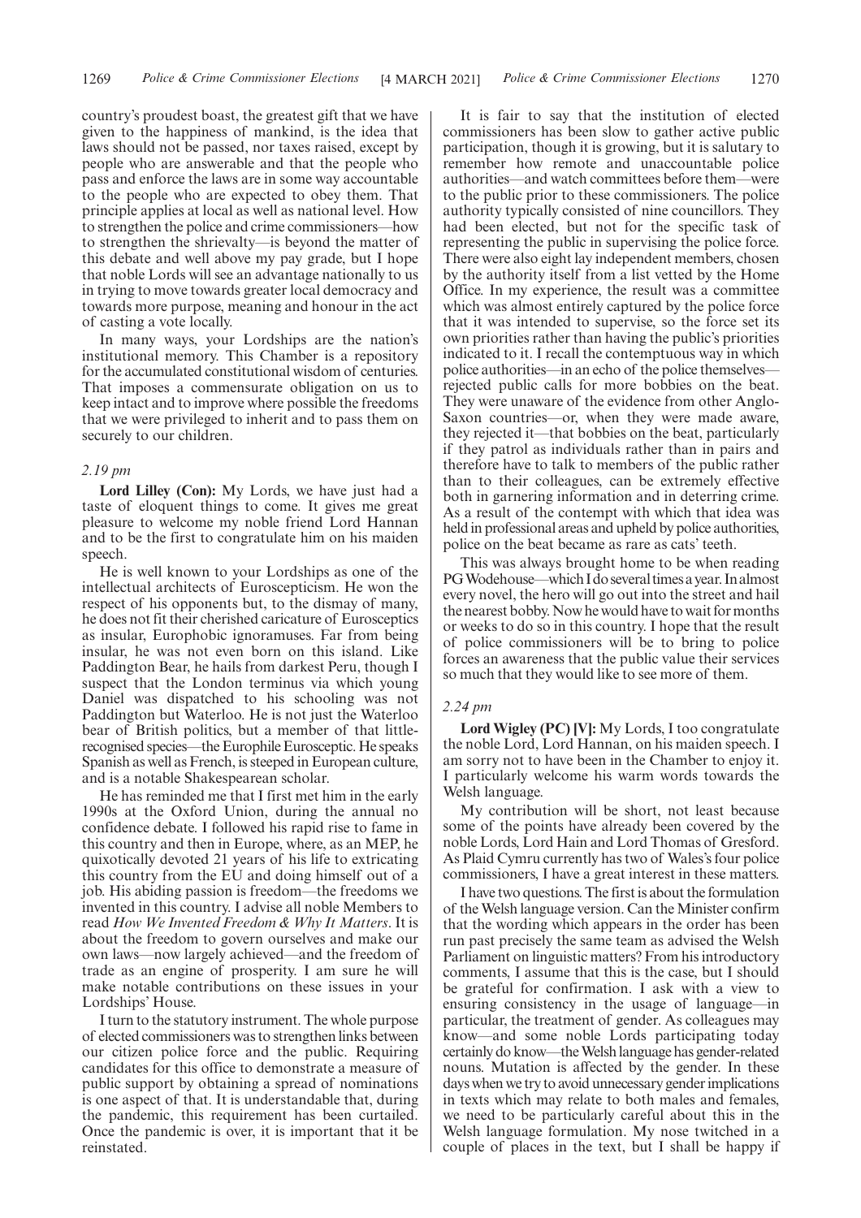country's proudest boast, the greatest gift that we have given to the happiness of mankind, is the idea that laws should not be passed, nor taxes raised, except by people who are answerable and that the people who pass and enforce the laws are in some way accountable to the people who are expected to obey them. That principle applies at local as well as national level. How to strengthen the police and crime commissioners—how to strengthen the shrievalty—is beyond the matter of this debate and well above my pay grade, but I hope that noble Lords will see an advantage nationally to us in trying to move towards greater local democracy and towards more purpose, meaning and honour in the act of casting a vote locally.

In many ways, your Lordships are the nation's institutional memory. This Chamber is a repository for the accumulated constitutional wisdom of centuries. That imposes a commensurate obligation on us to keep intact and to improve where possible the freedoms that we were privileged to inherit and to pass them on securely to our children.

*2.19 pm*

**Lord Lilley (Con):** My Lords, we have just had a taste of eloquent things to come. It gives me great pleasure to welcome my noble friend Lord Hannan and to be the first to congratulate him on his maiden speech.

He is well known to your Lordships as one of the intellectual architects of Euroscepticism. He won the respect of his opponents but, to the dismay of many, he does not fit their cherished caricature of Eurosceptics as insular, Europhobic ignoramuses. Far from being insular, he was not even born on this island. Like Paddington Bear, he hails from darkest Peru, though I suspect that the London terminus via which young Daniel was dispatched to his schooling was not Paddington but Waterloo. He is not just the Waterloo bear of British politics, but a member of that little-recognised species—the Europhile Eurosceptic. He speaks Spanish as well as French, is steeped in European culture, and is a notable Shakespearean scholar.

He has reminded me that I first met him in the early 1990s at the Oxford Union, during the annual no confidence debate. I followed his rapid rise to fame in this country and then in Europe, where, as an MEP, he quixotically devoted 21 years of his life to extricating this country from the EU and doing himself out of a job. His abiding passion is freedom—the freedoms we invented in this country. I advise all noble Members to read *How We Invented Freedom & Why It Matters*. It is about the freedom to govern ourselves and make our own laws—now largely achieved—and the freedom of trade as an engine of prosperity. I am sure he will make notable contributions on these issues in your Lordships' House.

I turn to the statutory instrument. The whole purpose of elected commissioners was to strengthen links between our citizen police force and the public. Requiring candidates for this office to demonstrate a measure of public support by obtaining a spread of nominations is one aspect of that. It is understandable that, during the pandemic, this requirement has been curtailed. Once the pandemic is over, it is important that it be reinstated.

It is fair to say that the institution of elected commissioners has been slow to gather active public participation, though it is growing, but it is salutary to remember how remote and unaccountable police authorities—and watch committees before them—were to the public prior to these commissioners. The police authority typically consisted of nine councillors. They had been elected, but not for the specific task of representing the public in supervising the police force. There were also eight lay independent members, chosen by the authority itself from a list vetted by the Home Office. In my experience, the result was a committee which was almost entirely captured by the police force that it was intended to supervise, so the force set its own priorities rather than having the public's priorities indicated to it. I recall the contemptuous way in which police authorities—in an echo of the police themselves—rejected public calls for more bobbies on the beat. They were unaware of the evidence from other Anglo-Saxon countries—or, when they were made aware, they rejected it—that bobbies on the beat, particularly if they patrol as individuals rather than in pairs and therefore have to talk to members of the public rather than to their colleagues, can be extremely effective both in garnering information and in deterring crime. As a result of the contempt with which that idea was held in professional areas and upheld by police authorities, police on the beat became as rare as cats' teeth.

This was always brought home to be when reading PG Wodehouse—which I do several times a year. In almost every novel, the hero will go out into the street and hail the nearest bobby. Now he would have to wait for months or weeks to do so in this country. I hope that the result of police commissioners will be to bring to police forces an awareness that the public value their services so much that they would like to see more of them.

*2.24 pm*

**Lord Wigley (PC) [V]:** My Lords, I too congratulate the noble Lord, Lord Hannan, on his maiden speech. I am sorry not to have been in the Chamber to enjoy it. I particularly welcome his warm words towards the Welsh language.

My contribution will be short, not least because some of the points have already been covered by the noble Lords, Lord Hain and Lord Thomas of Gresford. As Plaid Cymru currently has two of Wales's four police commissioners, I have a great interest in these matters.

I have two questions. The first is about the formulation of the Welsh language version. Can the Minister confirm that the wording which appears in the order has been run past precisely the same team as advised the Welsh Parliament on linguistic matters? From his introductory comments, I assume that this is the case, but I should be grateful for confirmation. I ask with a view to ensuring consistency in the usage of language—in particular, the treatment of gender. As colleagues may know—and some noble Lords participating today certainly do know—the Welsh language has gender-related nouns. Mutation is affected by the gender. In these days when we try to avoid unnecessary gender implications in texts which may relate to both males and females, we need to be particularly careful about this in the Welsh language formulation. My nose twitched in a couple of places in the text, but I shall be happy if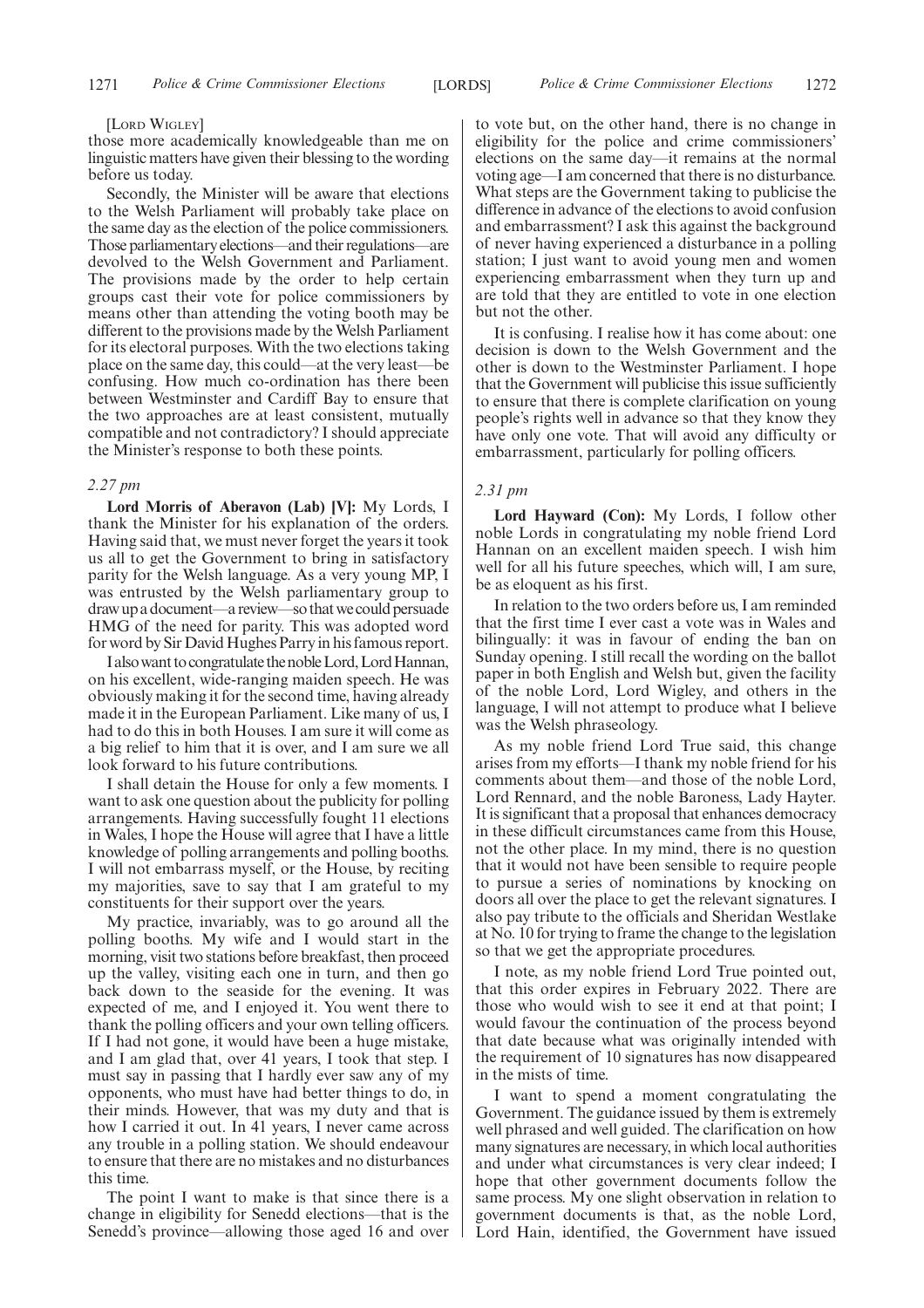[LORD WIGLEY]

those more academically knowledgeable than me on linguistic matters have given their blessing to the wording before us today.

Secondly, the Minister will be aware that elections to the Welsh Parliament will probably take place on the same day as the election of the police commissioners. Those parliamentary elections—and their regulations—are devolved to the Welsh Government and Parliament. The provisions made by the order to help certain groups cast their vote for police commissioners by means other than attending the voting booth may be different to the provisions made by the Welsh Parliament for its electoral purposes. With the two elections taking place on the same day, this could—at the very least—be confusing. How much co-ordination has there been between Westminster and Cardiff Bay to ensure that the two approaches are at least consistent, mutually compatible and not contradictory? I should appreciate the Minister's response to both these points.

*2.27 pm*

**Lord Morris of Aberavon (Lab) [V]:** My Lords, I thank the Minister for his explanation of the orders. Having said that, we must never forget the years it took us all to get the Government to bring in satisfactory parity for the Welsh language. As a very young MP, I was entrusted by the Welsh parliamentary group to draw up a document—a review—so that we could persuade HMG of the need for parity. This was adopted word for word by Sir David Hughes Parry in his famous report.

I also want to congratulate the noble Lord, Lord Hannan, on his excellent, wide-ranging maiden speech. He was obviously making it for the second time, having already made it in the European Parliament. Like many of us, I had to do this in both Houses. I am sure it will come as a big relief to him that it is over, and I am sure we all look forward to his future contributions.

I shall detain the House for only a few moments. I want to ask one question about the publicity for polling arrangements. Having successfully fought 11 elections in Wales, I hope the House will agree that I have a little knowledge of polling arrangements and polling booths. I will not embarrass myself, or the House, by reciting my majorities, save to say that I am grateful to my constituents for their support over the years.

My practice, invariably, was to go around all the polling booths. My wife and I would start in the morning, visit two stations before breakfast, then proceed up the valley, visiting each one in turn, and then go back down to the seaside for the evening. It was expected of me, and I enjoyed it. You went there to thank the polling officers and your own telling officers. If I had not gone, it would have been a huge mistake, and I am glad that, over 41 years, I took that step. I must say in passing that I hardly ever saw any of my opponents, who must have had better things to do, in their minds. However, that was my duty and that is how I carried it out. In 41 years, I never came across any trouble in a polling station. We should endeavour to ensure that there are no mistakes and no disturbances this time.

The point I want to make is that since there is a change in eligibility for Senedd elections—that is the Senedd's province—allowing those aged 16 and over to vote but, on the other hand, there is no change in eligibility for the police and crime commissioners' elections on the same day—it remains at the normal voting age—I am concerned that there is no disturbance. What steps are the Government taking to publicise the difference in advance of the elections to avoid confusion and embarrassment? I ask this against the background of never having experienced a disturbance in a polling station; I just want to avoid young men and women experiencing embarrassment when they turn up and are told that they are entitled to vote in one election but not the other.

It is confusing. I realise how it has come about: one decision is down to the Welsh Government and the other is down to the Westminster Parliament. I hope that the Government will publicise this issue sufficiently to ensure that there is complete clarification on young people's rights well in advance so that they know they have only one vote. That will avoid any difficulty or embarrassment, particularly for polling officers.

*2.31 pm*

**Lord Hayward (Con):** My Lords, I follow other noble Lords in congratulating my noble friend Lord Hannan on an excellent maiden speech. I wish him well for all his future speeches, which will, I am sure, be as eloquent as his first.

In relation to the two orders before us, I am reminded that the first time I ever cast a vote was in Wales and bilingually: it was in favour of ending the ban on Sunday opening. I still recall the wording on the ballot paper in both English and Welsh but, given the facility of the noble Lord, Lord Wigley, and others in the language, I will not attempt to produce what I believe was the Welsh phraseology.

As my noble friend Lord True said, this change arises from my efforts—I thank my noble friend for his comments about them—and those of the noble Lord, Lord Rennard, and the noble Baroness, Lady Hayter. It is significant that a proposal that enhances democracy in these difficult circumstances came from this House, not the other place. In my mind, there is no question that it would not have been sensible to require people to pursue a series of nominations by knocking on doors all over the place to get the relevant signatures. I also pay tribute to the officials and Sheridan Westlake at No. 10 for trying to frame the change to the legislation so that we get the appropriate procedures.

I note, as my noble friend Lord True pointed out, that this order expires in February 2022. There are those who would wish to see it end at that point; I would favour the continuation of the process beyond that date because what was originally intended with the requirement of 10 signatures has now disappeared in the mists of time.

I want to spend a moment congratulating the Government. The guidance issued by them is extremely well phrased and well guided. The clarification on how many signatures are necessary, in which local authorities and under what circumstances is very clear indeed; I hope that other government documents follow the same process. My one slight observation in relation to government documents is that, as the noble Lord, Lord Hain, identified, the Government have issued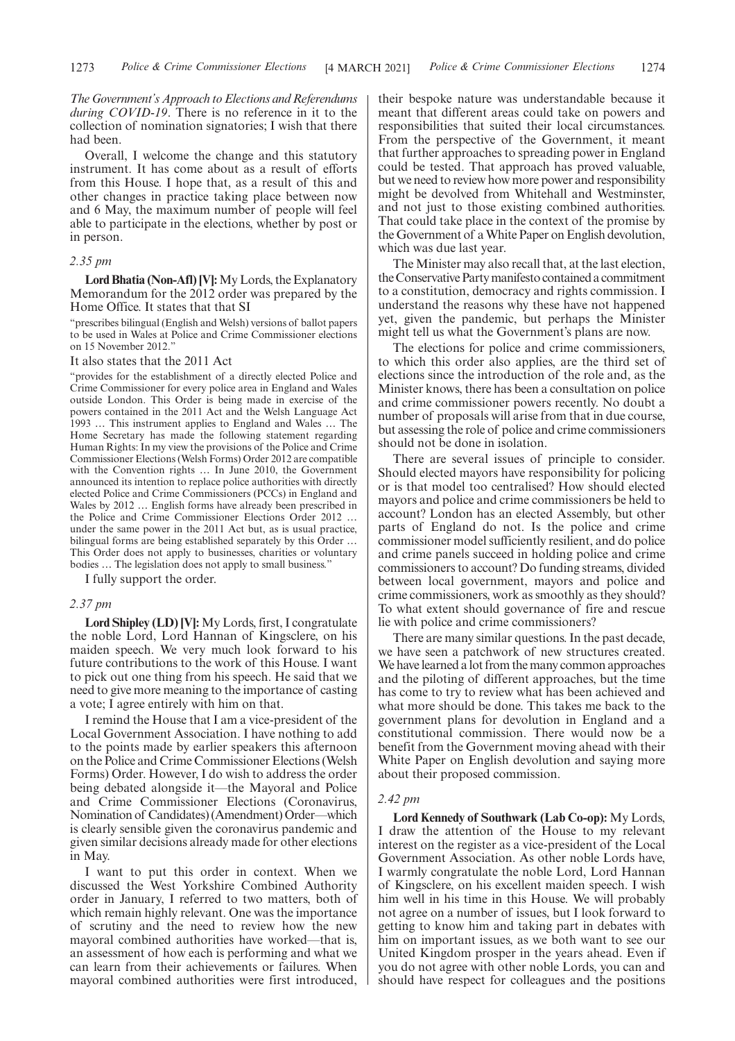*The Government's Approach to Elections and Referendums during COVID-19*. There is no reference in it to the collection of nomination signatories; I wish that there had been.

Overall, I welcome the change and this statutory instrument. It has come about as a result of efforts from this House. I hope that, as a result of this and other changes in practice taking place between now and 6 May, the maximum number of people will feel able to participate in the elections, whether by post or in person.

*2.35 pm*

**Lord Bhatia (Non-Afl) [V]:** My Lords, the Explanatory Memorandum for the 2012 order was prepared by the Home Office. It states that that SI

"prescribes bilingual (English and Welsh) versions of ballot papers to be used in Wales at Police and Crime Commissioner elections on 15 November 2012."

It also states that the 2011 Act

"provides for the establishment of a directly elected Police and Crime Commissioner for every police area in England and Wales outside London. This Order is being made in exercise of the powers contained in the 2011 Act and the Welsh Language Act 1993 … This instrument applies to England and Wales … The Home Secretary has made the following statement regarding Human Rights: In my view the provisions of the Police and Crime Commissioner Elections (Welsh Forms) Order 2012 are compatible with the Convention rights … In June 2010, the Government announced its intention to replace police authorities with directly elected Police and Crime Commissioners (PCCs) in England and Wales by 2012 … English forms have already been prescribed in the Police and Crime Commissioner Elections Order 2012 … under the same power in the 2011 Act but, as is usual practice, bilingual forms are being established separately by this Order … This Order does not apply to businesses, charities or voluntary bodies … The legislation does not apply to small business."

I fully support the order.

*2.37 pm*

**Lord Shipley (LD) [V]:** My Lords, first, I congratulate the noble Lord, Lord Hannan of Kingsclere, on his maiden speech. We very much look forward to his future contributions to the work of this House. I want to pick out one thing from his speech. He said that we need to give more meaning to the importance of casting a vote; I agree entirely with him on that.

I remind the House that I am a vice-president of the Local Government Association. I have nothing to add to the points made by earlier speakers this afternoon on the Police and Crime Commissioner Elections (Welsh Forms) Order. However, I do wish to address the order being debated alongside it—the Mayoral and Police and Crime Commissioner Elections (Coronavirus, Nomination of Candidates) (Amendment) Order—which is clearly sensible given the coronavirus pandemic and given similar decisions already made for other elections in May.

I want to put this order in context. When we discussed the West Yorkshire Combined Authority order in January, I referred to two matters, both of which remain highly relevant. One was the importance of scrutiny and the need to review how the new mayoral combined authorities have worked—that is, an assessment of how each is performing and what we can learn from their achievements or failures. When mayoral combined authorities were first introduced, their bespoke nature was understandable because it meant that different areas could take on powers and responsibilities that suited their local circumstances. From the perspective of the Government, it meant that further approaches to spreading power in England could be tested. That approach has proved valuable, but we need to review how more power and responsibility might be devolved from Whitehall and Westminster, and not just to those existing combined authorities. That could take place in the context of the promise by the Government of a White Paper on English devolution, which was due last year.

The Minister may also recall that, at the last election, the Conservative Party manifesto contained a commitment to a constitution, democracy and rights commission. I understand the reasons why these have not happened yet, given the pandemic, but perhaps the Minister might tell us what the Government's plans are now.

The elections for police and crime commissioners, to which this order also applies, are the third set of elections since the introduction of the role and, as the Minister knows, there has been a consultation on police and crime commissioner powers recently. No doubt a number of proposals will arise from that in due course, but assessing the role of police and crime commissioners should not be done in isolation.

There are several issues of principle to consider. Should elected mayors have responsibility for policing or is that model too centralised? How should elected mayors and police and crime commissioners be held to account? London has an elected Assembly, but other parts of England do not. Is the police and crime commissioner model sufficiently resilient, and do police and crime panels succeed in holding police and crime commissioners to account? Do funding streams, divided between local government, mayors and police and crime commissioners, work as smoothly as they should? To what extent should governance of fire and rescue lie with police and crime commissioners?

There are many similar questions. In the past decade, we have seen a patchwork of new structures created. We have learned a lot from the many common approaches and the piloting of different approaches, but the time has come to try to review what has been achieved and what more should be done. This takes me back to the government plans for devolution in England and a constitutional commission. There would now be a benefit from the Government moving ahead with their White Paper on English devolution and saying more about their proposed commission.

*2.42 pm*

**Lord Kennedy of Southwark (Lab Co-op):** My Lords, I draw the attention of the House to my relevant interest on the register as a vice-president of the Local Government Association. As other noble Lords have, I warmly congratulate the noble Lord, Lord Hannan of Kingsclere, on his excellent maiden speech. I wish him well in his time in this House. We will probably not agree on a number of issues, but I look forward to getting to know him and taking part in debates with him on important issues, as we both want to see our United Kingdom prosper in the years ahead. Even if you do not agree with other noble Lords, you can and should have respect for colleagues and the positions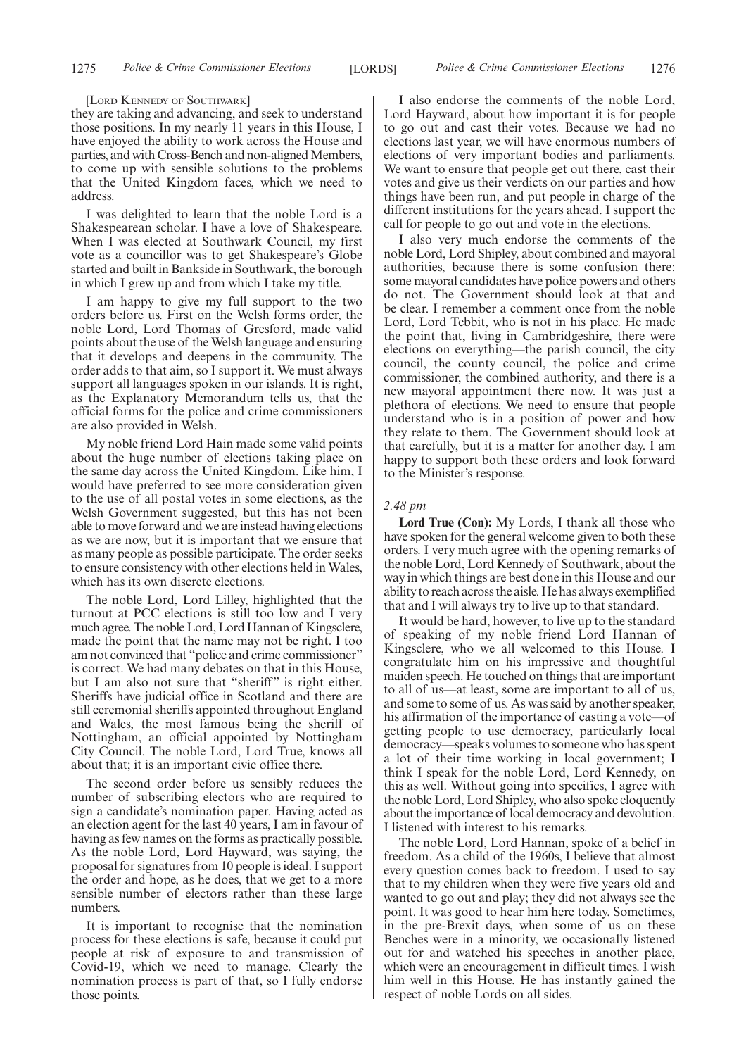[LORD KENNEDY OF SOUTHWARK]

they are taking and advancing, and seek to understand those positions. In my nearly 11 years in this House, I have enjoyed the ability to work across the House and parties, and with Cross-Bench and non-aligned Members, to come up with sensible solutions to the problems that the United Kingdom faces, which we need to address.

I was delighted to learn that the noble Lord is a Shakespearean scholar. I have a love of Shakespeare. When I was elected at Southwark Council, my first vote as a councillor was to get Shakespeare's Globe started and built in Bankside in Southwark, the borough in which I grew up and from which I take my title.

I am happy to give my full support to the two orders before us. First on the Welsh forms order, the noble Lord, Lord Thomas of Gresford, made valid points about the use of the Welsh language and ensuring that it develops and deepens in the community. The order adds to that aim, so I support it. We must always support all languages spoken in our islands. It is right, as the Explanatory Memorandum tells us, that the official forms for the police and crime commissioners are also provided in Welsh.

My noble friend Lord Hain made some valid points about the huge number of elections taking place on the same day across the United Kingdom. Like him, I would have preferred to see more consideration given to the use of all postal votes in some elections, as the Welsh Government suggested, but this has not been able to move forward and we are instead having elections as we are now, but it is important that we ensure that as many people as possible participate. The order seeks to ensure consistency with other elections held in Wales, which has its own discrete elections.

The noble Lord, Lord Lilley, highlighted that the turnout at PCC elections is still too low and I very much agree. The noble Lord, Lord Hannan of Kingsclere, made the point that the name may not be right. I too am not convinced that "police and crime commissioner" is correct. We had many debates on that in this House, but I am also not sure that "sheriff" is right either. Sheriffs have judicial office in Scotland and there are still ceremonial sheriffs appointed throughout England and Wales, the most famous being the sheriff of Nottingham, an official appointed by Nottingham City Council. The noble Lord, Lord True, knows all about that; it is an important civic office there.

The second order before us sensibly reduces the number of subscribing electors who are required to sign a candidate's nomination paper. Having acted as an election agent for the last 40 years, I am in favour of having as few names on the forms as practically possible. As the noble Lord, Lord Hayward, was saying, the proposal for signatures from 10 people is ideal. I support the order and hope, as he does, that we get to a more sensible number of electors rather than these large numbers.

It is important to recognise that the nomination process for these elections is safe, because it could put people at risk of exposure to and transmission of Covid-19, which we need to manage. Clearly the nomination process is part of that, so I fully endorse those points.

I also endorse the comments of the noble Lord, Lord Hayward, about how important it is for people to go out and cast their votes. Because we had no elections last year, we will have enormous numbers of elections of very important bodies and parliaments. We want to ensure that people get out there, cast their votes and give us their verdicts on our parties and how things have been run, and put people in charge of the different institutions for the years ahead. I support the call for people to go out and vote in the elections.

I also very much endorse the comments of the noble Lord, Lord Shipley, about combined and mayoral authorities, because there is some confusion there: some mayoral candidates have police powers and others do not. The Government should look at that and be clear. I remember a comment once from the noble Lord, Lord Tebbit, who is not in his place. He made the point that, living in Cambridgeshire, there were elections on everything—the parish council, the city council, the county council, the police and crime commissioner, the combined authority, and there is a new mayoral appointment there now. It was just a plethora of elections. We need to ensure that people understand who is in a position of power and how they relate to them. The Government should look at that carefully, but it is a matter for another day. I am happy to support both these orders and look forward to the Minister's response.

*2.48 pm*

**Lord True (Con):** My Lords, I thank all those who have spoken for the general welcome given to both these orders. I very much agree with the opening remarks of the noble Lord, Lord Kennedy of Southwark, about the way in which things are best done in this House and our ability to reach across the aisle. He has always exemplified that and I will always try to live up to that standard.

It would be hard, however, to live up to the standard of speaking of my noble friend Lord Hannan of Kingsclere, who we all welcomed to this House. I congratulate him on his impressive and thoughtful maiden speech. He touched on things that are important to all of us—at least, some are important to all of us, and some to some of us. As was said by another speaker, his affirmation of the importance of casting a vote—of getting people to use democracy, particularly local democracy—speaks volumes to someone who has spent a lot of their time working in local government; I think I speak for the noble Lord, Lord Kennedy, on this as well. Without going into specifics, I agree with the noble Lord, Lord Shipley, who also spoke eloquently about the importance of local democracy and devolution. I listened with interest to his remarks.

The noble Lord, Lord Hannan, spoke of a belief in freedom. As a child of the 1960s, I believe that almost every question comes back to freedom. I used to say that to my children when they were five years old and wanted to go out and play; they did not always see the point. It was good to hear him here today. Sometimes, in the pre-Brexit days, when some of us on these Benches were in a minority, we occasionally listened out for and watched his speeches in another place, which were an encouragement in difficult times. I wish him well in this House. He has instantly gained the respect of noble Lords on all sides.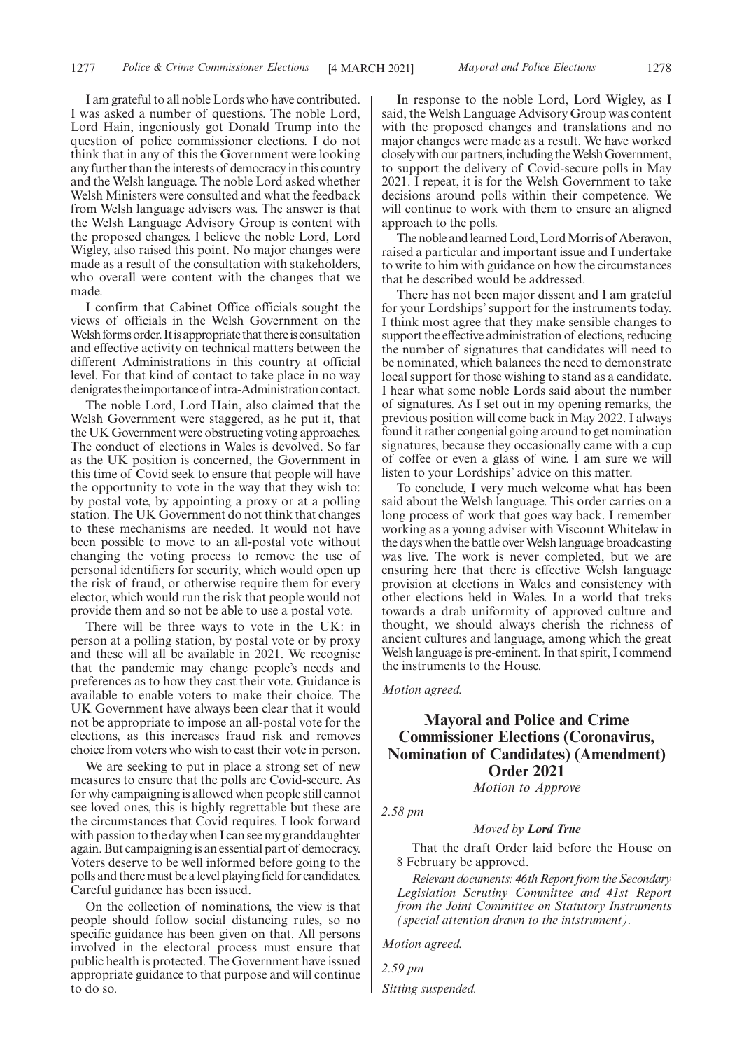I am grateful to all noble Lords who have contributed. I was asked a number of questions. The noble Lord, Lord Hain, ingeniously got Donald Trump into the question of police commissioner elections. I do not think that in any of this the Government were looking any further than the interests of democracy in this country and the Welsh language. The noble Lord asked whether Welsh Ministers were consulted and what the feedback from Welsh language advisers was. The answer is that the Welsh Language Advisory Group is content with the proposed changes. I believe the noble Lord, Lord Wigley, also raised this point. No major changes were made as a result of the consultation with stakeholders, who overall were content with the changes that we made.

I confirm that Cabinet Office officials sought the views of officials in the Welsh Government on the Welsh forms order. It is appropriate that there is consultation and effective activity on technical matters between the different Administrations in this country at official level. For that kind of contact to take place in no way denigrates the importance of intra-Administration contact.

The noble Lord, Lord Hain, also claimed that the Welsh Government were staggered, as he put it, that the UK Government were obstructing voting approaches. The conduct of elections in Wales is devolved. So far as the UK position is concerned, the Government in this time of Covid seek to ensure that people will have the opportunity to vote in the way that they wish to: by postal vote, by appointing a proxy or at a polling station. The UK Government do not think that changes to these mechanisms are needed. It would not have been possible to move to an all-postal vote without changing the voting process to remove the use of personal identifiers for security, which would open up the risk of fraud, or otherwise require them for every elector, which would run the risk that people would not provide them and so not be able to use a postal vote.

There will be three ways to vote in the UK: in person at a polling station, by postal vote or by proxy and these will all be available in 2021. We recognise that the pandemic may change people's needs and preferences as to how they cast their vote. Guidance is available to enable voters to make their choice. The UK Government have always been clear that it would not be appropriate to impose an all-postal vote for the elections, as this increases fraud risk and removes choice from voters who wish to cast their vote in person.

We are seeking to put in place a strong set of new measures to ensure that the polls are Covid-secure. As for why campaigning is allowed when people still cannot see loved ones, this is highly regrettable but these are the circumstances that Covid requires. I look forward with passion to the day when I can see my granddaughter again. But campaigning is an essential part of democracy. Voters deserve to be well informed before going to the polls and there must be a level playing field for candidates. Careful guidance has been issued.

On the collection of nominations, the view is that people should follow social distancing rules, so no specific guidance has been given on that. All persons involved in the electoral process must ensure that public health is protected. The Government have issued appropriate guidance to that purpose and will continue to do so.

In response to the noble Lord, Lord Wigley, as I said, the Welsh Language Advisory Group was content with the proposed changes and translations and no major changes were made as a result. We have worked closely with our partners, including the Welsh Government, to support the delivery of Covid-secure polls in May 2021. I repeat, it is for the Welsh Government to take decisions around polls within their competence. We will continue to work with them to ensure an aligned approach to the polls.

The noble and learned Lord, Lord Morris of Aberavon, raised a particular and important issue and I undertake to write to him with guidance on how the circumstances that he described would be addressed.

There has not been major dissent and I am grateful for your Lordships' support for the instruments today. I think most agree that they make sensible changes to support the effective administration of elections, reducing the number of signatures that candidates will need to be nominated, which balances the need to demonstrate local support for those wishing to stand as a candidate. I hear what some noble Lords said about the number of signatures. As I set out in my opening remarks, the previous position will come back in May 2022. I always found it rather congenial going around to get nomination signatures, because they occasionally came with a cup of coffee or even a glass of wine. I am sure we will listen to your Lordships' advice on this matter.

To conclude, I very much welcome what has been said about the Welsh language. This order carries on a long process of work that goes way back. I remember working as a young adviser with Viscount Whitelaw in the days when the battle over Welsh language broadcasting was live. The work is never completed, but we are ensuring here that there is effective Welsh language provision at elections in Wales and consistency with other elections held in Wales. In a world that treks towards a drab uniformity of approved culture and thought, we should always cherish the richness of ancient cultures and language, among which the great Welsh language is pre-eminent. In that spirit, I commend the instruments to the House.

*Motion agreed.*

## Mayoral and Police and Crime Commissioner Elections (Coronavirus, Nomination of Candidates) (Amendment) Order 2021

*Motion to Approve*

*2.58 pm*

*Moved by* ***Lord True***

That the draft Order laid before the House on 8 February be approved.

*Relevant documents: 46th Report from the Secondary Legislation Scrutiny Committee and 41st Report from the Joint Committee on Statutory Instruments (special attention drawn to the intstrument).*

*Motion agreed.*

*2.59 pm*

*Sitting suspended.*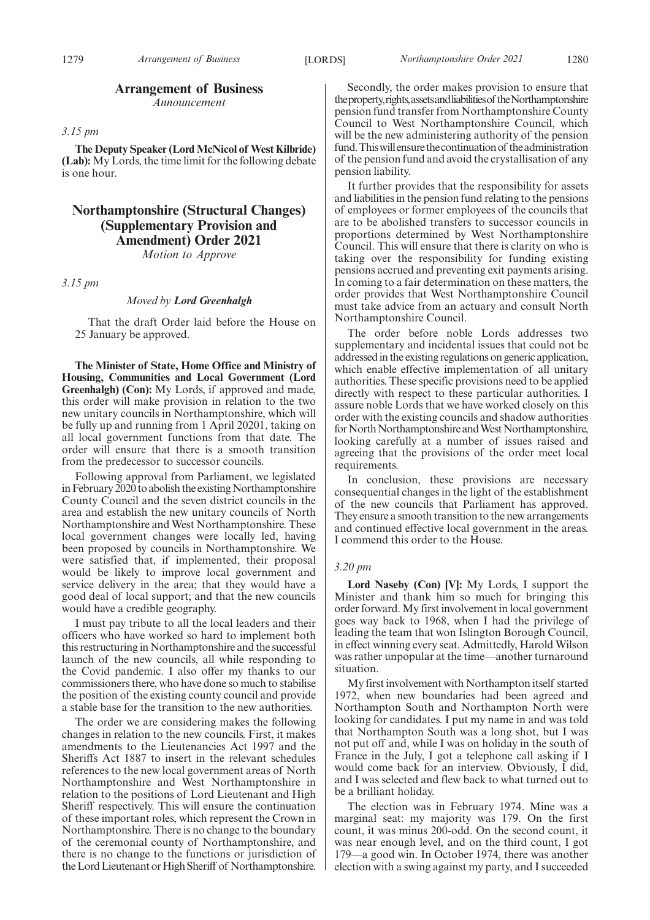## Arrangement of Business

*Announcement*

*3.15 pm*

**The Deputy Speaker (Lord McNicol of West Kilbride) (Lab):** My Lords, the time limit for the following debate is one hour.

## Northamptonshire (Structural Changes) (Supplementary Provision and Amendment) Order 2021

*Motion to Approve*

*3.15 pm*

*Moved by* ***Lord Greenhalgh***

That the draft Order laid before the House on 25 January be approved.

**The Minister of State, Home Office and Ministry of Housing, Communities and Local Government (Lord Greenhalgh) (Con):** My Lords, if approved and made, this order will make provision in relation to the two new unitary councils in Northamptonshire, which will be fully up and running from 1 April 20201, taking on all local government functions from that date. The order will ensure that there is a smooth transition from the predecessor to successor councils.

Following approval from Parliament, we legislated in February 2020 to abolish the existing Northamptonshire County Council and the seven district councils in the area and establish the new unitary councils of North Northamptonshire and West Northamptonshire. These local government changes were locally led, having been proposed by councils in Northamptonshire. We were satisfied that, if implemented, their proposal would be likely to improve local government and service delivery in the area; that they would have a good deal of local support; and that the new councils would have a credible geography.

I must pay tribute to all the local leaders and their officers who have worked so hard to implement both this restructuring in Northamptonshire and the successful launch of the new councils, all while responding to the Covid pandemic. I also offer my thanks to our commissioners there, who have done so much to stabilise the position of the existing county council and provide a stable base for the transition to the new authorities.

The order we are considering makes the following changes in relation to the new councils. First, it makes amendments to the Lieutenancies Act 1997 and the Sheriffs Act 1887 to insert in the relevant schedules references to the new local government areas of North Northamptonshire and West Northamptonshire in relation to the positions of Lord Lieutenant and High Sheriff respectively. This will ensure the continuation of these important roles, which represent the Crown in Northamptonshire. There is no change to the boundary of the ceremonial county of Northamptonshire, and there is no change to the functions or jurisdiction of the Lord Lieutenant or High Sheriff of Northamptonshire.

Secondly, the order makes provision to ensure that the property, rights, assets and liabilities of the Northamptonshire pension fund transfer from Northamptonshire County Council to West Northamptonshire Council, which will be the new administering authority of the pension fund. This will ensure the continuation of the administration of the pension fund and avoid the crystallisation of any pension liability.

It further provides that the responsibility for assets and liabilities in the pension fund relating to the pensions of employees or former employees of the councils that are to be abolished transfers to successor councils in proportions determined by West Northamptonshire Council. This will ensure that there is clarity on who is taking over the responsibility for funding existing pensions accrued and preventing exit payments arising. In coming to a fair determination on these matters, the order provides that West Northamptonshire Council must take advice from an actuary and consult North Northamptonshire Council.

The order before noble Lords addresses two supplementary and incidental issues that could not be addressed in the existing regulations on generic application, which enable effective implementation of all unitary authorities. These specific provisions need to be applied directly with respect to these particular authorities. I assure noble Lords that we have worked closely on this order with the existing councils and shadow authorities for North Northamptonshire and West Northamptonshire, looking carefully at a number of issues raised and agreeing that the provisions of the order meet local requirements.

In conclusion, these provisions are necessary consequential changes in the light of the establishment of the new councils that Parliament has approved. They ensure a smooth transition to the new arrangements and continued effective local government in the areas. I commend this order to the House.

*3.20 pm*

**Lord Naseby (Con) [V]:** My Lords, I support the Minister and thank him so much for bringing this order forward. My first involvement in local government goes way back to 1968, when I had the privilege of leading the team that won Islington Borough Council, in effect winning every seat. Admittedly, Harold Wilson was rather unpopular at the time—another turnaround situation.

My first involvement with Northampton itself started 1972, when new boundaries had been agreed and Northampton South and Northampton North were looking for candidates. I put my name in and was told that Northampton South was a long shot, but I was not put off and, while I was on holiday in the south of France in the July, I got a telephone call asking if I would come back for an interview. Obviously, I did, and I was selected and flew back to what turned out to be a brilliant holiday.

The election was in February 1974. Mine was a marginal seat: my majority was 179. On the first count, it was minus 200-odd. On the second count, it was near enough level, and on the third count, I got 179—a good win. In October 1974, there was another election with a swing against my party, and I succeeded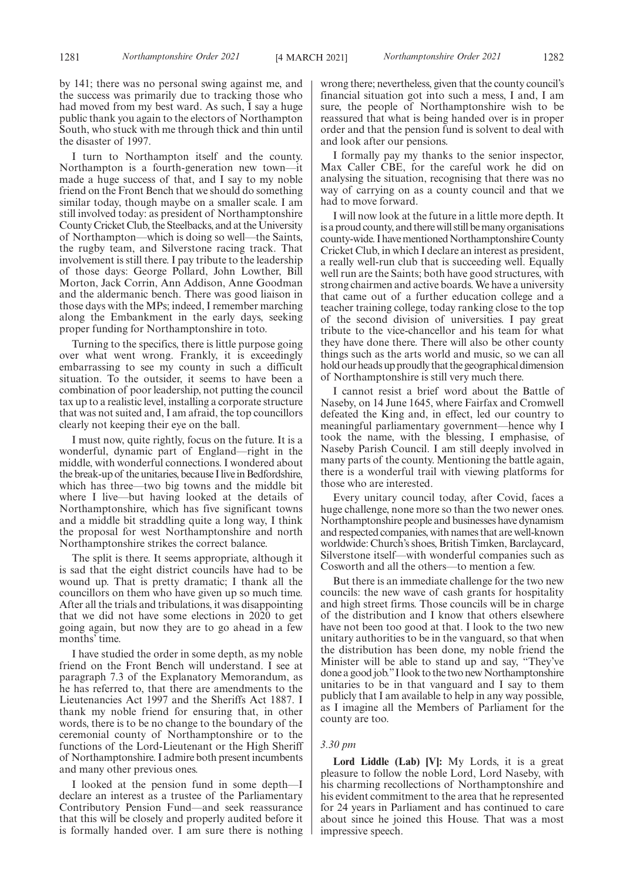by 141; there was no personal swing against me, and the success was primarily due to tracking those who had moved from my best ward. As such, I say a huge public thank you again to the electors of Northampton South, who stuck with me through thick and thin until the disaster of 1997.

I turn to Northampton itself and the county. Northampton is a fourth-generation new town—it made a huge success of that, and I say to my noble friend on the Front Bench that we should do something similar today, though maybe on a smaller scale. I am still involved today: as president of Northamptonshire County Cricket Club, the Steelbacks, and at the University of Northampton—which is doing so well—the Saints, the rugby team, and Silverstone racing track. That involvement is still there. I pay tribute to the leadership of those days: George Pollard, John Lowther, Bill Morton, Jack Corrin, Ann Addison, Anne Goodman and the aldermanic bench. There was good liaison in those days with the MPs; indeed, I remember marching along the Embankment in the early days, seeking proper funding for Northamptonshire in toto.

Turning to the specifics, there is little purpose going over what went wrong. Frankly, it is exceedingly embarrassing to see my county in such a difficult situation. To the outsider, it seems to have been a combination of poor leadership, not putting the council tax up to a realistic level, installing a corporate structure that was not suited and, I am afraid, the top councillors clearly not keeping their eye on the ball.

I must now, quite rightly, focus on the future. It is a wonderful, dynamic part of England—right in the middle, with wonderful connections. I wondered about the break-up of the unitaries, because I live in Bedfordshire, which has three—two big towns and the middle bit where I live—but having looked at the details of Northamptonshire, which has five significant towns and a middle bit straddling quite a long way, I think the proposal for west Northamptonshire and north Northamptonshire strikes the correct balance.

The split is there. It seems appropriate, although it is sad that the eight district councils have had to be wound up. That is pretty dramatic; I thank all the councillors on them who have given up so much time. After all the trials and tribulations, it was disappointing that we did not have some elections in 2020 to get going again, but now they are to go ahead in a few months' time.

I have studied the order in some depth, as my noble friend on the Front Bench will understand. I see at paragraph 7.3 of the Explanatory Memorandum, as he has referred to, that there are amendments to the Lieutenancies Act 1997 and the Sheriffs Act 1887. I thank my noble friend for ensuring that, in other words, there is to be no change to the boundary of the ceremonial county of Northamptonshire or to the functions of the Lord-Lieutenant or the High Sheriff of Northamptonshire. I admire both present incumbents and many other previous ones.

I looked at the pension fund in some depth—I declare an interest as a trustee of the Parliamentary Contributory Pension Fund—and seek reassurance that this will be closely and properly audited before it is formally handed over. I am sure there is nothing wrong there; nevertheless, given that the county council's financial situation got into such a mess, I and, I am sure, the people of Northamptonshire wish to be reassured that what is being handed over is in proper order and that the pension fund is solvent to deal with and look after our pensions.

I formally pay my thanks to the senior inspector, Max Caller CBE, for the careful work he did on analysing the situation, recognising that there was no way of carrying on as a county council and that we had to move forward.

I will now look at the future in a little more depth. It is a proud county, and there will still be many organisations county-wide. I have mentioned Northamptonshire County Cricket Club, in which I declare an interest as president, a really well-run club that is succeeding well. Equally well run are the Saints; both have good structures, with strong chairmen and active boards. We have a university that came out of a further education college and a teacher training college, today ranking close to the top of the second division of universities. I pay great tribute to the vice-chancellor and his team for what they have done there. There will also be other county things such as the arts world and music, so we can all hold our heads up proudly that the geographical dimension of Northamptonshire is still very much there.

I cannot resist a brief word about the Battle of Naseby, on 14 June 1645, where Fairfax and Cromwell defeated the King and, in effect, led our country to meaningful parliamentary government—hence why I took the name, with the blessing, I emphasise, of Naseby Parish Council. I am still deeply involved in many parts of the county. Mentioning the battle again, there is a wonderful trail with viewing platforms for those who are interested.

Every unitary council today, after Covid, faces a huge challenge, none more so than the two newer ones. Northamptonshire people and businesses have dynamism and respected companies, with names that are well-known worldwide: Church's shoes, British Timken, Barclaycard, Silverstone itself—with wonderful companies such as Cosworth and all the others—to mention a few.

But there is an immediate challenge for the two new councils: the new wave of cash grants for hospitality and high street firms. Those councils will be in charge of the distribution and I know that others elsewhere have not been too good at that. I look to the two new unitary authorities to be in the vanguard, so that when the distribution has been done, my noble friend the Minister will be able to stand up and say, "They've done a good job." I look to the two new Northamptonshire unitaries to be in that vanguard and I say to them publicly that I am available to help in any way possible, as I imagine all the Members of Parliament for the county are too.

*3.30 pm*

**Lord Liddle (Lab) [V]:** My Lords, it is a great pleasure to follow the noble Lord, Lord Naseby, with his charming recollections of Northamptonshire and his evident commitment to the area that he represented for 24 years in Parliament and has continued to care about since he joined this House. That was a most impressive speech.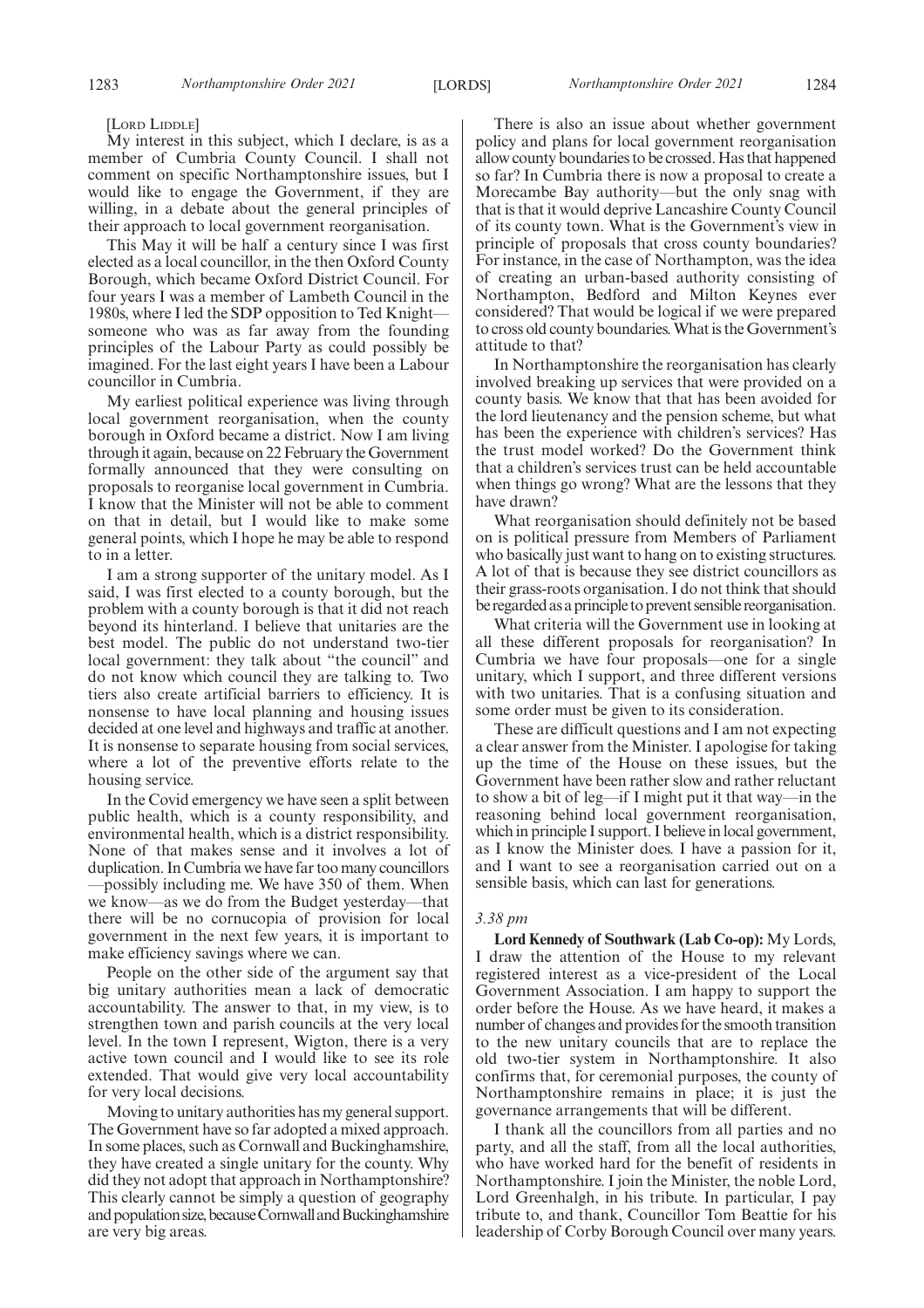[Lord Liddle]

My interest in this subject, which I declare, is as a member of Cumbria County Council. I shall not comment on specific Northamptonshire issues, but I would like to engage the Government, if they are willing, in a debate about the general principles of their approach to local government reorganisation.

This May it will be half a century since I was first elected as a local councillor, in the then Oxford County Borough, which became Oxford District Council. For four years I was a member of Lambeth Council in the 1980s, where I led the SDP opposition to Ted Knight—someone who was as far away from the founding principles of the Labour Party as could possibly be imagined. For the last eight years I have been a Labour councillor in Cumbria.

My earliest political experience was living through local government reorganisation, when the county borough in Oxford became a district. Now I am living through it again, because on 22 February the Government formally announced that they were consulting on proposals to reorganise local government in Cumbria. I know that the Minister will not be able to comment on that in detail, but I would like to make some general points, which I hope he may be able to respond to in a letter.

I am a strong supporter of the unitary model. As I said, I was first elected to a county borough, but the problem with a county borough is that it did not reach beyond its hinterland. I believe that unitaries are the best model. The public do not understand two-tier local government: they talk about "the council" and do not know which council they are talking to. Two tiers also create artificial barriers to efficiency. It is nonsense to have local planning and housing issues decided at one level and highways and traffic at another. It is nonsense to separate housing from social services, where a lot of the preventive efforts relate to the housing service.

In the Covid emergency we have seen a split between public health, which is a county responsibility, and environmental health, which is a district responsibility. None of that makes sense and it involves a lot of duplication. In Cumbria we have far too many councillors—possibly including me. We have 350 of them. When we know—as we do from the Budget yesterday—that there will be no cornucopia of provision for local government in the next few years, it is important to make efficiency savings where we can.

People on the other side of the argument say that big unitary authorities mean a lack of democratic accountability. The answer to that, in my view, is to strengthen town and parish councils at the very local level. In the town I represent, Wigton, there is a very active town council and I would like to see its role extended. That would give very local accountability for very local decisions.

Moving to unitary authorities has my general support. The Government have so far adopted a mixed approach. In some places, such as Cornwall and Buckinghamshire, they have created a single unitary for the county. Why did they not adopt that approach in Northamptonshire? This clearly cannot be simply a question of geography and population size, because Cornwall and Buckinghamshire are very big areas.

There is also an issue about whether government policy and plans for local government reorganisation allow county boundaries to be crossed. Has that happened so far? In Cumbria there is now a proposal to create a Morecambe Bay authority—but the only snag with that is that it would deprive Lancashire County Council of its county town. What is the Government's view in principle of proposals that cross county boundaries? For instance, in the case of Northampton, was the idea of creating an urban-based authority consisting of Northampton, Bedford and Milton Keynes ever considered? That would be logical if we were prepared to cross old county boundaries. What is the Government's attitude to that?

In Northamptonshire the reorganisation has clearly involved breaking up services that were provided on a county basis. We know that that has been avoided for the lord lieutenancy and the pension scheme, but what has been the experience with children's services? Has the trust model worked? Do the Government think that a children's services trust can be held accountable when things go wrong? What are the lessons that they have drawn?

What reorganisation should definitely not be based on is political pressure from Members of Parliament who basically just want to hang on to existing structures. A lot of that is because they see district councillors as their grass-roots organisation. I do not think that should be regarded as a principle to prevent sensible reorganisation.

What criteria will the Government use in looking at all these different proposals for reorganisation? In Cumbria we have four proposals—one for a single unitary, which I support, and three different versions with two unitaries. That is a confusing situation and some order must be given to its consideration.

These are difficult questions and I am not expecting a clear answer from the Minister. I apologise for taking up the time of the House on these issues, but the Government have been rather slow and rather reluctant to show a bit of leg—if I might put it that way—in the reasoning behind local government reorganisation, which in principle I support. I believe in local government, as I know the Minister does. I have a passion for it, and I want to see a reorganisation carried out on a sensible basis, which can last for generations.

*3.38 pm*

**Lord Kennedy of Southwark (Lab Co-op):** My Lords, I draw the attention of the House to my relevant registered interest as a vice-president of the Local Government Association. I am happy to support the order before the House. As we have heard, it makes a number of changes and provides for the smooth transition to the new unitary councils that are to replace the old two-tier system in Northamptonshire. It also confirms that, for ceremonial purposes, the county of Northamptonshire remains in place; it is just the governance arrangements that will be different.

I thank all the councillors from all parties and no party, and all the staff, from all the local authorities, who have worked hard for the benefit of residents in Northamptonshire. I join the Minister, the noble Lord, Lord Greenhalgh, in his tribute. In particular, I pay tribute to, and thank, Councillor Tom Beattie for his leadership of Corby Borough Council over many years.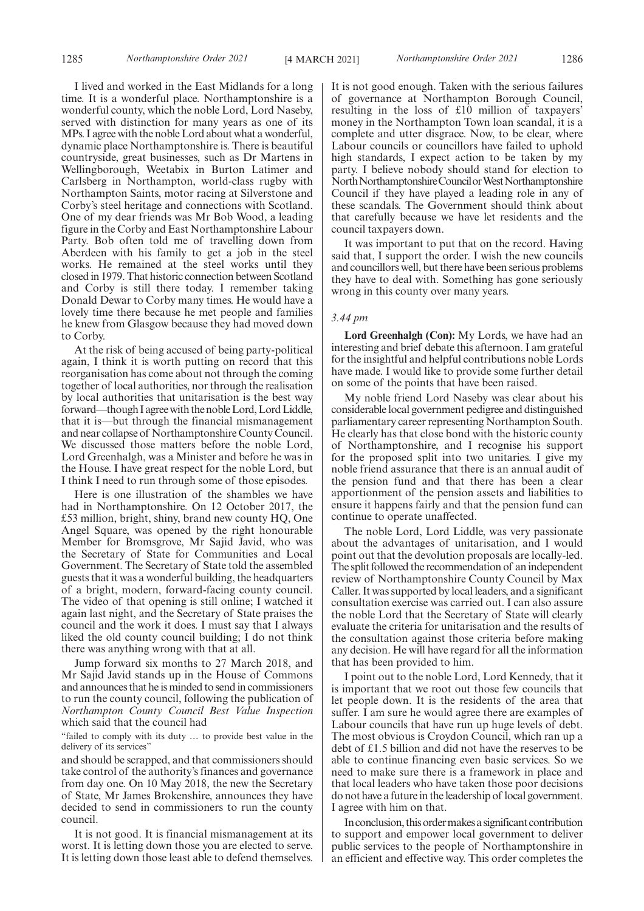I lived and worked in the East Midlands for a long time. It is a wonderful place. Northamptonshire is a wonderful county, which the noble Lord, Lord Naseby, served with distinction for many years as one of its MPs. I agree with the noble Lord about what a wonderful, dynamic place Northamptonshire is. There is beautiful countryside, great businesses, such as Dr Martens in Wellingborough, Weetabix in Burton Latimer and Carlsberg in Northampton, world-class rugby with Northampton Saints, motor racing at Silverstone and Corby's steel heritage and connections with Scotland. One of my dear friends was Mr Bob Wood, a leading figure in the Corby and East Northamptonshire Labour Party. Bob often told me of travelling down from Aberdeen with his family to get a job in the steel works. He remained at the steel works until they closed in 1979. That historic connection between Scotland and Corby is still there today. I remember taking Donald Dewar to Corby many times. He would have a lovely time there because he met people and families he knew from Glasgow because they had moved down to Corby.

At the risk of being accused of being party-political again, I think it is worth putting on record that this reorganisation has come about not through the coming together of local authorities, nor through the realisation by local authorities that unitarisation is the best way forward—though I agree with the noble Lord, Lord Liddle, that it is—but through the financial mismanagement and near collapse of Northamptonshire County Council. We discussed those matters before the noble Lord, Lord Greenhalgh, was a Minister and before he was in the House. I have great respect for the noble Lord, but I think I need to run through some of those episodes.

Here is one illustration of the shambles we have had in Northamptonshire. On 12 October 2017, the £53 million, bright, shiny, brand new county HQ, One Angel Square, was opened by the right honourable Member for Bromsgrove, Mr Sajid Javid, who was the Secretary of State for Communities and Local Government. The Secretary of State told the assembled guests that it was a wonderful building, the headquarters of a bright, modern, forward-facing county council. The video of that opening is still online; I watched it again last night, and the Secretary of State praises the council and the work it does. I must say that I always liked the old county council building; I do not think there was anything wrong with that at all.

Jump forward six months to 27 March 2018, and Mr Sajid Javid stands up in the House of Commons and announces that he is minded to send in commissioners to run the county council, following the publication of *Northampton County Council Best Value Inspection* which said that the council had

"failed to comply with its duty … to provide best value in the delivery of its services"

and should be scrapped, and that commissioners should take control of the authority's finances and governance from day one. On 10 May 2018, the new the Secretary of State, Mr James Brokenshire, announces they have decided to send in commissioners to run the county council.

It is not good. It is financial mismanagement at its worst. It is letting down those you are elected to serve. It is letting down those least able to defend themselves. It is not good enough. Taken with the serious failures of governance at Northampton Borough Council, resulting in the loss of £10 million of taxpayers' money in the Northampton Town loan scandal, it is a complete and utter disgrace. Now, to be clear, where Labour councils or councillors have failed to uphold high standards, I expect action to be taken by my party. I believe nobody should stand for election to North Northamptonshire Council or West Northamptonshire Council if they have played a leading role in any of these scandals. The Government should think about that carefully because we have let residents and the council taxpayers down.

It was important to put that on the record. Having said that, I support the order. I wish the new councils and councillors well, but there have been serious problems they have to deal with. Something has gone seriously wrong in this county over many years.

*3.44 pm*

**Lord Greenhalgh (Con):** My Lords, we have had an interesting and brief debate this afternoon. I am grateful for the insightful and helpful contributions noble Lords have made. I would like to provide some further detail on some of the points that have been raised.

My noble friend Lord Naseby was clear about his considerable local government pedigree and distinguished parliamentary career representing Northampton South. He clearly has that close bond with the historic county of Northamptonshire, and I recognise his support for the proposed split into two unitaries. I give my noble friend assurance that there is an annual audit of the pension fund and that there has been a clear apportionment of the pension assets and liabilities to ensure it happens fairly and that the pension fund can continue to operate unaffected.

The noble Lord, Lord Liddle, was very passionate about the advantages of unitarisation, and I would point out that the devolution proposals are locally-led. The split followed the recommendation of an independent review of Northamptonshire County Council by Max Caller. It was supported by local leaders, and a significant consultation exercise was carried out. I can also assure the noble Lord that the Secretary of State will clearly evaluate the criteria for unitarisation and the results of the consultation against those criteria before making any decision. He will have regard for all the information that has been provided to him.

I point out to the noble Lord, Lord Kennedy, that it is important that we root out those few councils that let people down. It is the residents of the area that suffer. I am sure he would agree there are examples of Labour councils that have run up huge levels of debt. The most obvious is Croydon Council, which ran up a debt of £1.5 billion and did not have the reserves to be able to continue financing even basic services. So we need to make sure there is a framework in place and that local leaders who have taken those poor decisions do not have a future in the leadership of local government. I agree with him on that.

In conclusion, this order makes a significant contribution to support and empower local government to deliver public services to the people of Northamptonshire in an efficient and effective way. This order completes the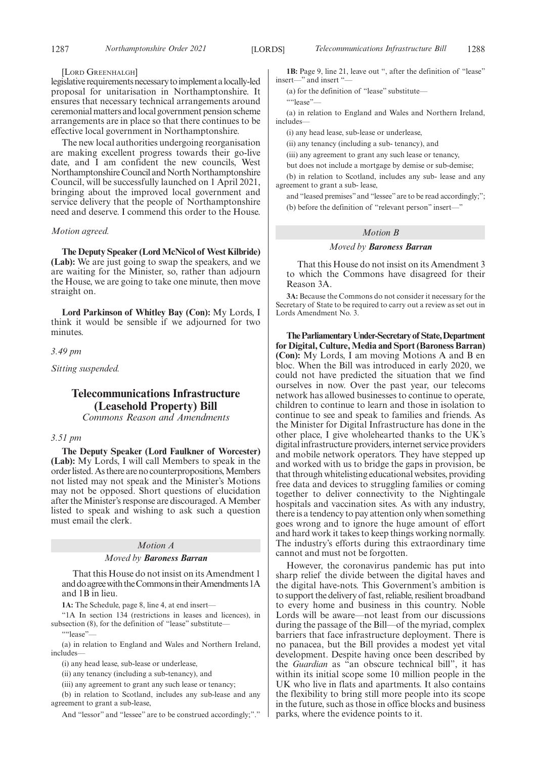[Lord Greenhalgh]

legislative requirements necessary to implement a locally-led proposal for unitarisation in Northamptonshire. It ensures that necessary technical arrangements around ceremonial matters and local government pension scheme arrangements are in place so that there continues to be effective local government in Northamptonshire.

The new local authorities undergoing reorganisation are making excellent progress towards their go-live date, and I am confident the new councils, West Northamptonshire Council and North Northamptonshire Council, will be successfully launched on 1 April 2021, bringing about the improved local government and service delivery that the people of Northamptonshire need and deserve. I commend this order to the House.

*Motion agreed.*

**The Deputy Speaker (Lord McNicol of West Kilbride) (Lab):** We are just going to swap the speakers, and we are waiting for the Minister, so, rather than adjourn the House, we are going to take one minute, then move straight on.

**Lord Parkinson of Whitley Bay (Con):** My Lords, I think it would be sensible if we adjourned for two minutes.

*3.49 pm*

*Sitting suspended.*

## Telecommunications Infrastructure (Leasehold Property) Bill

*Commons Reason and Amendments*

*3.51 pm*

**The Deputy Speaker (Lord Faulkner of Worcester) (Lab):** My Lords, I will call Members to speak in the order listed. As there are no counterpropositions, Members not listed may not speak and the Minister's Motions may not be opposed. Short questions of elucidation after the Minister's response are discouraged. A Member listed to speak and wishing to ask such a question must email the clerk.

### *Motion A*

*Moved by* ***Baroness Barran***

That this House do not insist on its Amendment 1 and do agree with the Commons in their Amendments 1A and 1B in lieu.

**1A:** The Schedule, page 8, line 4, at end insert—

"1A In section 134 (restrictions in leases and licences), in subsection (8), for the definition of "lease" substitute—

""lease"—

(a) in relation to England and Wales and Northern Ireland, includes—

(i) any head lease, sub-lease or underlease,

(ii) any tenancy (including a sub-tenancy), and

(iii) any agreement to grant any such lease or tenancy;

(b) in relation to Scotland, includes any sub-lease and any agreement to grant a sub-lease,

And "lessor" and "lessee" are to be construed accordingly;"."

**1B:** Page 9, line 21, leave out ", after the definition of "lease" insert—" and insert "—

(a) for the definition of "lease" substitute—

""lease"—

(a) in relation to England and Wales and Northern Ireland, includes—

(i) any head lease, sub-lease or underlease,

(ii) any tenancy (including a sub- tenancy), and

(iii) any agreement to grant any such lease or tenancy,

but does not include a mortgage by demise or sub-demise;

(b) in relation to Scotland, includes any sub- lease and any agreement to grant a sub- lease,

and "leased premises" and "lessee" are to be read accordingly;";

(b) before the definition of "relevant person" insert—"

### *Motion B*

*Moved by* ***Baroness Barran***

That this House do not insist on its Amendment 3 to which the Commons have disagreed for their Reason 3A.

**3A:** Because the Commons do not consider it necessary for the Secretary of State to be required to carry out a review as set out in Lords Amendment No. 3.

**The Parliamentary Under-Secretary of State, Department for Digital, Culture, Media and Sport (Baroness Barran) (Con):** My Lords, I am moving Motions A and B en bloc. When the Bill was introduced in early 2020, we could not have predicted the situation that we find ourselves in now. Over the past year, our telecoms network has allowed businesses to continue to operate, children to continue to learn and those in isolation to continue to see and speak to families and friends. As the Minister for Digital Infrastructure has done in the other place, I give wholehearted thanks to the UK's digital infrastructure providers, internet service providers and mobile network operators. They have stepped up and worked with us to bridge the gaps in provision, be that through whitelisting educational websites, providing free data and devices to struggling families or coming together to deliver connectivity to the Nightingale hospitals and vaccination sites. As with any industry, there is a tendency to pay attention only when something goes wrong and to ignore the huge amount of effort and hard work it takes to keep things working normally. The industry's efforts during this extraordinary time cannot and must not be forgotten.

However, the coronavirus pandemic has put into sharp relief the divide between the digital haves and the digital have-nots. This Government's ambition is to support the delivery of fast, reliable, resilient broadband to every home and business in this country. Noble Lords will be aware—not least from our discussions during the passage of the Bill—of the myriad, complex barriers that face infrastructure deployment. There is no panacea, but the Bill provides a modest yet vital development. Despite having once been described by the *Guardian* as "an obscure technical bill", it has within its initial scope some 10 million people in the UK who live in flats and apartments. It also contains the flexibility to bring still more people into its scope in the future, such as those in office blocks and business parks, where the evidence points to it.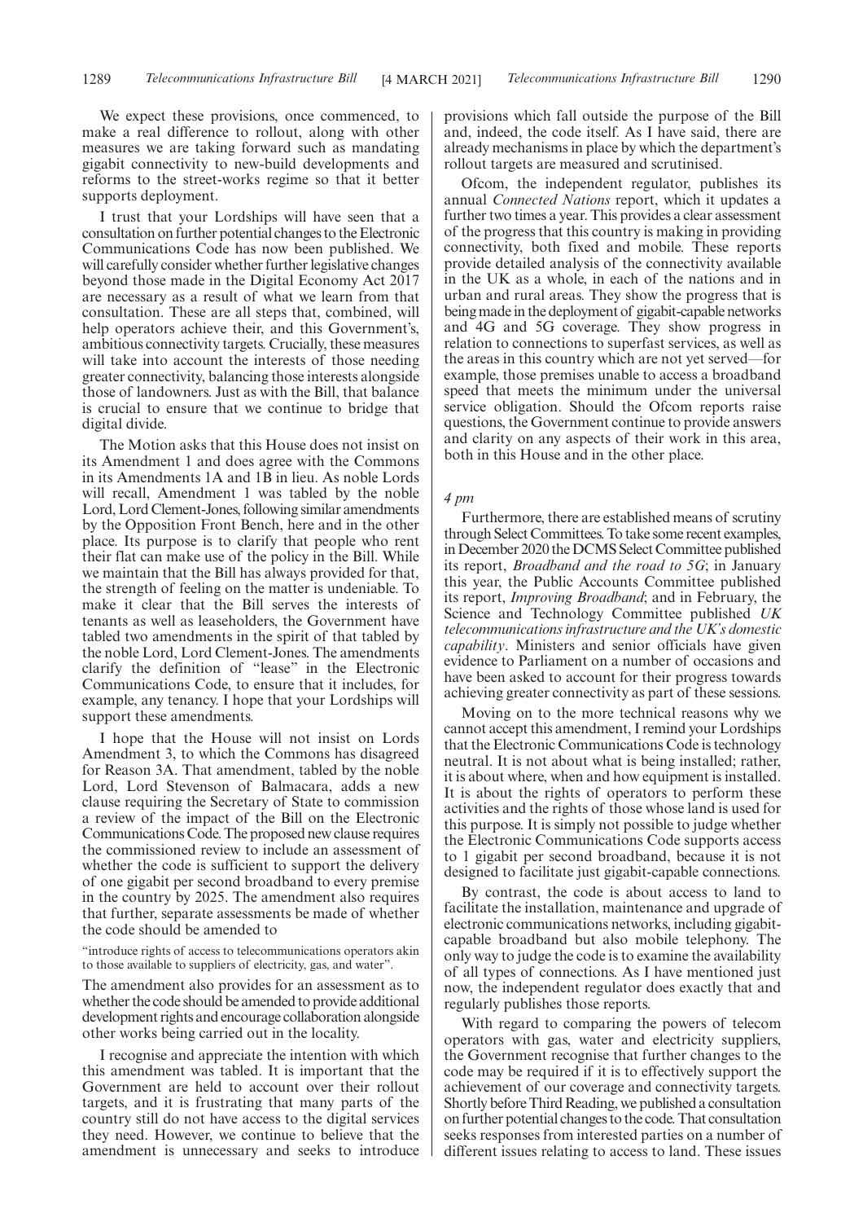We expect these provisions, once commenced, to make a real difference to rollout, along with other measures we are taking forward such as mandating gigabit connectivity to new-build developments and reforms to the street-works regime so that it better supports deployment.

I trust that your Lordships will have seen that a consultation on further potential changes to the Electronic Communications Code has now been published. We will carefully consider whether further legislative changes beyond those made in the Digital Economy Act 2017 are necessary as a result of what we learn from that consultation. These are all steps that, combined, will help operators achieve their, and this Government's, ambitious connectivity targets. Crucially, these measures will take into account the interests of those needing greater connectivity, balancing those interests alongside those of landowners. Just as with the Bill, that balance is crucial to ensure that we continue to bridge that digital divide.

The Motion asks that this House does not insist on its Amendment 1 and does agree with the Commons in its Amendments 1A and 1B in lieu. As noble Lords will recall, Amendment 1 was tabled by the noble Lord, Lord Clement-Jones, following similar amendments by the Opposition Front Bench, here and in the other place. Its purpose is to clarify that people who rent their flat can make use of the policy in the Bill. While we maintain that the Bill has always provided for that, the strength of feeling on the matter is undeniable. To make it clear that the Bill serves the interests of tenants as well as leaseholders, the Government have tabled two amendments in the spirit of that tabled by the noble Lord, Lord Clement-Jones. The amendments clarify the definition of "lease" in the Electronic Communications Code, to ensure that it includes, for example, any tenancy. I hope that your Lordships will support these amendments.

I hope that the House will not insist on Lords Amendment 3, to which the Commons has disagreed for Reason 3A. That amendment, tabled by the noble Lord, Lord Stevenson of Balmacara, adds a new clause requiring the Secretary of State to commission a review of the impact of the Bill on the Electronic Communications Code. The proposed new clause requires the commissioned review to include an assessment of whether the code is sufficient to support the delivery of one gigabit per second broadband to every premise in the country by 2025. The amendment also requires that further, separate assessments be made of whether the code should be amended to

"introduce rights of access to telecommunications operators akin to those available to suppliers of electricity, gas, and water".

The amendment also provides for an assessment as to whether the code should be amended to provide additional development rights and encourage collaboration alongside other works being carried out in the locality.

I recognise and appreciate the intention with which this amendment was tabled. It is important that the Government are held to account over their rollout targets, and it is frustrating that many parts of the country still do not have access to the digital services they need. However, we continue to believe that the amendment is unnecessary and seeks to introduce provisions which fall outside the purpose of the Bill and, indeed, the code itself. As I have said, there are already mechanisms in place by which the department's rollout targets are measured and scrutinised.

Ofcom, the independent regulator, publishes its annual *Connected Nations* report, which it updates a further two times a year. This provides a clear assessment of the progress that this country is making in providing connectivity, both fixed and mobile. These reports provide detailed analysis of the connectivity available in the UK as a whole, in each of the nations and in urban and rural areas. They show the progress that is being made in the deployment of gigabit-capable networks and 4G and 5G coverage. They show progress in relation to connections to superfast services, as well as the areas in this country which are not yet served—for example, those premises unable to access a broadband speed that meets the minimum under the universal service obligation. Should the Ofcom reports raise questions, the Government continue to provide answers and clarity on any aspects of their work in this area, both in this House and in the other place.

*4 pm*

Furthermore, there are established means of scrutiny through Select Committees. To take some recent examples, in December 2020 the DCMS Select Committee published its report, *Broadband and the road to 5G*; in January this year, the Public Accounts Committee published its report, *Improving Broadband*; and in February, the Science and Technology Committee published *UK telecommunications infrastructure and the UK's domestic capability*. Ministers and senior officials have given evidence to Parliament on a number of occasions and have been asked to account for their progress towards achieving greater connectivity as part of these sessions.

Moving on to the more technical reasons why we cannot accept this amendment, I remind your Lordships that the Electronic Communications Code is technology neutral. It is not about what is being installed; rather, it is about where, when and how equipment is installed. It is about the rights of operators to perform these activities and the rights of those whose land is used for this purpose. It is simply not possible to judge whether the Electronic Communications Code supports access to 1 gigabit per second broadband, because it is not designed to facilitate just gigabit-capable connections.

By contrast, the code is about access to land to facilitate the installation, maintenance and upgrade of electronic communications networks, including gigabit-capable broadband but also mobile telephony. The only way to judge the code is to examine the availability of all types of connections. As I have mentioned just now, the independent regulator does exactly that and regularly publishes those reports.

With regard to comparing the powers of telecom operators with gas, water and electricity suppliers, the Government recognise that further changes to the code may be required if it is to effectively support the achievement of our coverage and connectivity targets. Shortly before Third Reading, we published a consultation on further potential changes to the code. That consultation seeks responses from interested parties on a number of different issues relating to access to land. These issues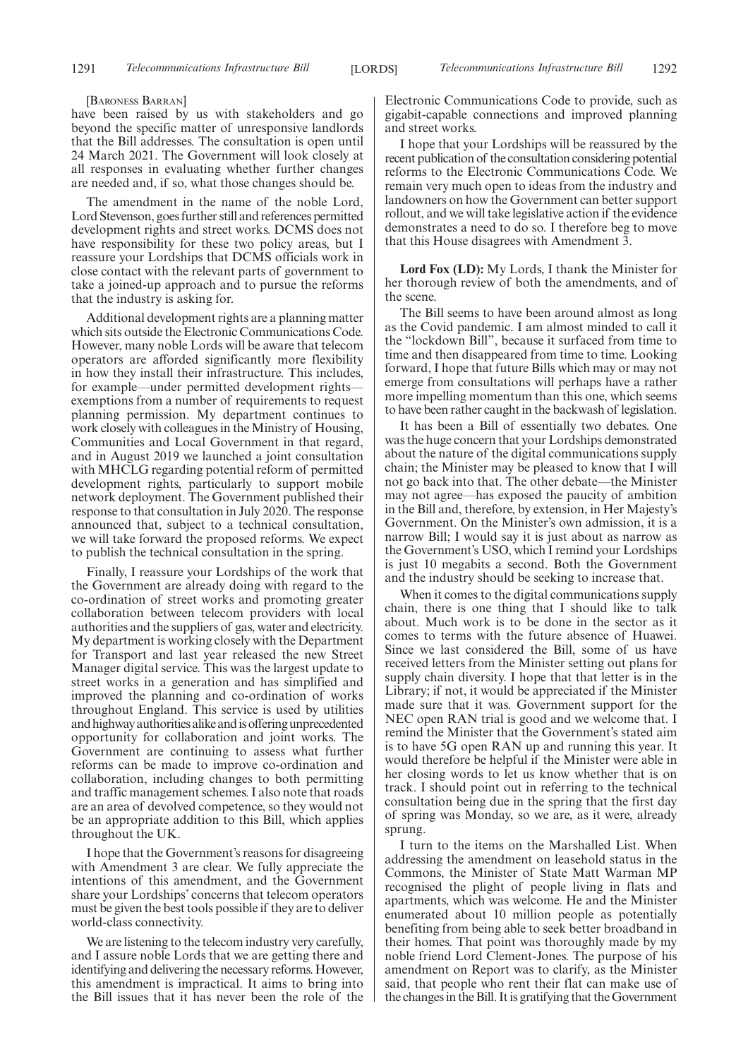[Baroness Barran]

have been raised by us with stakeholders and go beyond the specific matter of unresponsive landlords that the Bill addresses. The consultation is open until 24 March 2021. The Government will look closely at all responses in evaluating whether further changes are needed and, if so, what those changes should be.

The amendment in the name of the noble Lord, Lord Stevenson, goes further still and references permitted development rights and street works. DCMS does not have responsibility for these two policy areas, but I reassure your Lordships that DCMS officials work in close contact with the relevant parts of government to take a joined-up approach and to pursue the reforms that the industry is asking for.

Additional development rights are a planning matter which sits outside the Electronic Communications Code. However, many noble Lords will be aware that telecom operators are afforded significantly more flexibility in how they install their infrastructure. This includes, for example—under permitted development rights—exemptions from a number of requirements to request planning permission. My department continues to work closely with colleagues in the Ministry of Housing, Communities and Local Government in that regard, and in August 2019 we launched a joint consultation with MHCLG regarding potential reform of permitted development rights, particularly to support mobile network deployment. The Government published their response to that consultation in July 2020. The response announced that, subject to a technical consultation, we will take forward the proposed reforms. We expect to publish the technical consultation in the spring.

Finally, I reassure your Lordships of the work that the Government are already doing with regard to the co-ordination of street works and promoting greater collaboration between telecom providers with local authorities and the suppliers of gas, water and electricity. My department is working closely with the Department for Transport and last year released the new Street Manager digital service. This was the largest update to street works in a generation and has simplified and improved the planning and co-ordination of works throughout England. This service is used by utilities and highway authorities alike and is offering unprecedented opportunity for collaboration and joint works. The Government are continuing to assess what further reforms can be made to improve co-ordination and collaboration, including changes to both permitting and traffic management schemes. I also note that roads are an area of devolved competence, so they would not be an appropriate addition to this Bill, which applies throughout the UK.

I hope that the Government's reasons for disagreeing with Amendment 3 are clear. We fully appreciate the intentions of this amendment, and the Government share your Lordships' concerns that telecom operators must be given the best tools possible if they are to deliver world-class connectivity.

We are listening to the telecom industry very carefully, and I assure noble Lords that we are getting there and identifying and delivering the necessary reforms. However, this amendment is impractical. It aims to bring into the Bill issues that it has never been the role of the Electronic Communications Code to provide, such as gigabit-capable connections and improved planning and street works.

I hope that your Lordships will be reassured by the recent publication of the consultation considering potential reforms to the Electronic Communications Code. We remain very much open to ideas from the industry and landowners on how the Government can better support rollout, and we will take legislative action if the evidence demonstrates a need to do so. I therefore beg to move that this House disagrees with Amendment 3.

**Lord Fox (LD):** My Lords, I thank the Minister for her thorough review of both the amendments, and of the scene.

The Bill seems to have been around almost as long as the Covid pandemic. I am almost minded to call it the "lockdown Bill", because it surfaced from time to time and then disappeared from time to time. Looking forward, I hope that future Bills which may or may not emerge from consultations will perhaps have a rather more impelling momentum than this one, which seems to have been rather caught in the backwash of legislation.

It has been a Bill of essentially two debates. One was the huge concern that your Lordships demonstrated about the nature of the digital communications supply chain; the Minister may be pleased to know that I will not go back into that. The other debate—the Minister may not agree—has exposed the paucity of ambition in the Bill and, therefore, by extension, in Her Majesty's Government. On the Minister's own admission, it is a narrow Bill; I would say it is just about as narrow as the Government's USO, which I remind your Lordships is just 10 megabits a second. Both the Government and the industry should be seeking to increase that.

When it comes to the digital communications supply chain, there is one thing that I should like to talk about. Much work is to be done in the sector as it comes to terms with the future absence of Huawei. Since we last considered the Bill, some of us have received letters from the Minister setting out plans for supply chain diversity. I hope that that letter is in the Library; if not, it would be appreciated if the Minister made sure that it was. Government support for the NEC open RAN trial is good and we welcome that. I remind the Minister that the Government's stated aim is to have 5G open RAN up and running this year. It would therefore be helpful if the Minister were able in her closing words to let us know whether that is on track. I should point out in referring to the technical consultation being due in the spring that the first day of spring was Monday, so we are, as it were, already sprung.

I turn to the items on the Marshalled List. When addressing the amendment on leasehold status in the Commons, the Minister of State Matt Warman MP recognised the plight of people living in flats and apartments, which was welcome. He and the Minister enumerated about 10 million people as potentially benefiting from being able to seek better broadband in their homes. That point was thoroughly made by my noble friend Lord Clement-Jones. The purpose of his amendment on Report was to clarify, as the Minister said, that people who rent their flat can make use of the changes in the Bill. It is gratifying that the Government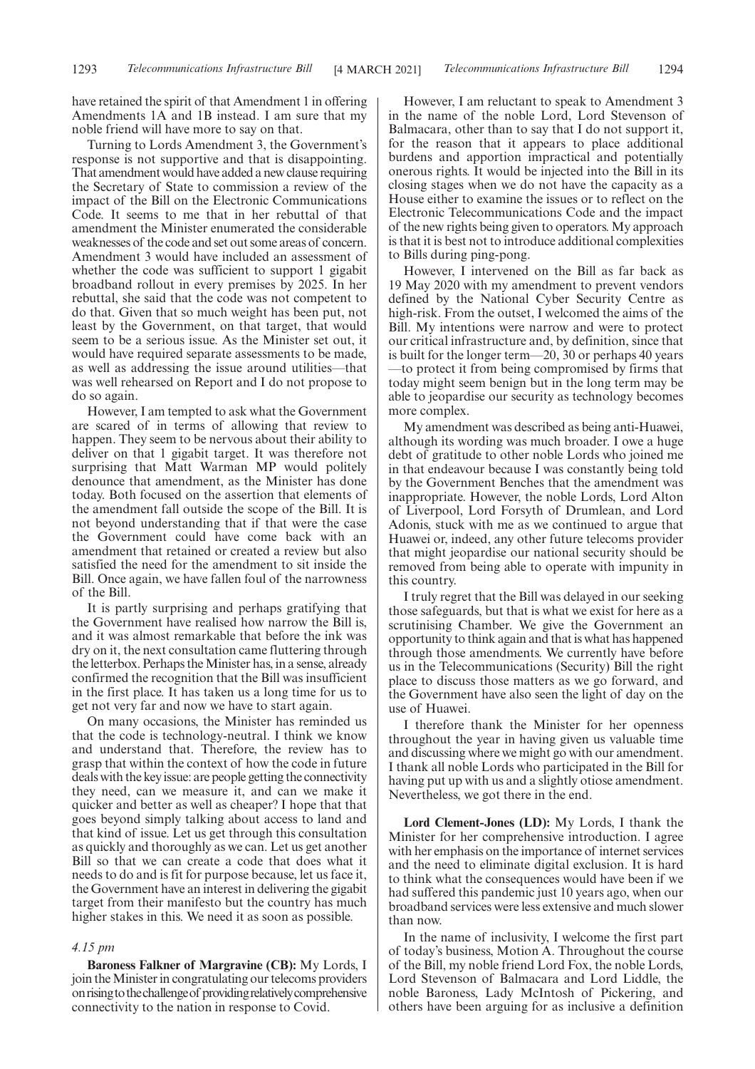have retained the spirit of that Amendment 1 in offering Amendments 1A and 1B instead. I am sure that my noble friend will have more to say on that.

Turning to Lords Amendment 3, the Government's response is not supportive and that is disappointing. That amendment would have added a new clause requiring the Secretary of State to commission a review of the impact of the Bill on the Electronic Communications Code. It seems to me that in her rebuttal of that amendment the Minister enumerated the considerable weaknesses of the code and set out some areas of concern. Amendment 3 would have included an assessment of whether the code was sufficient to support 1 gigabit broadband rollout in every premises by 2025. In her rebuttal, she said that the code was not competent to do that. Given that so much weight has been put, not least by the Government, on that target, that would seem to be a serious issue. As the Minister set out, it would have required separate assessments to be made, as well as addressing the issue around utilities—that was well rehearsed on Report and I do not propose to do so again.

However, I am tempted to ask what the Government are scared of in terms of allowing that review to happen. They seem to be nervous about their ability to deliver on that 1 gigabit target. It was therefore not surprising that Matt Warman MP would politely denounce that amendment, as the Minister has done today. Both focused on the assertion that elements of the amendment fall outside the scope of the Bill. It is not beyond understanding that if that were the case the Government could have come back with an amendment that retained or created a review but also satisfied the need for the amendment to sit inside the Bill. Once again, we have fallen foul of the narrowness of the Bill.

It is partly surprising and perhaps gratifying that the Government have realised how narrow the Bill is, and it was almost remarkable that before the ink was dry on it, the next consultation came fluttering through the letterbox. Perhaps the Minister has, in a sense, already confirmed the recognition that the Bill was insufficient in the first place. It has taken us a long time for us to get not very far and now we have to start again.

On many occasions, the Minister has reminded us that the code is technology-neutral. I think we know and understand that. Therefore, the review has to grasp that within the context of how the code in future deals with the key issue: are people getting the connectivity they need, can we measure it, and can we make it quicker and better as well as cheaper? I hope that that goes beyond simply talking about access to land and that kind of issue. Let us get through this consultation as quickly and thoroughly as we can. Let us get another Bill so that we can create a code that does what it needs to do and is fit for purpose because, let us face it, the Government have an interest in delivering the gigabit target from their manifesto but the country has much higher stakes in this. We need it as soon as possible.

*4.15 pm*

**Baroness Falkner of Margravine (CB):** My Lords, I join the Minister in congratulating our telecoms providers on rising to the challenge of providing relatively comprehensive connectivity to the nation in response to Covid.

However, I am reluctant to speak to Amendment 3 in the name of the noble Lord, Lord Stevenson of Balmacara, other than to say that I do not support it, for the reason that it appears to place additional burdens and apportion impractical and potentially onerous rights. It would be injected into the Bill in its closing stages when we do not have the capacity as a House either to examine the issues or to reflect on the Electronic Telecommunications Code and the impact of the new rights being given to operators. My approach is that it is best not to introduce additional complexities to Bills during ping-pong.

However, I intervened on the Bill as far back as 19 May 2020 with my amendment to prevent vendors defined by the National Cyber Security Centre as high-risk. From the outset, I welcomed the aims of the Bill. My intentions were narrow and were to protect our critical infrastructure and, by definition, since that is built for the longer term—20, 30 or perhaps 40 years—to protect it from being compromised by firms that today might seem benign but in the long term may be able to jeopardise our security as technology becomes more complex.

My amendment was described as being anti-Huawei, although its wording was much broader. I owe a huge debt of gratitude to other noble Lords who joined me in that endeavour because I was constantly being told by the Government Benches that the amendment was inappropriate. However, the noble Lords, Lord Alton of Liverpool, Lord Forsyth of Drumlean, and Lord Adonis, stuck with me as we continued to argue that Huawei or, indeed, any other future telecoms provider that might jeopardise our national security should be removed from being able to operate with impunity in this country.

I truly regret that the Bill was delayed in our seeking those safeguards, but that is what we exist for here as a scrutinising Chamber. We give the Government an opportunity to think again and that is what has happened through those amendments. We currently have before us in the Telecommunications (Security) Bill the right place to discuss those matters as we go forward, and the Government have also seen the light of day on the use of Huawei.

I therefore thank the Minister for her openness throughout the year in having given us valuable time and discussing where we might go with our amendment. I thank all noble Lords who participated in the Bill for having put up with us and a slightly otiose amendment. Nevertheless, we got there in the end.

**Lord Clement-Jones (LD):** My Lords, I thank the Minister for her comprehensive introduction. I agree with her emphasis on the importance of internet services and the need to eliminate digital exclusion. It is hard to think what the consequences would have been if we had suffered this pandemic just 10 years ago, when our broadband services were less extensive and much slower than now.

In the name of inclusivity, I welcome the first part of today's business, Motion A. Throughout the course of the Bill, my noble friend Lord Fox, the noble Lords, Lord Stevenson of Balmacara and Lord Liddle, the noble Baroness, Lady McIntosh of Pickering, and others have been arguing for as inclusive a definition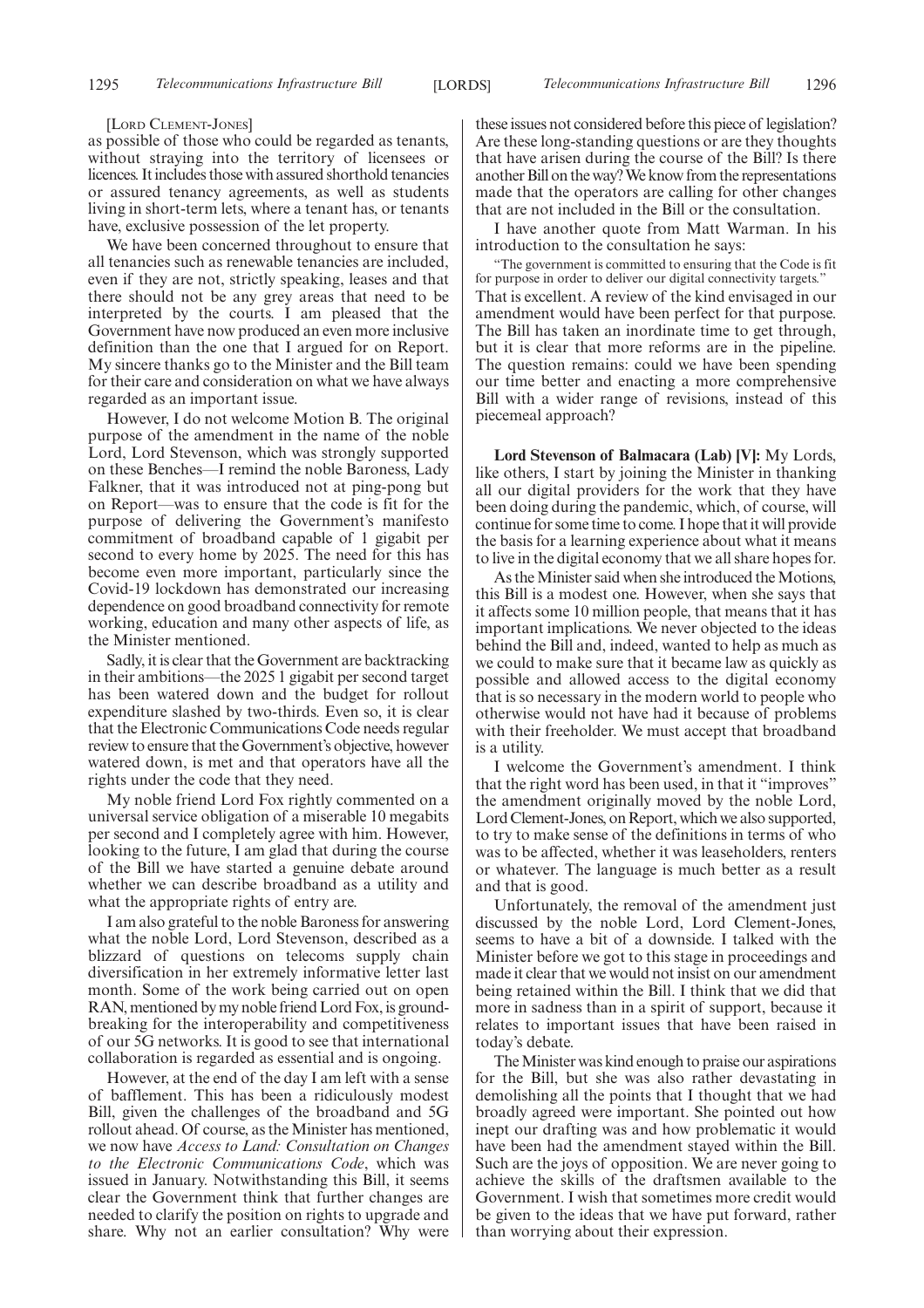[Lord Clement-Jones]

as possible of those who could be regarded as tenants, without straying into the territory of licensees or licences. It includes those with assured shorthold tenancies or assured tenancy agreements, as well as students living in short-term lets, where a tenant has, or tenants have, exclusive possession of the let property.

We have been concerned throughout to ensure that all tenancies such as renewable tenancies are included, even if they are not, strictly speaking, leases and that there should not be any grey areas that need to be interpreted by the courts. I am pleased that the Government have now produced an even more inclusive definition than the one that I argued for on Report. My sincere thanks go to the Minister and the Bill team for their care and consideration on what we have always regarded as an important issue.

However, I do not welcome Motion B. The original purpose of the amendment in the name of the noble Lord, Lord Stevenson, which was strongly supported on these Benches—I remind the noble Baroness, Lady Falkner, that it was introduced not at ping-pong but on Report—was to ensure that the code is fit for the purpose of delivering the Government's manifesto commitment of broadband capable of 1 gigabit per second to every home by 2025. The need for this has become even more important, particularly since the Covid-19 lockdown has demonstrated our increasing dependence on good broadband connectivity for remote working, education and many other aspects of life, as the Minister mentioned.

Sadly, it is clear that the Government are backtracking in their ambitions—the 2025 1 gigabit per second target has been watered down and the budget for rollout expenditure slashed by two-thirds. Even so, it is clear that the Electronic Communications Code needs regular review to ensure that the Government's objective, however watered down, is met and that operators have all the rights under the code that they need.

My noble friend Lord Fox rightly commented on a universal service obligation of a miserable 10 megabits per second and I completely agree with him. However, looking to the future, I am glad that during the course of the Bill we have started a genuine debate around whether we can describe broadband as a utility and what the appropriate rights of entry are.

I am also grateful to the noble Baroness for answering what the noble Lord, Lord Stevenson, described as a blizzard of questions on telecoms supply chain diversification in her extremely informative letter last month. Some of the work being carried out on open RAN, mentioned by my noble friend Lord Fox, is ground-breaking for the interoperability and competitiveness of our 5G networks. It is good to see that international collaboration is regarded as essential and is ongoing.

However, at the end of the day I am left with a sense of bafflement. This has been a ridiculously modest Bill, given the challenges of the broadband and 5G rollout ahead. Of course, as the Minister has mentioned, we now have *Access to Land: Consultation on Changes to the Electronic Communications Code*, which was issued in January. Notwithstanding this Bill, it seems clear the Government think that further changes are needed to clarify the position on rights to upgrade and share. Why not an earlier consultation? Why were these issues not considered before this piece of legislation? Are these long-standing questions or are they thoughts that have arisen during the course of the Bill? Is there another Bill on the way? We know from the representations made that the operators are calling for other changes that are not included in the Bill or the consultation.

I have another quote from Matt Warman. In his introduction to the consultation he says:

"The government is committed to ensuring that the Code is fit for purpose in order to deliver our digital connectivity targets."

That is excellent. A review of the kind envisaged in our amendment would have been perfect for that purpose. The Bill has taken an inordinate time to get through, but it is clear that more reforms are in the pipeline. The question remains: could we have been spending our time better and enacting a more comprehensive Bill with a wider range of revisions, instead of this piecemeal approach?

**Lord Stevenson of Balmacara (Lab) [V]:** My Lords, like others, I start by joining the Minister in thanking all our digital providers for the work that they have been doing during the pandemic, which, of course, will continue for some time to come. I hope that it will provide the basis for a learning experience about what it means to live in the digital economy that we all share hopes for.

As the Minister said when she introduced the Motions, this Bill is a modest one. However, when she says that it affects some 10 million people, that means that it has important implications. We never objected to the ideas behind the Bill and, indeed, wanted to help as much as we could to make sure that it became law as quickly as possible and allowed access to the digital economy that is so necessary in the modern world to people who otherwise would not have had it because of problems with their freeholder. We must accept that broadband is a utility.

I welcome the Government's amendment. I think that the right word has been used, in that it "improves" the amendment originally moved by the noble Lord, Lord Clement-Jones, on Report, which we also supported, to try to make sense of the definitions in terms of who was to be affected, whether it was leaseholders, renters or whatever. The language is much better as a result and that is good.

Unfortunately, the removal of the amendment just discussed by the noble Lord, Lord Clement-Jones, seems to have a bit of a downside. I talked with the Minister before we got to this stage in proceedings and made it clear that we would not insist on our amendment being retained within the Bill. I think that we did that more in sadness than in a spirit of support, because it relates to important issues that have been raised in today's debate.

The Minister was kind enough to praise our aspirations for the Bill, but she was also rather devastating in demolishing all the points that I thought that we had broadly agreed were important. She pointed out how inept our drafting was and how problematic it would have been had the amendment stayed within the Bill. Such are the joys of opposition. We are never going to achieve the skills of the draftsmen available to the Government. I wish that sometimes more credit would be given to the ideas that we have put forward, rather than worrying about their expression.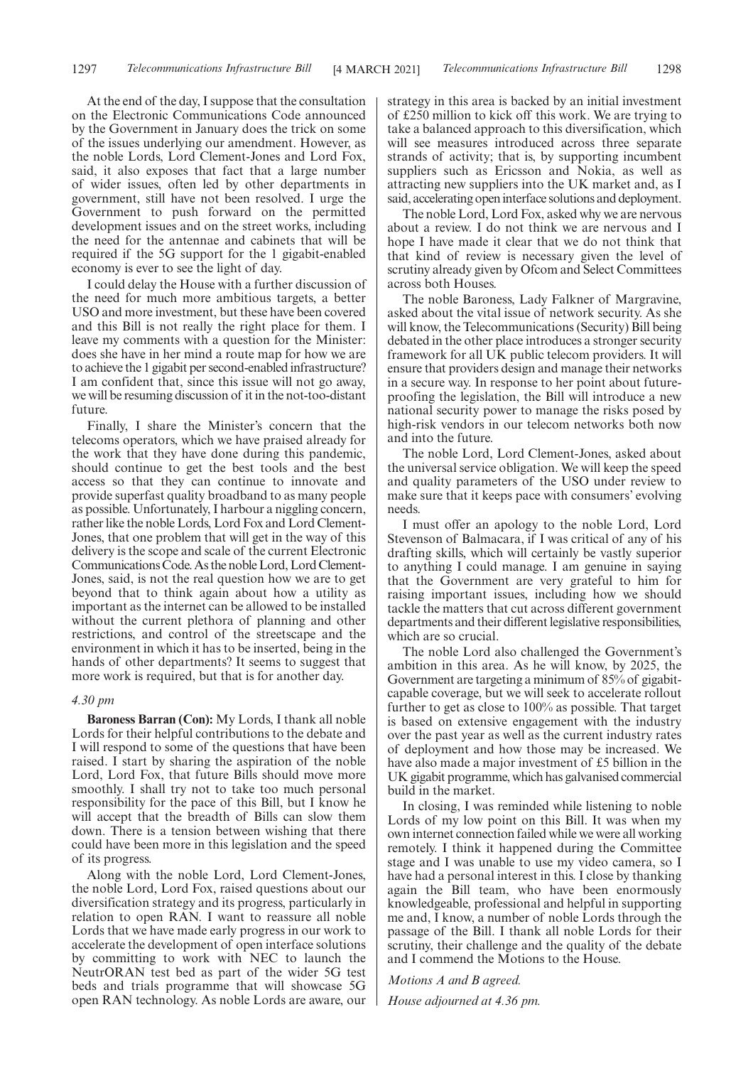At the end of the day, I suppose that the consultation on the Electronic Communications Code announced by the Government in January does the trick on some of the issues underlying our amendment. However, as the noble Lords, Lord Clement-Jones and Lord Fox, said, it also exposes that fact that a large number of wider issues, often led by other departments in government, still have not been resolved. I urge the Government to push forward on the permitted development issues and on the street works, including the need for the antennae and cabinets that will be required if the 5G support for the 1 gigabit-enabled economy is ever to see the light of day.

I could delay the House with a further discussion of the need for much more ambitious targets, a better USO and more investment, but these have been covered and this Bill is not really the right place for them. I leave my comments with a question for the Minister: does she have in her mind a route map for how we are to achieve the 1 gigabit per second-enabled infrastructure? I am confident that, since this issue will not go away, we will be resuming discussion of it in the not-too-distant future.

Finally, I share the Minister's concern that the telecoms operators, which we have praised already for the work that they have done during this pandemic, should continue to get the best tools and the best access so that they can continue to innovate and provide superfast quality broadband to as many people as possible. Unfortunately, I harbour a niggling concern, rather like the noble Lords, Lord Fox and Lord Clement-Jones, that one problem that will get in the way of this delivery is the scope and scale of the current Electronic Communications Code. As the noble Lord, Lord Clement-Jones, said, is not the real question how we are to get beyond that to think again about how a utility as important as the internet can be allowed to be installed without the current plethora of planning and other restrictions, and control of the streetscape and the environment in which it has to be inserted, being in the hands of other departments? It seems to suggest that more work is required, but that is for another day.

*4.30 pm*

**Baroness Barran (Con):** My Lords, I thank all noble Lords for their helpful contributions to the debate and I will respond to some of the questions that have been raised. I start by sharing the aspiration of the noble Lord, Lord Fox, that future Bills should move more smoothly. I shall try not to take too much personal responsibility for the pace of this Bill, but I know he will accept that the breadth of Bills can slow them down. There is a tension between wishing that there could have been more in this legislation and the speed of its progress.

Along with the noble Lord, Lord Clement-Jones, the noble Lord, Lord Fox, raised questions about our diversification strategy and its progress, particularly in relation to open RAN. I want to reassure all noble Lords that we have made early progress in our work to accelerate the development of open interface solutions by committing to work with NEC to launch the NeutrORAN test bed as part of the wider 5G test beds and trials programme that will showcase 5G open RAN technology. As noble Lords are aware, our strategy in this area is backed by an initial investment of £250 million to kick off this work. We are trying to take a balanced approach to this diversification, which will see measures introduced across three separate strands of activity; that is, by supporting incumbent suppliers such as Ericsson and Nokia, as well as attracting new suppliers into the UK market and, as I said, accelerating open interface solutions and deployment.

The noble Lord, Lord Fox, asked why we are nervous about a review. I do not think we are nervous and I hope I have made it clear that we do not think that that kind of review is necessary given the level of scrutiny already given by Ofcom and Select Committees across both Houses.

The noble Baroness, Lady Falkner of Margravine, asked about the vital issue of network security. As she will know, the Telecommunications (Security) Bill being debated in the other place introduces a stronger security framework for all UK public telecom providers. It will ensure that providers design and manage their networks in a secure way. In response to her point about future-proofing the legislation, the Bill will introduce a new national security power to manage the risks posed by high-risk vendors in our telecom networks both now and into the future.

The noble Lord, Lord Clement-Jones, asked about the universal service obligation. We will keep the speed and quality parameters of the USO under review to make sure that it keeps pace with consumers' evolving needs.

I must offer an apology to the noble Lord, Lord Stevenson of Balmacara, if I was critical of any of his drafting skills, which will certainly be vastly superior to anything I could manage. I am genuine in saying that the Government are very grateful to him for raising important issues, including how we should tackle the matters that cut across different government departments and their different legislative responsibilities, which are so crucial.

The noble Lord also challenged the Government's ambition in this area. As he will know, by 2025, the Government are targeting a minimum of 85% of gigabit-capable coverage, but we will seek to accelerate rollout further to get as close to 100% as possible. That target is based on extensive engagement with the industry over the past year as well as the current industry rates of deployment and how those may be increased. We have also made a major investment of £5 billion in the UK gigabit programme, which has galvanised commercial build in the market.

In closing, I was reminded while listening to noble Lords of my low point on this Bill. It was when my own internet connection failed while we were all working remotely. I think it happened during the Committee stage and I was unable to use my video camera, so I have had a personal interest in this. I close by thanking again the Bill team, who have been enormously knowledgeable, professional and helpful in supporting me and, I know, a number of noble Lords through the passage of the Bill. I thank all noble Lords for their scrutiny, their challenge and the quality of the debate and I commend the Motions to the House.

*Motions A and B agreed.*

*House adjourned at 4.36 pm.*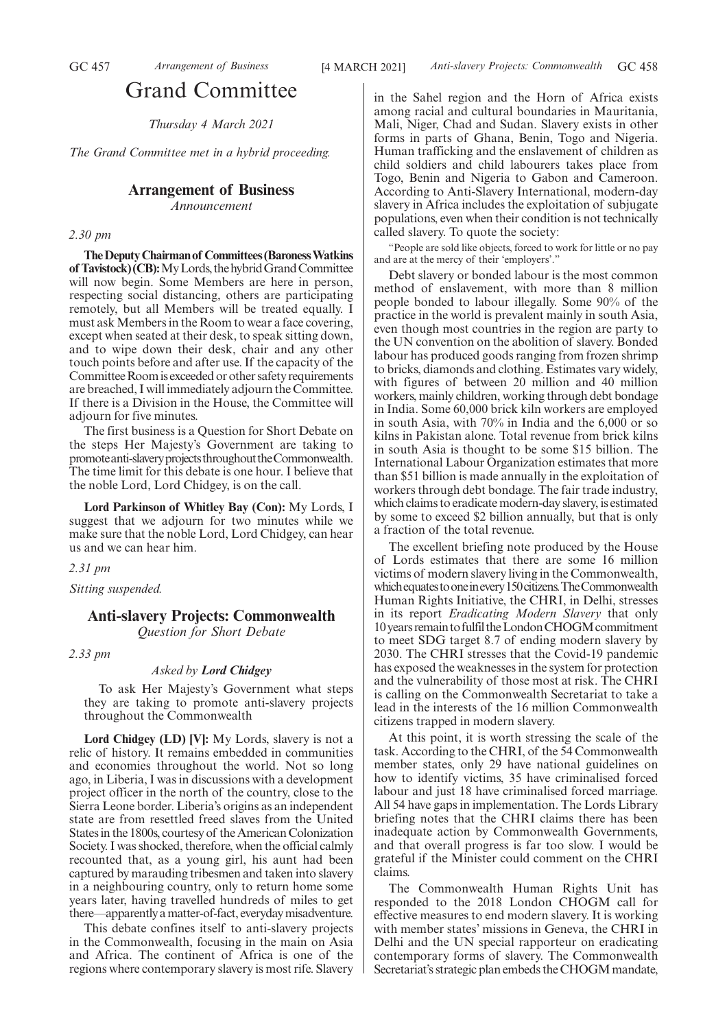# Grand Committee

*Thursday 4 March 2021*

*The Grand Committee met in a hybrid proceeding.*

## Arrangement of Business

*Announcement*

*2.30 pm*

**The Deputy Chairman of Committees (Baroness Watkins of Tavistock) (CB):** My Lords, the hybrid Grand Committee will now begin. Some Members are here in person, respecting social distancing, others are participating remotely, but all Members will be treated equally. I must ask Members in the Room to wear a face covering, except when seated at their desk, to speak sitting down, and to wipe down their desk, chair and any other touch points before and after use. If the capacity of the Committee Room is exceeded or other safety requirements are breached, I will immediately adjourn the Committee. If there is a Division in the House, the Committee will adjourn for five minutes.

The first business is a Question for Short Debate on the steps Her Majesty's Government are taking to promote anti-slavery projects throughout the Commonwealth. The time limit for this debate is one hour. I believe that the noble Lord, Lord Chidgey, is on the call.

**Lord Parkinson of Whitley Bay (Con):** My Lords, I suggest that we adjourn for two minutes while we make sure that the noble Lord, Lord Chidgey, can hear us and we can hear him.

*2.31 pm*

*Sitting suspended.*

## Anti-slavery Projects: Commonwealth

*Question for Short Debate*

*2.33 pm*

*Asked by **Lord Chidgey***

To ask Her Majesty's Government what steps they are taking to promote anti-slavery projects throughout the Commonwealth

**Lord Chidgey (LD) [V]:** My Lords, slavery is not a relic of history. It remains embedded in communities and economies throughout the world. Not so long ago, in Liberia, I was in discussions with a development project officer in the north of the country, close to the Sierra Leone border. Liberia's origins as an independent state are from resettled freed slaves from the United States in the 1800s, courtesy of the American Colonization Society. I was shocked, therefore, when the official calmly recounted that, as a young girl, his aunt had been captured by marauding tribesmen and taken into slavery in a neighbouring country, only to return home some years later, having travelled hundreds of miles to get there—apparently a matter-of-fact, everyday misadventure.

This debate confines itself to anti-slavery projects in the Commonwealth, focusing in the main on Asia and Africa. The continent of Africa is one of the regions where contemporary slavery is most rife. Slavery in the Sahel region and the Horn of Africa exists among racial and cultural boundaries in Mauritania, Mali, Niger, Chad and Sudan. Slavery exists in other forms in parts of Ghana, Benin, Togo and Nigeria. Human trafficking and the enslavement of children as child soldiers and child labourers takes place from Togo, Benin and Nigeria to Gabon and Cameroon. According to Anti-Slavery International, modern-day slavery in Africa includes the exploitation of subjugate populations, even when their condition is not technically called slavery. To quote the society:

> "People are sold like objects, forced to work for little or no pay and are at the mercy of their 'employers'."

Debt slavery or bonded labour is the most common method of enslavement, with more than 8 million people bonded to labour illegally. Some 90% of the practice in the world is prevalent mainly in south Asia, even though most countries in the region are party to the UN convention on the abolition of slavery. Bonded labour has produced goods ranging from frozen shrimp to bricks, diamonds and clothing. Estimates vary widely, with figures of between 20 million and 40 million workers, mainly children, working through debt bondage in India. Some 60,000 brick kiln workers are employed in south Asia, with 70% in India and the 6,000 or so kilns in Pakistan alone. Total revenue from brick kilns in south Asia is thought to be some $15 billion. The International Labour Organization estimates that more than $51 billion is made annually in the exploitation of workers through debt bondage. The fair trade industry, which claims to eradicate modern-day slavery, is estimated by some to exceed $2 billion annually, but that is only a fraction of the total revenue.

The excellent briefing note produced by the House of Lords estimates that there are some 16 million victims of modern slavery living in the Commonwealth, which equates to one in every 150 citizens. The Commonwealth Human Rights Initiative, the CHRI, in Delhi, stresses in its report *Eradicating Modern Slavery* that only 10 years remain to fulfil the London CHOGM commitment to meet SDG target 8.7 of ending modern slavery by 2030. The CHRI stresses that the Covid-19 pandemic has exposed the weaknesses in the system for protection and the vulnerability of those most at risk. The CHRI is calling on the Commonwealth Secretariat to take a lead in the interests of the 16 million Commonwealth citizens trapped in modern slavery.

At this point, it is worth stressing the scale of the task. According to the CHRI, of the 54 Commonwealth member states, only 29 have national guidelines on how to identify victims, 35 have criminalised forced labour and just 18 have criminalised forced marriage. All 54 have gaps in implementation. The Lords Library briefing notes that the CHRI claims there has been inadequate action by Commonwealth Governments, and that overall progress is far too slow. I would be grateful if the Minister could comment on the CHRI claims.

The Commonwealth Human Rights Unit has responded to the 2018 London CHOGM call for effective measures to end modern slavery. It is working with member states' missions in Geneva, the CHRI in Delhi and the UN special rapporteur on eradicating contemporary forms of slavery. The Commonwealth Secretariat's strategic plan embeds the CHOGM mandate,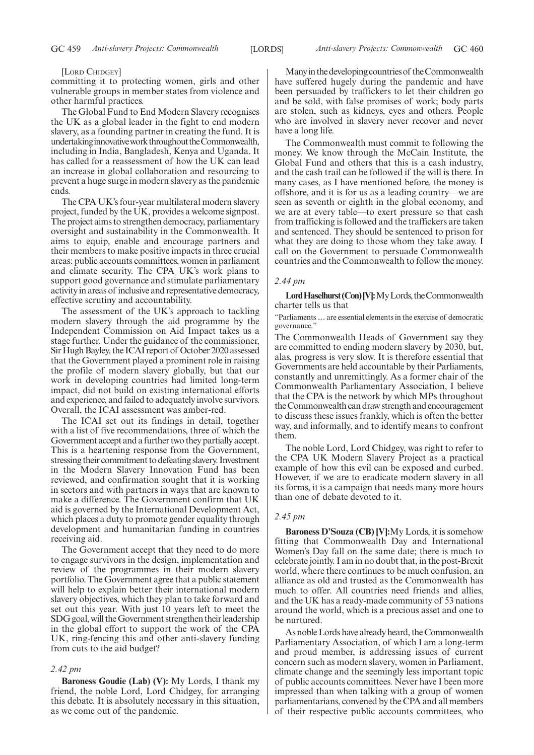[Lord Chidgey]

committing it to protecting women, girls and other vulnerable groups in member states from violence and other harmful practices.

The Global Fund to End Modern Slavery recognises the UK as a global leader in the fight to end modern slavery, as a founding partner in creating the fund. It is undertaking innovative work throughout the Commonwealth, including in India, Bangladesh, Kenya and Uganda. It has called for a reassessment of how the UK can lead an increase in global collaboration and resourcing to prevent a huge surge in modern slavery as the pandemic ends.

The CPA UK's four-year multilateral modern slavery project, funded by the UK, provides a welcome signpost. The project aims to strengthen democracy, parliamentary oversight and sustainability in the Commonwealth. It aims to equip, enable and encourage partners and their members to make positive impacts in three crucial areas: public accounts committees, women in parliament and climate security. The CPA UK's work plans to support good governance and stimulate parliamentary activity in areas of inclusive and representative democracy, effective scrutiny and accountability.

The assessment of the UK's approach to tackling modern slavery through the aid programme by the Independent Commission on Aid Impact takes us a stage further. Under the guidance of the commissioner, Sir Hugh Bayley, the ICAI report of October 2020 assessed that the Government played a prominent role in raising the profile of modern slavery globally, but that our work in developing countries had limited long-term impact, did not build on existing international efforts and experience, and failed to adequately involve survivors. Overall, the ICAI assessment was amber-red.

The ICAI set out its findings in detail, together with a list of five recommendations, three of which the Government accept and a further two they partially accept. This is a heartening response from the Government, stressing their commitment to defeating slavery. Investment in the Modern Slavery Innovation Fund has been reviewed, and confirmation sought that it is working in sectors and with partners in ways that are known to make a difference. The Government confirm that UK aid is governed by the International Development Act, which places a duty to promote gender equality through development and humanitarian funding in countries receiving aid.

The Government accept that they need to do more to engage survivors in the design, implementation and review of the programmes in their modern slavery portfolio. The Government agree that a public statement will help to explain better their international modern slavery objectives, which they plan to take forward and set out this year. With just 10 years left to meet the SDG goal, will the Government strengthen their leadership in the global effort to support the work of the CPA UK, ring-fencing this and other anti-slavery funding from cuts to the aid budget?

*2.42 pm*

**Baroness Goudie (Lab) (V):** My Lords, I thank my friend, the noble Lord, Lord Chidgey, for arranging this debate. It is absolutely necessary in this situation, as we come out of the pandemic.

Many in the developing countries of the Commonwealth have suffered hugely during the pandemic and have been persuaded by traffickers to let their children go and be sold, with false promises of work; body parts are stolen, such as kidneys, eyes and others. People who are involved in slavery never recover and never have a long life.

The Commonwealth must commit to following the money. We know through the McCain Institute, the Global Fund and others that this is a cash industry, and the cash trail can be followed if the will is there. In many cases, as I have mentioned before, the money is offshore, and it is for us as a leading country—we are seen as seventh or eighth in the global economy, and we are at every table—to exert pressure so that cash from trafficking is followed and the traffickers are taken and sentenced. They should be sentenced to prison for what they are doing to those whom they take away. I call on the Government to persuade Commonwealth countries and the Commonwealth to follow the money.

*2.44 pm*

**Lord Haselhurst (Con) [V]:** My Lords, the Commonwealth charter tells us that

"Parliaments … are essential elements in the exercise of democratic governance."

The Commonwealth Heads of Government say they are committed to ending modern slavery by 2030, but, alas, progress is very slow. It is therefore essential that Governments are held accountable by their Parliaments, constantly and unremittingly. As a former chair of the Commonwealth Parliamentary Association, I believe that the CPA is the network by which MPs throughout the Commonwealth can draw strength and encouragement to discuss these issues frankly, which is often the better way, and informally, and to identify means to confront them.

The noble Lord, Lord Chidgey, was right to refer to the CPA UK Modern Slavery Project as a practical example of how this evil can be exposed and curbed. However, if we are to eradicate modern slavery in all its forms, it is a campaign that needs many more hours than one of debate devoted to it.

*2.45 pm*

**Baroness D'Souza (CB) [V]:** My Lords, it is somehow fitting that Commonwealth Day and International Women's Day fall on the same date; there is much to celebrate jointly. I am in no doubt that, in the post-Brexit world, where there continues to be much confusion, an alliance as old and trusted as the Commonwealth has much to offer. All countries need friends and allies, and the UK has a ready-made community of 53 nations around the world, which is a precious asset and one to be nurtured.

As noble Lords have already heard, the Commonwealth Parliamentary Association, of which I am a long-term and proud member, is addressing issues of current concern such as modern slavery, women in Parliament, climate change and the seemingly less important topic of public accounts committees. Never have I been more impressed than when talking with a group of women parliamentarians, convened by the CPA and all members of their respective public accounts committees, who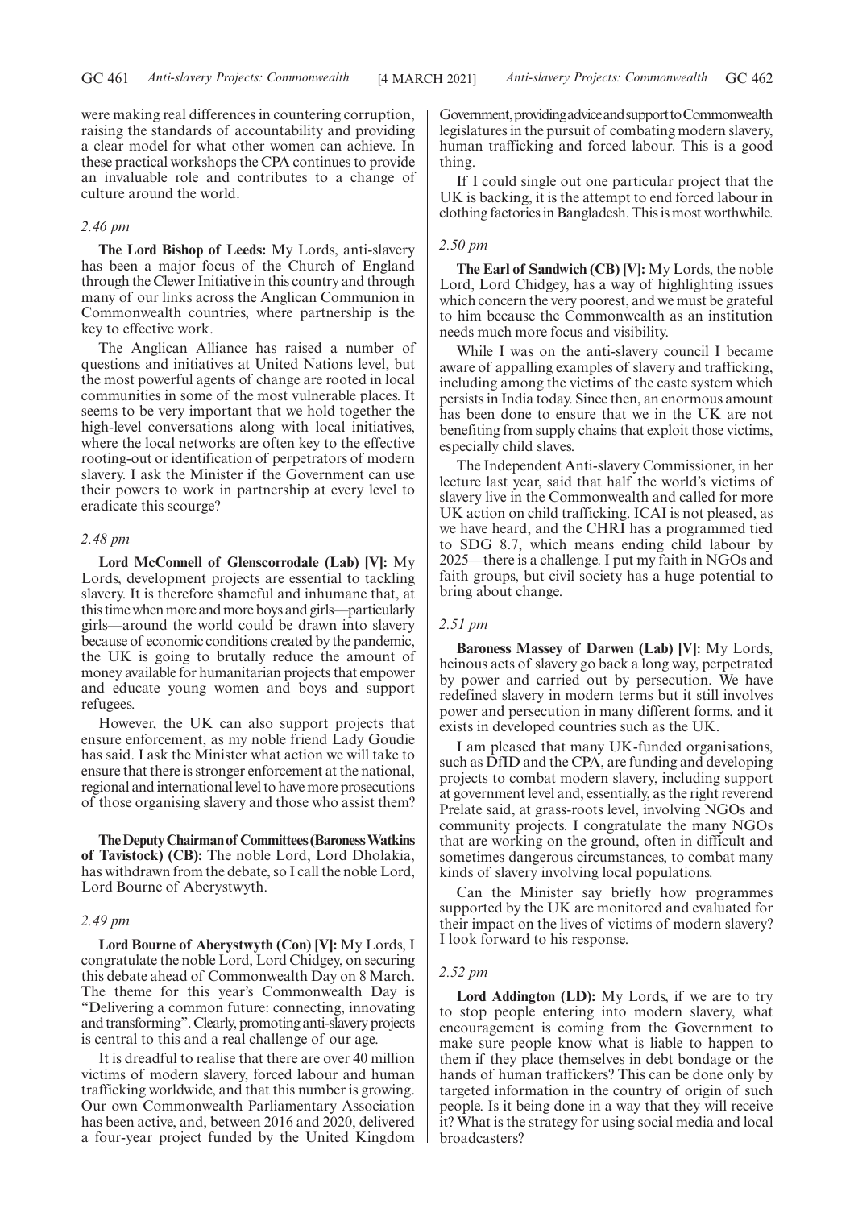were making real differences in countering corruption, raising the standards of accountability and providing a clear model for what other women can achieve. In these practical workshops the CPA continues to provide an invaluable role and contributes to a change of culture around the world.

*2.46 pm*

**The Lord Bishop of Leeds:** My Lords, anti-slavery has been a major focus of the Church of England through the Clewer Initiative in this country and through many of our links across the Anglican Communion in Commonwealth countries, where partnership is the key to effective work.

The Anglican Alliance has raised a number of questions and initiatives at United Nations level, but the most powerful agents of change are rooted in local communities in some of the most vulnerable places. It seems to be very important that we hold together the high-level conversations along with local initiatives, where the local networks are often key to the effective rooting-out or identification of perpetrators of modern slavery. I ask the Minister if the Government can use their powers to work in partnership at every level to eradicate this scourge?

*2.48 pm*

**Lord McConnell of Glenscorrodale (Lab) [V]:** My Lords, development projects are essential to tackling slavery. It is therefore shameful and inhumane that, at this time when more and more boys and girls—particularly girls—around the world could be drawn into slavery because of economic conditions created by the pandemic, the UK is going to brutally reduce the amount of money available for humanitarian projects that empower and educate young women and boys and support refugees.

However, the UK can also support projects that ensure enforcement, as my noble friend Lady Goudie has said. I ask the Minister what action we will take to ensure that there is stronger enforcement at the national, regional and international level to have more prosecutions of those organising slavery and those who assist them?

**The Deputy Chairman of Committees (Baroness Watkins of Tavistock) (CB):** The noble Lord, Lord Dholakia, has withdrawn from the debate, so I call the noble Lord, Lord Bourne of Aberystwyth.

*2.49 pm*

**Lord Bourne of Aberystwyth (Con) [V]:** My Lords, I congratulate the noble Lord, Lord Chidgey, on securing this debate ahead of Commonwealth Day on 8 March. The theme for this year's Commonwealth Day is "Delivering a common future: connecting, innovating and transforming". Clearly, promoting anti-slavery projects is central to this and a real challenge of our age.

It is dreadful to realise that there are over 40 million victims of modern slavery, forced labour and human trafficking worldwide, and that this number is growing. Our own Commonwealth Parliamentary Association has been active, and, between 2016 and 2020, delivered a four-year project funded by the United Kingdom Government, providing advice and support to Commonwealth legislatures in the pursuit of combating modern slavery, human trafficking and forced labour. This is a good thing.

If I could single out one particular project that the UK is backing, it is the attempt to end forced labour in clothing factories in Bangladesh. This is most worthwhile.

*2.50 pm*

**The Earl of Sandwich (CB) [V]:** My Lords, the noble Lord, Lord Chidgey, has a way of highlighting issues which concern the very poorest, and we must be grateful to him because the Commonwealth as an institution needs much more focus and visibility.

While I was on the anti-slavery council I became aware of appalling examples of slavery and trafficking, including among the victims of the caste system which persists in India today. Since then, an enormous amount has been done to ensure that we in the UK are not benefiting from supply chains that exploit those victims, especially child slaves.

The Independent Anti-slavery Commissioner, in her lecture last year, said that half the world's victims of slavery live in the Commonwealth and called for more UK action on child trafficking. ICAI is not pleased, as we have heard, and the CHRI has a programmed tied to SDG 8.7, which means ending child labour by 2025—there is a challenge. I put my faith in NGOs and faith groups, but civil society has a huge potential to bring about change.

*2.51 pm*

**Baroness Massey of Darwen (Lab) [V]:** My Lords, heinous acts of slavery go back a long way, perpetrated by power and carried out by persecution. We have redefined slavery in modern terms but it still involves power and persecution in many different forms, and it exists in developed countries such as the UK.

I am pleased that many UK-funded organisations, such as DfID and the CPA, are funding and developing projects to combat modern slavery, including support at government level and, essentially, as the right reverend Prelate said, at grass-roots level, involving NGOs and community projects. I congratulate the many NGOs that are working on the ground, often in difficult and sometimes dangerous circumstances, to combat many kinds of slavery involving local populations.

Can the Minister say briefly how programmes supported by the UK are monitored and evaluated for their impact on the lives of victims of modern slavery? I look forward to his response.

*2.52 pm*

**Lord Addington (LD):** My Lords, if we are to try to stop people entering into modern slavery, what encouragement is coming from the Government to make sure people know what is liable to happen to them if they place themselves in debt bondage or the hands of human traffickers? This can be done only by targeted information in the country of origin of such people. Is it being done in a way that they will receive it? What is the strategy for using social media and local broadcasters?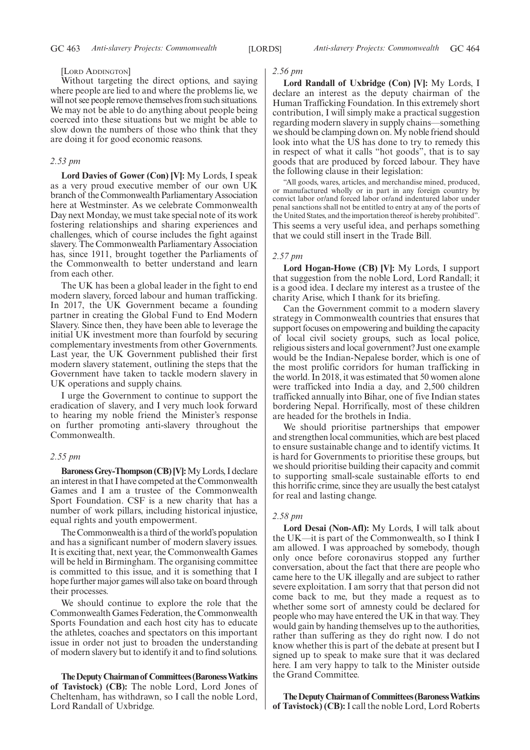[Lord Addington]

Without targeting the direct options, and saying where people are lied to and where the problems lie, we will not see people remove themselves from such situations. We may not be able to do anything about people being coerced into these situations but we might be able to slow down the numbers of those who think that they are doing it for good economic reasons.

*2.53 pm*

**Lord Davies of Gower (Con) [V]:** My Lords, I speak as a very proud executive member of our own UK branch of the Commonwealth Parliamentary Association here at Westminster. As we celebrate Commonwealth Day next Monday, we must take special note of its work fostering relationships and sharing experiences and challenges, which of course includes the fight against slavery. The Commonwealth Parliamentary Association has, since 1911, brought together the Parliaments of the Commonwealth to better understand and learn from each other.

The UK has been a global leader in the fight to end modern slavery, forced labour and human trafficking. In 2017, the UK Government became a founding partner in creating the Global Fund to End Modern Slavery. Since then, they have been able to leverage the initial UK investment more than fourfold by securing complementary investments from other Governments. Last year, the UK Government published their first modern slavery statement, outlining the steps that the Government have taken to tackle modern slavery in UK operations and supply chains.

I urge the Government to continue to support the eradication of slavery, and I very much look forward to hearing my noble friend the Minister's response on further promoting anti-slavery throughout the Commonwealth.

*2.55 pm*

**Baroness Grey-Thompson (CB) [V]:** My Lords, I declare an interest in that I have competed at the Commonwealth Games and I am a trustee of the Commonwealth Sport Foundation. CSF is a new charity that has a number of work pillars, including historical injustice, equal rights and youth empowerment.

The Commonwealth is a third of the world's population and has a significant number of modern slavery issues. It is exciting that, next year, the Commonwealth Games will be held in Birmingham. The organising committee is committed to this issue, and it is something that I hope further major games will also take on board through their processes.

We should continue to explore the role that the Commonwealth Games Federation, the Commonwealth Sports Foundation and each host city has to educate the athletes, coaches and spectators on this important issue in order not just to broaden the understanding of modern slavery but to identify it and to find solutions.

**The Deputy Chairman of Committees (Baroness Watkins of Tavistock) (CB):** The noble Lord, Lord Jones of Cheltenham, has withdrawn, so I call the noble Lord, Lord Randall of Uxbridge.

*2.56 pm*

**Lord Randall of Uxbridge (Con) [V]:** My Lords, I declare an interest as the deputy chairman of the Human Trafficking Foundation. In this extremely short contribution, I will simply make a practical suggestion regarding modern slavery in supply chains—something we should be clamping down on. My noble friend should look into what the US has done to try to remedy this in respect of what it calls "hot goods", that is to say goods that are produced by forced labour. They have the following clause in their legislation:

"All goods, wares, articles, and merchandise mined, produced, or manufactured wholly or in part in any foreign country by convict labor or/and forced labor or/and indentured labor under penal sanctions shall not be entitled to entry at any of the ports of the United States, and the importation thereof is hereby prohibited".

This seems a very useful idea, and perhaps something that we could still insert in the Trade Bill.

*2.57 pm*

**Lord Hogan-Howe (CB) [V]:** My Lords, I support that suggestion from the noble Lord, Lord Randall; it is a good idea. I declare my interest as a trustee of the charity Arise, which I thank for its briefing.

Can the Government commit to a modern slavery strategy in Commonwealth countries that ensures that support focuses on empowering and building the capacity of local civil society groups, such as local police, religious sisters and local government? Just one example would be the Indian-Nepalese border, which is one of the most prolific corridors for human trafficking in the world. In 2018, it was estimated that 50 women alone were trafficked into India a day, and 2,500 children trafficked annually into Bihar, one of five Indian states bordering Nepal. Horrifically, most of these children are headed for the brothels in India.

We should prioritise partnerships that empower and strengthen local communities, which are best placed to ensure sustainable change and to identify victims. It is hard for Governments to prioritise these groups, but we should prioritise building their capacity and commit to supporting small-scale sustainable efforts to end this horrific crime, since they are usually the best catalyst for real and lasting change.

*2.58 pm*

**Lord Desai (Non-Afl):** My Lords, I will talk about the UK—it is part of the Commonwealth, so I think I am allowed. I was approached by somebody, though only once before coronavirus stopped any further conversation, about the fact that there are people who came here to the UK illegally and are subject to rather severe exploitation. I am sorry that that person did not come back to me, but they made a request as to whether some sort of amnesty could be declared for people who may have entered the UK in that way. They would gain by handing themselves up to the authorities, rather than suffering as they do right now. I do not know whether this is part of the debate at present but I signed up to speak to make sure that it was declared here. I am very happy to talk to the Minister outside the Grand Committee.

**The Deputy Chairman of Committees (Baroness Watkins of Tavistock) (CB):** I call the noble Lord, Lord Roberts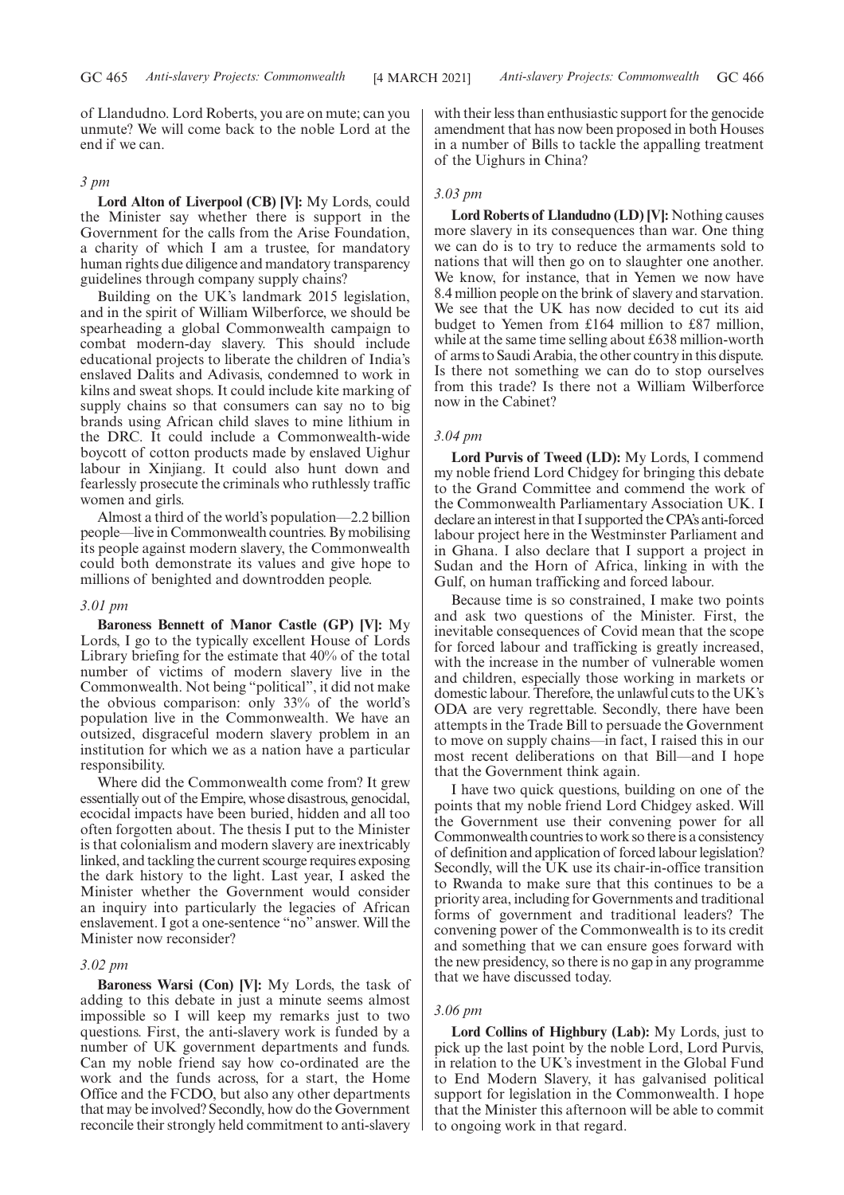of Llandudno. Lord Roberts, you are on mute; can you unmute? We will come back to the noble Lord at the end if we can.

*3 pm*

**Lord Alton of Liverpool (CB) [V]:** My Lords, could the Minister say whether there is support in the Government for the calls from the Arise Foundation, a charity of which I am a trustee, for mandatory human rights due diligence and mandatory transparency guidelines through company supply chains?

Building on the UK's landmark 2015 legislation, and in the spirit of William Wilberforce, we should be spearheading a global Commonwealth campaign to combat modern-day slavery. This should include educational projects to liberate the children of India's enslaved Dalits and Adivasis, condemned to work in kilns and sweat shops. It could include kite marking of supply chains so that consumers can say no to big brands using African child slaves to mine lithium in the DRC. It could include a Commonwealth-wide boycott of cotton products made by enslaved Uighur labour in Xinjiang. It could also hunt down and fearlessly prosecute the criminals who ruthlessly traffic women and girls.

Almost a third of the world's population—2.2 billion people—live in Commonwealth countries. By mobilising its people against modern slavery, the Commonwealth could both demonstrate its values and give hope to millions of benighted and downtrodden people.

*3.01 pm*

**Baroness Bennett of Manor Castle (GP) [V]:** My Lords, I go to the typically excellent House of Lords Library briefing for the estimate that 40% of the total number of victims of modern slavery live in the Commonwealth. Not being "political", it did not make the obvious comparison: only 33% of the world's population live in the Commonwealth. We have an outsized, disgraceful modern slavery problem in an institution for which we as a nation have a particular responsibility.

Where did the Commonwealth come from? It grew essentially out of the Empire, whose disastrous, genocidal, ecocidal impacts have been buried, hidden and all too often forgotten about. The thesis I put to the Minister is that colonialism and modern slavery are inextricably linked, and tackling the current scourge requires exposing the dark history to the light. Last year, I asked the Minister whether the Government would consider an inquiry into particularly the legacies of African enslavement. I got a one-sentence "no" answer. Will the Minister now reconsider?

*3.02 pm*

**Baroness Warsi (Con) [V]:** My Lords, the task of adding to this debate in just a minute seems almost impossible so I will keep my remarks just to two questions. First, the anti-slavery work is funded by a number of UK government departments and funds. Can my noble friend say how co-ordinated are the work and the funds across, for a start, the Home Office and the FCDO, but also any other departments that may be involved? Secondly, how do the Government reconcile their strongly held commitment to anti-slavery with their less than enthusiastic support for the genocide amendment that has now been proposed in both Houses in a number of Bills to tackle the appalling treatment of the Uighurs in China?

*3.03 pm*

**Lord Roberts of Llandudno (LD) [V]:** Nothing causes more slavery in its consequences than war. One thing we can do is to try to reduce the armaments sold to nations that will then go on to slaughter one another. We know, for instance, that in Yemen we now have 8.4 million people on the brink of slavery and starvation. We see that the UK has now decided to cut its aid budget to Yemen from £164 million to £87 million, while at the same time selling about £638 million-worth of arms to Saudi Arabia, the other country in this dispute. Is there not something we can do to stop ourselves from this trade? Is there not a William Wilberforce now in the Cabinet?

*3.04 pm*

**Lord Purvis of Tweed (LD):** My Lords, I commend my noble friend Lord Chidgey for bringing this debate to the Grand Committee and commend the work of the Commonwealth Parliamentary Association UK. I declare an interest in that I supported the CPA's anti-forced labour project here in the Westminster Parliament and in Ghana. I also declare that I support a project in Sudan and the Horn of Africa, linking in with the Gulf, on human trafficking and forced labour.

Because time is so constrained, I make two points and ask two questions of the Minister. First, the inevitable consequences of Covid mean that the scope for forced labour and trafficking is greatly increased, with the increase in the number of vulnerable women and children, especially those working in markets or domestic labour. Therefore, the unlawful cuts to the UK's ODA are very regrettable. Secondly, there have been attempts in the Trade Bill to persuade the Government to move on supply chains—in fact, I raised this in our most recent deliberations on that Bill—and I hope that the Government think again.

I have two quick questions, building on one of the points that my noble friend Lord Chidgey asked. Will the Government use their convening power for all Commonwealth countries to work so there is a consistency of definition and application of forced labour legislation? Secondly, will the UK use its chair-in-office transition to Rwanda to make sure that this continues to be a priority area, including for Governments and traditional forms of government and traditional leaders? The convening power of the Commonwealth is to its credit and something that we can ensure goes forward with the new presidency, so there is no gap in any programme that we have discussed today.

*3.06 pm*

**Lord Collins of Highbury (Lab):** My Lords, just to pick up the last point by the noble Lord, Lord Purvis, in relation to the UK's investment in the Global Fund to End Modern Slavery, it has galvanised political support for legislation in the Commonwealth. I hope that the Minister this afternoon will be able to commit to ongoing work in that regard.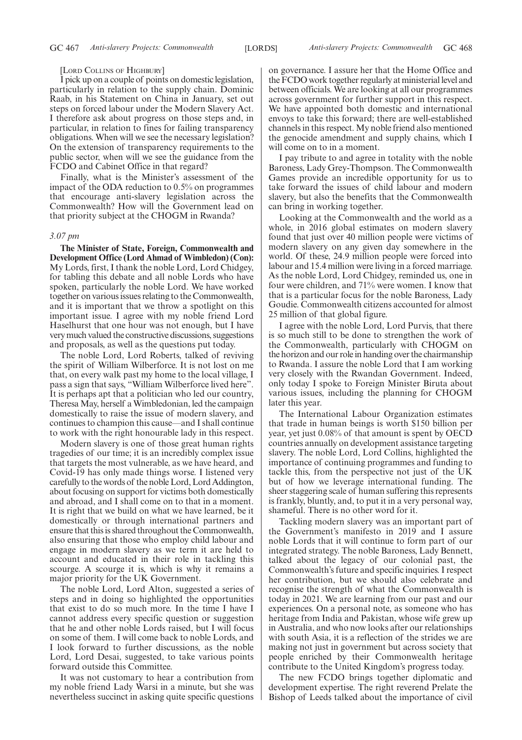[Lord Collins of Highbury]

I pick up on a couple of points on domestic legislation, particularly in relation to the supply chain. Dominic Raab, in his Statement on China in January, set out steps on forced labour under the Modern Slavery Act. I therefore ask about progress on those steps and, in particular, in relation to fines for failing transparency obligations. When will we see the necessary legislation? On the extension of transparency requirements to the public sector, when will we see the guidance from the FCDO and Cabinet Office in that regard?

Finally, what is the Minister's assessment of the impact of the ODA reduction to 0.5% on programmes that encourage anti-slavery legislation across the Commonwealth? How will the Government lead on that priority subject at the CHOGM in Rwanda?

*3.07 pm*

**The Minister of State, Foreign, Commonwealth and Development Office (Lord Ahmad of Wimbledon) (Con):** My Lords, first, I thank the noble Lord, Lord Chidgey, for tabling this debate and all noble Lords who have spoken, particularly the noble Lord. We have worked together on various issues relating to the Commonwealth, and it is important that we throw a spotlight on this important issue. I agree with my noble friend Lord Haselhurst that one hour was not enough, but I have very much valued the constructive discussions, suggestions and proposals, as well as the questions put today.

The noble Lord, Lord Roberts, talked of reviving the spirit of William Wilberforce. It is not lost on me that, on every walk past my home to the local village, I pass a sign that says, "William Wilberforce lived here". It is perhaps apt that a politician who led our country, Theresa May, herself a Wimbledonian, led the campaign domestically to raise the issue of modern slavery, and continues to champion this cause—and I shall continue to work with the right honourable lady in this respect.

Modern slavery is one of those great human rights tragedies of our time; it is an incredibly complex issue that targets the most vulnerable, as we have heard, and Covid-19 has only made things worse. I listened very carefully to the words of the noble Lord, Lord Addington, about focusing on support for victims both domestically and abroad, and I shall come on to that in a moment. It is right that we build on what we have learned, be it domestically or through international partners and ensure that this is shared throughout the Commonwealth, also ensuring that those who employ child labour and engage in modern slavery as we term it are held to account and educated in their role in tackling this scourge. A scourge it is, which is why it remains a major priority for the UK Government.

The noble Lord, Lord Alton, suggested a series of steps and in doing so highlighted the opportunities that exist to do so much more. In the time I have I cannot address every specific question or suggestion that he and other noble Lords raised, but I will focus on some of them. I will come back to noble Lords, and I look forward to further discussions, as the noble Lord, Lord Desai, suggested, to take various points forward outside this Committee.

It was not customary to hear a contribution from my noble friend Lady Warsi in a minute, but she was nevertheless succinct in asking quite specific questions on governance. I assure her that the Home Office and the FCDO work together regularly at ministerial level and between officials. We are looking at all our programmes across government for further support in this respect. We have appointed both domestic and international envoys to take this forward; there are well-established channels in this respect. My noble friend also mentioned the genocide amendment and supply chains, which I will come on to in a moment.

I pay tribute to and agree in totality with the noble Baroness, Lady Grey-Thompson. The Commonwealth Games provide an incredible opportunity for us to take forward the issues of child labour and modern slavery, but also the benefits that the Commonwealth can bring in working together.

Looking at the Commonwealth and the world as a whole, in 2016 global estimates on modern slavery found that just over 40 million people were victims of modern slavery on any given day somewhere in the world. Of these, 24.9 million people were forced into labour and 15.4 million were living in a forced marriage. As the noble Lord, Lord Chidgey, reminded us, one in four were children, and 71% were women. I know that that is a particular focus for the noble Baroness, Lady Goudie. Commonwealth citizens accounted for almost 25 million of that global figure.

I agree with the noble Lord, Lord Purvis, that there is so much still to be done to strengthen the work of the Commonwealth, particularly with CHOGM on the horizon and our role in handing over the chairmanship to Rwanda. I assure the noble Lord that I am working very closely with the Rwandan Government. Indeed, only today I spoke to Foreign Minister Biruta about various issues, including the planning for CHOGM later this year.

The International Labour Organization estimates that trade in human beings is worth $150 billion per year, yet just 0.08% of that amount is spent by OECD countries annually on development assistance targeting slavery. The noble Lord, Lord Collins, highlighted the importance of continuing programmes and funding to tackle this, from the perspective not just of the UK but of how we leverage international funding. The sheer staggering scale of human suffering this represents is frankly, bluntly, and, to put it in a very personal way, shameful. There is no other word for it.

Tackling modern slavery was an important part of the Government's manifesto in 2019 and I assure noble Lords that it will continue to form part of our integrated strategy. The noble Baroness, Lady Bennett, talked about the legacy of our colonial past, the Commonwealth's future and specific inquiries. I respect her contribution, but we should also celebrate and recognise the strength of what the Commonwealth is today in 2021. We are learning from our past and our experiences. On a personal note, as someone who has heritage from India and Pakistan, whose wife grew up in Australia, and who now looks after our relationships with south Asia, it is a reflection of the strides we are making not just in government but across society that people enriched by their Commonwealth heritage contribute to the United Kingdom's progress today.

The new FCDO brings together diplomatic and development expertise. The right reverend Prelate the Bishop of Leeds talked about the importance of civil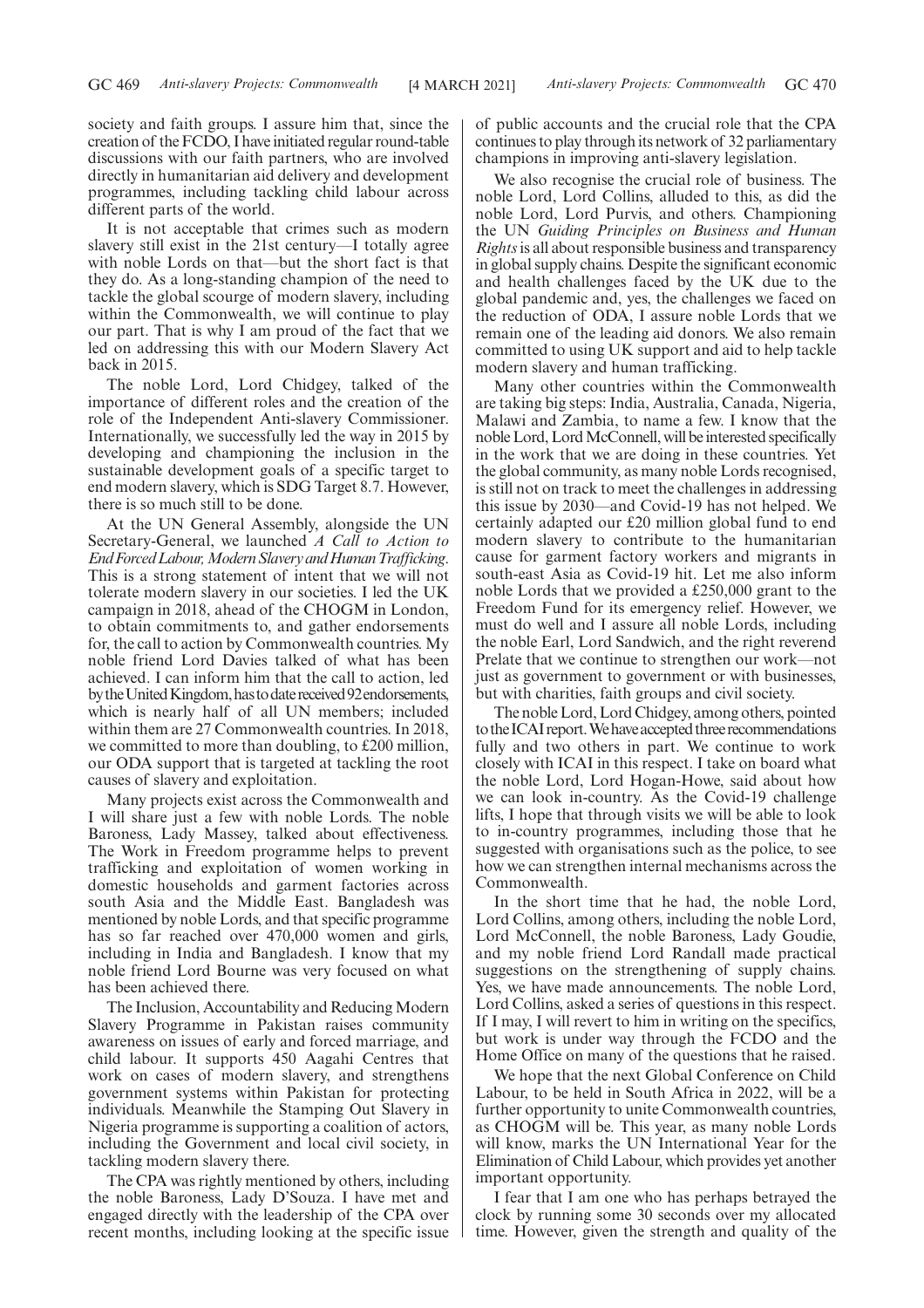society and faith groups. I assure him that, since the creation of the FCDO, I have initiated regular round-table discussions with our faith partners, who are involved directly in humanitarian aid delivery and development programmes, including tackling child labour across different parts of the world.

It is not acceptable that crimes such as modern slavery still exist in the 21st century—I totally agree with noble Lords on that—but the short fact is that they do. As a long-standing champion of the need to tackle the global scourge of modern slavery, including within the Commonwealth, we will continue to play our part. That is why I am proud of the fact that we led on addressing this with our Modern Slavery Act back in 2015.

The noble Lord, Lord Chidgey, talked of the importance of different roles and the creation of the role of the Independent Anti-slavery Commissioner. Internationally, we successfully led the way in 2015 by developing and championing the inclusion in the sustainable development goals of a specific target to end modern slavery, which is SDG Target 8.7. However, there is so much still to be done.

At the UN General Assembly, alongside the UN Secretary-General, we launched *A Call to Action to End Forced Labour, Modern Slavery and Human Trafficking*. This is a strong statement of intent that we will not tolerate modern slavery in our societies. I led the UK campaign in 2018, ahead of the CHOGM in London, to obtain commitments to, and gather endorsements for, the call to action by Commonwealth countries. My noble friend Lord Davies talked of what has been achieved. I can inform him that the call to action, led by the United Kingdom, has to date received 92 endorsements, which is nearly half of all UN members; included within them are 27 Commonwealth countries. In 2018, we committed to more than doubling, to £200 million, our ODA support that is targeted at tackling the root causes of slavery and exploitation.

Many projects exist across the Commonwealth and I will share just a few with noble Lords. The noble Baroness, Lady Massey, talked about effectiveness. The Work in Freedom programme helps to prevent trafficking and exploitation of women working in domestic households and garment factories across south Asia and the Middle East. Bangladesh was mentioned by noble Lords, and that specific programme has so far reached over 470,000 women and girls, including in India and Bangladesh. I know that my noble friend Lord Bourne was very focused on what has been achieved there.

The Inclusion, Accountability and Reducing Modern Slavery Programme in Pakistan raises community awareness on issues of early and forced marriage, and child labour. It supports 450 Aagahi Centres that work on cases of modern slavery, and strengthens government systems within Pakistan for protecting individuals. Meanwhile the Stamping Out Slavery in Nigeria programme is supporting a coalition of actors, including the Government and local civil society, in tackling modern slavery there.

The CPA was rightly mentioned by others, including the noble Baroness, Lady D'Souza. I have met and engaged directly with the leadership of the CPA over recent months, including looking at the specific issue of public accounts and the crucial role that the CPA continues to play through its network of 32 parliamentary champions in improving anti-slavery legislation.

We also recognise the crucial role of business. The noble Lord, Lord Collins, alluded to this, as did the noble Lord, Lord Purvis, and others. Championing the UN *Guiding Principles on Business and Human Rights* is all about responsible business and transparency in global supply chains. Despite the significant economic and health challenges faced by the UK due to the global pandemic and, yes, the challenges we faced on the reduction of ODA, I assure noble Lords that we remain one of the leading aid donors. We also remain committed to using UK support and aid to help tackle modern slavery and human trafficking.

Many other countries within the Commonwealth are taking big steps: India, Australia, Canada, Nigeria, Malawi and Zambia, to name a few. I know that the noble Lord, Lord McConnell, will be interested specifically in the work that we are doing in these countries. Yet the global community, as many noble Lords recognised, is still not on track to meet the challenges in addressing this issue by 2030—and Covid-19 has not helped. We certainly adapted our £20 million global fund to end modern slavery to contribute to the humanitarian cause for garment factory workers and migrants in south-east Asia as Covid-19 hit. Let me also inform noble Lords that we provided a £250,000 grant to the Freedom Fund for its emergency relief. However, we must do well and I assure all noble Lords, including the noble Earl, Lord Sandwich, and the right reverend Prelate that we continue to strengthen our work—not just as government to government or with businesses, but with charities, faith groups and civil society.

The noble Lord, Lord Chidgey, among others, pointed to the ICAI report. We have accepted three recommendations fully and two others in part. We continue to work closely with ICAI in this respect. I take on board what the noble Lord, Lord Hogan-Howe, said about how we can look in-country. As the Covid-19 challenge lifts, I hope that through visits we will be able to look to in-country programmes, including those that he suggested with organisations such as the police, to see how we can strengthen internal mechanisms across the Commonwealth.

In the short time that he had, the noble Lord, Lord Collins, among others, including the noble Lord, Lord McConnell, the noble Baroness, Lady Goudie, and my noble friend Lord Randall made practical suggestions on the strengthening of supply chains. Yes, we have made announcements. The noble Lord, Lord Collins, asked a series of questions in this respect. If I may, I will revert to him in writing on the specifics, but work is under way through the FCDO and the Home Office on many of the questions that he raised.

We hope that the next Global Conference on Child Labour, to be held in South Africa in 2022, will be a further opportunity to unite Commonwealth countries, as CHOGM will be. This year, as many noble Lords will know, marks the UN International Year for the Elimination of Child Labour, which provides yet another important opportunity.

I fear that I am one who has perhaps betrayed the clock by running some 30 seconds over my allocated time. However, given the strength and quality of the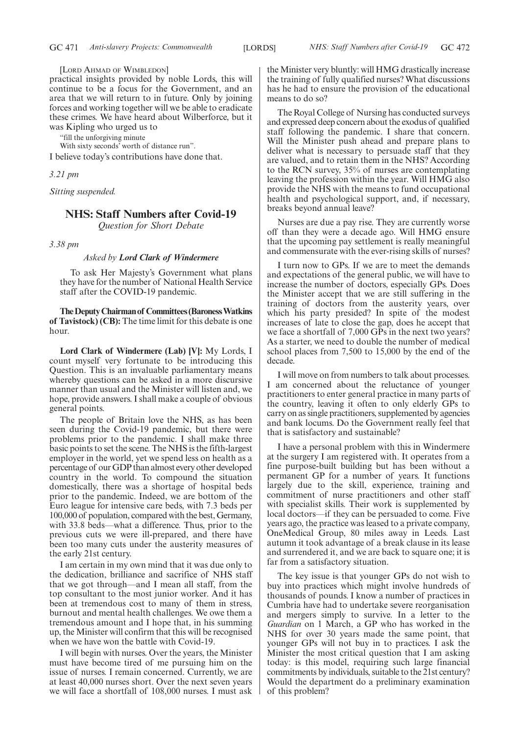[LORD AHMAD OF WIMBLEDON]

practical insights provided by noble Lords, this will continue to be a focus for the Government, and an area that we will return to in future. Only by joining forces and working together will we be able to eradicate these crimes. We have heard about Wilberforce, but it was Kipling who urged us to

"fill the unforgiving minute
With sixty seconds' worth of distance run".

I believe today's contributions have done that.

*3.21 pm*

*Sitting suspended.*

## NHS: Staff Numbers after Covid-19

*Question for Short Debate*

*3.38 pm*

*Asked by* ***Lord Clark of Windermere***

To ask Her Majesty's Government what plans they have for the number of National Health Service staff after the COVID-19 pandemic.

**The Deputy Chairman of Committees (Baroness Watkins of Tavistock) (CB):** The time limit for this debate is one hour.

**Lord Clark of Windermere (Lab) [V]:** My Lords, I count myself very fortunate to be introducing this Question. This is an invaluable parliamentary means whereby questions can be asked in a more discursive manner than usual and the Minister will listen and, we hope, provide answers. I shall make a couple of obvious general points.

The people of Britain love the NHS, as has been seen during the Covid-19 pandemic, but there were problems prior to the pandemic. I shall make three basic points to set the scene. The NHS is the fifth-largest employer in the world, yet we spend less on health as a percentage of our GDP than almost every other developed country in the world. To compound the situation domestically, there was a shortage of hospital beds prior to the pandemic. Indeed, we are bottom of the Euro league for intensive care beds, with 7.3 beds per 100,000 of population, compared with the best, Germany, with 33.8 beds—what a difference. Thus, prior to the previous cuts we were ill-prepared, and there have been too many cuts under the austerity measures of the early 21st century.

I am certain in my own mind that it was due only to the dedication, brilliance and sacrifice of NHS staff that we got through—and I mean all staff, from the top consultant to the most junior worker. And it has been at tremendous cost to many of them in stress, burnout and mental health challenges. We owe them a tremendous amount and I hope that, in his summing up, the Minister will confirm that this will be recognised when we have won the battle with Covid-19.

I will begin with nurses. Over the years, the Minister must have become tired of me pursuing him on the issue of nurses. I remain concerned. Currently, we are at least 40,000 nurses short. Over the next seven years we will face a shortfall of 108,000 nurses. I must ask the Minister very bluntly: will HMG drastically increase the training of fully qualified nurses? What discussions has he had to ensure the provision of the educational means to do so?

The Royal College of Nursing has conducted surveys and expressed deep concern about the exodus of qualified staff following the pandemic. I share that concern. Will the Minister push ahead and prepare plans to deliver what is necessary to persuade staff that they are valued, and to retain them in the NHS? According to the RCN survey, 35% of nurses are contemplating leaving the profession within the year. Will HMG also provide the NHS with the means to fund occupational health and psychological support, and, if necessary, breaks beyond annual leave?

Nurses are due a pay rise. They are currently worse off than they were a decade ago. Will HMG ensure that the upcoming pay settlement is really meaningful and commensurate with the ever-rising skills of nurses?

I turn now to GPs. If we are to meet the demands and expectations of the general public, we will have to increase the number of doctors, especially GPs. Does the Minister accept that we are still suffering in the training of doctors from the austerity years, over which his party presided? In spite of the modest increases of late to close the gap, does he accept that we face a shortfall of 7,000 GPs in the next two years? As a starter, we need to double the number of medical school places from 7,500 to 15,000 by the end of the decade.

I will move on from numbers to talk about processes. I am concerned about the reluctance of younger practitioners to enter general practice in many parts of the country, leaving it often to only elderly GPs to carry on as single practitioners, supplemented by agencies and bank locums. Do the Government really feel that that is satisfactory and sustainable?

I have a personal problem with this in Windermere at the surgery I am registered with. It operates from a fine purpose-built building but has been without a permanent GP for a number of years. It functions largely due to the skill, experience, training and commitment of nurse practitioners and other staff with specialist skills. Their work is supplemented by local doctors—if they can be persuaded to come. Five years ago, the practice was leased to a private company, OneMedical Group, 80 miles away in Leeds. Last autumn it took advantage of a break clause in its lease and surrendered it, and we are back to square one; it is far from a satisfactory situation.

The key issue is that younger GPs do not wish to buy into practices which might involve hundreds of thousands of pounds. I know a number of practices in Cumbria have had to undertake severe reorganisation and mergers simply to survive. In a letter to the *Guardian* on 1 March, a GP who has worked in the NHS for over 30 years made the same point, that younger GPs will not buy in to practices. I ask the Minister the most critical question that I am asking today: is this model, requiring such large financial commitments by individuals, suitable to the 21st century? Would the department do a preliminary examination of this problem?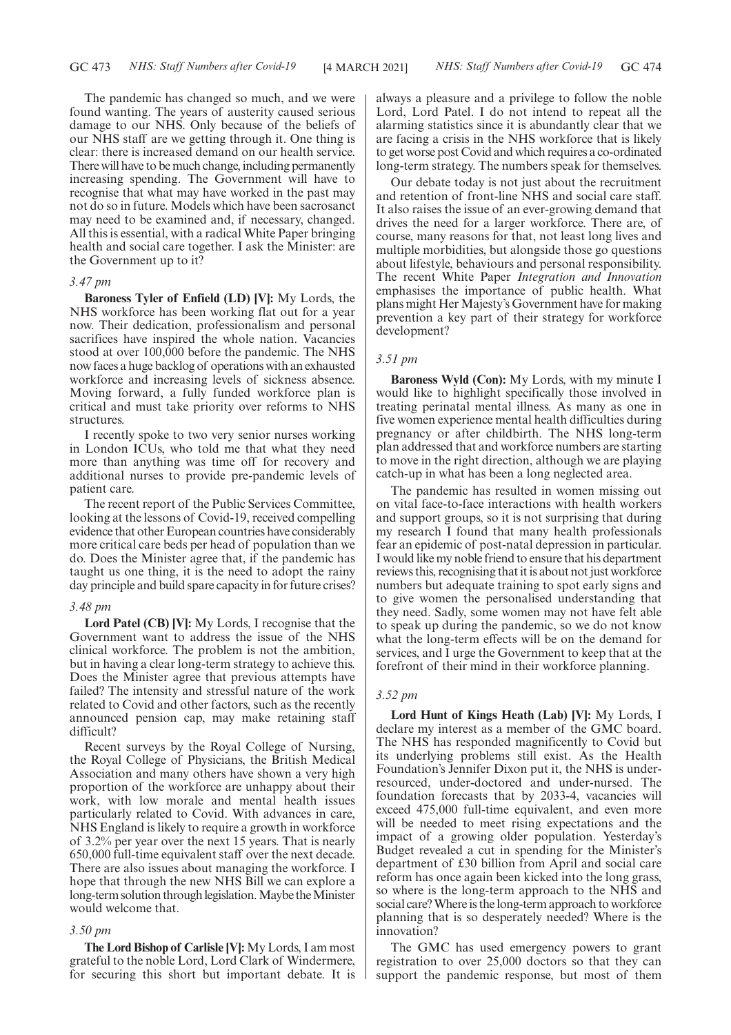The pandemic has changed so much, and we were found wanting. The years of austerity caused serious damage to our NHS. Only because of the beliefs of our NHS staff are we getting through it. One thing is clear: there is increased demand on our health service. There will have to be much change, including permanently increasing spending. The Government will have to recognise that what may have worked in the past may not do so in future. Models which have been sacrosanct may need to be examined and, if necessary, changed. All this is essential, with a radical White Paper bringing health and social care together. I ask the Minister: are the Government up to it?

*3.47 pm*

**Baroness Tyler of Enfield (LD) [V]:** My Lords, the NHS workforce has been working flat out for a year now. Their dedication, professionalism and personal sacrifices have inspired the whole nation. Vacancies stood at over 100,000 before the pandemic. The NHS now faces a huge backlog of operations with an exhausted workforce and increasing levels of sickness absence. Moving forward, a fully funded workforce plan is critical and must take priority over reforms to NHS structures.

I recently spoke to two very senior nurses working in London ICUs, who told me that what they need more than anything was time off for recovery and additional nurses to provide pre-pandemic levels of patient care.

The recent report of the Public Services Committee, looking at the lessons of Covid-19, received compelling evidence that other European countries have considerably more critical care beds per head of population than we do. Does the Minister agree that, if the pandemic has taught us one thing, it is the need to adopt the rainy day principle and build spare capacity in for future crises?

*3.48 pm*

**Lord Patel (CB) [V]:** My Lords, I recognise that the Government want to address the issue of the NHS clinical workforce. The problem is not the ambition, but in having a clear long-term strategy to achieve this. Does the Minister agree that previous attempts have failed? The intensity and stressful nature of the work related to Covid and other factors, such as the recently announced pension cap, may make retaining staff difficult?

Recent surveys by the Royal College of Nursing, the Royal College of Physicians, the British Medical Association and many others have shown a very high proportion of the workforce are unhappy about their work, with low morale and mental health issues particularly related to Covid. With advances in care, NHS England is likely to require a growth in workforce of 3.2% per year over the next 15 years. That is nearly 650,000 full-time equivalent staff over the next decade. There are also issues about managing the workforce. I hope that through the new NHS Bill we can explore a long-term solution through legislation. Maybe the Minister would welcome that.

*3.50 pm*

**The Lord Bishop of Carlisle [V]:** My Lords, I am most grateful to the noble Lord, Lord Clark of Windermere, for securing this short but important debate. It is always a pleasure and a privilege to follow the noble Lord, Lord Patel. I do not intend to repeat all the alarming statistics since it is abundantly clear that we are facing a crisis in the NHS workforce that is likely to get worse post Covid and which requires a co-ordinated long-term strategy. The numbers speak for themselves.

Our debate today is not just about the recruitment and retention of front-line NHS and social care staff. It also raises the issue of an ever-growing demand that drives the need for a larger workforce. There are, of course, many reasons for that, not least long lives and multiple morbidities, but alongside those go questions about lifestyle, behaviours and personal responsibility. The recent White Paper *Integration and Innovation* emphasises the importance of public health. What plans might Her Majesty's Government have for making prevention a key part of their strategy for workforce development?

*3.51 pm*

**Baroness Wyld (Con):** My Lords, with my minute I would like to highlight specifically those involved in treating perinatal mental illness. As many as one in five women experience mental health difficulties during pregnancy or after childbirth. The NHS long-term plan addressed that and workforce numbers are starting to move in the right direction, although we are playing catch-up in what has been a long neglected area.

The pandemic has resulted in women missing out on vital face-to-face interactions with health workers and support groups, so it is not surprising that during my research I found that many health professionals fear an epidemic of post-natal depression in particular. I would like my noble friend to ensure that his department reviews this, recognising that it is about not just workforce numbers but adequate training to spot early signs and to give women the personalised understanding that they need. Sadly, some women may not have felt able to speak up during the pandemic, so we do not know what the long-term effects will be on the demand for services, and I urge the Government to keep that at the forefront of their mind in their workforce planning.

*3.52 pm*

**Lord Hunt of Kings Heath (Lab) [V]:** My Lords, I declare my interest as a member of the GMC board. The NHS has responded magnificently to Covid but its underlying problems still exist. As the Health Foundation's Jennifer Dixon put it, the NHS is under-resourced, under-doctored and under-nursed. The foundation forecasts that by 2033-4, vacancies will exceed 475,000 full-time equivalent, and even more will be needed to meet rising expectations and the impact of a growing older population. Yesterday's Budget revealed a cut in spending for the Minister's department of £30 billion from April and social care reform has once again been kicked into the long grass, so where is the long-term approach to the NHS and social care? Where is the long-term approach to workforce planning that is so desperately needed? Where is the innovation?

The GMC has used emergency powers to grant registration to over 25,000 doctors so that they can support the pandemic response, but most of them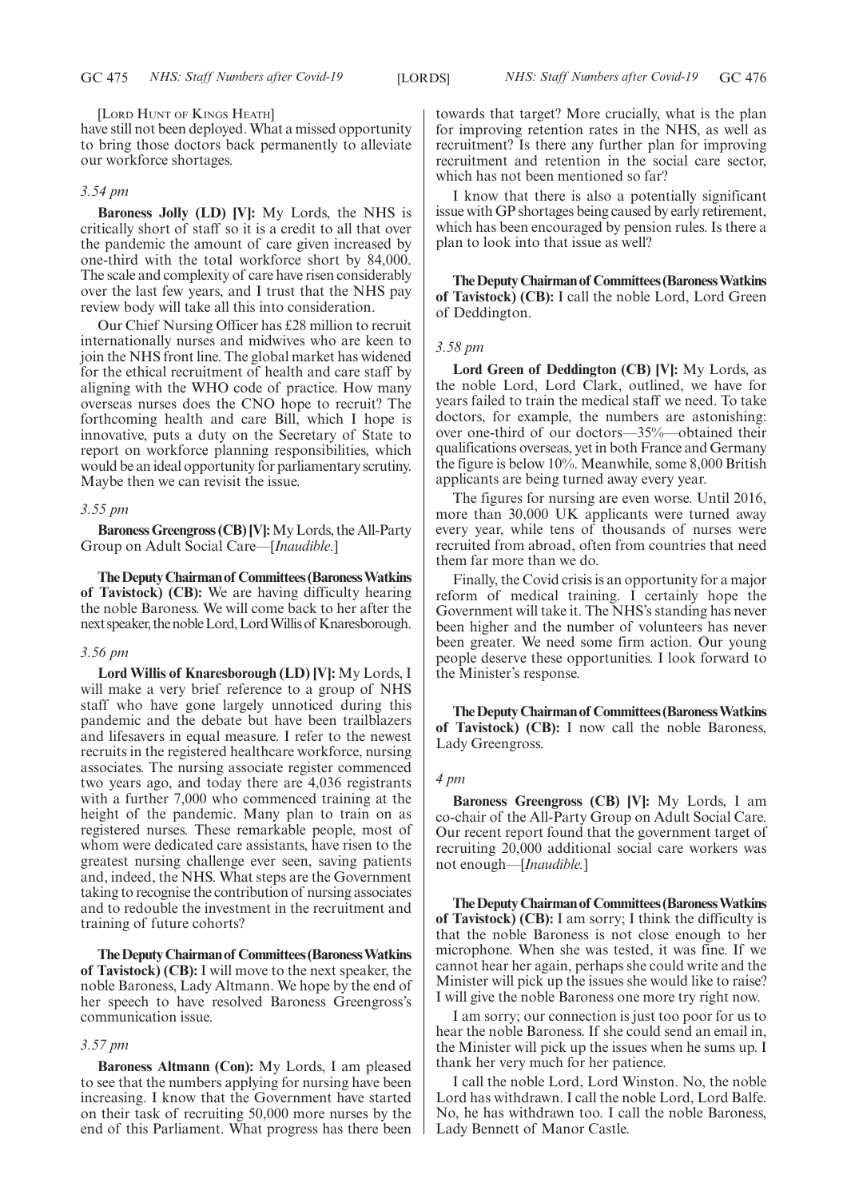[LORD HUNT OF KINGS HEATH]

have still not been deployed. What a missed opportunity to bring those doctors back permanently to alleviate our workforce shortages.

*3.54 pm*

**Baroness Jolly (LD) [V]:** My Lords, the NHS is critically short of staff so it is a credit to all that over the pandemic the amount of care given increased by one-third with the total workforce short by 84,000. The scale and complexity of care have risen considerably over the last few years, and I trust that the NHS pay review body will take all this into consideration.

Our Chief Nursing Officer has £28 million to recruit internationally nurses and midwives who are keen to join the NHS front line. The global market has widened for the ethical recruitment of health and care staff by aligning with the WHO code of practice. How many overseas nurses does the CNO hope to recruit? The forthcoming health and care Bill, which I hope is innovative, puts a duty on the Secretary of State to report on workforce planning responsibilities, which would be an ideal opportunity for parliamentary scrutiny. Maybe then we can revisit the issue.

*3.55 pm*

**Baroness Greengross (CB) [V]:** My Lords, the All-Party Group on Adult Social Care—[*Inaudible.*]

**The Deputy Chairman of Committees (Baroness Watkins of Tavistock) (CB):** We are having difficulty hearing the noble Baroness. We will come back to her after the next speaker, the noble Lord, Lord Willis of Knaresborough.

*3.56 pm*

**Lord Willis of Knaresborough (LD) [V]:** My Lords, I will make a very brief reference to a group of NHS staff who have gone largely unnoticed during this pandemic and the debate but have been trailblazers and lifesavers in equal measure. I refer to the newest recruits in the registered healthcare workforce, nursing associates. The nursing associate register commenced two years ago, and today there are 4,036 registrants with a further 7,000 who commenced training at the height of the pandemic. Many plan to train on as registered nurses. These remarkable people, most of whom were dedicated care assistants, have risen to the greatest nursing challenge ever seen, saving patients and, indeed, the NHS. What steps are the Government taking to recognise the contribution of nursing associates and to redouble the investment in the recruitment and training of future cohorts?

**The Deputy Chairman of Committees (Baroness Watkins of Tavistock) (CB):** I will move to the next speaker, the noble Baroness, Lady Altmann. We hope by the end of her speech to have resolved Baroness Greengross's communication issue.

*3.57 pm*

**Baroness Altmann (Con):** My Lords, I am pleased to see that the numbers applying for nursing have been increasing. I know that the Government have started on their task of recruiting 50,000 more nurses by the end of this Parliament. What progress has there been towards that target? More crucially, what is the plan for improving retention rates in the NHS, as well as recruitment? Is there any further plan for improving recruitment and retention in the social care sector, which has not been mentioned so far?

I know that there is also a potentially significant issue with GP shortages being caused by early retirement, which has been encouraged by pension rules. Is there a plan to look into that issue as well?

**The Deputy Chairman of Committees (Baroness Watkins of Tavistock) (CB):** I call the noble Lord, Lord Green of Deddington.

*3.58 pm*

**Lord Green of Deddington (CB) [V]:** My Lords, as the noble Lord, Lord Clark, outlined, we have for years failed to train the medical staff we need. To take doctors, for example, the numbers are astonishing: over one-third of our doctors—35%—obtained their qualifications overseas, yet in both France and Germany the figure is below 10%. Meanwhile, some 8,000 British applicants are being turned away every year.

The figures for nursing are even worse. Until 2016, more than 30,000 UK applicants were turned away every year, while tens of thousands of nurses were recruited from abroad, often from countries that need them far more than we do.

Finally, the Covid crisis is an opportunity for a major reform of medical training. I certainly hope the Government will take it. The NHS's standing has never been higher and the number of volunteers has never been greater. We need some firm action. Our young people deserve these opportunities. I look forward to the Minister's response.

**The Deputy Chairman of Committees (Baroness Watkins of Tavistock) (CB):** I now call the noble Baroness, Lady Greengross.

*4 pm*

**Baroness Greengross (CB) [V]:** My Lords, I am co-chair of the All-Party Group on Adult Social Care. Our recent report found that the government target of recruiting 20,000 additional social care workers was not enough—[*Inaudible.*]

**The Deputy Chairman of Committees (Baroness Watkins of Tavistock) (CB):** I am sorry; I think the difficulty is that the noble Baroness is not close enough to her microphone. When she was tested, it was fine. If we cannot hear her again, perhaps she could write and the Minister will pick up the issues she would like to raise? I will give the noble Baroness one more try right now.

I am sorry; our connection is just too poor for us to hear the noble Baroness. If she could send an email in, the Minister will pick up the issues when he sums up. I thank her very much for her patience.

I call the noble Lord, Lord Winston. No, the noble Lord has withdrawn. I call the noble Lord, Lord Balfe. No, he has withdrawn too. I call the noble Baroness, Lady Bennett of Manor Castle.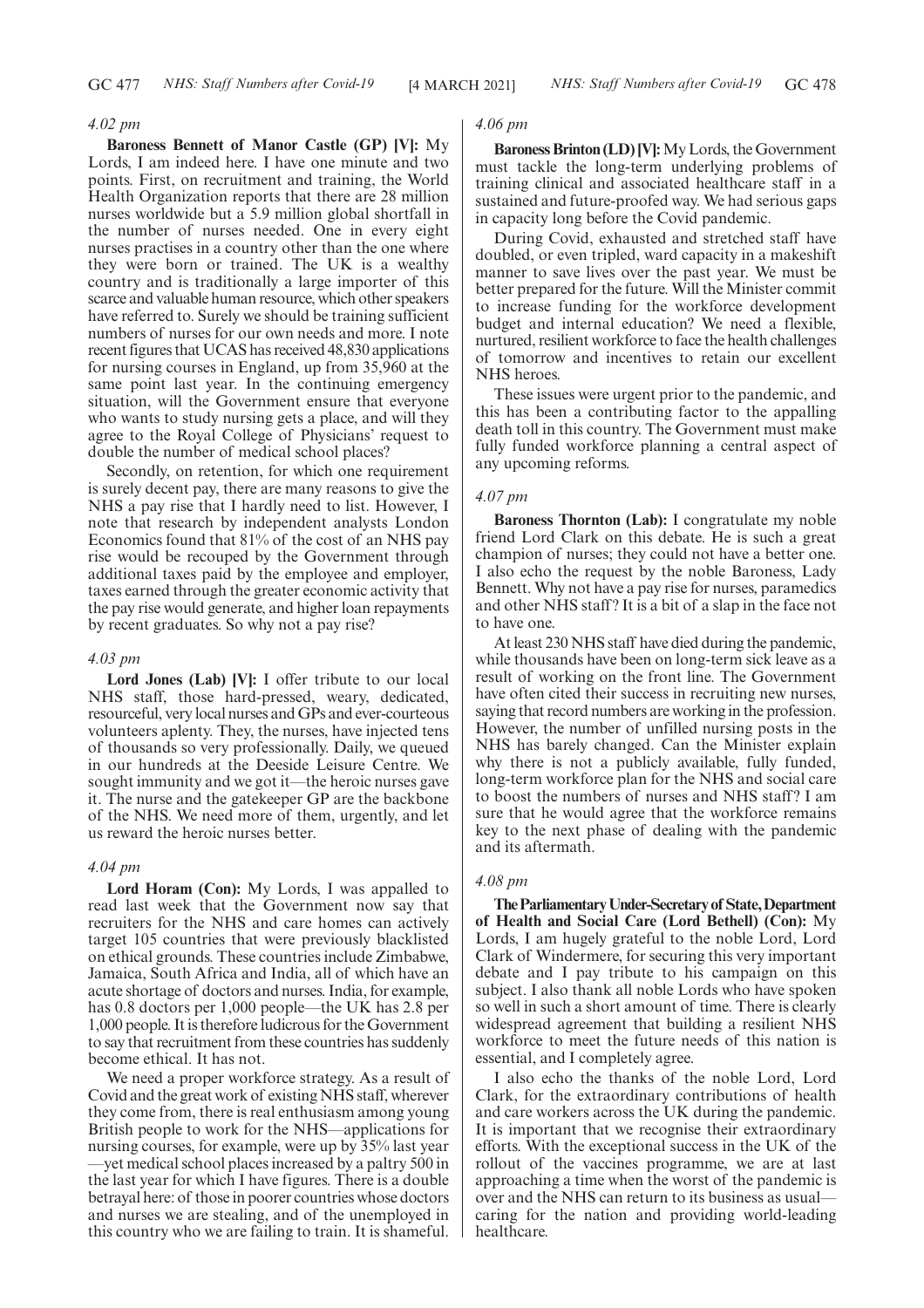*4.02 pm*

**Baroness Bennett of Manor Castle (GP) [V]:** My Lords, I am indeed here. I have one minute and two points. First, on recruitment and training, the World Health Organization reports that there are 28 million nurses worldwide but a 5.9 million global shortfall in the number of nurses needed. One in every eight nurses practises in a country other than the one where they were born or trained. The UK is a wealthy country and is traditionally a large importer of this scarce and valuable human resource, which other speakers have referred to. Surely we should be training sufficient numbers of nurses for our own needs and more. I note recent figures that UCAS has received 48,830 applications for nursing courses in England, up from 35,960 at the same point last year. In the continuing emergency situation, will the Government ensure that everyone who wants to study nursing gets a place, and will they agree to the Royal College of Physicians' request to double the number of medical school places?

Secondly, on retention, for which one requirement is surely decent pay, there are many reasons to give the NHS a pay rise that I hardly need to list. However, I note that research by independent analysts London Economics found that 81% of the cost of an NHS pay rise would be recouped by the Government through additional taxes paid by the employee and employer, taxes earned through the greater economic activity that the pay rise would generate, and higher loan repayments by recent graduates. So why not a pay rise?

*4.03 pm*

**Lord Jones (Lab) [V]:** I offer tribute to our local NHS staff, those hard-pressed, weary, dedicated, resourceful, very local nurses and GPs and ever-courteous volunteers aplenty. They, the nurses, have injected tens of thousands so very professionally. Daily, we queued in our hundreds at the Deeside Leisure Centre. We sought immunity and we got it—the heroic nurses gave it. The nurse and the gatekeeper GP are the backbone of the NHS. We need more of them, urgently, and let us reward the heroic nurses better.

*4.04 pm*

**Lord Horam (Con):** My Lords, I was appalled to read last week that the Government now say that recruiters for the NHS and care homes can actively target 105 countries that were previously blacklisted on ethical grounds. These countries include Zimbabwe, Jamaica, South Africa and India, all of which have an acute shortage of doctors and nurses. India, for example, has 0.8 doctors per 1,000 people—the UK has 2.8 per 1,000 people. It is therefore ludicrous for the Government to say that recruitment from these countries has suddenly become ethical. It has not.

We need a proper workforce strategy. As a result of Covid and the great work of existing NHS staff, wherever they come from, there is real enthusiasm among young British people to work for the NHS—applications for nursing courses, for example, were up by 35% last year—yet medical school places increased by a paltry 500 in the last year for which I have figures. There is a double betrayal here: of those in poorer countries whose doctors and nurses we are stealing, and of the unemployed in this country who we are failing to train. It is shameful.

*4.06 pm*

**Baroness Brinton (LD) [V]:** My Lords, the Government must tackle the long-term underlying problems of training clinical and associated healthcare staff in a sustained and future-proofed way. We had serious gaps in capacity long before the Covid pandemic.

During Covid, exhausted and stretched staff have doubled, or even tripled, ward capacity in a makeshift manner to save lives over the past year. We must be better prepared for the future. Will the Minister commit to increase funding for the workforce development budget and internal education? We need a flexible, nurtured, resilient workforce to face the health challenges of tomorrow and incentives to retain our excellent NHS heroes.

These issues were urgent prior to the pandemic, and this has been a contributing factor to the appalling death toll in this country. The Government must make fully funded workforce planning a central aspect of any upcoming reforms.

*4.07 pm*

**Baroness Thornton (Lab):** I congratulate my noble friend Lord Clark on this debate. He is such a great champion of nurses; they could not have a better one. I also echo the request by the noble Baroness, Lady Bennett. Why not have a pay rise for nurses, paramedics and other NHS staff? It is a bit of a slap in the face not to have one.

At least 230 NHS staff have died during the pandemic, while thousands have been on long-term sick leave as a result of working on the front line. The Government have often cited their success in recruiting new nurses, saying that record numbers are working in the profession. However, the number of unfilled nursing posts in the NHS has barely changed. Can the Minister explain why there is not a publicly available, fully funded, long-term workforce plan for the NHS and social care to boost the numbers of nurses and NHS staff? I am sure that he would agree that the workforce remains key to the next phase of dealing with the pandemic and its aftermath.

*4.08 pm*

**The Parliamentary Under-Secretary of State, Department of Health and Social Care (Lord Bethell) (Con):** My Lords, I am hugely grateful to the noble Lord, Lord Clark of Windermere, for securing this very important debate and I pay tribute to his campaign on this subject. I also thank all noble Lords who have spoken so well in such a short amount of time. There is clearly widespread agreement that building a resilient NHS workforce to meet the future needs of this nation is essential, and I completely agree.

I also echo the thanks of the noble Lord, Lord Clark, for the extraordinary contributions of health and care workers across the UK during the pandemic. It is important that we recognise their extraordinary efforts. With the exceptional success in the UK of the rollout of the vaccines programme, we are at last approaching a time when the worst of the pandemic is over and the NHS can return to its business as usual—caring for the nation and providing world-leading healthcare.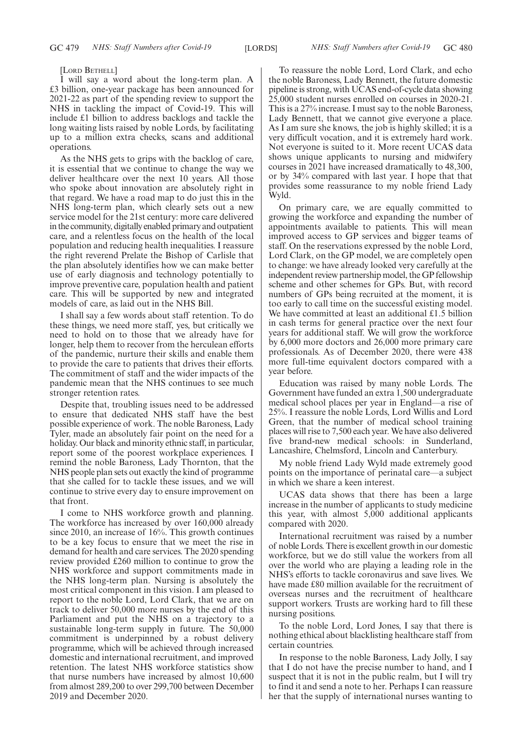[LORD BETHELL]

I will say a word about the long-term plan. A £3 billion, one-year package has been announced for 2021-22 as part of the spending review to support the NHS in tackling the impact of Covid-19. This will include £1 billion to address backlogs and tackle the long waiting lists raised by noble Lords, by facilitating up to a million extra checks, scans and additional operations.

As the NHS gets to grips with the backlog of care, it is essential that we continue to change the way we deliver healthcare over the next 10 years. All those who spoke about innovation are absolutely right in that regard. We have a road map to do just this in the NHS long-term plan, which clearly sets out a new service model for the 21st century: more care delivered in the community, digitally enabled primary and outpatient care, and a relentless focus on the health of the local population and reducing health inequalities. I reassure the right reverend Prelate the Bishop of Carlisle that the plan absolutely identifies how we can make better use of early diagnosis and technology potentially to improve preventive care, population health and patient care. This will be supported by new and integrated models of care, as laid out in the NHS Bill.

I shall say a few words about staff retention. To do these things, we need more staff, yes, but critically we need to hold on to those that we already have for longer, help them to recover from the herculean efforts of the pandemic, nurture their skills and enable them to provide the care to patients that drives their efforts. The commitment of staff and the wider impacts of the pandemic mean that the NHS continues to see much stronger retention rates.

Despite that, troubling issues need to be addressed to ensure that dedicated NHS staff have the best possible experience of work. The noble Baroness, Lady Tyler, made an absolutely fair point on the need for a holiday. Our black and minority ethnic staff, in particular, report some of the poorest workplace experiences. I remind the noble Baroness, Lady Thornton, that the NHS people plan sets out exactly the kind of programme that she called for to tackle these issues, and we will continue to strive every day to ensure improvement on that front.

I come to NHS workforce growth and planning. The workforce has increased by over 160,000 already since 2010, an increase of 16%. This growth continues to be a key focus to ensure that we meet the rise in demand for health and care services. The 2020 spending review provided £260 million to continue to grow the NHS workforce and support commitments made in the NHS long-term plan. Nursing is absolutely the most critical component in this vision. I am pleased to report to the noble Lord, Lord Clark, that we are on track to deliver 50,000 more nurses by the end of this Parliament and put the NHS on a trajectory to a sustainable long-term supply in future. The 50,000 commitment is underpinned by a robust delivery programme, which will be achieved through increased domestic and international recruitment, and improved retention. The latest NHS workforce statistics show that nurse numbers have increased by almost 10,600 from almost 289,200 to over 299,700 between December 2019 and December 2020.

To reassure the noble Lord, Lord Clark, and echo the noble Baroness, Lady Bennett, the future domestic pipeline is strong, with UCAS end-of-cycle data showing 25,000 student nurses enrolled on courses in 2020-21. This is a 27% increase. I must say to the noble Baroness, Lady Bennett, that we cannot give everyone a place. As I am sure she knows, the job is highly skilled; it is a very difficult vocation, and it is extremely hard work. Not everyone is suited to it. More recent UCAS data shows unique applicants to nursing and midwifery courses in 2021 have increased dramatically to 48,300, or by 34% compared with last year. I hope that that provides some reassurance to my noble friend Lady Wyld.

On primary care, we are equally committed to growing the workforce and expanding the number of appointments available to patients. This will mean improved access to GP services and bigger teams of staff. On the reservations expressed by the noble Lord, Lord Clark, on the GP model, we are completely open to change: we have already looked very carefully at the independent review partnership model, the GP fellowship scheme and other schemes for GPs. But, with record numbers of GPs being recruited at the moment, it is too early to call time on the successful existing model. We have committed at least an additional £1.5 billion in cash terms for general practice over the next four years for additional staff. We will grow the workforce by 6,000 more doctors and 26,000 more primary care professionals. As of December 2020, there were 438 more full-time equivalent doctors compared with a year before.

Education was raised by many noble Lords. The Government have funded an extra 1,500 undergraduate medical school places per year in England—a rise of 25%. I reassure the noble Lords, Lord Willis and Lord Green, that the number of medical school training places will rise to 7,500 each year. We have also delivered five brand-new medical schools: in Sunderland, Lancashire, Chelmsford, Lincoln and Canterbury.

My noble friend Lady Wyld made extremely good points on the importance of perinatal care—a subject in which we share a keen interest.

UCAS data shows that there has been a large increase in the number of applicants to study medicine this year, with almost 5,000 additional applicants compared with 2020.

International recruitment was raised by a number of noble Lords. There is excellent growth in our domestic workforce, but we do still value the workers from all over the world who are playing a leading role in the NHS's efforts to tackle coronavirus and save lives. We have made £80 million available for the recruitment of overseas nurses and the recruitment of healthcare support workers. Trusts are working hard to fill these nursing positions.

To the noble Lord, Lord Jones, I say that there is nothing ethical about blacklisting healthcare staff from certain countries.

In response to the noble Baroness, Lady Jolly, I say that I do not have the precise number to hand, and I suspect that it is not in the public realm, but I will try to find it and send a note to her. Perhaps I can reassure her that the supply of international nurses wanting to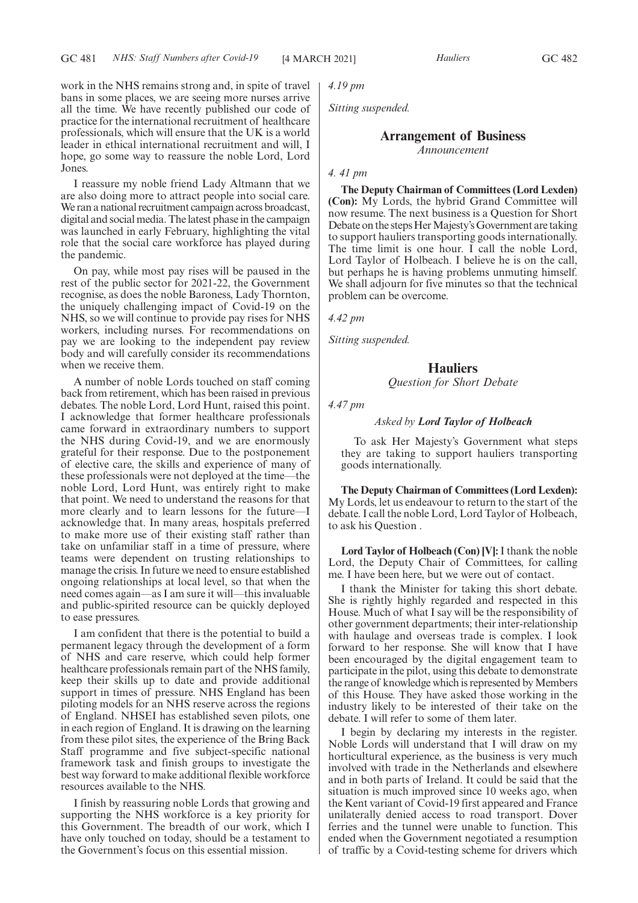work in the NHS remains strong and, in spite of travel bans in some places, we are seeing more nurses arrive all the time. We have recently published our code of practice for the international recruitment of healthcare professionals, which will ensure that the UK is a world leader in ethical international recruitment and will, I hope, go some way to reassure the noble Lord, Lord Jones.

I reassure my noble friend Lady Altmann that we are also doing more to attract people into social care. We ran a national recruitment campaign across broadcast, digital and social media. The latest phase in the campaign was launched in early February, highlighting the vital role that the social care workforce has played during the pandemic.

On pay, while most pay rises will be paused in the rest of the public sector for 2021-22, the Government recognise, as does the noble Baroness, Lady Thornton, the uniquely challenging impact of Covid-19 on the NHS, so we will continue to provide pay rises for NHS workers, including nurses. For recommendations on pay we are looking to the independent pay review body and will carefully consider its recommendations when we receive them.

A number of noble Lords touched on staff coming back from retirement, which has been raised in previous debates. The noble Lord, Lord Hunt, raised this point. I acknowledge that former healthcare professionals came forward in extraordinary numbers to support the NHS during Covid-19, and we are enormously grateful for their response. Due to the postponement of elective care, the skills and experience of many of these professionals were not deployed at the time—the noble Lord, Lord Hunt, was entirely right to make that point. We need to understand the reasons for that more clearly and to learn lessons for the future—I acknowledge that. In many areas, hospitals preferred to make more use of their existing staff rather than take on unfamiliar staff in a time of pressure, where teams were dependent on trusting relationships to manage the crisis. In future we need to ensure established ongoing relationships at local level, so that when the need comes again—as I am sure it will—this invaluable and public-spirited resource can be quickly deployed to ease pressures.

I am confident that there is the potential to build a permanent legacy through the development of a form of NHS and care reserve, which could help former healthcare professionals remain part of the NHS family, keep their skills up to date and provide additional support in times of pressure. NHS England has been piloting models for an NHS reserve across the regions of England. NHSEI has established seven pilots, one in each region of England. It is drawing on the learning from these pilot sites, the experience of the Bring Back Staff programme and five subject-specific national framework task and finish groups to investigate the best way forward to make additional flexible workforce resources available to the NHS.

I finish by reassuring noble Lords that growing and supporting the NHS workforce is a key priority for this Government. The breadth of our work, which I have only touched on today, should be a testament to the Government's focus on this essential mission.

*4.19 pm*

*Sitting suspended.*

## Arrangement of Business

*Announcement*

*4. 41 pm*

**The Deputy Chairman of Committees (Lord Lexden) (Con):** My Lords, the hybrid Grand Committee will now resume. The next business is a Question for Short Debate on the steps Her Majesty's Government are taking to support hauliers transporting goods internationally. The time limit is one hour. I call the noble Lord, Lord Taylor of Holbeach. I believe he is on the call, but perhaps he is having problems unmuting himself. We shall adjourn for five minutes so that the technical problem can be overcome.

*4.42 pm*

*Sitting suspended.*

## Hauliers

*Question for Short Debate*

*4.47 pm*

*Asked by* ***Lord Taylor of Holbeach***

To ask Her Majesty's Government what steps they are taking to support hauliers transporting goods internationally.

**The Deputy Chairman of Committees (Lord Lexden):** My Lords, let us endeavour to return to the start of the debate. I call the noble Lord, Lord Taylor of Holbeach, to ask his Question .

**Lord Taylor of Holbeach (Con) [V]:** I thank the noble Lord, the Deputy Chair of Committees, for calling me. I have been here, but we were out of contact.

I thank the Minister for taking this short debate. She is rightly highly regarded and respected in this House. Much of what I say will be the responsibility of other government departments; their inter-relationship with haulage and overseas trade is complex. I look forward to her response. She will know that I have been encouraged by the digital engagement team to participate in the pilot, using this debate to demonstrate the range of knowledge which is represented by Members of this House. They have asked those working in the industry likely to be interested of their take on the debate. I will refer to some of them later.

I begin by declaring my interests in the register. Noble Lords will understand that I will draw on my horticultural experience, as the business is very much involved with trade in the Netherlands and elsewhere and in both parts of Ireland. It could be said that the situation is much improved since 10 weeks ago, when the Kent variant of Covid-19 first appeared and France unilaterally denied access to road transport. Dover ferries and the tunnel were unable to function. This ended when the Government negotiated a resumption of traffic by a Covid-testing scheme for drivers which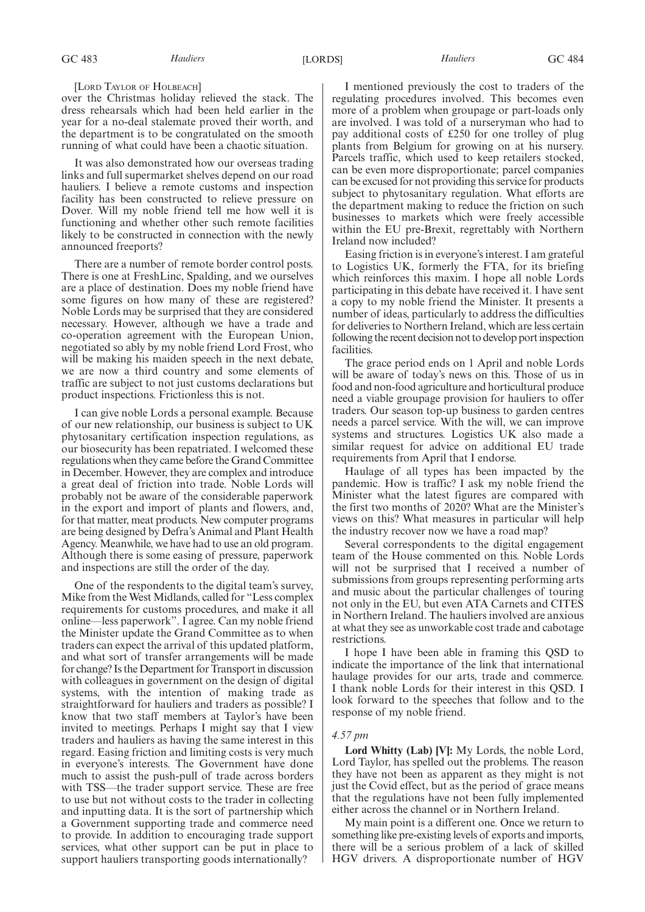[Lord Taylor of Holbeach]

over the Christmas holiday relieved the stack. The dress rehearsals which had been held earlier in the year for a no-deal stalemate proved their worth, and the department is to be congratulated on the smooth running of what could have been a chaotic situation.

It was also demonstrated how our overseas trading links and full supermarket shelves depend on our road hauliers. I believe a remote customs and inspection facility has been constructed to relieve pressure on Dover. Will my noble friend tell me how well it is functioning and whether other such remote facilities likely to be constructed in connection with the newly announced freeports?

There are a number of remote border control posts. There is one at FreshLinc, Spalding, and we ourselves are a place of destination. Does my noble friend have some figures on how many of these are registered? Noble Lords may be surprised that they are considered necessary. However, although we have a trade and co-operation agreement with the European Union, negotiated so ably by my noble friend Lord Frost, who will be making his maiden speech in the next debate, we are now a third country and some elements of traffic are subject to not just customs declarations but product inspections. Frictionless this is not.

I can give noble Lords a personal example. Because of our new relationship, our business is subject to UK phytosanitary certification inspection regulations, as our biosecurity has been repatriated. I welcomed these regulations when they came before the Grand Committee in December. However, they are complex and introduce a great deal of friction into trade. Noble Lords will probably not be aware of the considerable paperwork in the export and import of plants and flowers, and, for that matter, meat products. New computer programs are being designed by Defra's Animal and Plant Health Agency. Meanwhile, we have had to use an old program. Although there is some easing of pressure, paperwork and inspections are still the order of the day.

One of the respondents to the digital team's survey, Mike from the West Midlands, called for "Less complex requirements for customs procedures, and make it all online—less paperwork". I agree. Can my noble friend the Minister update the Grand Committee as to when traders can expect the arrival of this updated platform, and what sort of transfer arrangements will be made for change? Is the Department for Transport in discussion with colleagues in government on the design of digital systems, with the intention of making trade as straightforward for hauliers and traders as possible? I know that two staff members at Taylor's have been invited to meetings. Perhaps I might say that I view traders and hauliers as having the same interest in this regard. Easing friction and limiting costs is very much in everyone's interests. The Government have done much to assist the push-pull of trade across borders with TSS—the trader support service. These are free to use but not without costs to the trader in collecting and inputting data. It is the sort of partnership which a Government supporting trade and commerce need to provide. In addition to encouraging trade support services, what other support can be put in place to support hauliers transporting goods internationally?

I mentioned previously the cost to traders of the regulating procedures involved. This becomes even more of a problem when groupage or part-loads only are involved. I was told of a nurseryman who had to pay additional costs of £250 for one trolley of plug plants from Belgium for growing on at his nursery. Parcels traffic, which used to keep retailers stocked, can be even more disproportionate; parcel companies can be excused for not providing this service for products subject to phytosanitary regulation. What efforts are the department making to reduce the friction on such businesses to markets which were freely accessible within the EU pre-Brexit, regrettably with Northern Ireland now included?

Easing friction is in everyone's interest. I am grateful to Logistics UK, formerly the FTA, for its briefing which reinforces this maxim. I hope all noble Lords participating in this debate have received it. I have sent a copy to my noble friend the Minister. It presents a number of ideas, particularly to address the difficulties for deliveries to Northern Ireland, which are less certain following the recent decision not to develop port inspection facilities.

The grace period ends on 1 April and noble Lords will be aware of today's news on this. Those of us in food and non-food agriculture and horticultural produce need a viable groupage provision for hauliers to offer traders. Our season top-up business to garden centres needs a parcel service. With the will, we can improve systems and structures. Logistics UK also made a similar request for advice on additional EU trade requirements from April that I endorse.

Haulage of all types has been impacted by the pandemic. How is traffic? I ask my noble friend the Minister what the latest figures are compared with the first two months of 2020? What are the Minister's views on this? What measures in particular will help the industry recover now we have a road map?

Several correspondents to the digital engagement team of the House commented on this. Noble Lords will not be surprised that I received a number of submissions from groups representing performing arts and music about the particular challenges of touring not only in the EU, but even ATA Carnets and CITES in Northern Ireland. The hauliers involved are anxious at what they see as unworkable cost trade and cabotage restrictions.

I hope I have been able in framing this QSD to indicate the importance of the link that international haulage provides for our arts, trade and commerce. I thank noble Lords for their interest in this QSD. I look forward to the speeches that follow and to the response of my noble friend.

*4.57 pm*

**Lord Whitty (Lab) [V]:** My Lords, the noble Lord, Lord Taylor, has spelled out the problems. The reason they have not been as apparent as they might is not just the Covid effect, but as the period of grace means that the regulations have not been fully implemented either across the channel or in Northern Ireland.

My main point is a different one. Once we return to something like pre-existing levels of exports and imports, there will be a serious problem of a lack of skilled HGV drivers. A disproportionate number of HGV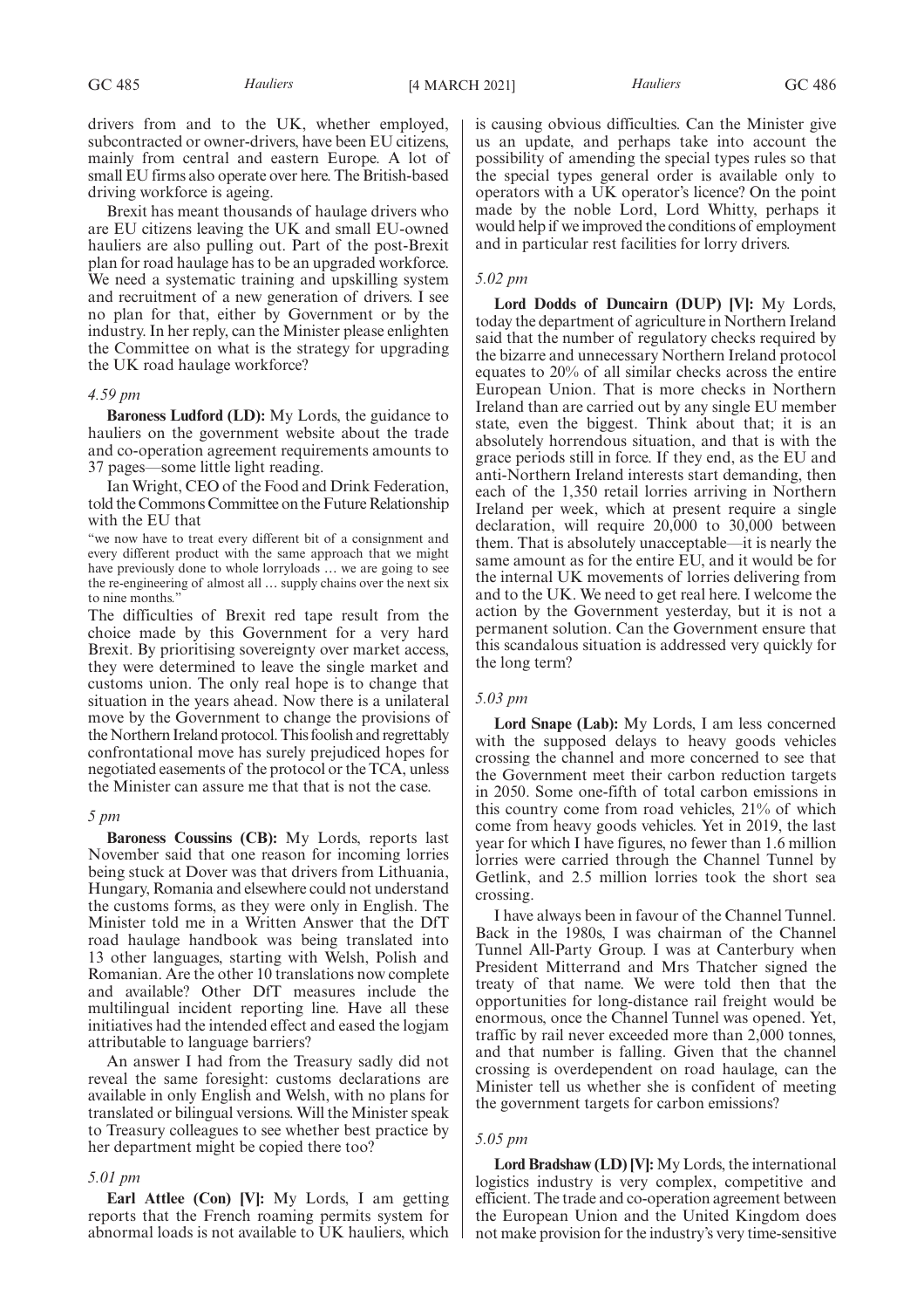drivers from and to the UK, whether employed, subcontracted or owner-drivers, have been EU citizens, mainly from central and eastern Europe. A lot of small EU firms also operate over here. The British-based driving workforce is ageing.

Brexit has meant thousands of haulage drivers who are EU citizens leaving the UK and small EU-owned hauliers are also pulling out. Part of the post-Brexit plan for road haulage has to be an upgraded workforce. We need a systematic training and upskilling system and recruitment of a new generation of drivers. I see no plan for that, either by Government or by the industry. In her reply, can the Minister please enlighten the Committee on what is the strategy for upgrading the UK road haulage workforce?

*4.59 pm*

**Baroness Ludford (LD):** My Lords, the guidance to hauliers on the government website about the trade and co-operation agreement requirements amounts to 37 pages—some little light reading.

Ian Wright, CEO of the Food and Drink Federation, told the Commons Committee on the Future Relationship with the EU that

"we now have to treat every different bit of a consignment and every different product with the same approach that we might have previously done to whole lorryloads … we are going to see the re-engineering of almost all … supply chains over the next six to nine months."

The difficulties of Brexit red tape result from the choice made by this Government for a very hard Brexit. By prioritising sovereignty over market access, they were determined to leave the single market and customs union. The only real hope is to change that situation in the years ahead. Now there is a unilateral move by the Government to change the provisions of the Northern Ireland protocol. This foolish and regrettably confrontational move has surely prejudiced hopes for negotiated easements of the protocol or the TCA, unless the Minister can assure me that that is not the case.

*5 pm*

**Baroness Coussins (CB):** My Lords, reports last November said that one reason for incoming lorries being stuck at Dover was that drivers from Lithuania, Hungary, Romania and elsewhere could not understand the customs forms, as they were only in English. The Minister told me in a Written Answer that the DfT road haulage handbook was being translated into 13 other languages, starting with Welsh, Polish and Romanian. Are the other 10 translations now complete and available? Other DfT measures include the multilingual incident reporting line. Have all these initiatives had the intended effect and eased the logjam attributable to language barriers?

An answer I had from the Treasury sadly did not reveal the same foresight: customs declarations are available in only English and Welsh, with no plans for translated or bilingual versions. Will the Minister speak to Treasury colleagues to see whether best practice by her department might be copied there too?

*5.01 pm*

**Earl Attlee (Con) [V]:** My Lords, I am getting reports that the French roaming permits system for abnormal loads is not available to UK hauliers, which is causing obvious difficulties. Can the Minister give us an update, and perhaps take into account the possibility of amending the special types rules so that the special types general order is available only to operators with a UK operator's licence? On the point made by the noble Lord, Lord Whitty, perhaps it would help if we improved the conditions of employment and in particular rest facilities for lorry drivers.

*5.02 pm*

**Lord Dodds of Duncairn (DUP) [V]:** My Lords, today the department of agriculture in Northern Ireland said that the number of regulatory checks required by the bizarre and unnecessary Northern Ireland protocol equates to 20% of all similar checks across the entire European Union. That is more checks in Northern Ireland than are carried out by any single EU member state, even the biggest. Think about that; it is an absolutely horrendous situation, and that is with the grace periods still in force. If they end, as the EU and anti-Northern Ireland interests start demanding, then each of the 1,350 retail lorries arriving in Northern Ireland per week, which at present require a single declaration, will require 20,000 to 30,000 between them. That is absolutely unacceptable—it is nearly the same amount as for the entire EU, and it would be for the internal UK movements of lorries delivering from and to the UK. We need to get real here. I welcome the action by the Government yesterday, but it is not a permanent solution. Can the Government ensure that this scandalous situation is addressed very quickly for the long term?

*5.03 pm*

**Lord Snape (Lab):** My Lords, I am less concerned with the supposed delays to heavy goods vehicles crossing the channel and more concerned to see that the Government meet their carbon reduction targets in 2050. Some one-fifth of total carbon emissions in this country come from road vehicles, 21% of which come from heavy goods vehicles. Yet in 2019, the last year for which I have figures, no fewer than 1.6 million lorries were carried through the Channel Tunnel by Getlink, and 2.5 million lorries took the short sea crossing.

I have always been in favour of the Channel Tunnel. Back in the 1980s, I was chairman of the Channel Tunnel All-Party Group. I was at Canterbury when President Mitterrand and Mrs Thatcher signed the treaty of that name. We were told then that the opportunities for long-distance rail freight would be enormous, once the Channel Tunnel was opened. Yet, traffic by rail never exceeded more than 2,000 tonnes, and that number is falling. Given that the channel crossing is overdependent on road haulage, can the Minister tell us whether she is confident of meeting the government targets for carbon emissions?

*5.05 pm*

**Lord Bradshaw (LD) [V]:** My Lords, the international logistics industry is very complex, competitive and efficient. The trade and co-operation agreement between the European Union and the United Kingdom does not make provision for the industry's very time-sensitive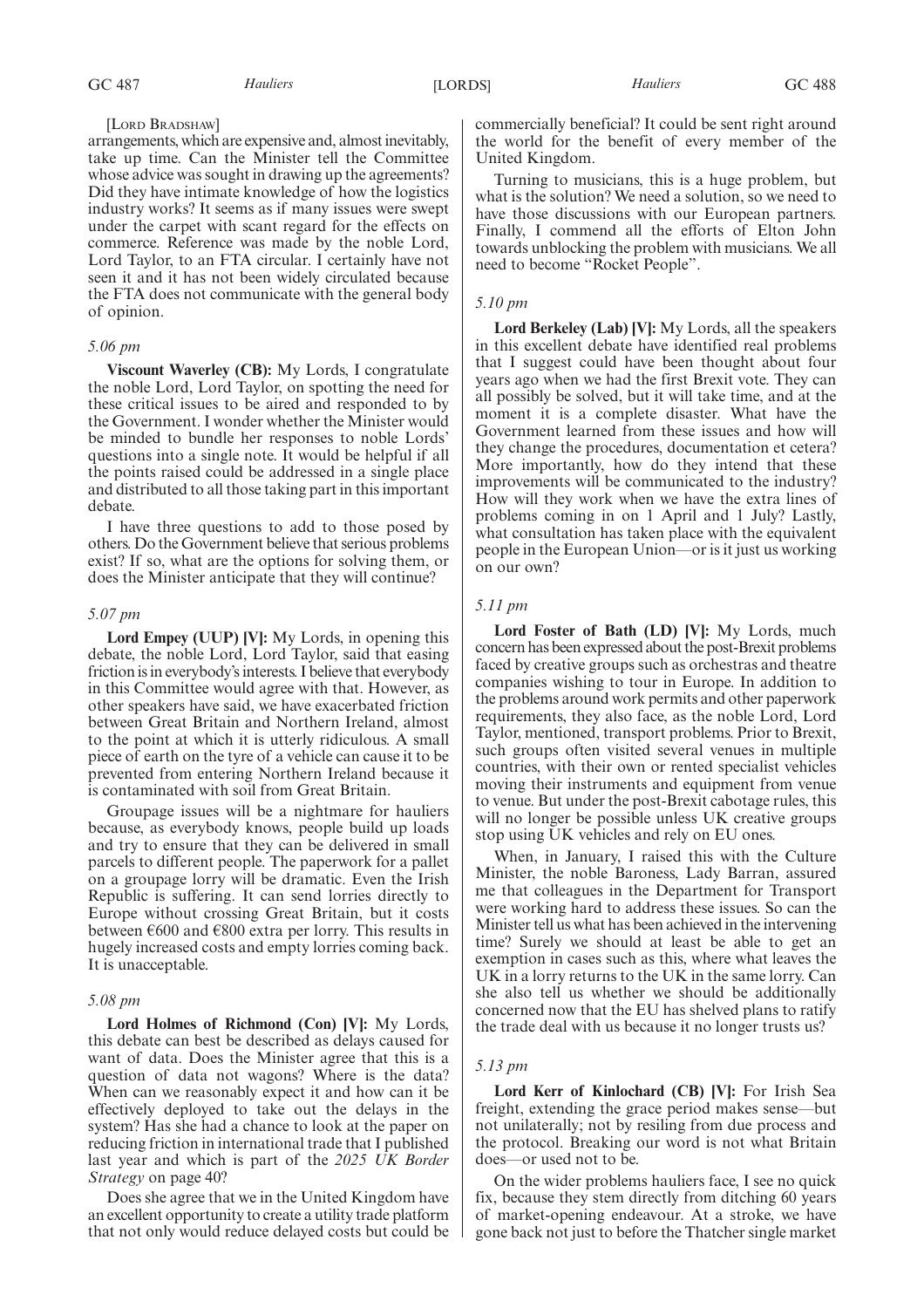[Lord Bradshaw]

arrangements, which are expensive and, almost inevitably, take up time. Can the Minister tell the Committee whose advice was sought in drawing up the agreements? Did they have intimate knowledge of how the logistics industry works? It seems as if many issues were swept under the carpet with scant regard for the effects on commerce. Reference was made by the noble Lord, Lord Taylor, to an FTA circular. I certainly have not seen it and it has not been widely circulated because the FTA does not communicate with the general body of opinion.

*5.06 pm*

**Viscount Waverley (CB):** My Lords, I congratulate the noble Lord, Lord Taylor, on spotting the need for these critical issues to be aired and responded to by the Government. I wonder whether the Minister would be minded to bundle her responses to noble Lords' questions into a single note. It would be helpful if all the points raised could be addressed in a single place and distributed to all those taking part in this important debate.

I have three questions to add to those posed by others. Do the Government believe that serious problems exist? If so, what are the options for solving them, or does the Minister anticipate that they will continue?

*5.07 pm*

**Lord Empey (UUP) [V]:** My Lords, in opening this debate, the noble Lord, Lord Taylor, said that easing friction is in everybody's interests. I believe that everybody in this Committee would agree with that. However, as other speakers have said, we have exacerbated friction between Great Britain and Northern Ireland, almost to the point at which it is utterly ridiculous. A small piece of earth on the tyre of a vehicle can cause it to be prevented from entering Northern Ireland because it is contaminated with soil from Great Britain.

Groupage issues will be a nightmare for hauliers because, as everybody knows, people build up loads and try to ensure that they can be delivered in small parcels to different people. The paperwork for a pallet on a groupage lorry will be dramatic. Even the Irish Republic is suffering. It can send lorries directly to Europe without crossing Great Britain, but it costs between €600 and €800 extra per lorry. This results in hugely increased costs and empty lorries coming back. It is unacceptable.

*5.08 pm*

**Lord Holmes of Richmond (Con) [V]:** My Lords, this debate can best be described as delays caused for want of data. Does the Minister agree that this is a question of data not wagons? Where is the data? When can we reasonably expect it and how can it be effectively deployed to take out the delays in the system? Has she had a chance to look at the paper on reducing friction in international trade that I published last year and which is part of the *2025 UK Border Strategy* on page 40?

Does she agree that we in the United Kingdom have an excellent opportunity to create a utility trade platform that not only would reduce delayed costs but could be commercially beneficial? It could be sent right around the world for the benefit of every member of the United Kingdom.

Turning to musicians, this is a huge problem, but what is the solution? We need a solution, so we need to have those discussions with our European partners. Finally, I commend all the efforts of Elton John towards unblocking the problem with musicians. We all need to become "Rocket People".

*5.10 pm*

**Lord Berkeley (Lab) [V]:** My Lords, all the speakers in this excellent debate have identified real problems that I suggest could have been thought about four years ago when we had the first Brexit vote. They can all possibly be solved, but it will take time, and at the moment it is a complete disaster. What have the Government learned from these issues and how will they change the procedures, documentation et cetera? More importantly, how do they intend that these improvements will be communicated to the industry? How will they work when we have the extra lines of problems coming in on 1 April and 1 July? Lastly, what consultation has taken place with the equivalent people in the European Union—or is it just us working on our own?

*5.11 pm*

**Lord Foster of Bath (LD) [V]:** My Lords, much concern has been expressed about the post-Brexit problems faced by creative groups such as orchestras and theatre companies wishing to tour in Europe. In addition to the problems around work permits and other paperwork requirements, they also face, as the noble Lord, Lord Taylor, mentioned, transport problems. Prior to Brexit, such groups often visited several venues in multiple countries, with their own or rented specialist vehicles moving their instruments and equipment from venue to venue. But under the post-Brexit cabotage rules, this will no longer be possible unless UK creative groups stop using UK vehicles and rely on EU ones.

When, in January, I raised this with the Culture Minister, the noble Baroness, Lady Barran, assured me that colleagues in the Department for Transport were working hard to address these issues. So can the Minister tell us what has been achieved in the intervening time? Surely we should at least be able to get an exemption in cases such as this, where what leaves the UK in a lorry returns to the UK in the same lorry. Can she also tell us whether we should be additionally concerned now that the EU has shelved plans to ratify the trade deal with us because it no longer trusts us?

*5.13 pm*

**Lord Kerr of Kinlochard (CB) [V]:** For Irish Sea freight, extending the grace period makes sense—but not unilaterally; not by resiling from due process and the protocol. Breaking our word is not what Britain does—or used not to be.

On the wider problems hauliers face, I see no quick fix, because they stem directly from ditching 60 years of market-opening endeavour. At a stroke, we have gone back not just to before the Thatcher single market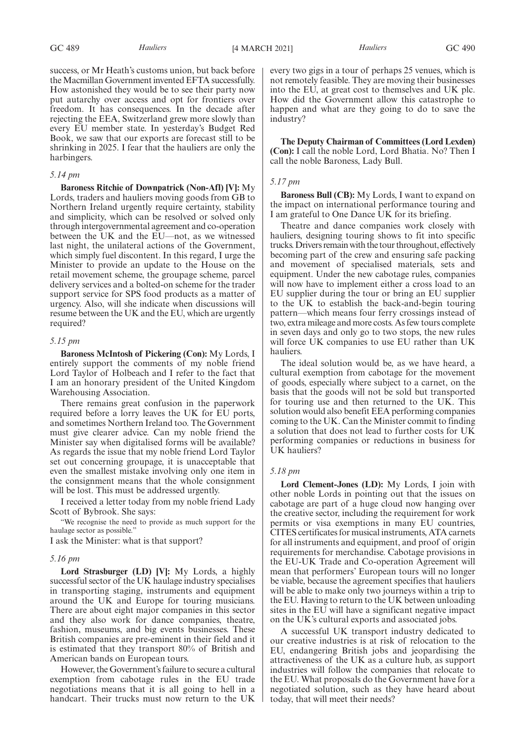success, or Mr Heath's customs union, but back before the Macmillan Government invented EFTA successfully. How astonished they would be to see their party now put autarchy over access and opt for frontiers over freedom. It has consequences. In the decade after rejecting the EEA, Switzerland grew more slowly than every EU member state. In yesterday's Budget Red Book, we saw that our exports are forecast still to be shrinking in 2025. I fear that the hauliers are only the harbingers.

*5.14 pm*

**Baroness Ritchie of Downpatrick (Non-Afl) [V]:** My Lords, traders and hauliers moving goods from GB to Northern Ireland urgently require certainty, stability and simplicity, which can be resolved or solved only through intergovernmental agreement and co-operation between the UK and the EU—not, as we witnessed last night, the unilateral actions of the Government, which simply fuel discontent. In this regard, I urge the Minister to provide an update to the House on the retail movement scheme, the groupage scheme, parcel delivery services and a bolted-on scheme for the trader support service for SPS food products as a matter of urgency. Also, will she indicate when discussions will resume between the UK and the EU, which are urgently required?

*5.15 pm*

**Baroness McIntosh of Pickering (Con):** My Lords, I entirely support the comments of my noble friend Lord Taylor of Holbeach and I refer to the fact that I am an honorary president of the United Kingdom Warehousing Association.

There remains great confusion in the paperwork required before a lorry leaves the UK for EU ports, and sometimes Northern Ireland too. The Government must give clearer advice. Can my noble friend the Minister say when digitalised forms will be available? As regards the issue that my noble friend Lord Taylor set out concerning groupage, it is unacceptable that even the smallest mistake involving only one item in the consignment means that the whole consignment will be lost. This must be addressed urgently.

I received a letter today from my noble friend Lady Scott of Bybrook. She says:

"We recognise the need to provide as much support for the haulage sector as possible."

I ask the Minister: what is that support?

*5.16 pm*

**Lord Strasburger (LD) [V]:** My Lords, a highly successful sector of the UK haulage industry specialises in transporting staging, instruments and equipment around the UK and Europe for touring musicians. There are about eight major companies in this sector and they also work for dance companies, theatre, fashion, museums, and big events businesses. These British companies are pre-eminent in their field and it is estimated that they transport 80% of British and American bands on European tours.

However, the Government's failure to secure a cultural exemption from cabotage rules in the EU trade negotiations means that it is all going to hell in a handcart. Their trucks must now return to the UK every two gigs in a tour of perhaps 25 venues, which is not remotely feasible. They are moving their businesses into the EU, at great cost to themselves and UK plc. How did the Government allow this catastrophe to happen and what are they going to do to save the industry?

**The Deputy Chairman of Committees (Lord Lexden) (Con):** I call the noble Lord, Lord Bhatia. No? Then I call the noble Baroness, Lady Bull.

*5.17 pm*

**Baroness Bull (CB):** My Lords, I want to expand on the impact on international performance touring and I am grateful to One Dance UK for its briefing.

Theatre and dance companies work closely with hauliers, designing touring shows to fit into specific trucks. Drivers remain with the tour throughout, effectively becoming part of the crew and ensuring safe packing and movement of specialised materials, sets and equipment. Under the new cabotage rules, companies will now have to implement either a cross load to an EU supplier during the tour or bring an EU supplier to the UK to establish the back-and-begin touring pattern—which means four ferry crossings instead of two, extra mileage and more costs. As few tours complete in seven days and only go to two stops, the new rules will force UK companies to use EU rather than UK hauliers.

The ideal solution would be, as we have heard, a cultural exemption from cabotage for the movement of goods, especially where subject to a carnet, on the basis that the goods will not be sold but transported for touring use and then returned to the UK. This solution would also benefit EEA performing companies coming to the UK. Can the Minister commit to finding a solution that does not lead to further costs for UK performing companies or reductions in business for UK hauliers?

*5.18 pm*

**Lord Clement-Jones (LD):** My Lords, I join with other noble Lords in pointing out that the issues on cabotage are part of a huge cloud now hanging over the creative sector, including the requirement for work permits or visa exemptions in many EU countries, CITES certificates for musical instruments, ATA carnets for all instruments and equipment, and proof of origin requirements for merchandise. Cabotage provisions in the EU-UK Trade and Co-operation Agreement will mean that performers' European tours will no longer be viable, because the agreement specifies that hauliers will be able to make only two journeys within a trip to the EU. Having to return to the UK between unloading sites in the EU will have a significant negative impact on the UK's cultural exports and associated jobs.

A successful UK transport industry dedicated to our creative industries is at risk of relocation to the EU, endangering British jobs and jeopardising the attractiveness of the UK as a culture hub, as support industries will follow the companies that relocate to the EU. What proposals do the Government have for a negotiated solution, such as they have heard about today, that will meet their needs?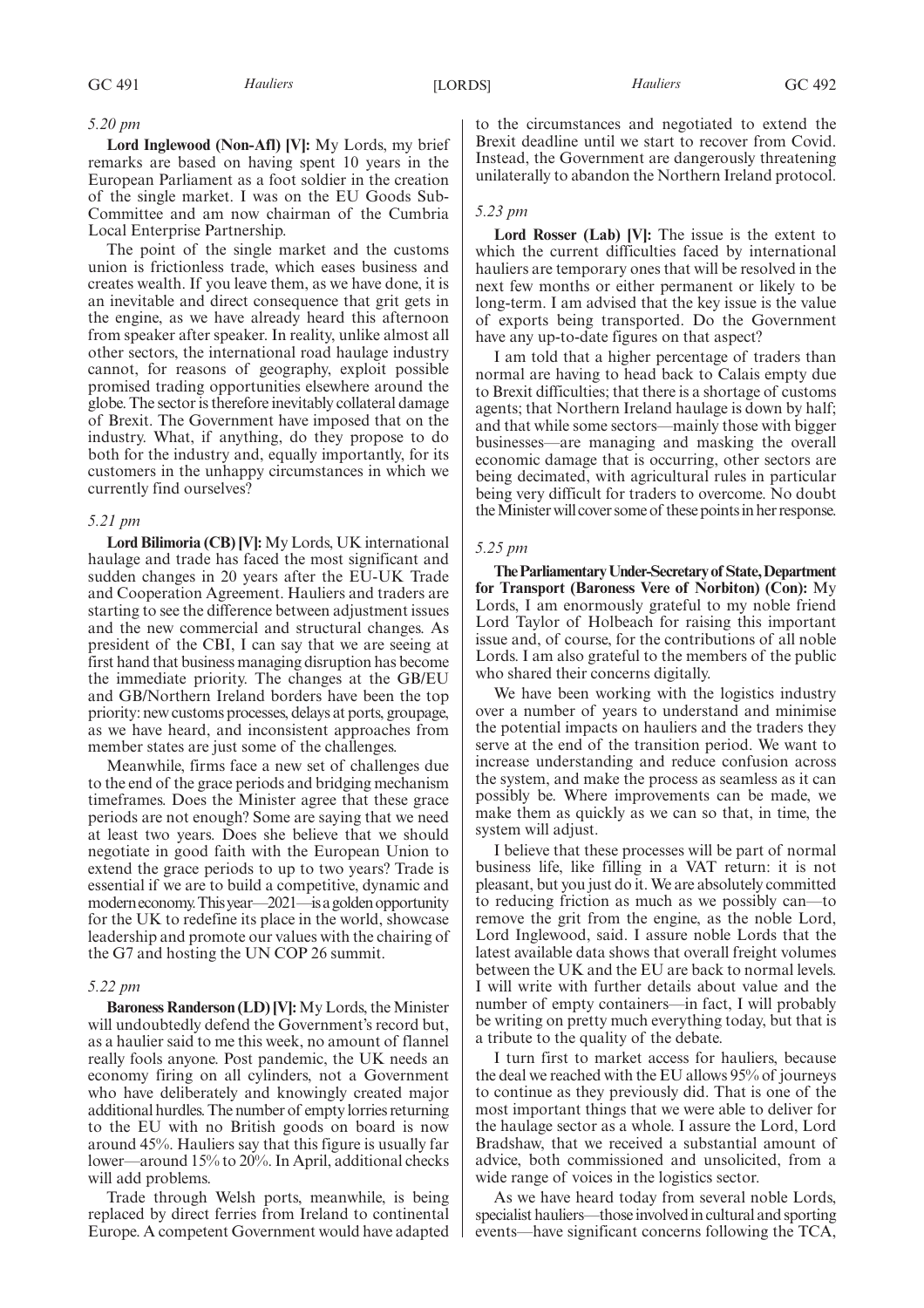*5.20 pm*

**Lord Inglewood (Non-Afl) [V]:** My Lords, my brief remarks are based on having spent 10 years in the European Parliament as a foot soldier in the creation of the single market. I was on the EU Goods Sub-Committee and am now chairman of the Cumbria Local Enterprise Partnership.

The point of the single market and the customs union is frictionless trade, which eases business and creates wealth. If you leave them, as we have done, it is an inevitable and direct consequence that grit gets in the engine, as we have already heard this afternoon from speaker after speaker. In reality, unlike almost all other sectors, the international road haulage industry cannot, for reasons of geography, exploit possible promised trading opportunities elsewhere around the globe. The sector is therefore inevitably collateral damage of Brexit. The Government have imposed that on the industry. What, if anything, do they propose to do both for the industry and, equally importantly, for its customers in the unhappy circumstances in which we currently find ourselves?

*5.21 pm*

**Lord Bilimoria (CB) [V]:** My Lords, UK international haulage and trade has faced the most significant and sudden changes in 20 years after the EU-UK Trade and Cooperation Agreement. Hauliers and traders are starting to see the difference between adjustment issues and the new commercial and structural changes. As president of the CBI, I can say that we are seeing at first hand that business managing disruption has become the immediate priority. The changes at the GB/EU and GB/Northern Ireland borders have been the top priority: new customs processes, delays at ports, groupage, as we have heard, and inconsistent approaches from member states are just some of the challenges.

Meanwhile, firms face a new set of challenges due to the end of the grace periods and bridging mechanism timeframes. Does the Minister agree that these grace periods are not enough? Some are saying that we need at least two years. Does she believe that we should negotiate in good faith with the European Union to extend the grace periods to up to two years? Trade is essential if we are to build a competitive, dynamic and modern economy. This year—2021—is a golden opportunity for the UK to redefine its place in the world, showcase leadership and promote our values with the chairing of the G7 and hosting the UN COP 26 summit.

*5.22 pm*

**Baroness Randerson (LD) [V]:** My Lords, the Minister will undoubtedly defend the Government's record but, as a haulier said to me this week, no amount of flannel really fools anyone. Post pandemic, the UK needs an economy firing on all cylinders, not a Government who have deliberately and knowingly created major additional hurdles. The number of empty lorries returning to the EU with no British goods on board is now around 45%. Hauliers say that this figure is usually far lower—around 15% to 20%. In April, additional checks will add problems.

Trade through Welsh ports, meanwhile, is being replaced by direct ferries from Ireland to continental Europe. A competent Government would have adapted to the circumstances and negotiated to extend the Brexit deadline until we start to recover from Covid. Instead, the Government are dangerously threatening unilaterally to abandon the Northern Ireland protocol.

*5.23 pm*

**Lord Rosser (Lab) [V]:** The issue is the extent to which the current difficulties faced by international hauliers are temporary ones that will be resolved in the next few months or either permanent or likely to be long-term. I am advised that the key issue is the value of exports being transported. Do the Government have any up-to-date figures on that aspect?

I am told that a higher percentage of traders than normal are having to head back to Calais empty due to Brexit difficulties; that there is a shortage of customs agents; that Northern Ireland haulage is down by half; and that while some sectors—mainly those with bigger businesses—are managing and masking the overall economic damage that is occurring, other sectors are being decimated, with agricultural rules in particular being very difficult for traders to overcome. No doubt the Minister will cover some of these points in her response.

*5.25 pm*

**The Parliamentary Under-Secretary of State, Department for Transport (Baroness Vere of Norbiton) (Con):** My Lords, I am enormously grateful to my noble friend Lord Taylor of Holbeach for raising this important issue and, of course, for the contributions of all noble Lords. I am also grateful to the members of the public who shared their concerns digitally.

We have been working with the logistics industry over a number of years to understand and minimise the potential impacts on hauliers and the traders they serve at the end of the transition period. We want to increase understanding and reduce confusion across the system, and make the process as seamless as it can possibly be. Where improvements can be made, we make them as quickly as we can so that, in time, the system will adjust.

I believe that these processes will be part of normal business life, like filling in a VAT return: it is not pleasant, but you just do it. We are absolutely committed to reducing friction as much as we possibly can—to remove the grit from the engine, as the noble Lord, Lord Inglewood, said. I assure noble Lords that the latest available data shows that overall freight volumes between the UK and the EU are back to normal levels. I will write with further details about value and the number of empty containers—in fact, I will probably be writing on pretty much everything today, but that is a tribute to the quality of the debate.

I turn first to market access for hauliers, because the deal we reached with the EU allows 95% of journeys to continue as they previously did. That is one of the most important things that we were able to deliver for the haulage sector as a whole. I assure the Lord, Lord Bradshaw, that we received a substantial amount of advice, both commissioned and unsolicited, from a wide range of voices in the logistics sector.

As we have heard today from several noble Lords, specialist hauliers—those involved in cultural and sporting events—have significant concerns following the TCA,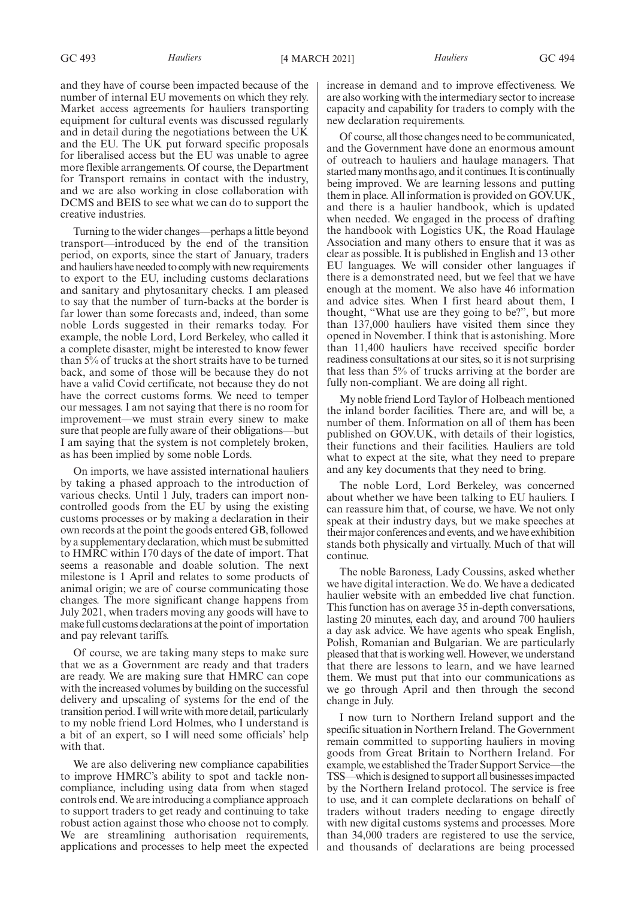and they have of course been impacted because of the number of internal EU movements on which they rely. Market access agreements for hauliers transporting equipment for cultural events was discussed regularly and in detail during the negotiations between the UK and the EU. The UK put forward specific proposals for liberalised access but the EU was unable to agree more flexible arrangements. Of course, the Department for Transport remains in contact with the industry, and we are also working in close collaboration with DCMS and BEIS to see what we can do to support the creative industries.

Turning to the wider changes—perhaps a little beyond transport—introduced by the end of the transition period, on exports, since the start of January, traders and hauliers have needed to comply with new requirements to export to the EU, including customs declarations and sanitary and phytosanitary checks. I am pleased to say that the number of turn-backs at the border is far lower than some forecasts and, indeed, than some noble Lords suggested in their remarks today. For example, the noble Lord, Lord Berkeley, who called it a complete disaster, might be interested to know fewer than 5% of trucks at the short straits have to be turned back, and some of those will be because they do not have a valid Covid certificate, not because they do not have the correct customs forms. We need to temper our messages. I am not saying that there is no room for improvement—we must strain every sinew to make sure that people are fully aware of their obligations—but I am saying that the system is not completely broken, as has been implied by some noble Lords.

On imports, we have assisted international hauliers by taking a phased approach to the introduction of various checks. Until 1 July, traders can import non-controlled goods from the EU by using the existing customs processes or by making a declaration in their own records at the point the goods entered GB, followed by a supplementary declaration, which must be submitted to HMRC within 170 days of the date of import. That seems a reasonable and doable solution. The next milestone is 1 April and relates to some products of animal origin; we are of course communicating those changes. The more significant change happens from July 2021, when traders moving any goods will have to make full customs declarations at the point of importation and pay relevant tariffs.

Of course, we are taking many steps to make sure that we as a Government are ready and that traders are ready. We are making sure that HMRC can cope with the increased volumes by building on the successful delivery and upscaling of systems for the end of the transition period. I will write with more detail, particularly to my noble friend Lord Holmes, who I understand is a bit of an expert, so I will need some officials' help with that.

We are also delivering new compliance capabilities to improve HMRC's ability to spot and tackle non-compliance, including using data from when staged controls end. We are introducing a compliance approach to support traders to get ready and continuing to take robust action against those who choose not to comply. We are streamlining authorisation requirements, applications and processes to help meet the expected increase in demand and to improve effectiveness. We are also working with the intermediary sector to increase capacity and capability for traders to comply with the new declaration requirements.

Of course, all those changes need to be communicated, and the Government have done an enormous amount of outreach to hauliers and haulage managers. That started many months ago, and it continues. It is continually being improved. We are learning lessons and putting them in place. All information is provided on GOV.UK, and there is a haulier handbook, which is updated when needed. We engaged in the process of drafting the handbook with Logistics UK, the Road Haulage Association and many others to ensure that it was as clear as possible. It is published in English and 13 other EU languages. We will consider other languages if there is a demonstrated need, but we feel that we have enough at the moment. We also have 46 information and advice sites. When I first heard about them, I thought, "What use are they going to be?", but more than 137,000 hauliers have visited them since they opened in November. I think that is astonishing. More than 11,400 hauliers have received specific border readiness consultations at our sites, so it is not surprising that less than 5% of trucks arriving at the border are fully non-compliant. We are doing all right.

My noble friend Lord Taylor of Holbeach mentioned the inland border facilities. There are, and will be, a number of them. Information on all of them has been published on GOV.UK, with details of their logistics, their functions and their facilities. Hauliers are told what to expect at the site, what they need to prepare and any key documents that they need to bring.

The noble Lord, Lord Berkeley, was concerned about whether we have been talking to EU hauliers. I can reassure him that, of course, we have. We not only speak at their industry days, but we make speeches at their major conferences and events, and we have exhibition stands both physically and virtually. Much of that will continue.

The noble Baroness, Lady Coussins, asked whether we have digital interaction. We do. We have a dedicated haulier website with an embedded live chat function. This function has on average 35 in-depth conversations, lasting 20 minutes, each day, and around 700 hauliers a day ask advice. We have agents who speak English, Polish, Romanian and Bulgarian. We are particularly pleased that that is working well. However, we understand that there are lessons to learn, and we have learned them. We must put that into our communications as we go through April and then through the second change in July.

I now turn to Northern Ireland support and the specific situation in Northern Ireland. The Government remain committed to supporting hauliers in moving goods from Great Britain to Northern Ireland. For example, we established the Trader Support Service—the TSS—which is designed to support all businesses impacted by the Northern Ireland protocol. The service is free to use, and it can complete declarations on behalf of traders without traders needing to engage directly with new digital customs systems and processes. More than 34,000 traders are registered to use the service, and thousands of declarations are being processed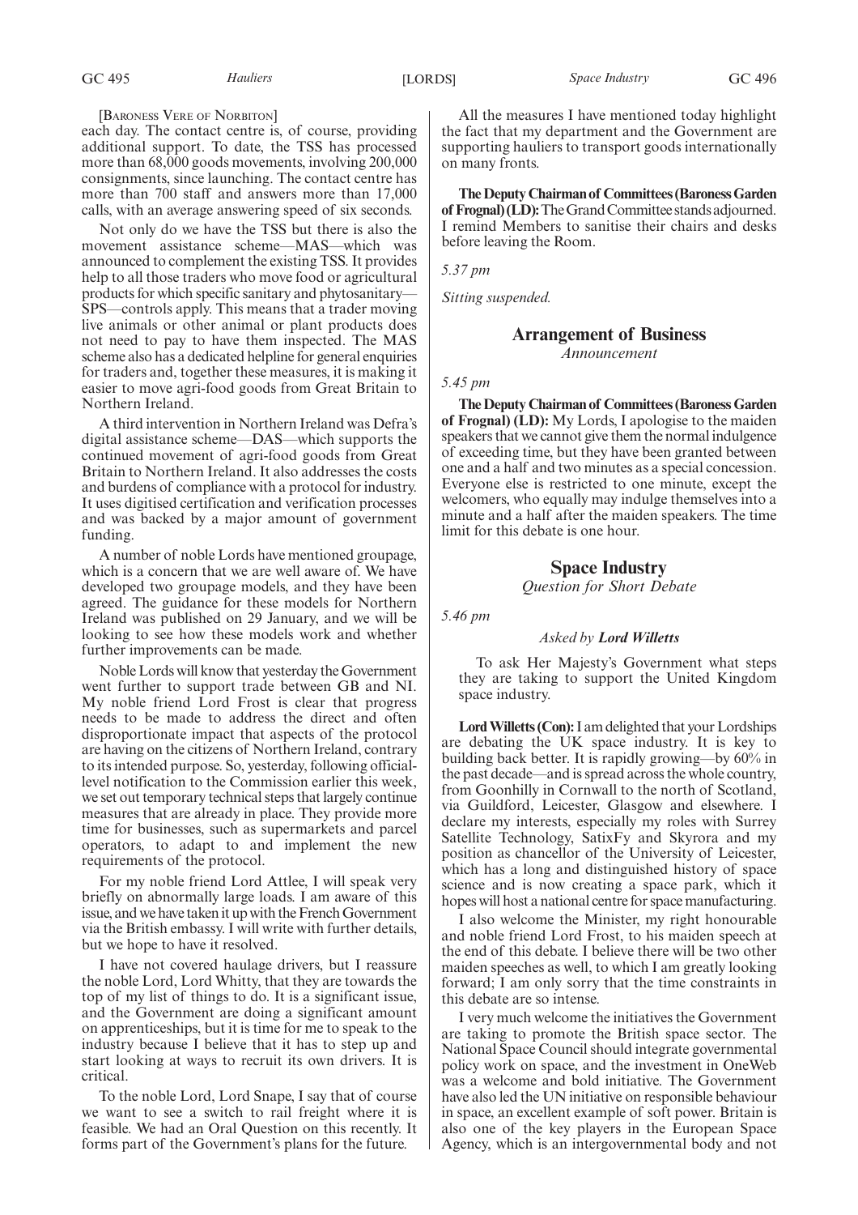[Baroness Vere of Norbiton]

each day. The contact centre is, of course, providing additional support. To date, the TSS has processed more than 68,000 goods movements, involving 200,000 consignments, since launching. The contact centre has more than 700 staff and answers more than 17,000 calls, with an average answering speed of six seconds.

Not only do we have the TSS but there is also the movement assistance scheme—MAS—which was announced to complement the existing TSS. It provides help to all those traders who move food or agricultural products for which specific sanitary and phytosanitary—SPS—controls apply. This means that a trader moving live animals or other animal or plant products does not need to pay to have them inspected. The MAS scheme also has a dedicated helpline for general enquiries for traders and, together these measures, it is making it easier to move agri-food goods from Great Britain to Northern Ireland.

A third intervention in Northern Ireland was Defra's digital assistance scheme—DAS—which supports the continued movement of agri-food goods from Great Britain to Northern Ireland. It also addresses the costs and burdens of compliance with a protocol for industry. It uses digitised certification and verification processes and was backed by a major amount of government funding.

A number of noble Lords have mentioned groupage, which is a concern that we are well aware of. We have developed two groupage models, and they have been agreed. The guidance for these models for Northern Ireland was published on 29 January, and we will be looking to see how these models work and whether further improvements can be made.

Noble Lords will know that yesterday the Government went further to support trade between GB and NI. My noble friend Lord Frost is clear that progress needs to be made to address the direct and often disproportionate impact that aspects of the protocol are having on the citizens of Northern Ireland, contrary to its intended purpose. So, yesterday, following official-level notification to the Commission earlier this week, we set out temporary technical steps that largely continue measures that are already in place. They provide more time for businesses, such as supermarkets and parcel operators, to adapt to and implement the new requirements of the protocol.

For my noble friend Lord Attlee, I will speak very briefly on abnormally large loads. I am aware of this issue, and we have taken it up with the French Government via the British embassy. I will write with further details, but we hope to have it resolved.

I have not covered haulage drivers, but I reassure the noble Lord, Lord Whitty, that they are towards the top of my list of things to do. It is a significant issue, and the Government are doing a significant amount on apprenticeships, but it is time for me to speak to the industry because I believe that it has to step up and start looking at ways to recruit its own drivers. It is critical.

To the noble Lord, Lord Snape, I say that of course we want to see a switch to rail freight where it is feasible. We had an Oral Question on this recently. It forms part of the Government's plans for the future.

All the measures I have mentioned today highlight the fact that my department and the Government are supporting hauliers to transport goods internationally on many fronts.

**The Deputy Chairman of Committees (Baroness Garden of Frognal) (LD):** The Grand Committee stands adjourned. I remind Members to sanitise their chairs and desks before leaving the Room.

*5.37 pm*

*Sitting suspended.*

## Arrangement of Business

*Announcement*

*5.45 pm*

**The Deputy Chairman of Committees (Baroness Garden of Frognal) (LD):** My Lords, I apologise to the maiden speakers that we cannot give them the normal indulgence of exceeding time, but they have been granted between one and a half and two minutes as a special concession. Everyone else is restricted to one minute, except the welcomers, who equally may indulge themselves into a minute and a half after the maiden speakers. The time limit for this debate is one hour.

## Space Industry

*Question for Short Debate*

*5.46 pm*

*Asked by* ***Lord Willetts***

To ask Her Majesty's Government what steps they are taking to support the United Kingdom space industry.

**Lord Willetts (Con):** I am delighted that your Lordships are debating the UK space industry. It is key to building back better. It is rapidly growing—by 60% in the past decade—and is spread across the whole country, from Goonhilly in Cornwall to the north of Scotland, via Guildford, Leicester, Glasgow and elsewhere. I declare my interests, especially my roles with Surrey Satellite Technology, SatixFy and Skyrora and my position as chancellor of the University of Leicester, which has a long and distinguished history of space science and is now creating a space park, which it hopes will host a national centre for space manufacturing.

I also welcome the Minister, my right honourable and noble friend Lord Frost, to his maiden speech at the end of this debate. I believe there will be two other maiden speeches as well, to which I am greatly looking forward; I am only sorry that the time constraints in this debate are so intense.

I very much welcome the initiatives the Government are taking to promote the British space sector. The National Space Council should integrate governmental policy work on space, and the investment in OneWeb was a welcome and bold initiative. The Government have also led the UN initiative on responsible behaviour in space, an excellent example of soft power. Britain is also one of the key players in the European Space Agency, which is an intergovernmental body and not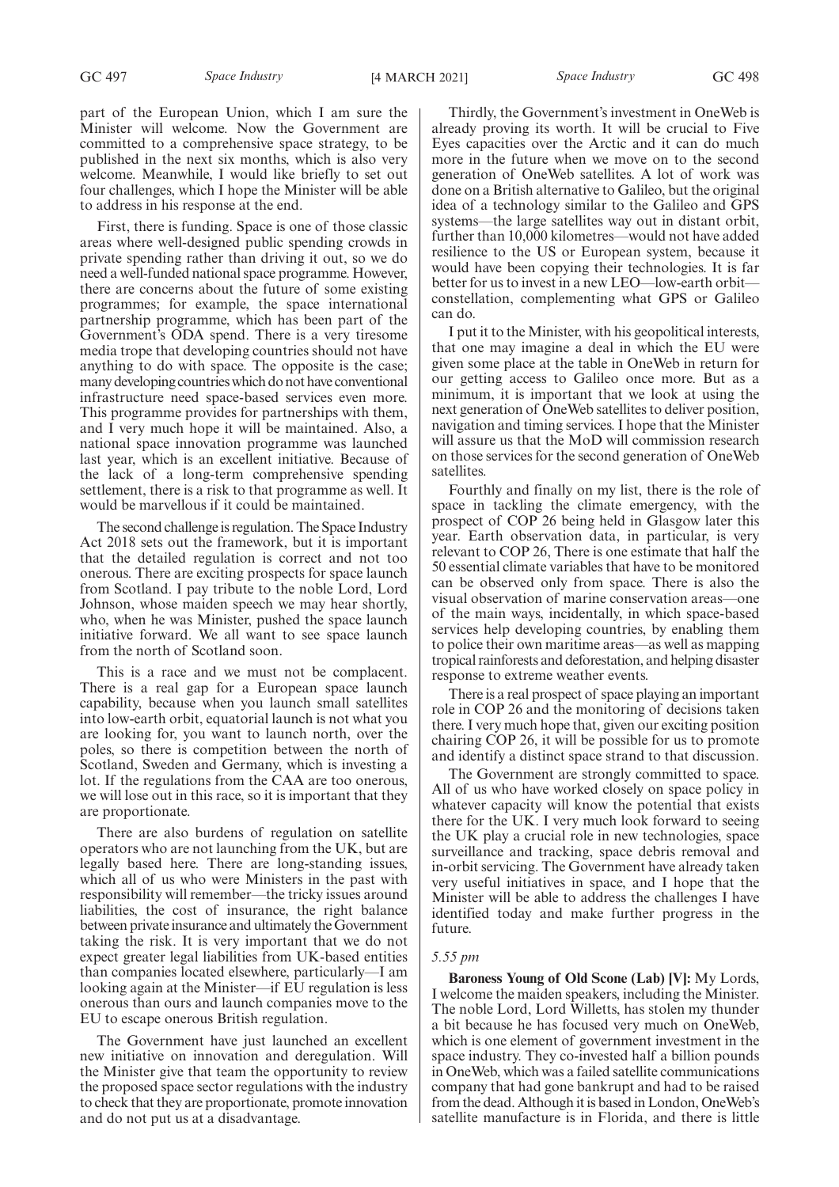part of the European Union, which I am sure the Minister will welcome. Now the Government are committed to a comprehensive space strategy, to be published in the next six months, which is also very welcome. Meanwhile, I would like briefly to set out four challenges, which I hope the Minister will be able to address in his response at the end.

First, there is funding. Space is one of those classic areas where well-designed public spending crowds in private spending rather than driving it out, so we do need a well-funded national space programme. However, there are concerns about the future of some existing programmes; for example, the space international partnership programme, which has been part of the Government's ODA spend. There is a very tiresome media trope that developing countries should not have anything to do with space. The opposite is the case; many developing countries which do not have conventional infrastructure need space-based services even more. This programme provides for partnerships with them, and I very much hope it will be maintained. Also, a national space innovation programme was launched last year, which is an excellent initiative. Because of the lack of a long-term comprehensive spending settlement, there is a risk to that programme as well. It would be marvellous if it could be maintained.

The second challenge is regulation. The Space Industry Act 2018 sets out the framework, but it is important that the detailed regulation is correct and not too onerous. There are exciting prospects for space launch from Scotland. I pay tribute to the noble Lord, Lord Johnson, whose maiden speech we may hear shortly, who, when he was Minister, pushed the space launch initiative forward. We all want to see space launch from the north of Scotland soon.

This is a race and we must not be complacent. There is a real gap for a European space launch capability, because when you launch small satellites into low-earth orbit, equatorial launch is not what you are looking for, you want to launch north, over the poles, so there is competition between the north of Scotland, Sweden and Germany, which is investing a lot. If the regulations from the CAA are too onerous, we will lose out in this race, so it is important that they are proportionate.

There are also burdens of regulation on satellite operators who are not launching from the UK, but are legally based here. There are long-standing issues, which all of us who were Ministers in the past with responsibility will remember—the tricky issues around liabilities, the cost of insurance, the right balance between private insurance and ultimately the Government taking the risk. It is very important that we do not expect greater legal liabilities from UK-based entities than companies located elsewhere, particularly—I am looking again at the Minister—if EU regulation is less onerous than ours and launch companies move to the EU to escape onerous British regulation.

The Government have just launched an excellent new initiative on innovation and deregulation. Will the Minister give that team the opportunity to review the proposed space sector regulations with the industry to check that they are proportionate, promote innovation and do not put us at a disadvantage.

Thirdly, the Government's investment in OneWeb is already proving its worth. It will be crucial to Five Eyes capacities over the Arctic and it can do much more in the future when we move on to the second generation of OneWeb satellites. A lot of work was done on a British alternative to Galileo, but the original idea of a technology similar to the Galileo and GPS systems—the large satellites way out in distant orbit, further than 10,000 kilometres—would not have added resilience to the US or European system, because it would have been copying their technologies. It is far better for us to invest in a new LEO—low-earth orbit—constellation, complementing what GPS or Galileo can do.

I put it to the Minister, with his geopolitical interests, that one may imagine a deal in which the EU were given some place at the table in OneWeb in return for our getting access to Galileo once more. But as a minimum, it is important that we look at using the next generation of OneWeb satellites to deliver position, navigation and timing services. I hope that the Minister will assure us that the MoD will commission research on those services for the second generation of OneWeb satellites.

Fourthly and finally on my list, there is the role of space in tackling the climate emergency, with the prospect of COP 26 being held in Glasgow later this year. Earth observation data, in particular, is very relevant to COP 26, There is one estimate that half the 50 essential climate variables that have to be monitored can be observed only from space. There is also the visual observation of marine conservation areas—one of the main ways, incidentally, in which space-based services help developing countries, by enabling them to police their own maritime areas—as well as mapping tropical rainforests and deforestation, and helping disaster response to extreme weather events.

There is a real prospect of space playing an important role in COP 26 and the monitoring of decisions taken there. I very much hope that, given our exciting position chairing COP 26, it will be possible for us to promote and identify a distinct space strand to that discussion.

The Government are strongly committed to space. All of us who have worked closely on space policy in whatever capacity will know the potential that exists there for the UK. I very much look forward to seeing the UK play a crucial role in new technologies, space surveillance and tracking, space debris removal and in-orbit servicing. The Government have already taken very useful initiatives in space, and I hope that the Minister will be able to address the challenges I have identified today and make further progress in the future.

*5.55 pm*

**Baroness Young of Old Scone (Lab) [V]:** My Lords, I welcome the maiden speakers, including the Minister. The noble Lord, Lord Willetts, has stolen my thunder a bit because he has focused very much on OneWeb, which is one element of government investment in the space industry. They co-invested half a billion pounds in OneWeb, which was a failed satellite communications company that had gone bankrupt and had to be raised from the dead. Although it is based in London, OneWeb's satellite manufacture is in Florida, and there is little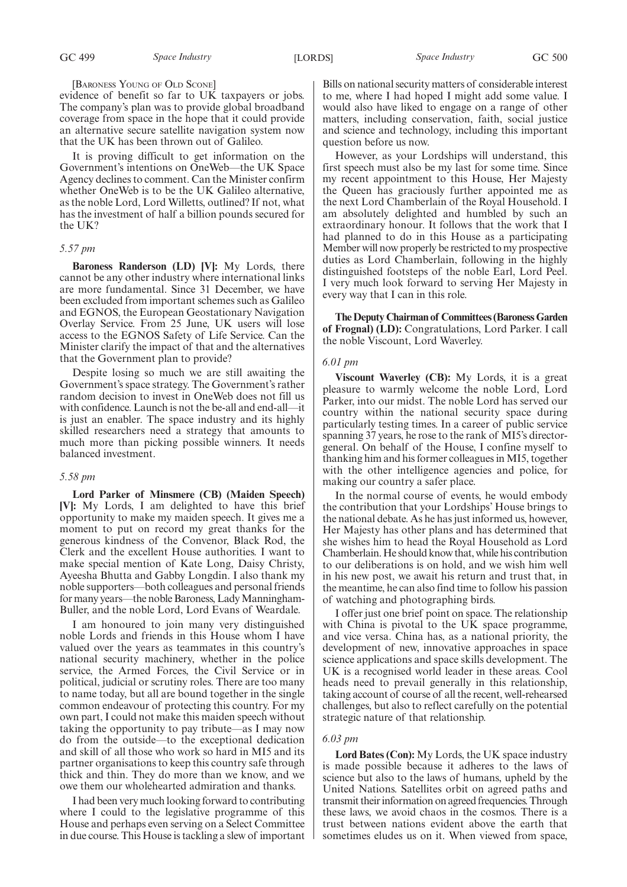[Baroness Young of Old Scone]

evidence of benefit so far to UK taxpayers or jobs. The company's plan was to provide global broadband coverage from space in the hope that it could provide an alternative secure satellite navigation system now that the UK has been thrown out of Galileo.

It is proving difficult to get information on the Government's intentions on OneWeb—the UK Space Agency declines to comment. Can the Minister confirm whether OneWeb is to be the UK Galileo alternative, as the noble Lord, Lord Willetts, outlined? If not, what has the investment of half a billion pounds secured for the UK?

*5.57 pm*

**Baroness Randerson (LD) [V]:** My Lords, there cannot be any other industry where international links are more fundamental. Since 31 December, we have been excluded from important schemes such as Galileo and EGNOS, the European Geostationary Navigation Overlay Service. From 25 June, UK users will lose access to the EGNOS Safety of Life Service. Can the Minister clarify the impact of that and the alternatives that the Government plan to provide?

Despite losing so much we are still awaiting the Government's space strategy. The Government's rather random decision to invest in OneWeb does not fill us with confidence. Launch is not the be-all and end-all—it is just an enabler. The space industry and its highly skilled researchers need a strategy that amounts to much more than picking possible winners. It needs balanced investment.

*5.58 pm*

**Lord Parker of Minsmere (CB) (Maiden Speech) [V]:** My Lords, I am delighted to have this brief opportunity to make my maiden speech. It gives me a moment to put on record my great thanks for the generous kindness of the Convenor, Black Rod, the Clerk and the excellent House authorities. I want to make special mention of Kate Long, Daisy Christy, Ayeesha Bhutta and Gabby Longdin. I also thank my noble supporters—both colleagues and personal friends for many years—the noble Baroness, Lady Manningham-Buller, and the noble Lord, Lord Evans of Weardale.

I am honoured to join many very distinguished noble Lords and friends in this House whom I have valued over the years as teammates in this country's national security machinery, whether in the police service, the Armed Forces, the Civil Service or in political, judicial or scrutiny roles. There are too many to name today, but all are bound together in the single common endeavour of protecting this country. For my own part, I could not make this maiden speech without taking the opportunity to pay tribute—as I may now do from the outside—to the exceptional dedication and skill of all those who work so hard in MI5 and its partner organisations to keep this country safe through thick and thin. They do more than we know, and we owe them our wholehearted admiration and thanks.

I had been very much looking forward to contributing where I could to the legislative programme of this House and perhaps even serving on a Select Committee in due course. This House is tackling a slew of important Bills on national security matters of considerable interest to me, where I had hoped I might add some value. I would also have liked to engage on a range of other matters, including conservation, faith, social justice and science and technology, including this important question before us now.

However, as your Lordships will understand, this first speech must also be my last for some time. Since my recent appointment to this House, Her Majesty the Queen has graciously further appointed me as the next Lord Chamberlain of the Royal Household. I am absolutely delighted and humbled by such an extraordinary honour. It follows that the work that I had planned to do in this House as a participating Member will now properly be restricted to my prospective duties as Lord Chamberlain, following in the highly distinguished footsteps of the noble Earl, Lord Peel. I very much look forward to serving Her Majesty in every way that I can in this role.

**The Deputy Chairman of Committees (Baroness Garden of Frognal) (LD):** Congratulations, Lord Parker. I call the noble Viscount, Lord Waverley.

*6.01 pm*

**Viscount Waverley (CB):** My Lords, it is a great pleasure to warmly welcome the noble Lord, Lord Parker, into our midst. The noble Lord has served our country within the national security space during particularly testing times. In a career of public service spanning 37 years, he rose to the rank of MI5's director-general. On behalf of the House, I confine myself to thanking him and his former colleagues in MI5, together with the other intelligence agencies and police, for making our country a safer place.

In the normal course of events, he would embody the contribution that your Lordships' House brings to the national debate. As he has just informed us, however, Her Majesty has other plans and has determined that she wishes him to head the Royal Household as Lord Chamberlain. He should know that, while his contribution to our deliberations is on hold, and we wish him well in his new post, we await his return and trust that, in the meantime, he can also find time to follow his passion of watching and photographing birds.

I offer just one brief point on space. The relationship with China is pivotal to the UK space programme, and vice versa. China has, as a national priority, the development of new, innovative approaches in space science applications and space skills development. The UK is a recognised world leader in these areas. Cool heads need to prevail generally in this relationship, taking account of course of all the recent, well-rehearsed challenges, but also to reflect carefully on the potential strategic nature of that relationship.

*6.03 pm*

**Lord Bates (Con):** My Lords, the UK space industry is made possible because it adheres to the laws of science but also to the laws of humans, upheld by the United Nations. Satellites orbit on agreed paths and transmit their information on agreed frequencies. Through these laws, we avoid chaos in the cosmos. There is a trust between nations evident above the earth that sometimes eludes us on it. When viewed from space,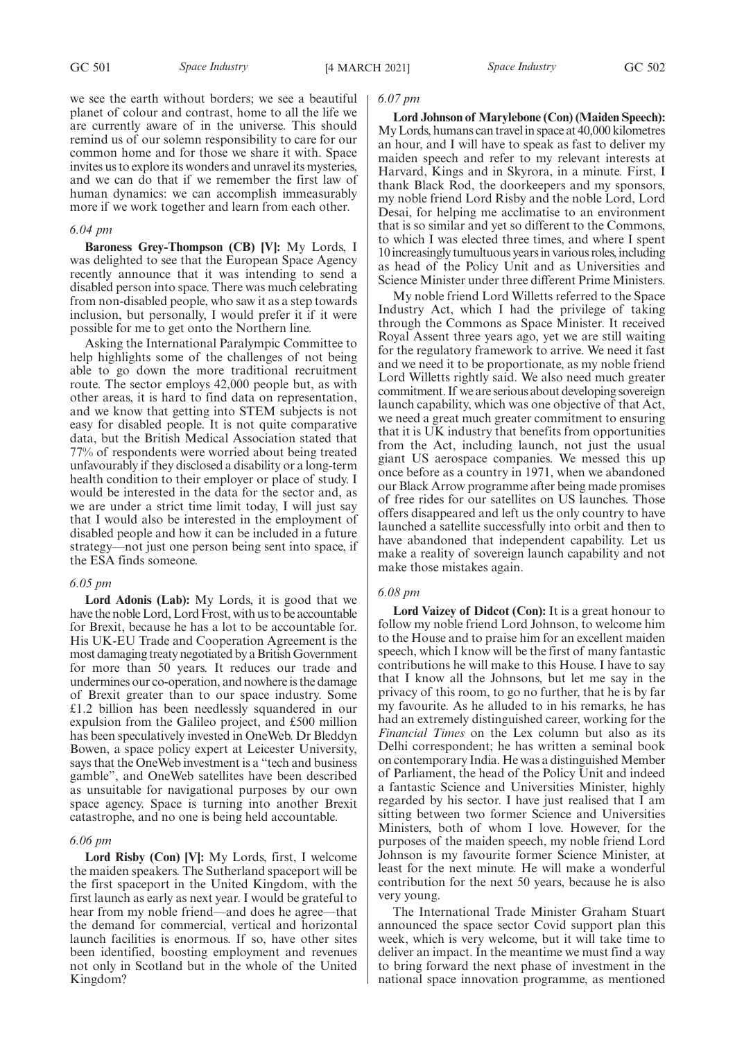we see the earth without borders; we see a beautiful planet of colour and contrast, home to all the life we are currently aware of in the universe. This should remind us of our solemn responsibility to care for our common home and for those we share it with. Space invites us to explore its wonders and unravel its mysteries, and we can do that if we remember the first law of human dynamics: we can accomplish immeasurably more if we work together and learn from each other.

*6.04 pm*

**Baroness Grey-Thompson (CB) [V]:** My Lords, I was delighted to see that the European Space Agency recently announce that it was intending to send a disabled person into space. There was much celebrating from non-disabled people, who saw it as a step towards inclusion, but personally, I would prefer it if it were possible for me to get onto the Northern line.

Asking the International Paralympic Committee to help highlights some of the challenges of not being able to go down the more traditional recruitment route. The sector employs 42,000 people but, as with other areas, it is hard to find data on representation, and we know that getting into STEM subjects is not easy for disabled people. It is not quite comparative data, but the British Medical Association stated that 77% of respondents were worried about being treated unfavourably if they disclosed a disability or a long-term health condition to their employer or place of study. I would be interested in the data for the sector and, as we are under a strict time limit today, I will just say that I would also be interested in the employment of disabled people and how it can be included in a future strategy—not just one person being sent into space, if the ESA finds someone.

*6.05 pm*

**Lord Adonis (Lab):** My Lords, it is good that we have the noble Lord, Lord Frost, with us to be accountable for Brexit, because he has a lot to be accountable for. His UK-EU Trade and Cooperation Agreement is the most damaging treaty negotiated by a British Government for more than 50 years. It reduces our trade and undermines our co-operation, and nowhere is the damage of Brexit greater than to our space industry. Some £1.2 billion has been needlessly squandered in our expulsion from the Galileo project, and £500 million has been speculatively invested in OneWeb. Dr Bleddyn Bowen, a space policy expert at Leicester University, says that the OneWeb investment is a "tech and business gamble", and OneWeb satellites have been described as unsuitable for navigational purposes by our own space agency. Space is turning into another Brexit catastrophe, and no one is being held accountable.

*6.06 pm*

**Lord Risby (Con) [V]:** My Lords, first, I welcome the maiden speakers. The Sutherland spaceport will be the first spaceport in the United Kingdom, with the first launch as early as next year. I would be grateful to hear from my noble friend—and does he agree—that the demand for commercial, vertical and horizontal launch facilities is enormous. If so, have other sites been identified, boosting employment and revenues not only in Scotland but in the whole of the United Kingdom?

*6.07 pm*

**Lord Johnson of Marylebone (Con) (Maiden Speech):** My Lords, humans can travel in space at 40,000 kilometres an hour, and I will have to speak as fast to deliver my maiden speech and refer to my relevant interests at Harvard, Kings and in Skyrora, in a minute. First, I thank Black Rod, the doorkeepers and my sponsors, my noble friend Lord Risby and the noble Lord, Lord Desai, for helping me acclimatise to an environment that is so similar and yet so different to the Commons, to which I was elected three times, and where I spent 10 increasingly tumultuous years in various roles, including as head of the Policy Unit and as Universities and Science Minister under three different Prime Ministers.

My noble friend Lord Willetts referred to the Space Industry Act, which I had the privilege of taking through the Commons as Space Minister. It received Royal Assent three years ago, yet we are still waiting for the regulatory framework to arrive. We need it fast and we need it to be proportionate, as my noble friend Lord Willetts rightly said. We also need much greater commitment. If we are serious about developing sovereign launch capability, which was one objective of that Act, we need a great much greater commitment to ensuring that it is UK industry that benefits from opportunities from the Act, including launch, not just the usual giant US aerospace companies. We messed this up once before as a country in 1971, when we abandoned our Black Arrow programme after being made promises of free rides for our satellites on US launches. Those offers disappeared and left us the only country to have launched a satellite successfully into orbit and then to have abandoned that independent capability. Let us make a reality of sovereign launch capability and not make those mistakes again.

*6.08 pm*

**Lord Vaizey of Didcot (Con):** It is a great honour to follow my noble friend Lord Johnson, to welcome him to the House and to praise him for an excellent maiden speech, which I know will be the first of many fantastic contributions he will make to this House. I have to say that I know all the Johnsons, but let me say in the privacy of this room, to go no further, that he is by far my favourite. As he alluded to in his remarks, he has had an extremely distinguished career, working for the *Financial Times* on the Lex column but also as its Delhi correspondent; he has written a seminal book on contemporary India. He was a distinguished Member of Parliament, the head of the Policy Unit and indeed a fantastic Science and Universities Minister, highly regarded by his sector. I have just realised that I am sitting between two former Science and Universities Ministers, both of whom I love. However, for the purposes of the maiden speech, my noble friend Lord Johnson is my favourite former Science Minister, at least for the next minute. He will make a wonderful contribution for the next 50 years, because he is also very young.

The International Trade Minister Graham Stuart announced the space sector Covid support plan this week, which is very welcome, but it will take time to deliver an impact. In the meantime we must find a way to bring forward the next phase of investment in the national space innovation programme, as mentioned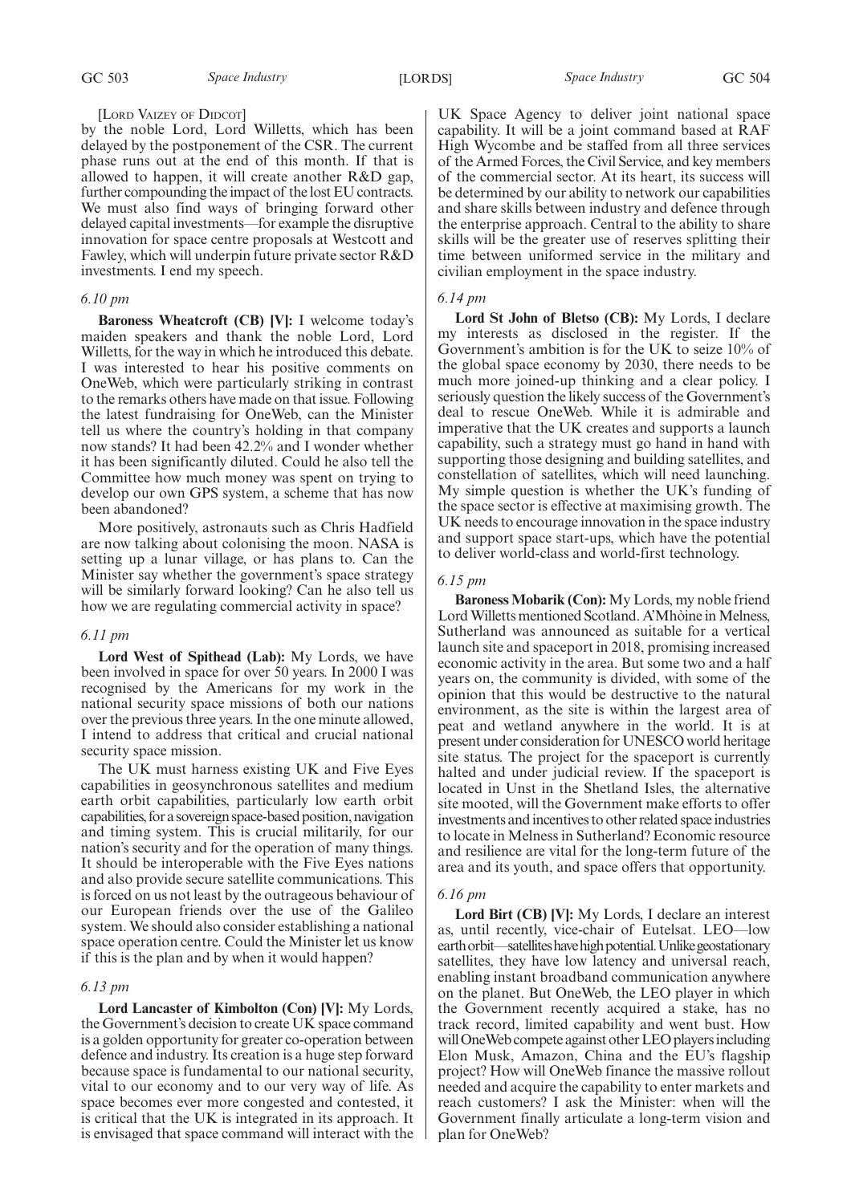[LORD VAIZEY OF DIDCOT]

by the noble Lord, Lord Willetts, which has been delayed by the postponement of the CSR. The current phase runs out at the end of this month. If that is allowed to happen, it will create another R&D gap, further compounding the impact of the lost EU contracts. We must also find ways of bringing forward other delayed capital investments—for example the disruptive innovation for space centre proposals at Westcott and Fawley, which will underpin future private sector R&D investments. I end my speech.

*6.10 pm*

**Baroness Wheatcroft (CB) [V]:** I welcome today's maiden speakers and thank the noble Lord, Lord Willetts, for the way in which he introduced this debate. I was interested to hear his positive comments on OneWeb, which were particularly striking in contrast to the remarks others have made on that issue. Following the latest fundraising for OneWeb, can the Minister tell us where the country's holding in that company now stands? It had been 42.2% and I wonder whether it has been significantly diluted. Could he also tell the Committee how much money was spent on trying to develop our own GPS system, a scheme that has now been abandoned?

More positively, astronauts such as Chris Hadfield are now talking about colonising the moon. NASA is setting up a lunar village, or has plans to. Can the Minister say whether the government's space strategy will be similarly forward looking? Can he also tell us how we are regulating commercial activity in space?

*6.11 pm*

**Lord West of Spithead (Lab):** My Lords, we have been involved in space for over 50 years. In 2000 I was recognised by the Americans for my work in the national security space missions of both our nations over the previous three years. In the one minute allowed, I intend to address that critical and crucial national security space mission.

The UK must harness existing UK and Five Eyes capabilities in geosynchronous satellites and medium earth orbit capabilities, particularly low earth orbit capabilities, for a sovereign space-based position, navigation and timing system. This is crucial militarily, for our nation's security and for the operation of many things. It should be interoperable with the Five Eyes nations and also provide secure satellite communications. This is forced on us not least by the outrageous behaviour of our European friends over the use of the Galileo system. We should also consider establishing a national space operation centre. Could the Minister let us know if this is the plan and by when it would happen?

*6.13 pm*

**Lord Lancaster of Kimbolton (Con) [V]:** My Lords, the Government's decision to create UK space command is a golden opportunity for greater co-operation between defence and industry. Its creation is a huge step forward because space is fundamental to our national security, vital to our economy and to our very way of life. As space becomes ever more congested and contested, it is critical that the UK is integrated in its approach. It is envisaged that space command will interact with the UK Space Agency to deliver joint national space capability. It will be a joint command based at RAF High Wycombe and be staffed from all three services of the Armed Forces, the Civil Service, and key members of the commercial sector. At its heart, its success will be determined by our ability to network our capabilities and share skills between industry and defence through the enterprise approach. Central to the ability to share skills will be the greater use of reserves splitting their time between uniformed service in the military and civilian employment in the space industry.

*6.14 pm*

**Lord St John of Bletso (CB):** My Lords, I declare my interests as disclosed in the register. If the Government's ambition is for the UK to seize 10% of the global space economy by 2030, there needs to be much more joined-up thinking and a clear policy. I seriously question the likely success of the Government's deal to rescue OneWeb. While it is admirable and imperative that the UK creates and supports a launch capability, such a strategy must go hand in hand with supporting those designing and building satellites, and constellation of satellites, which will need launching. My simple question is whether the UK's funding of the space sector is effective at maximising growth. The UK needs to encourage innovation in the space industry and support space start-ups, which have the potential to deliver world-class and world-first technology.

*6.15 pm*

**Baroness Mobarik (Con):** My Lords, my noble friend Lord Willetts mentioned Scotland. A'Mhòine in Melness, Sutherland was announced as suitable for a vertical launch site and spaceport in 2018, promising increased economic activity in the area. But some two and a half years on, the community is divided, with some of the opinion that this would be destructive to the natural environment, as the site is within the largest area of peat and wetland anywhere in the world. It is at present under consideration for UNESCO world heritage site status. The project for the spaceport is currently halted and under judicial review. If the spaceport is located in Unst in the Shetland Isles, the alternative site mooted, will the Government make efforts to offer investments and incentives to other related space industries to locate in Melness in Sutherland? Economic resource and resilience are vital for the long-term future of the area and its youth, and space offers that opportunity.

*6.16 pm*

**Lord Birt (CB) [V]:** My Lords, I declare an interest as, until recently, vice-chair of Eutelsat. LEO—low earth orbit—satellites have high potential. Unlike geostationary satellites, they have low latency and universal reach, enabling instant broadband communication anywhere on the planet. But OneWeb, the LEO player in which the Government recently acquired a stake, has no track record, limited capability and went bust. How will OneWeb compete against other LEO players including Elon Musk, Amazon, China and the EU's flagship project? How will OneWeb finance the massive rollout needed and acquire the capability to enter markets and reach customers? I ask the Minister: when will the Government finally articulate a long-term vision and plan for OneWeb?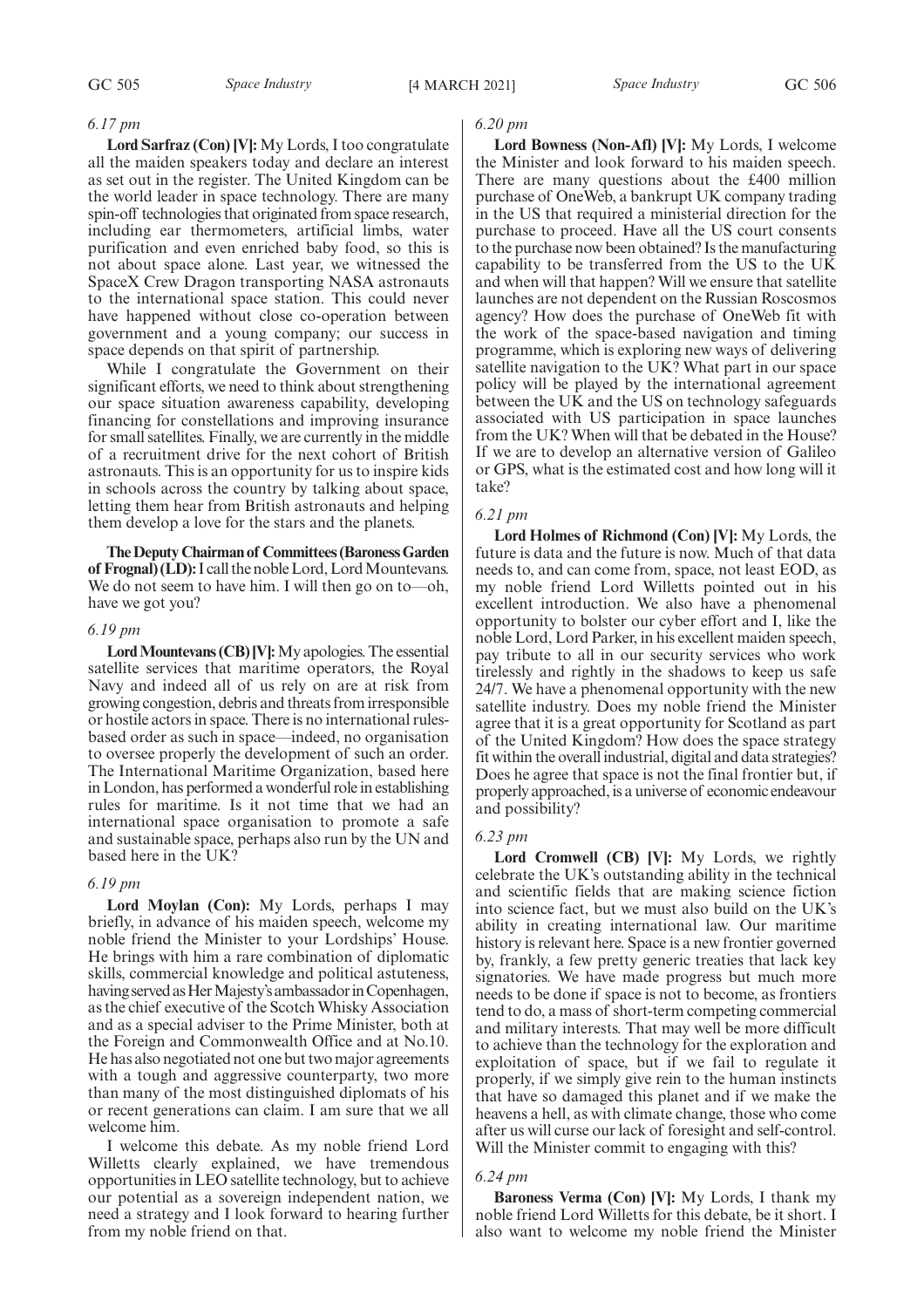*6.17 pm*

**Lord Sarfraz (Con) [V]:** My Lords, I too congratulate all the maiden speakers today and declare an interest as set out in the register. The United Kingdom can be the world leader in space technology. There are many spin-off technologies that originated from space research, including ear thermometers, artificial limbs, water purification and even enriched baby food, so this is not about space alone. Last year, we witnessed the SpaceX Crew Dragon transporting NASA astronauts to the international space station. This could never have happened without close co-operation between government and a young company; our success in space depends on that spirit of partnership.

While I congratulate the Government on their significant efforts, we need to think about strengthening our space situation awareness capability, developing financing for constellations and improving insurance for small satellites. Finally, we are currently in the middle of a recruitment drive for the next cohort of British astronauts. This is an opportunity for us to inspire kids in schools across the country by talking about space, letting them hear from British astronauts and helping them develop a love for the stars and the planets.

**The Deputy Chairman of Committees (Baroness Garden of Frognal) (LD):** I call the noble Lord, Lord Mountevans. We do not seem to have him. I will then go on to—oh, have we got you?

*6.19 pm*

**Lord Mountevans (CB) [V]:** My apologies. The essential satellite services that maritime operators, the Royal Navy and indeed all of us rely on are at risk from growing congestion, debris and threats from irresponsible or hostile actors in space. There is no international rules-based order as such in space—indeed, no organisation to oversee properly the development of such an order. The International Maritime Organization, based here in London, has performed a wonderful role in establishing rules for maritime. Is it not time that we had an international space organisation to promote a safe and sustainable space, perhaps also run by the UN and based here in the UK?

*6.19 pm*

**Lord Moylan (Con):** My Lords, perhaps I may briefly, in advance of his maiden speech, welcome my noble friend the Minister to your Lordships' House. He brings with him a rare combination of diplomatic skills, commercial knowledge and political astuteness, having served as Her Majesty's ambassador in Copenhagen, as the chief executive of the Scotch Whisky Association and as a special adviser to the Prime Minister, both at the Foreign and Commonwealth Office and at No.10. He has also negotiated not one but two major agreements with a tough and aggressive counterparty, two more than many of the most distinguished diplomats of his or recent generations can claim. I am sure that we all welcome him.

I welcome this debate. As my noble friend Lord Willetts clearly explained, we have tremendous opportunities in LEO satellite technology, but to achieve our potential as a sovereign independent nation, we need a strategy and I look forward to hearing further from my noble friend on that.

*6.20 pm*

**Lord Bowness (Non-Afl) [V]:** My Lords, I welcome the Minister and look forward to his maiden speech. There are many questions about the £400 million purchase of OneWeb, a bankrupt UK company trading in the US that required a ministerial direction for the purchase to proceed. Have all the US court consents to the purchase now been obtained? Is the manufacturing capability to be transferred from the US to the UK and when will that happen? Will we ensure that satellite launches are not dependent on the Russian Roscosmos agency? How does the purchase of OneWeb fit with the work of the space-based navigation and timing programme, which is exploring new ways of delivering satellite navigation to the UK? What part in our space policy will be played by the international agreement between the UK and the US on technology safeguards associated with US participation in space launches from the UK? When will that be debated in the House? If we are to develop an alternative version of Galileo or GPS, what is the estimated cost and how long will it take?

*6.21 pm*

**Lord Holmes of Richmond (Con) [V]:** My Lords, the future is data and the future is now. Much of that data needs to, and can come from, space, not least EOD, as my noble friend Lord Willetts pointed out in his excellent introduction. We also have a phenomenal opportunity to bolster our cyber effort and I, like the noble Lord, Lord Parker, in his excellent maiden speech, pay tribute to all in our security services who work tirelessly and rightly in the shadows to keep us safe 24/7. We have a phenomenal opportunity with the new satellite industry. Does my noble friend the Minister agree that it is a great opportunity for Scotland as part of the United Kingdom? How does the space strategy fit within the overall industrial, digital and data strategies? Does he agree that space is not the final frontier but, if properly approached, is a universe of economic endeavour and possibility?

*6.23 pm*

**Lord Cromwell (CB) [V]:** My Lords, we rightly celebrate the UK's outstanding ability in the technical and scientific fields that are making science fiction into science fact, but we must also build on the UK's ability in creating international law. Our maritime history is relevant here. Space is a new frontier governed by, frankly, a few pretty generic treaties that lack key signatories. We have made progress but much more needs to be done if space is not to become, as frontiers tend to do, a mass of short-term competing commercial and military interests. That may well be more difficult to achieve than the technology for the exploration and exploitation of space, but if we fail to regulate it properly, if we simply give rein to the human instincts that have so damaged this planet and if we make the heavens a hell, as with climate change, those who come after us will curse our lack of foresight and self-control. Will the Minister commit to engaging with this?

*6.24 pm*

**Baroness Verma (Con) [V]:** My Lords, I thank my noble friend Lord Willetts for this debate, be it short. I also want to welcome my noble friend the Minister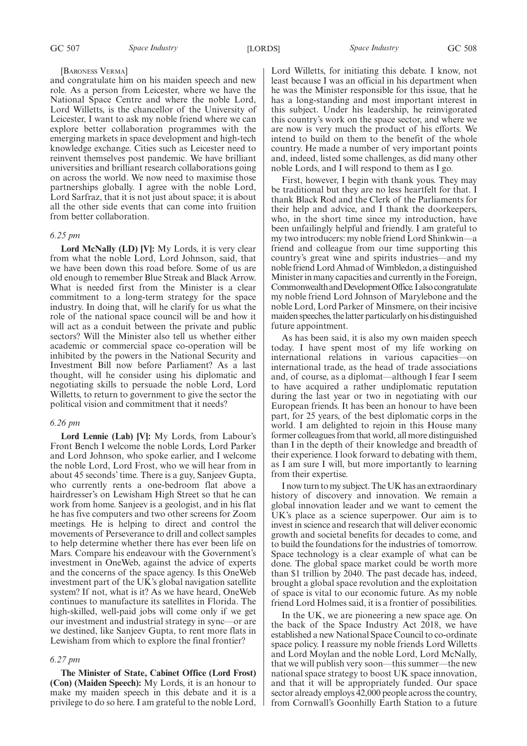[BARONESS VERMA]

and congratulate him on his maiden speech and new role. As a person from Leicester, where we have the National Space Centre and where the noble Lord, Lord Willetts, is the chancellor of the University of Leicester, I want to ask my noble friend where we can explore better collaboration programmes with the emerging markets in space development and high-tech knowledge exchange. Cities such as Leicester need to reinvent themselves post pandemic. We have brilliant universities and brilliant research collaborations going on across the world. We now need to maximise those partnerships globally. I agree with the noble Lord, Lord Sarfraz, that it is not just about space; it is about all the other side events that can come into fruition from better collaboration.

*6.25 pm*

**Lord McNally (LD) [V]:** My Lords, it is very clear from what the noble Lord, Lord Johnson, said, that we have been down this road before. Some of us are old enough to remember Blue Streak and Black Arrow. What is needed first from the Minister is a clear commitment to a long-term strategy for the space industry. In doing that, will he clarify for us what the role of the national space council will be and how it will act as a conduit between the private and public sectors? Will the Minister also tell us whether either academic or commercial space co-operation will be inhibited by the powers in the National Security and Investment Bill now before Parliament? As a last thought, will he consider using his diplomatic and negotiating skills to persuade the noble Lord, Lord Willetts, to return to government to give the sector the political vision and commitment that it needs?

*6.26 pm*

**Lord Lennie (Lab) [V]:** My Lords, from Labour's Front Bench I welcome the noble Lords, Lord Parker and Lord Johnson, who spoke earlier, and I welcome the noble Lord, Lord Frost, who we will hear from in about 45 seconds' time. There is a guy, Sanjeev Gupta, who currently rents a one-bedroom flat above a hairdresser's on Lewisham High Street so that he can work from home. Sanjeev is a geologist, and in his flat he has five computers and two other screens for Zoom meetings. He is helping to direct and control the movements of Perseverance to drill and collect samples to help determine whether there has ever been life on Mars. Compare his endeavour with the Government's investment in OneWeb, against the advice of experts and the concerns of the space agency. Is this OneWeb investment part of the UK's global navigation satellite system? If not, what is it? As we have heard, OneWeb continues to manufacture its satellites in Florida. The high-skilled, well-paid jobs will come only if we get our investment and industrial strategy in sync—or are we destined, like Sanjeev Gupta, to rent more flats in Lewisham from which to explore the final frontier?

*6.27 pm*

**The Minister of State, Cabinet Office (Lord Frost) (Con) (Maiden Speech):** My Lords, it is an honour to make my maiden speech in this debate and it is a privilege to do so here. I am grateful to the noble Lord, Lord Willetts, for initiating this debate. I know, not least because I was an official in his department when he was the Minister responsible for this issue, that he has a long-standing and most important interest in this subject. Under his leadership, he reinvigorated this country's work on the space sector, and where we are now is very much the product of his efforts. We intend to build on them to the benefit of the whole country. He made a number of very important points and, indeed, listed some challenges, as did many other noble Lords, and I will respond to them as I go.

First, however, I begin with thank yous. They may be traditional but they are no less heartfelt for that. I thank Black Rod and the Clerk of the Parliaments for their help and advice, and I thank the doorkeepers, who, in the short time since my introduction, have been unfailingly helpful and friendly. I am grateful to my two introducers: my noble friend Lord Shinkwin—a friend and colleague from our time supporting this country's great wine and spirits industries—and my noble friend Lord Ahmad of Wimbledon, a distinguished Minister in many capacities and currently in the Foreign, Commonwealth and Development Office. I also congratulate my noble friend Lord Johnson of Marylebone and the noble Lord, Lord Parker of Minsmere, on their incisive maiden speeches, the latter particularly on his distinguished future appointment.

As has been said, it is also my own maiden speech today. I have spent most of my life working on international relations in various capacities—on international trade, as the head of trade associations and, of course, as a diplomat—although I fear I seem to have acquired a rather undiplomatic reputation during the last year or two in negotiating with our European friends. It has been an honour to have been part, for 25 years, of the best diplomatic corps in the world. I am delighted to rejoin in this House many former colleagues from that world, all more distinguished than I in the depth of their knowledge and breadth of their experience. I look forward to debating with them, as I am sure I will, but more importantly to learning from their expertise.

I now turn to my subject. The UK has an extraordinary history of discovery and innovation. We remain a global innovation leader and we want to cement the UK's place as a science superpower. Our aim is to invest in science and research that will deliver economic growth and societal benefits for decades to come, and to build the foundations for the industries of tomorrow. Space technology is a clear example of what can be done. The global space market could be worth more than $1 trillion by 2040. The past decade has, indeed, brought a global space revolution and the exploitation of space is vital to our economic future. As my noble friend Lord Holmes said, it is a frontier of possibilities.

In the UK, we are pioneering a new space age. On the back of the Space Industry Act 2018, we have established a new National Space Council to co-ordinate space policy. I reassure my noble friends Lord Willetts and Lord Moylan and the noble Lord, Lord McNally, that we will publish very soon—this summer—the new national space strategy to boost UK space innovation, and that it will be appropriately funded. Our space sector already employs 42,000 people across the country, from Cornwall's Goonhilly Earth Station to a future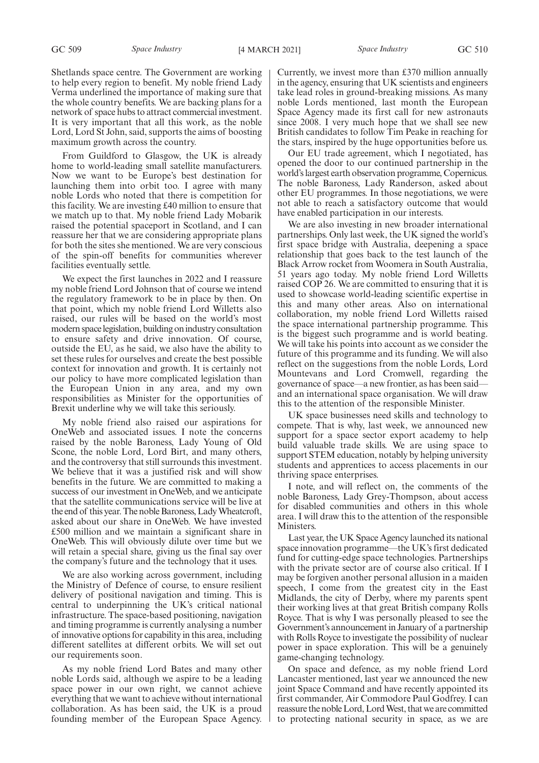Shetlands space centre. The Government are working to help every region to benefit. My noble friend Lady Verma underlined the importance of making sure that the whole country benefits. We are backing plans for a network of space hubs to attract commercial investment. It is very important that all this work, as the noble Lord, Lord St John, said, supports the aims of boosting maximum growth across the country.

From Guildford to Glasgow, the UK is already home to world-leading small satellite manufacturers. Now we want to be Europe's best destination for launching them into orbit too. I agree with many noble Lords who noted that there is competition for this facility. We are investing £40 million to ensure that we match up to that. My noble friend Lady Mobarik raised the potential spaceport in Scotland, and I can reassure her that we are considering appropriate plans for both the sites she mentioned. We are very conscious of the spin-off benefits for communities wherever facilities eventually settle.

We expect the first launches in 2022 and I reassure my noble friend Lord Johnson that of course we intend the regulatory framework to be in place by then. On that point, which my noble friend Lord Willetts also raised, our rules will be based on the world's most modern space legislation, building on industry consultation to ensure safety and drive innovation. Of course, outside the EU, as he said, we also have the ability to set these rules for ourselves and create the best possible context for innovation and growth. It is certainly not our policy to have more complicated legislation than the European Union in any area, and my own responsibilities as Minister for the opportunities of Brexit underline why we will take this seriously.

My noble friend also raised our aspirations for OneWeb and associated issues. I note the concerns raised by the noble Baroness, Lady Young of Old Scone, the noble Lord, Lord Birt, and many others, and the controversy that still surrounds this investment. We believe that it was a justified risk and will show benefits in the future. We are committed to making a success of our investment in OneWeb, and we anticipate that the satellite communications service will be live at the end of this year. The noble Baroness, Lady Wheatcroft, asked about our share in OneWeb. We have invested £500 million and we maintain a significant share in OneWeb. This will obviously dilute over time but we will retain a special share, giving us the final say over the company's future and the technology that it uses.

We are also working across government, including the Ministry of Defence of course, to ensure resilient delivery of positional navigation and timing. This is central to underpinning the UK's critical national infrastructure. The space-based positioning, navigation and timing programme is currently analysing a number of innovative options for capability in this area, including different satellites at different orbits. We will set out our requirements soon.

As my noble friend Lord Bates and many other noble Lords said, although we aspire to be a leading space power in our own right, we cannot achieve everything that we want to achieve without international collaboration. As has been said, the UK is a proud founding member of the European Space Agency. Currently, we invest more than £370 million annually in the agency, ensuring that UK scientists and engineers take lead roles in ground-breaking missions. As many noble Lords mentioned, last month the European Space Agency made its first call for new astronauts since 2008. I very much hope that we shall see new British candidates to follow Tim Peake in reaching for the stars, inspired by the huge opportunities before us.

Our EU trade agreement, which I negotiated, has opened the door to our continued partnership in the world's largest earth observation programme, Copernicus. The noble Baroness, Lady Randerson, asked about other EU programmes. In those negotiations, we were not able to reach a satisfactory outcome that would have enabled participation in our interests.

We are also investing in new broader international partnerships. Only last week, the UK signed the world's first space bridge with Australia, deepening a space relationship that goes back to the test launch of the Black Arrow rocket from Woomera in South Australia, 51 years ago today. My noble friend Lord Willetts raised COP 26. We are committed to ensuring that it is used to showcase world-leading scientific expertise in this and many other areas. Also on international collaboration, my noble friend Lord Willetts raised the space international partnership programme. This is the biggest such programme and is world beating. We will take his points into account as we consider the future of this programme and its funding. We will also reflect on the suggestions from the noble Lords, Lord Mountevans and Lord Cromwell, regarding the governance of space—a new frontier, as has been said—and an international space organisation. We will draw this to the attention of the responsible Minister.

UK space businesses need skills and technology to compete. That is why, last week, we announced new support for a space sector export academy to help build valuable trade skills. We are using space to support STEM education, notably by helping university students and apprentices to access placements in our thriving space enterprises.

I note, and will reflect on, the comments of the noble Baroness, Lady Grey-Thompson, about access for disabled communities and others in this whole area. I will draw this to the attention of the responsible Ministers.

Last year, the UK Space Agency launched its national space innovation programme—the UK's first dedicated fund for cutting-edge space technologies. Partnerships with the private sector are of course also critical. If I may be forgiven another personal allusion in a maiden speech, I come from the greatest city in the East Midlands, the city of Derby, where my parents spent their working lives at that great British company Rolls Royce. That is why I was personally pleased to see the Government's announcement in January of a partnership with Rolls Royce to investigate the possibility of nuclear power in space exploration. This will be a genuinely game-changing technology.

On space and defence, as my noble friend Lord Lancaster mentioned, last year we announced the new joint Space Command and have recently appointed its first commander, Air Commodore Paul Godfrey. I can reassure the noble Lord, Lord West, that we are committed to protecting national security in space, as we are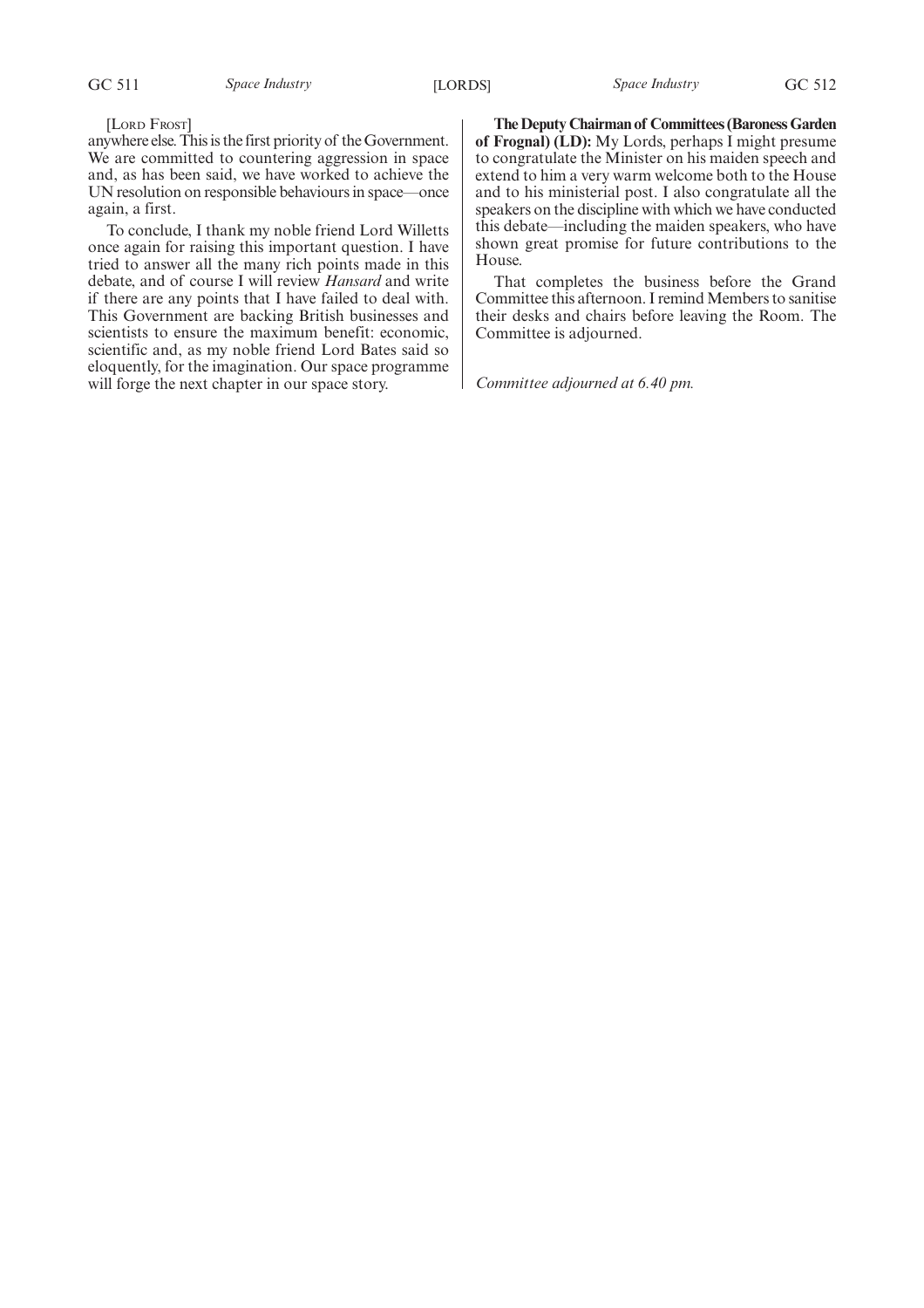[Lord Frost]

anywhere else. This is the first priority of the Government. We are committed to countering aggression in space and, as has been said, we have worked to achieve the UN resolution on responsible behaviours in space—once again, a first.

To conclude, I thank my noble friend Lord Willetts once again for raising this important question. I have tried to answer all the many rich points made in this debate, and of course I will review *Hansard* and write if there are any points that I have failed to deal with. This Government are backing British businesses and scientists to ensure the maximum benefit: economic, scientific and, as my noble friend Lord Bates said so eloquently, for the imagination. Our space programme will forge the next chapter in our space story.

**The Deputy Chairman of Committees (Baroness Garden of Frognal) (LD):** My Lords, perhaps I might presume to congratulate the Minister on his maiden speech and extend to him a very warm welcome both to the House and to his ministerial post. I also congratulate all the speakers on the discipline with which we have conducted this debate—including the maiden speakers, who have shown great promise for future contributions to the House.

That completes the business before the Grand Committee this afternoon. I remind Members to sanitise their desks and chairs before leaving the Room. The Committee is adjourned.

*Committee adjourned at 6.40 pm.*